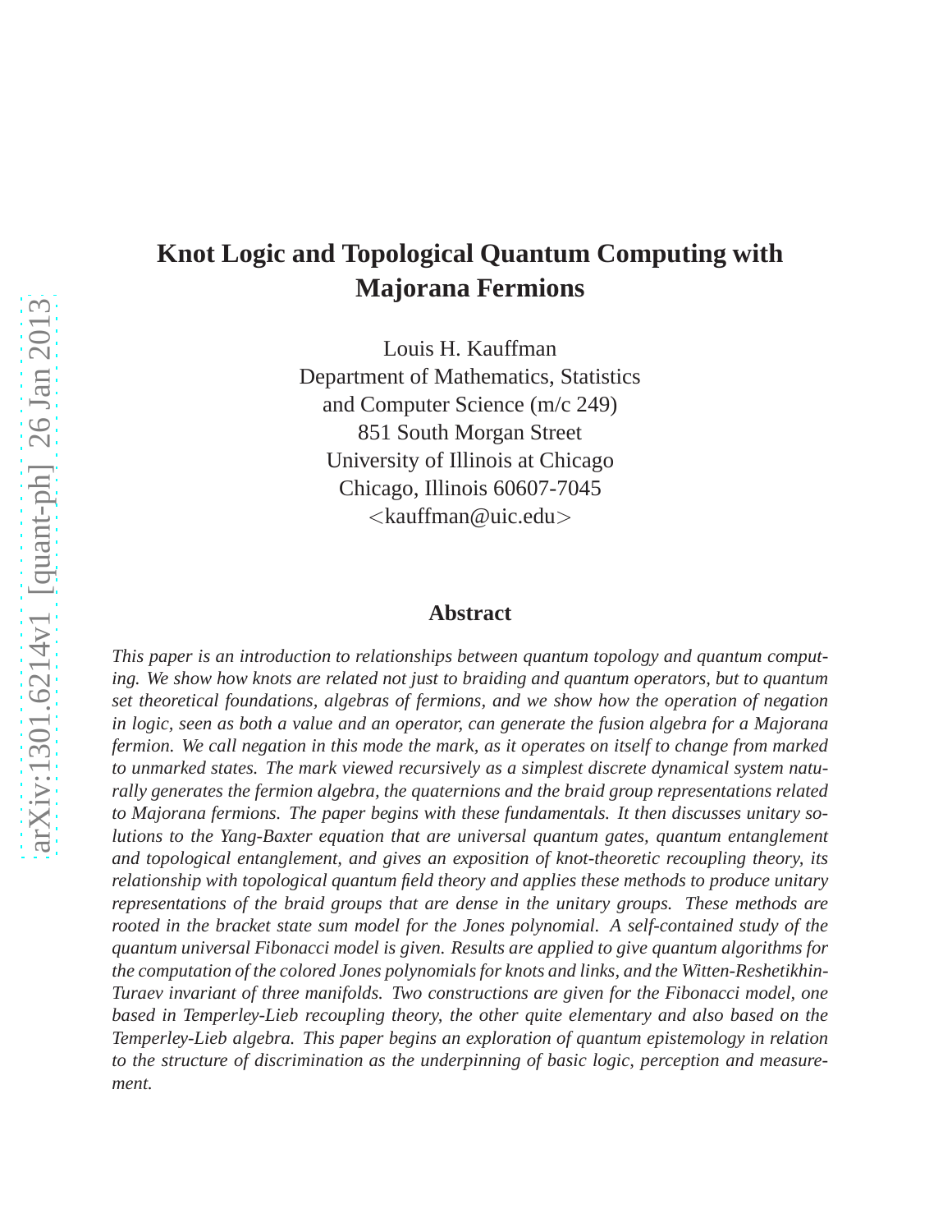# Knot Logic and Topological Quantum Computing with Majorana Fermions

Louis H. Kauffman
Department of Mathematics, Statistics
and Computer Science (m/c 249)
851 South Morgan Street
University of Illinois at Chicago
Chicago, Illinois 60607-7045
<kauffman@uic.edu>

## Abstract

*This paper is an introduction to relationships between quantum topology and quantum computing. We show how knots are related not just to braiding and quantum operators, but to quantum set theoretical foundations, algebras of fermions, and we show how the operation of negation in logic, seen as both a value and an operator, can generate the fusion algebra for a Majorana fermion. We call negation in this mode the mark, as it operates on itself to change from marked to unmarked states. The mark viewed recursively as a simplest discrete dynamical system naturally generates the fermion algebra, the quaternions and the braid group representations related to Majorana fermions. The paper begins with these fundamentals. It then discusses unitary solutions to the Yang-Baxter equation that are universal quantum gates, quantum entanglement and topological entanglement, and gives an exposition of knot-theoretic recoupling theory, its relationship with topological quantum field theory and applies these methods to produce unitary representations of the braid groups that are dense in the unitary groups. These methods are rooted in the bracket state sum model for the Jones polynomial. A self-contained study of the quantum universal Fibonacci model is given. Results are applied to give quantum algorithms for the computation of the colored Jones polynomials for knots and links, and the Witten-Reshetikhin-Turaev invariant of three manifolds. Two constructions are given for the Fibonacci model, one based in Temperley-Lieb recoupling theory, the other quite elementary and also based on the Temperley-Lieb algebra. This paper begins an exploration of quantum epistemology in relation to the structure of discrimination as the underpinning of basic logic, perception and measurement.*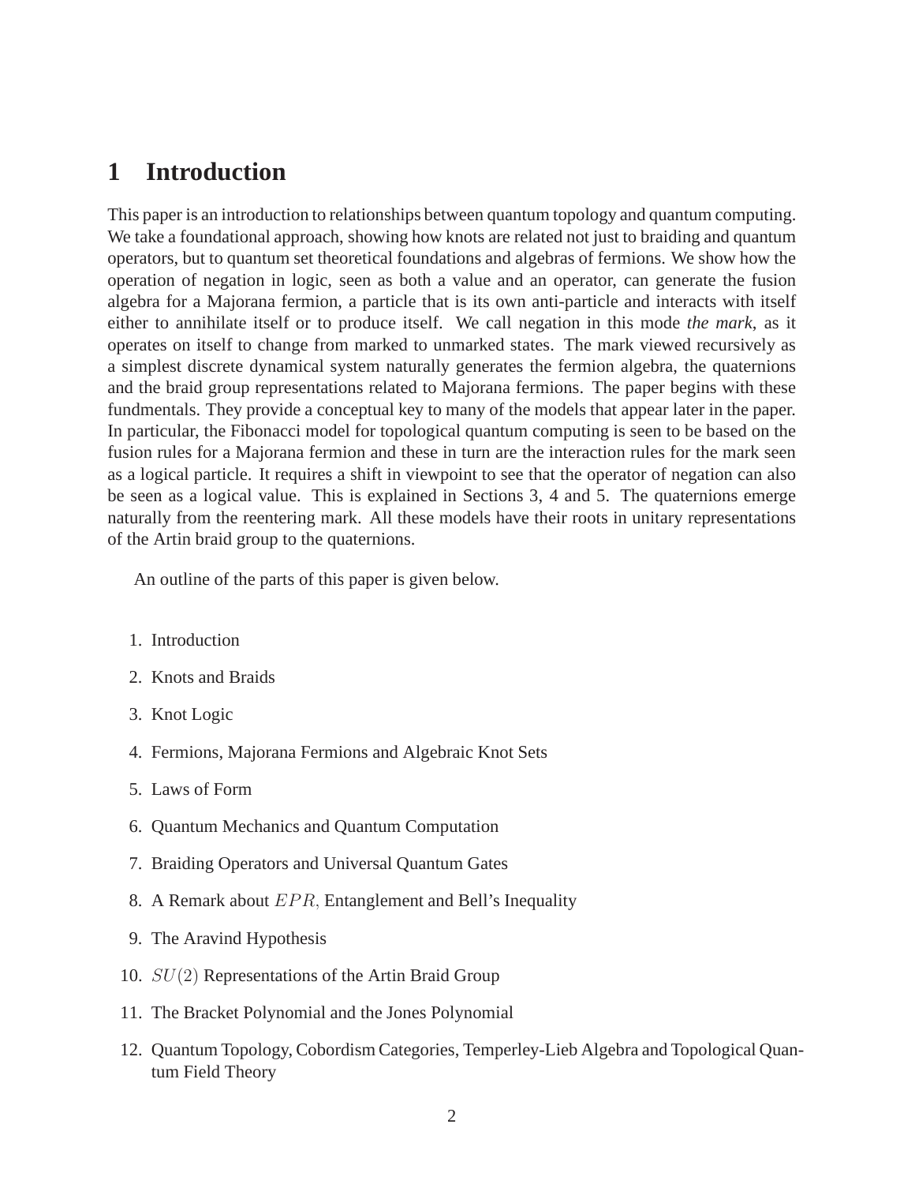# 1 Introduction

This paper is an introduction to relationships between quantum topology and quantum computing. We take a foundational approach, showing how knots are related not just to braiding and quantum operators, but to quantum set theoretical foundations and algebras of fermions. We show how the operation of negation in logic, seen as both a value and an operator, can generate the fusion algebra for a Majorana fermion, a particle that is its own anti-particle and interacts with itself either to annihilate itself or to produce itself. We call negation in this mode *the mark*, as it operates on itself to change from marked to unmarked states. The mark viewed recursively as a simplest discrete dynamical system naturally generates the fermion algebra, the quaternions and the braid group representations related to Majorana fermions. The paper begins with these fundmentals. They provide a conceptual key to many of the models that appear later in the paper. In particular, the Fibonacci model for topological quantum computing is seen to be based on the fusion rules for a Majorana fermion and these in turn are the interaction rules for the mark seen as a logical particle. It requires a shift in viewpoint to see that the operator of negation can also be seen as a logical value. This is explained in Sections 3, 4 and 5. The quaternions emerge naturally from the reentering mark. All these models have their roots in unitary representations of the Artin braid group to the quaternions.

An outline of the parts of this paper is given below.

1. Introduction
2. Knots and Braids
3. Knot Logic
4. Fermions, Majorana Fermions and Algebraic Knot Sets
5. Laws of Form
6. Quantum Mechanics and Quantum Computation
7. Braiding Operators and Universal Quantum Gates
8. A Remark about $EPR$, Entanglement and Bell's Inequality
9. The Aravind Hypothesis
10. $SU(2)$ Representations of the Artin Braid Group
11. The Bracket Polynomial and the Jones Polynomial
12. Quantum Topology, Cobordism Categories, Temperley-Lieb Algebra and Topological Quantum Field Theory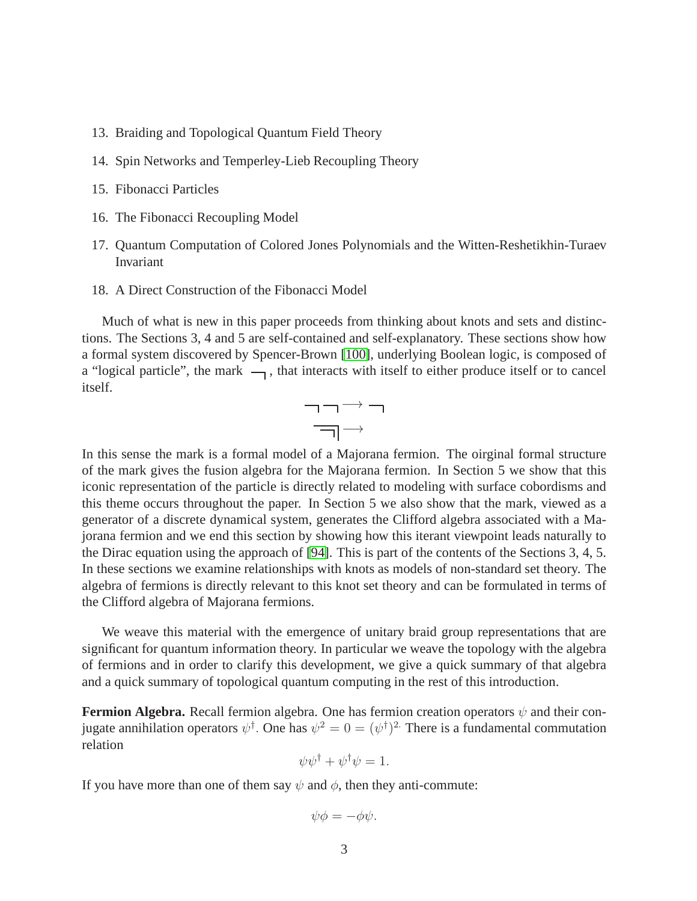13. Braiding and Topological Quantum Field Theory
14. Spin Networks and Temperley-Lieb Recoupling Theory
15. Fibonacci Particles
16. The Fibonacci Recoupling Model
17. Quantum Computation of Colored Jones Polynomials and the Witten-Reshetikhin-Turaev Invariant
18. A Direct Construction of the Fibonacci Model

Much of what is new in this paper proceeds from thinking about knots and sets and distinctions. The Sections 3, 4 and 5 are self-contained and self-explanatory. These sections show how a formal system discovered by Spencer-Brown [100], underlying Boolean logic, is composed of a "logical particle", the mark $\urcorner$, that interacts with itself to either produce itself or to cancel itself.

$$\urcorner\urcorner \longrightarrow \urcorner$$
$$\overline{\urcorner}\!| \longrightarrow$$

In this sense the mark is a formal model of a Majorana fermion. The oirginal formal structure of the mark gives the fusion algebra for the Majorana fermion. In Section 5 we show that this iconic representation of the particle is directly related to modeling with surface cobordisms and this theme occurs throughout the paper. In Section 5 we also show that the mark, viewed as a generator of a discrete dynamical system, generates the Clifford algebra associated with a Majorana fermion and we end this section by showing how this iterant viewpoint leads naturally to the Dirac equation using the approach of [94]. This is part of the contents of the Sections 3, 4, 5. In these sections we examine relationships with knots as models of non-standard set theory. The algebra of fermions is directly relevant to this knot set theory and can be formulated in terms of the Clifford algebra of Majorana fermions.

We weave this material with the emergence of unitary braid group representations that are significant for quantum information theory. In particular we weave the topology with the algebra of fermions and in order to clarify this development, we give a quick summary of that algebra and a quick summary of topological quantum computing in the rest of this introduction.

**Fermion Algebra.** Recall fermion algebra. One has fermion creation operators $\psi$ and their conjugate annihilation operators $\psi^{\dagger}$. One has $\psi^2 = 0 = (\psi^{\dagger})^{2.}$ There is a fundamental commutation relation

$$\psi\psi^{\dagger} + \psi^{\dagger}\psi = 1.$$

If you have more than one of them say $\psi$ and $\phi$, then they anti-commute:

$$\psi\phi = -\phi\psi.$$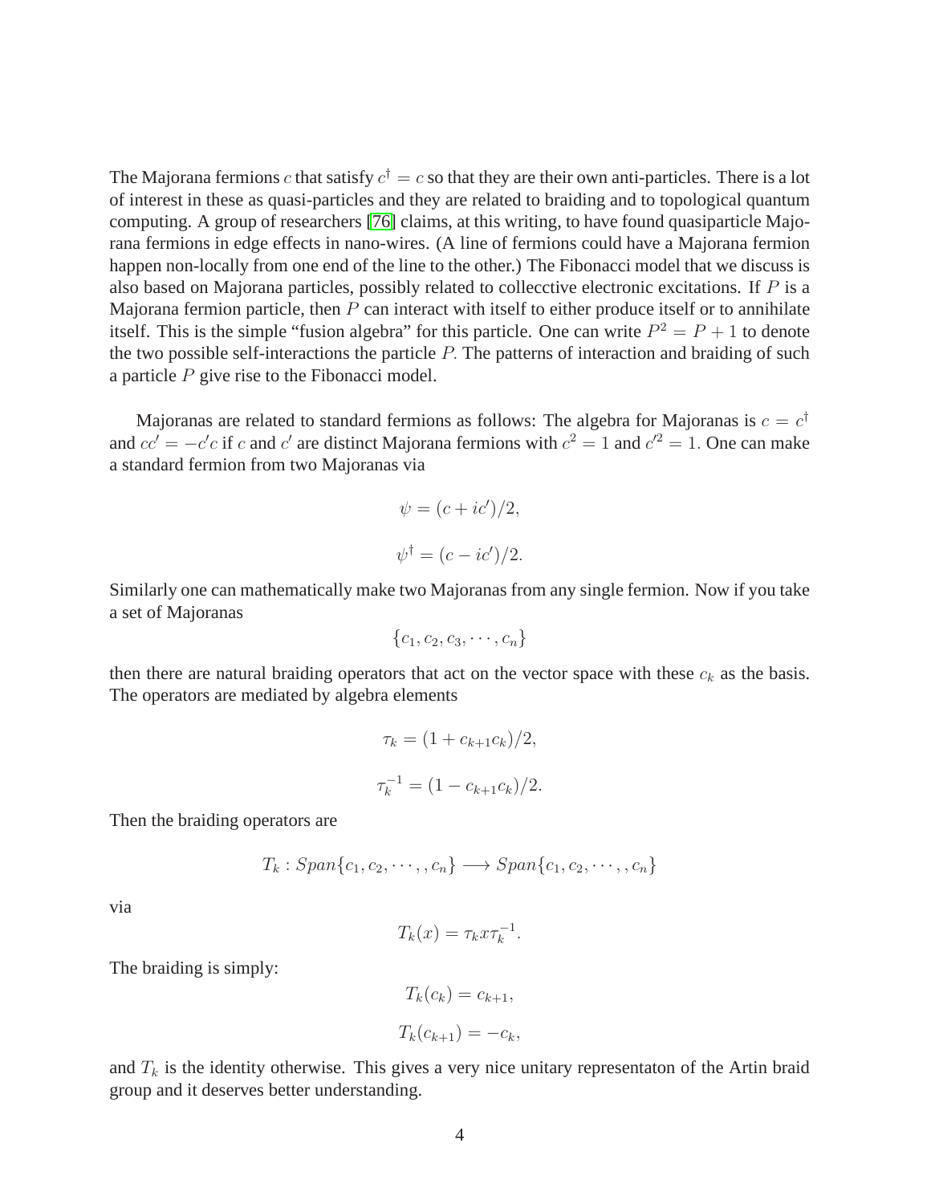The Majorana fermions $c$ that satisfy $c^\dagger = c$ so that they are their own anti-particles. There is a lot of interest in these as quasi-particles and they are related to braiding and to topological quantum computing. A group of researchers [76] claims, at this writing, to have found quasiparticle Majorana fermions in edge effects in nano-wires. (A line of fermions could have a Majorana fermion happen non-locally from one end of the line to the other.) The Fibonacci model that we discuss is also based on Majorana particles, possibly related to collecctive electronic excitations. If $P$ is a Majorana fermion particle, then $P$ can interact with itself to either produce itself or to annihilate itself. This is the simple "fusion algebra" for this particle. One can write $P^2 = P + 1$ to denote the two possible self-interactions the particle $P$. The patterns of interaction and braiding of such a particle $P$ give rise to the Fibonacci model.

Majoranas are related to standard fermions as follows: The algebra for Majoranas is $c = c^\dagger$ and $cc' = -c'c$ if $c$ and $c'$ are distinct Majorana fermions with $c^2 = 1$ and $c'^2 = 1$. One can make a standard fermion from two Majoranas via

$$\psi = (c + ic')/2,$$

$$\psi^\dagger = (c - ic')/2.$$

Similarly one can mathematically make two Majoranas from any single fermion. Now if you take a set of Majoranas

$$\{c_1, c_2, c_3, \cdots, c_n\}$$

then there are natural braiding operators that act on the vector space with these $c_k$ as the basis. The operators are mediated by algebra elements

$$\tau_k = (1 + c_{k+1}c_k)/2,$$

$$\tau_k^{-1} = (1 - c_{k+1}c_k)/2.$$

Then the braiding operators are

$$T_k : Span\{c_1, c_2, \cdots, , c_n\} \longrightarrow Span\{c_1, c_2, \cdots, , c_n\}$$

via

$$T_k(x) = \tau_k x \tau_k^{-1}.$$

The braiding is simply:

$$T_k(c_k) = c_{k+1},$$

$$T_k(c_{k+1}) = -c_k,$$

and $T_k$ is the identity otherwise. This gives a very nice unitary representaton of the Artin braid group and it deserves better understanding.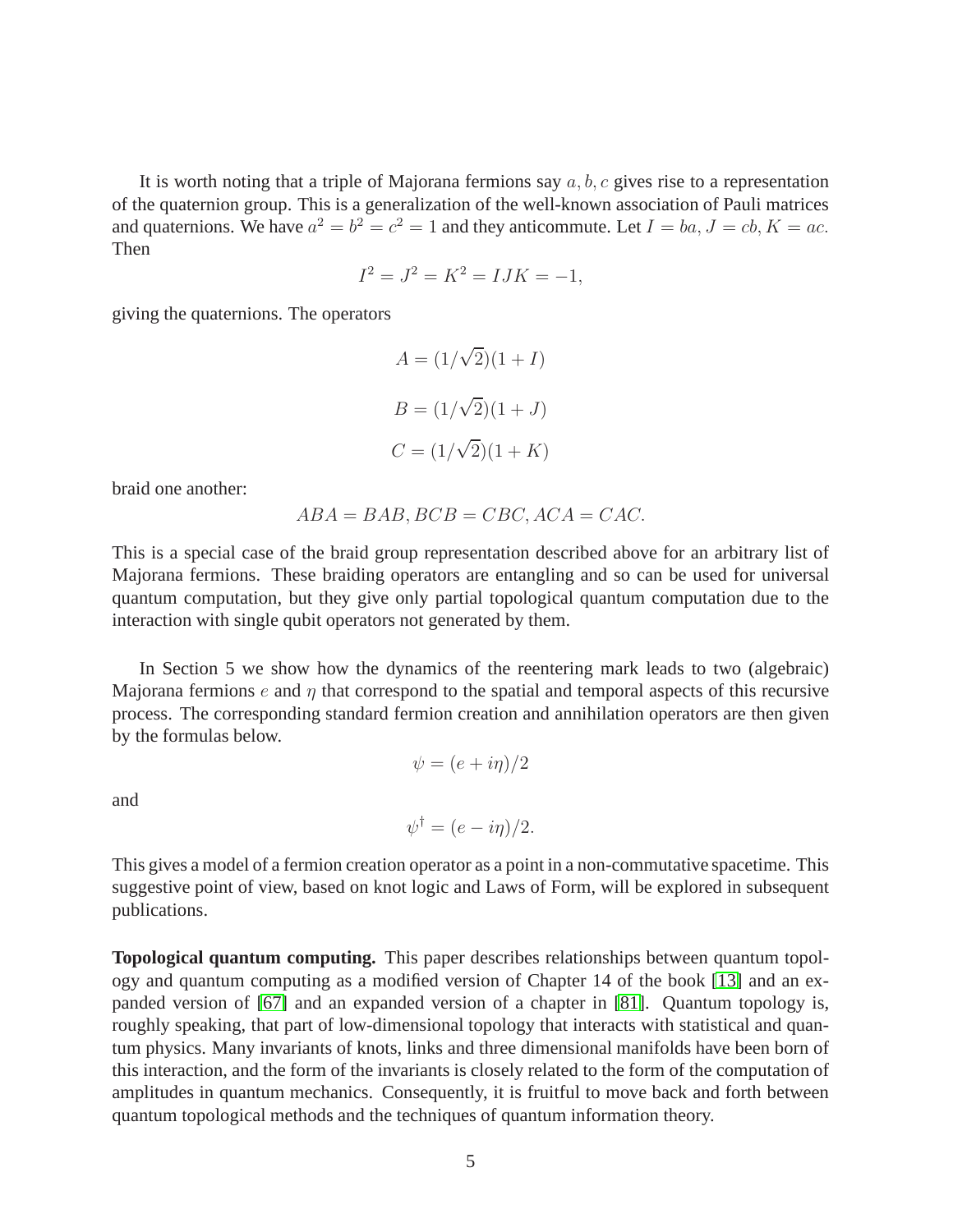It is worth noting that a triple of Majorana fermions say $a, b, c$ gives rise to a representation of the quaternion group. This is a generalization of the well-known association of Pauli matrices and quaternions. We have $a^2 = b^2 = c^2 = 1$ and they anticommute. Let $I = ba, J = cb, K = ac.$ Then

$$I^2 = J^2 = K^2 = IJK = -1,$$

giving the quaternions. The operators

$$A = (1/\sqrt{2})(1 + I)$$

$$B = (1/\sqrt{2})(1 + J)$$

$$C = (1/\sqrt{2})(1 + K)$$

braid one another:

$$ABA = BAB, BCB = CBC, ACA = CAC.$$

This is a special case of the braid group representation described above for an arbitrary list of Majorana fermions. These braiding operators are entangling and so can be used for universal quantum computation, but they give only partial topological quantum computation due to the interaction with single qubit operators not generated by them.

In Section 5 we show how the dynamics of the reentering mark leads to two (algebraic) Majorana fermions $e$ and $\eta$ that correspond to the spatial and temporal aspects of this recursive process. The corresponding standard fermion creation and annihilation operators are then given by the formulas below.

$$\psi = (e + i\eta)/2$$

and

$$\psi^{\dagger} = (e - i\eta)/2.$$

This gives a model of a fermion creation operator as a point in a non-commutative spacetime. This suggestive point of view, based on knot logic and Laws of Form, will be explored in subsequent publications.

**Topological quantum computing.** This paper describes relationships between quantum topology and quantum computing as a modified version of Chapter 14 of the book [13] and an expanded version of [67] and an expanded version of a chapter in [81]. Quantum topology is, roughly speaking, that part of low-dimensional topology that interacts with statistical and quantum physics. Many invariants of knots, links and three dimensional manifolds have been born of this interaction, and the form of the invariants is closely related to the form of the computation of amplitudes in quantum mechanics. Consequently, it is fruitful to move back and forth between quantum topological methods and the techniques of quantum information theory.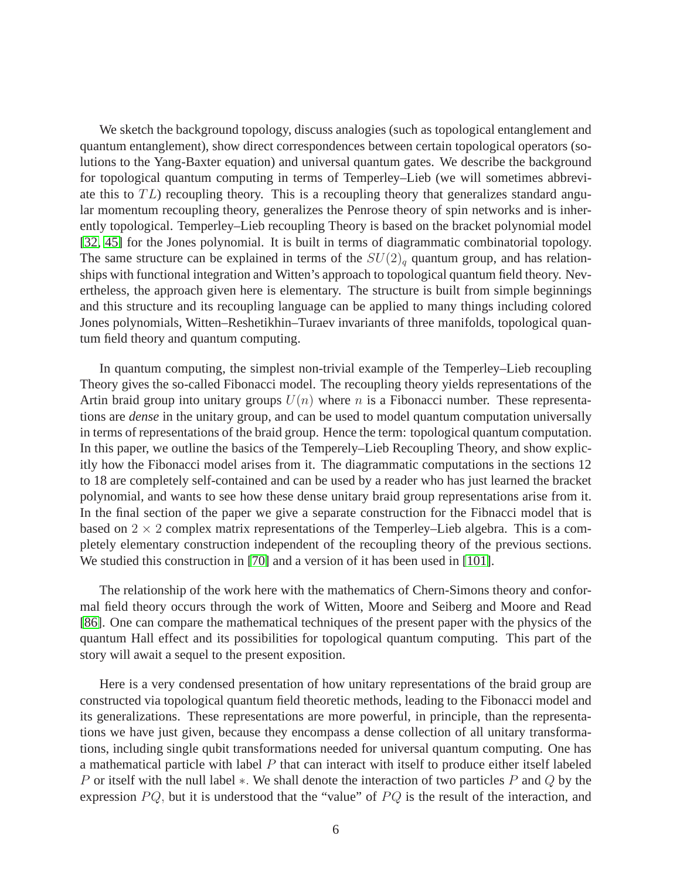We sketch the background topology, discuss analogies (such as topological entanglement and quantum entanglement), show direct correspondences between certain topological operators (solutions to the Yang-Baxter equation) and universal quantum gates. We describe the background for topological quantum computing in terms of Temperley–Lieb (we will sometimes abbreviate this to $TL$) recoupling theory. This is a recoupling theory that generalizes standard angular momentum recoupling theory, generalizes the Penrose theory of spin networks and is inherently topological. Temperley–Lieb recoupling Theory is based on the bracket polynomial model [32, 45] for the Jones polynomial. It is built in terms of diagrammatic combinatorial topology. The same structure can be explained in terms of the $SU(2)_q$ quantum group, and has relationships with functional integration and Witten's approach to topological quantum field theory. Nevertheless, the approach given here is elementary. The structure is built from simple beginnings and this structure and its recoupling language can be applied to many things including colored Jones polynomials, Witten–Reshetikhin–Turaev invariants of three manifolds, topological quantum field theory and quantum computing.

In quantum computing, the simplest non-trivial example of the Temperley–Lieb recoupling Theory gives the so-called Fibonacci model. The recoupling theory yields representations of the Artin braid group into unitary groups $U(n)$ where $n$ is a Fibonacci number. These representations are *dense* in the unitary group, and can be used to model quantum computation universally in terms of representations of the braid group. Hence the term: topological quantum computation. In this paper, we outline the basics of the Temperely–Lieb Recoupling Theory, and show explicitly how the Fibonacci model arises from it. The diagrammatic computations in the sections 12 to 18 are completely self-contained and can be used by a reader who has just learned the bracket polynomial, and wants to see how these dense unitary braid group representations arise from it. In the final section of the paper we give a separate construction for the Fibnacci model that is based on $2 \times 2$ complex matrix representations of the Temperley–Lieb algebra. This is a completely elementary construction independent of the recoupling theory of the previous sections. We studied this construction in [70] and a version of it has been used in [101].

The relationship of the work here with the mathematics of Chern-Simons theory and conformal field theory occurs through the work of Witten, Moore and Seiberg and Moore and Read [86]. One can compare the mathematical techniques of the present paper with the physics of the quantum Hall effect and its possibilities for topological quantum computing. This part of the story will await a sequel to the present exposition.

Here is a very condensed presentation of how unitary representations of the braid group are constructed via topological quantum field theoretic methods, leading to the Fibonacci model and its generalizations. These representations are more powerful, in principle, than the representations we have just given, because they encompass a dense collection of all unitary transformations, including single qubit transformations needed for universal quantum computing. One has a mathematical particle with label $P$ that can interact with itself to produce either itself labeled $P$ or itself with the null label $*$. We shall denote the interaction of two particles $P$ and $Q$ by the expression $PQ$, but it is understood that the "value" of $PQ$ is the result of the interaction, and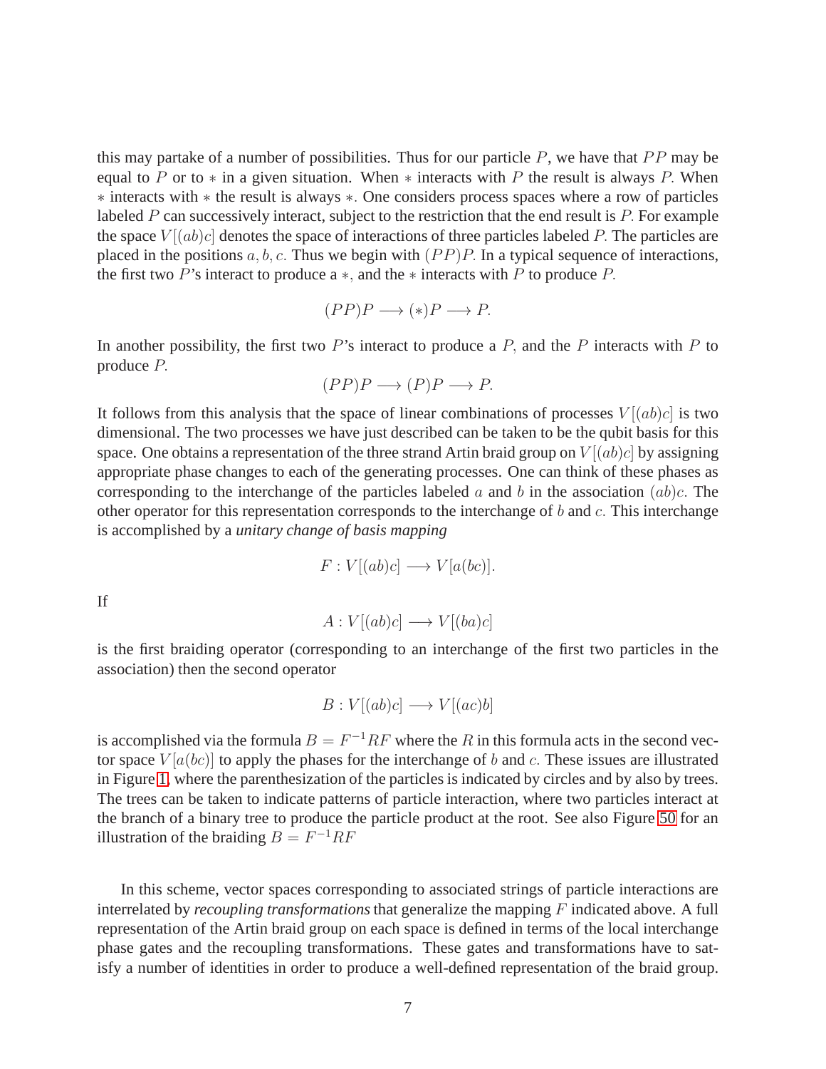this may partake of a number of possibilities. Thus for our particle $P$, we have that $PP$ may be equal to $P$ or to $*$ in a given situation. When $*$ interacts with $P$ the result is always $P.$ When $*$ interacts with $*$ the result is always $*$. One considers process spaces where a row of particles labeled $P$ can successively interact, subject to the restriction that the end result is $P.$ For example the space $V[(ab)c]$ denotes the space of interactions of three particles labeled $P.$ The particles are placed in the positions $a, b, c.$ Thus we begin with $(PP)P.$ In a typical sequence of interactions, the first two $P$'s interact to produce a $*$, and the $*$ interacts with $P$ to produce $P.$

$$(PP)P \longrightarrow (*)P \longrightarrow P.$$

In another possibility, the first two $P$'s interact to produce a $P,$ and the $P$ interacts with $P$ to produce $P.$

$$(PP)P \longrightarrow (P)P \longrightarrow P.$$

It follows from this analysis that the space of linear combinations of processes $V[(ab)c]$ is two dimensional. The two processes we have just described can be taken to be the qubit basis for this space. One obtains a representation of the three strand Artin braid group on $V[(ab)c]$ by assigning appropriate phase changes to each of the generating processes. One can think of these phases as corresponding to the interchange of the particles labeled $a$ and $b$ in the association $(ab)c.$ The other operator for this representation corresponds to the interchange of $b$ and $c.$ This interchange is accomplished by a *unitary change of basis mapping*

$$F : V[(ab)c] \longrightarrow V[a(bc)].$$

If

$$A : V[(ab)c] \longrightarrow V[(ba)c]$$

is the first braiding operator (corresponding to an interchange of the first two particles in the association) then the second operator

$$B : V[(ab)c] \longrightarrow V[(ac)b]$$

is accomplished via the formula $B = F^{-1}RF$ where the $R$ in this formula acts in the second vector space $V[a(bc)]$ to apply the phases for the interchange of $b$ and $c.$ These issues are illustrated in Figure 1, where the parenthesization of the particles is indicated by circles and by also by trees. The trees can be taken to indicate patterns of particle interaction, where two particles interact at the branch of a binary tree to produce the particle product at the root. See also Figure 50 for an illustration of the braiding $B = F^{-1}RF$

In this scheme, vector spaces corresponding to associated strings of particle interactions are interrelated by *recoupling transformations* that generalize the mapping $F$ indicated above. A full representation of the Artin braid group on each space is defined in terms of the local interchange phase gates and the recoupling transformations. These gates and transformations have to satisfy a number of identities in order to produce a well-defined representation of the braid group.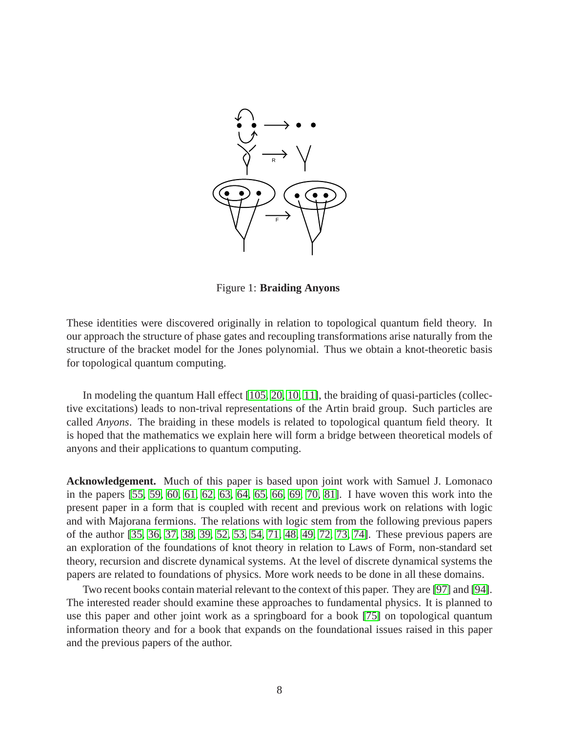Figure 1: **Braiding Anyons**

These identities were discovered originally in relation to topological quantum field theory. In our approach the structure of phase gates and recoupling transformations arise naturally from the structure of the bracket model for the Jones polynomial. Thus we obtain a knot-theoretic basis for topological quantum computing.

In modeling the quantum Hall effect [105, 20, 10, 11], the braiding of quasi-particles (collective excitations) leads to non-trival representations of the Artin braid group. Such particles are called *Anyons*. The braiding in these models is related to topological quantum field theory. It is hoped that the mathematics we explain here will form a bridge between theoretical models of anyons and their applications to quantum computing.

**Acknowledgement.** Much of this paper is based upon joint work with Samuel J. Lomonaco in the papers [55, 59, 60, 61, 62, 63, 64, 65, 66, 69, 70, 81]. I have woven this work into the present paper in a form that is coupled with recent and previous work on relations with logic and with Majorana fermions. The relations with logic stem from the following previous papers of the author [35, 36, 37, 38, 39, 52, 53, 54, 71, 48, 49, 72, 73, 74]. These previous papers are an exploration of the foundations of knot theory in relation to Laws of Form, non-standard set theory, recursion and discrete dynamical systems. At the level of discrete dynamical systems the papers are related to foundations of physics. More work needs to be done in all these domains.

Two recent books contain material relevant to the context of this paper. They are [97] and [94]. The interested reader should examine these approaches to fundamental physics. It is planned to use this paper and other joint work as a springboard for a book [75] on topological quantum information theory and for a book that expands on the foundational issues raised in this paper and the previous papers of the author.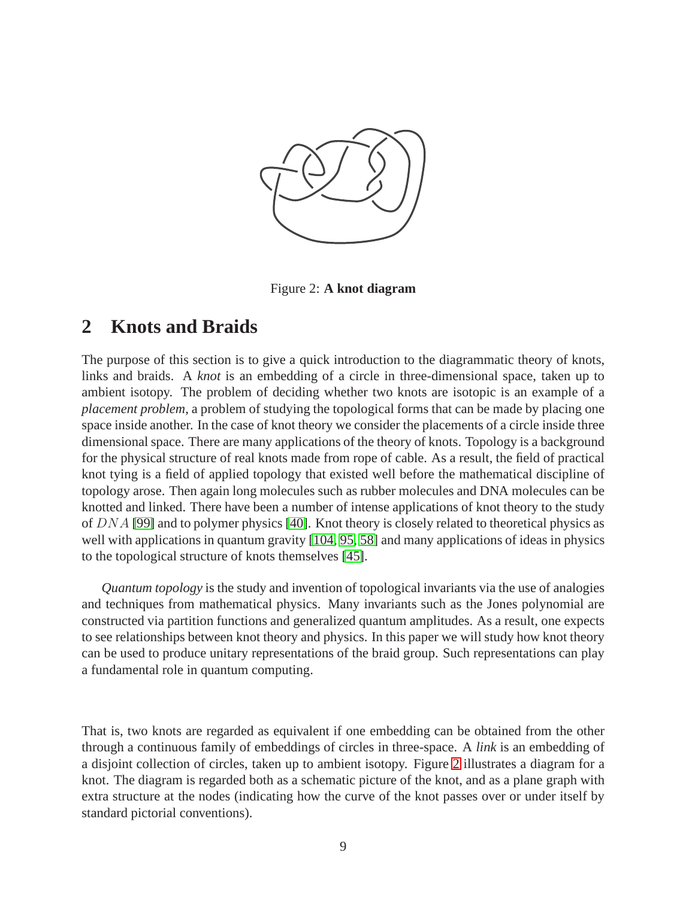Figure 2: **A knot diagram**

## 2 Knots and Braids

The purpose of this section is to give a quick introduction to the diagrammatic theory of knots, links and braids. A *knot* is an embedding of a circle in three-dimensional space, taken up to ambient isotopy. The problem of deciding whether two knots are isotopic is an example of a *placement problem*, a problem of studying the topological forms that can be made by placing one space inside another. In the case of knot theory we consider the placements of a circle inside three dimensional space. There are many applications of the theory of knots. Topology is a background for the physical structure of real knots made from rope of cable. As a result, the field of practical knot tying is a field of applied topology that existed well before the mathematical discipline of topology arose. Then again long molecules such as rubber molecules and DNA molecules can be knotted and linked. There have been a number of intense applications of knot theory to the study of $DNA$ [99] and to polymer physics [40]. Knot theory is closely related to theoretical physics as well with applications in quantum gravity [104, 95, 58] and many applications of ideas in physics to the topological structure of knots themselves [45].

*Quantum topology* is the study and invention of topological invariants via the use of analogies and techniques from mathematical physics. Many invariants such as the Jones polynomial are constructed via partition functions and generalized quantum amplitudes. As a result, one expects to see relationships between knot theory and physics. In this paper we will study how knot theory can be used to produce unitary representations of the braid group. Such representations can play a fundamental role in quantum computing.

That is, two knots are regarded as equivalent if one embedding can be obtained from the other through a continuous family of embeddings of circles in three-space. A *link* is an embedding of a disjoint collection of circles, taken up to ambient isotopy. Figure 2 illustrates a diagram for a knot. The diagram is regarded both as a schematic picture of the knot, and as a plane graph with extra structure at the nodes (indicating how the curve of the knot passes over or under itself by standard pictorial conventions).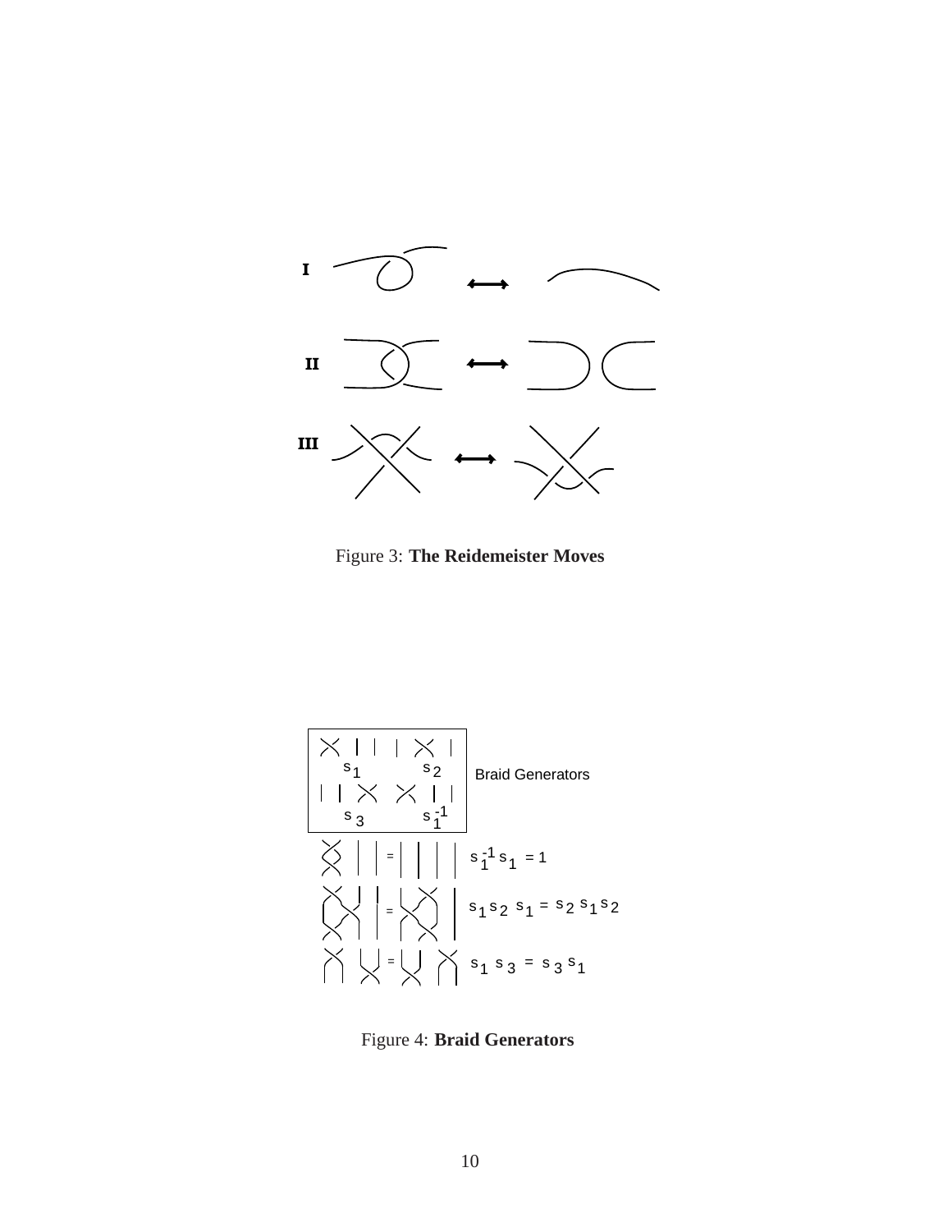Figure 3: **The Reidemeister Moves**

Braid Generators

$s_1$ $s_2$ $s_3$ $s_1^{-1}$

$s_1^{-1} s_1 = 1$

$s_1 s_2 s_1 = s_2 s_1 s_2$

$s_1 s_3 = s_3 s_1$

Figure 4: **Braid Generators**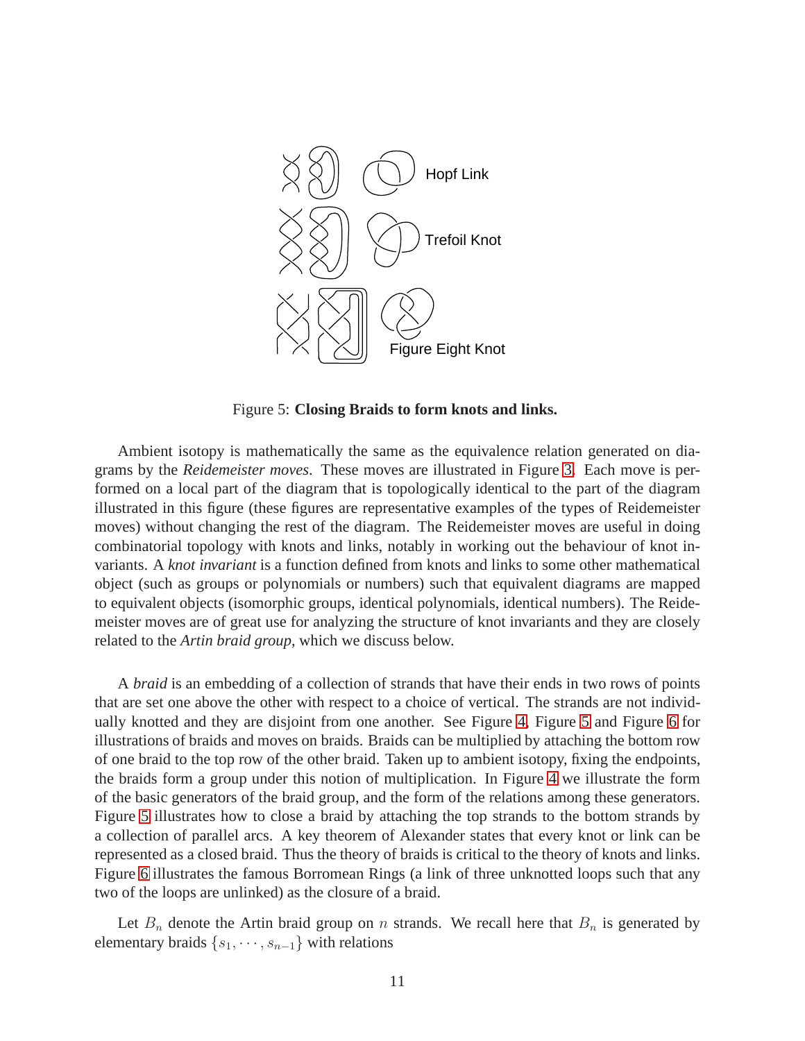Hopf Link

Trefoil Knot

Figure Eight Knot

Figure 5: **Closing Braids to form knots and links.**

Ambient isotopy is mathematically the same as the equivalence relation generated on diagrams by the *Reidemeister moves*. These moves are illustrated in Figure 3. Each move is performed on a local part of the diagram that is topologically identical to the part of the diagram illustrated in this figure (these figures are representative examples of the types of Reidemeister moves) without changing the rest of the diagram. The Reidemeister moves are useful in doing combinatorial topology with knots and links, notably in working out the behaviour of knot invariants. A *knot invariant* is a function defined from knots and links to some other mathematical object (such as groups or polynomials or numbers) such that equivalent diagrams are mapped to equivalent objects (isomorphic groups, identical polynomials, identical numbers). The Reidemeister moves are of great use for analyzing the structure of knot invariants and they are closely related to the *Artin braid group*, which we discuss below.

A *braid* is an embedding of a collection of strands that have their ends in two rows of points that are set one above the other with respect to a choice of vertical. The strands are not individually knotted and they are disjoint from one another. See Figure 4, Figure 5 and Figure 6 for illustrations of braids and moves on braids. Braids can be multiplied by attaching the bottom row of one braid to the top row of the other braid. Taken up to ambient isotopy, fixing the endpoints, the braids form a group under this notion of multiplication. In Figure 4 we illustrate the form of the basic generators of the braid group, and the form of the relations among these generators. Figure 5 illustrates how to close a braid by attaching the top strands to the bottom strands by a collection of parallel arcs. A key theorem of Alexander states that every knot or link can be represented as a closed braid. Thus the theory of braids is critical to the theory of knots and links. Figure 6 illustrates the famous Borromean Rings (a link of three unknotted loops such that any two of the loops are unlinked) as the closure of a braid.

Let $B_n$ denote the Artin braid group on $n$ strands. We recall here that $B_n$ is generated by elementary braids $\{s_1, \cdots, s_{n-1}\}$ with relations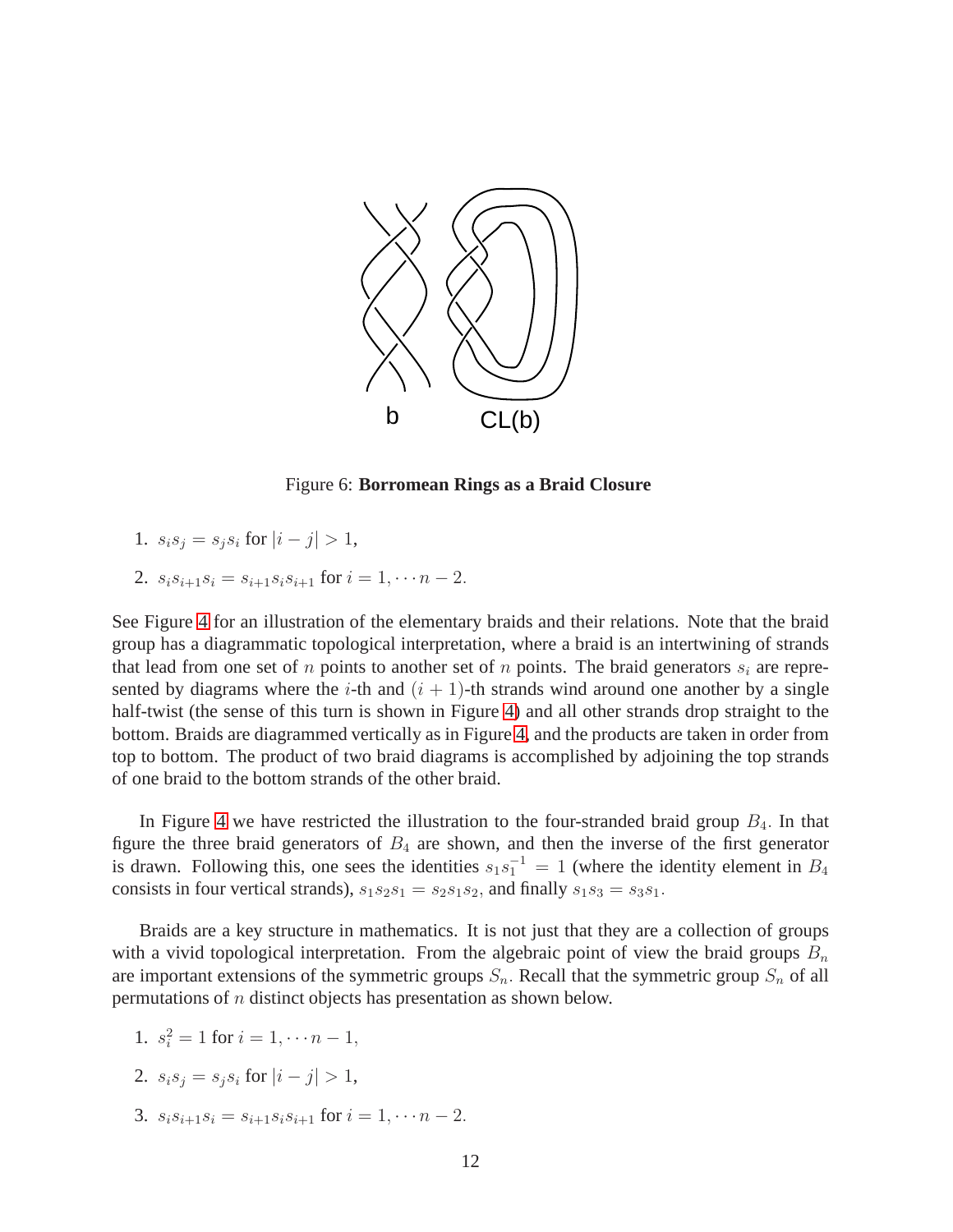b CL(b)

Figure 6: **Borromean Rings as a Braid Closure**

1. $s_i s_j = s_j s_i$ for $|i-j| > 1$,
2. $s_i s_{i+1} s_i = s_{i+1} s_i s_{i+1}$ for $i = 1, \cdots n-2$.

See Figure 4 for an illustration of the elementary braids and their relations. Note that the braid group has a diagrammatic topological interpretation, where a braid is an intertwining of strands that lead from one set of $n$ points to another set of $n$ points. The braid generators $s_i$ are represented by diagrams where the $i$-th and $(i+1)$-th strands wind around one another by a single half-twist (the sense of this turn is shown in Figure 4) and all other strands drop straight to the bottom. Braids are diagrammed vertically as in Figure 4, and the products are taken in order from top to bottom. The product of two braid diagrams is accomplished by adjoining the top strands of one braid to the bottom strands of the other braid.

In Figure 4 we have restricted the illustration to the four-stranded braid group $B_4$. In that figure the three braid generators of $B_4$ are shown, and then the inverse of the first generator is drawn. Following this, one sees the identities $s_1 s_1^{-1} = 1$ (where the identity element in $B_4$ consists in four vertical strands), $s_1 s_2 s_1 = s_2 s_1 s_2$, and finally $s_1 s_3 = s_3 s_1$.

Braids are a key structure in mathematics. It is not just that they are a collection of groups with a vivid topological interpretation. From the algebraic point of view the braid groups $B_n$ are important extensions of the symmetric groups $S_n$. Recall that the symmetric group $S_n$ of all permutations of $n$ distinct objects has presentation as shown below.

1. $s_i^2 = 1$ for $i = 1, \cdots n-1$,
2. $s_i s_j = s_j s_i$ for $|i-j| > 1$,
3. $s_i s_{i+1} s_i = s_{i+1} s_i s_{i+1}$ for $i = 1, \cdots n-2$.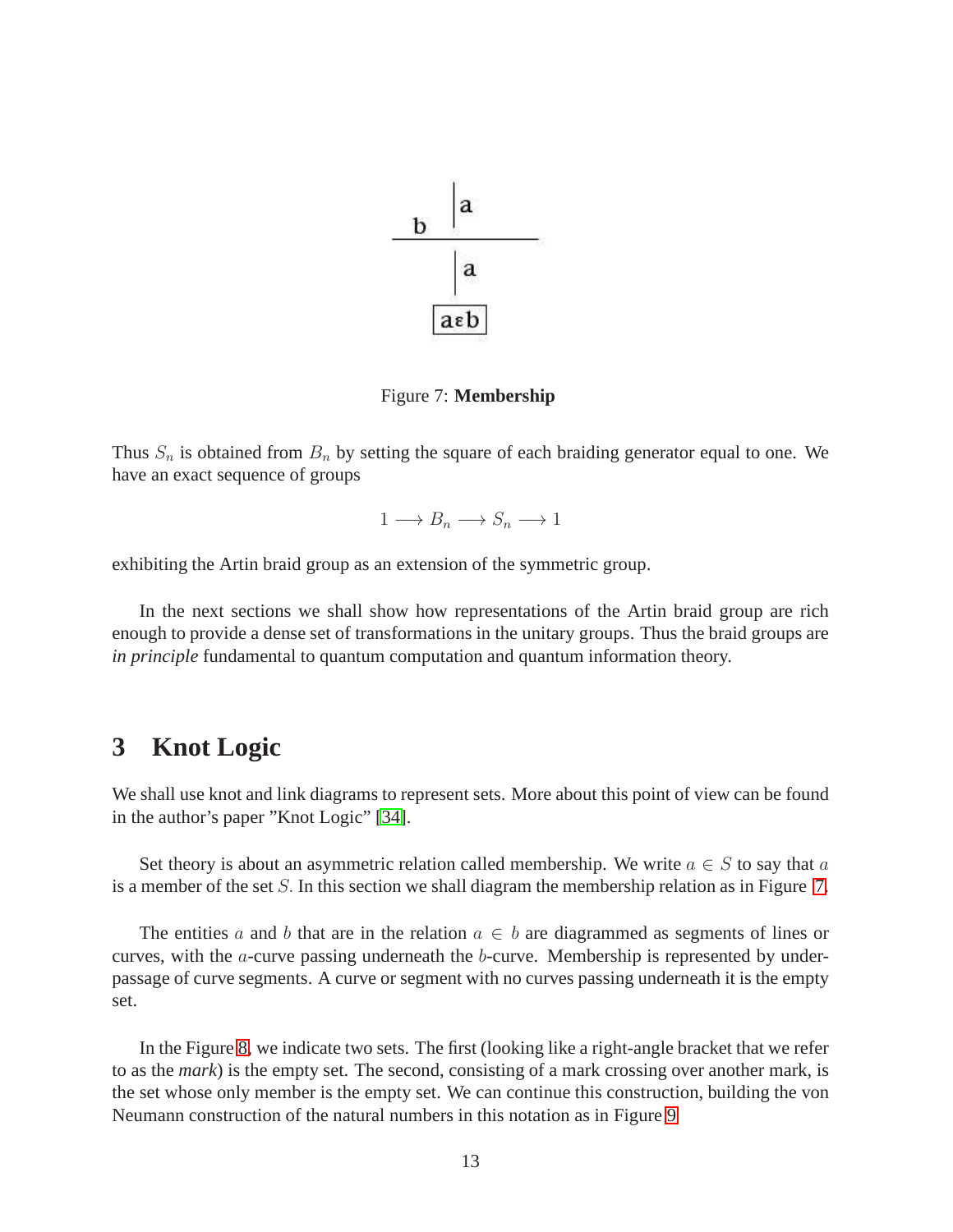Figure 7: **Membership**

Thus $S_n$ is obtained from $B_n$ by setting the square of each braiding generator equal to one. We have an exact sequence of groups

$$1 \longrightarrow B_n \longrightarrow S_n \longrightarrow 1$$

exhibiting the Artin braid group as an extension of the symmetric group.

In the next sections we shall show how representations of the Artin braid group are rich enough to provide a dense set of transformations in the unitary groups. Thus the braid groups are *in principle* fundamental to quantum computation and quantum information theory.

# 3 Knot Logic

We shall use knot and link diagrams to represent sets. More about this point of view can be found in the author's paper "Knot Logic" [34].

Set theory is about an asymmetric relation called membership. We write $a \in S$ to say that $a$ is a member of the set $S$. In this section we shall diagram the membership relation as in Figure 7.

The entities $a$ and $b$ that are in the relation $a \in b$ are diagrammed as segments of lines or curves, with the $a$-curve passing underneath the $b$-curve. Membership is represented by underpassage of curve segments. A curve or segment with no curves passing underneath it is the empty set.

In the Figure 8, we indicate two sets. The first (looking like a right-angle bracket that we refer to as the *mark*) is the empty set. The second, consisting of a mark crossing over another mark, is the set whose only member is the empty set. We can continue this construction, building the von Neumann construction of the natural numbers in this notation as in Figure 9.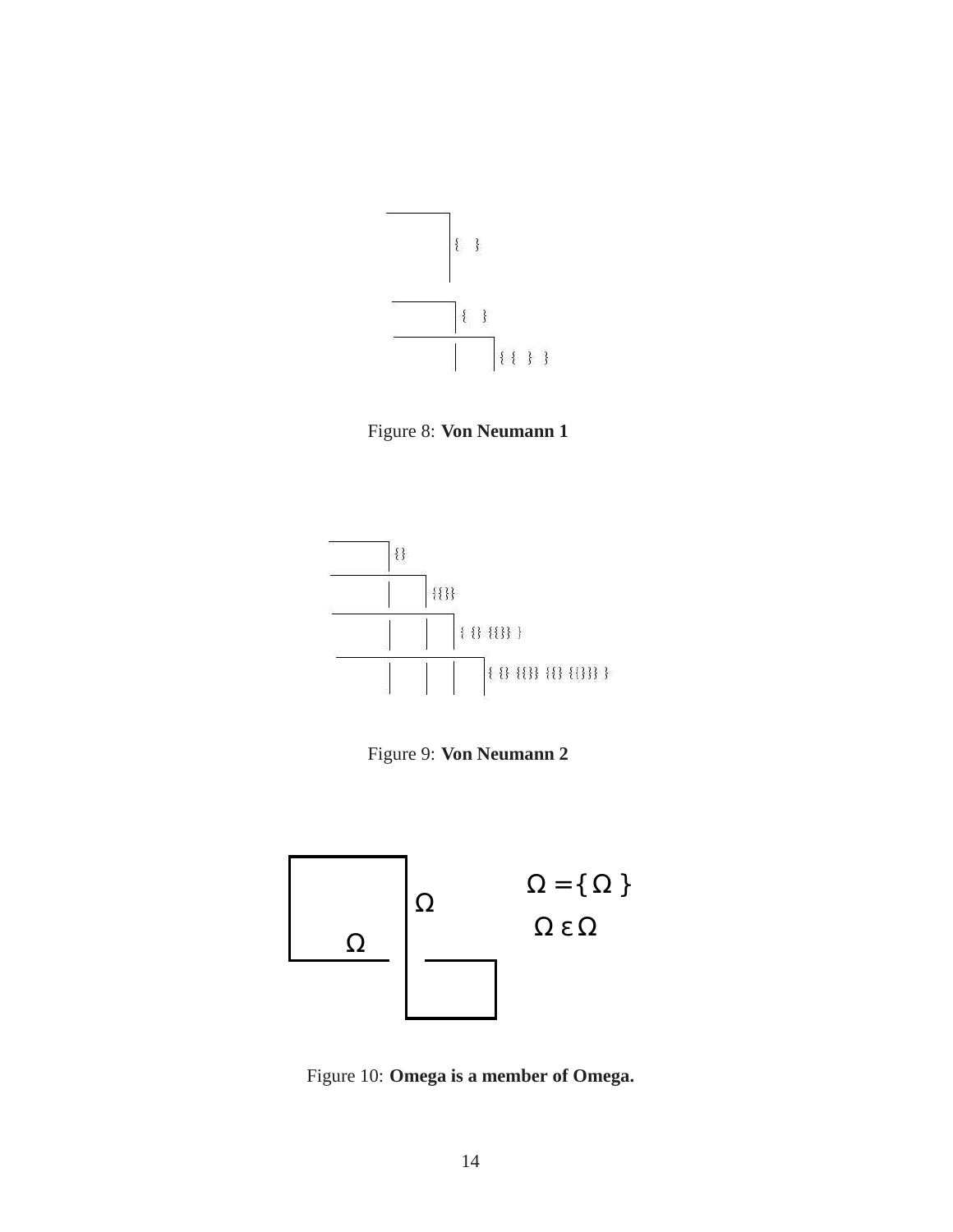Figure 8: **Von Neumann 1**

Figure 9: **Von Neumann 2**

$\Omega = \{ \Omega \}$

$\Omega \in \Omega$

Figure 10: **Omega is a member of Omega.**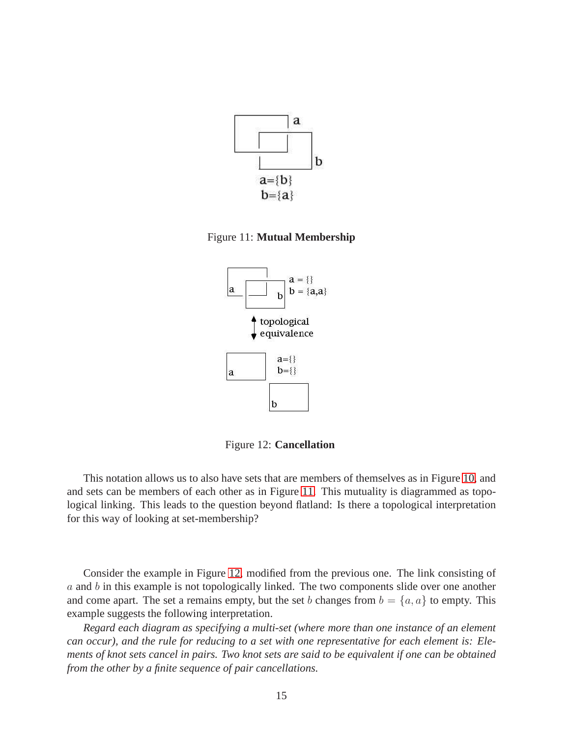Figure 11: **Mutual Membership**

Figure 12: **Cancellation**

This notation allows us to also have sets that are members of themselves as in Figure 10, and and sets can be members of each other as in Figure 11. This mutuality is diagrammed as topological linking. This leads to the question beyond flatland: Is there a topological interpretation for this way of looking at set-membership?

Consider the example in Figure 12, modified from the previous one. The link consisting of $a$ and $b$ in this example is not topologically linked. The two components slide over one another and come apart. The set a remains empty, but the set $b$ changes from $b = \{a, a\}$ to empty. This example suggests the following interpretation.

*Regard each diagram as specifying a multi-set (where more than one instance of an element can occur), and the rule for reducing to a set with one representative for each element is: Elements of knot sets cancel in pairs. Two knot sets are said to be equivalent if one can be obtained from the other by a finite sequence of pair cancellations.*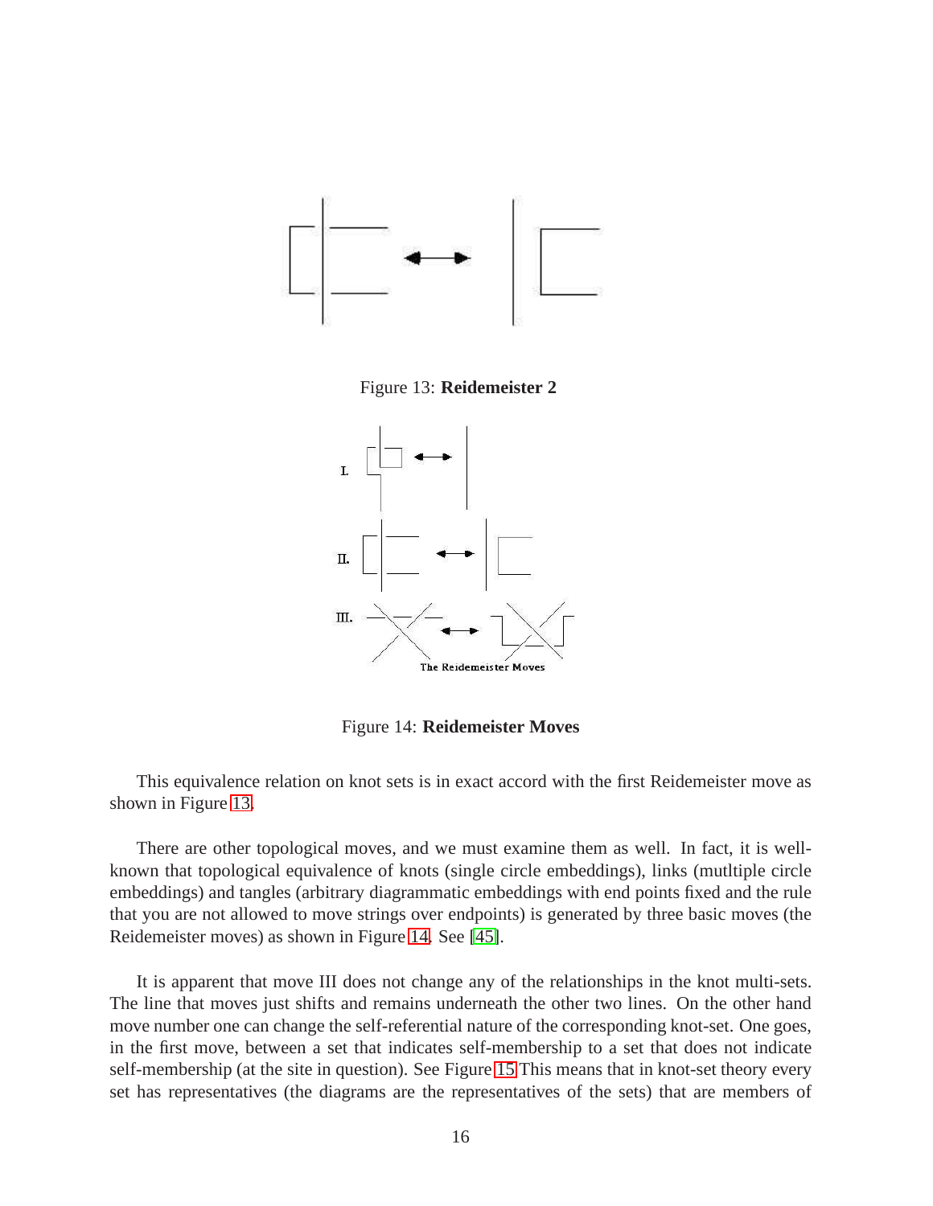Figure 13: **Reidemeister 2**

The Reidemeister Moves

Figure 14: **Reidemeister Moves**

This equivalence relation on knot sets is in exact accord with the first Reidemeister move as shown in Figure 13.

There are other topological moves, and we must examine them as well. In fact, it is well-known that topological equivalence of knots (single circle embeddings), links (mutltiple circle embeddings) and tangles (arbitrary diagrammatic embeddings with end points fixed and the rule that you are not allowed to move strings over endpoints) is generated by three basic moves (the Reidemeister moves) as shown in Figure 14. See [45].

It is apparent that move III does not change any of the relationships in the knot multi-sets. The line that moves just shifts and remains underneath the other two lines. On the other hand move number one can change the self-referential nature of the corresponding knot-set. One goes, in the first move, between a set that indicates self-membership to a set that does not indicate self-membership (at the site in question). See Figure 15 This means that in knot-set theory every set has representatives (the diagrams are the representatives of the sets) that are members of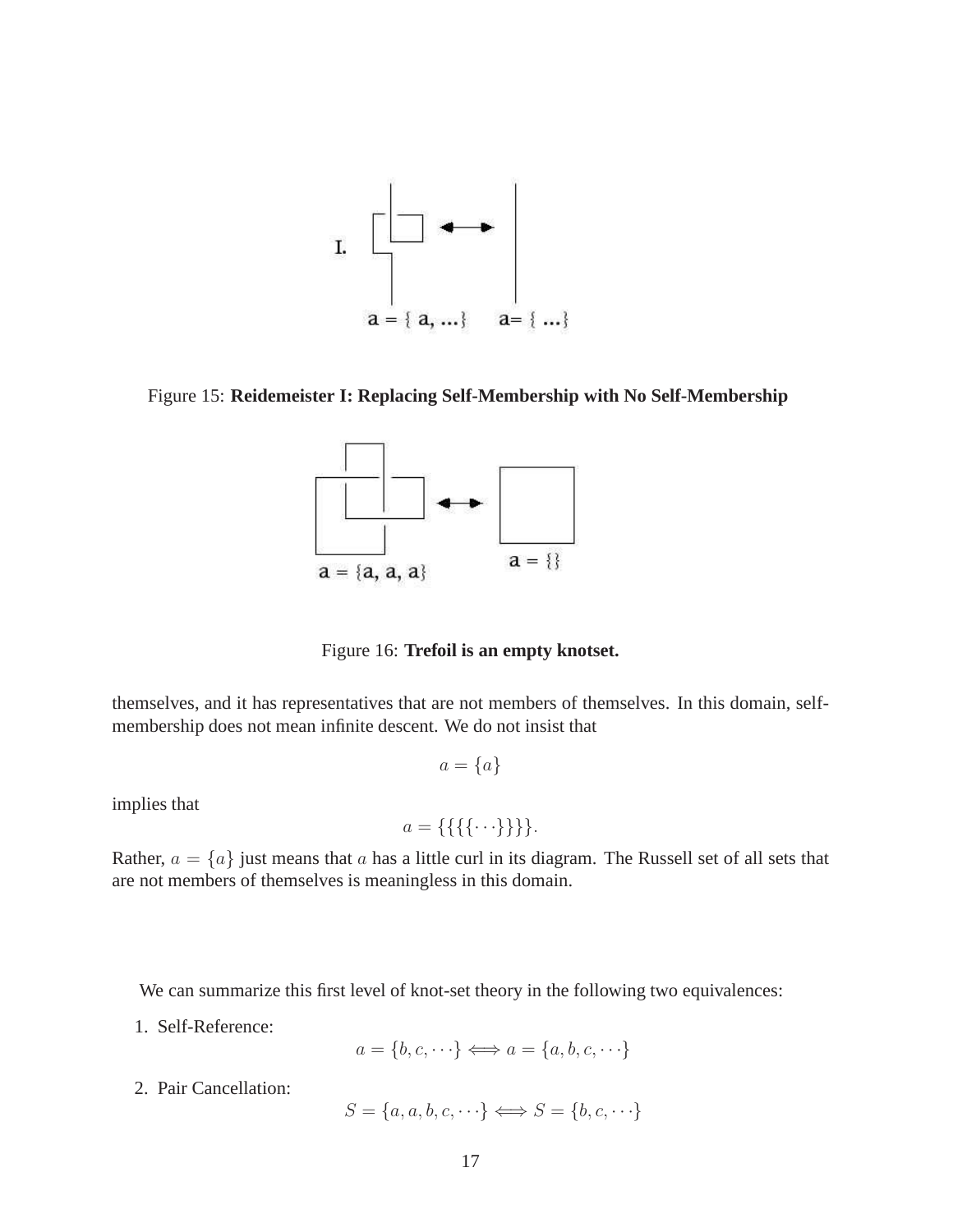I. $a = \{ a, \ldots\}$ $a = \{ \ldots\}$

Figure 15: **Reidemeister I: Replacing Self-Membership with No Self-Membership**

$a = \{a, a, a\}$ $a = \{\}$

Figure 16: **Trefoil is an empty knotset.**

themselves, and it has representatives that are not members of themselves. In this domain, self-membership does not mean infinite descent. We do not insist that

$$a = \{a\}$$

implies that

$$a = \{\{\{\{\cdots\}\}\}\}.$$

Rather, $a = \{a\}$ just means that $a$ has a little curl in its diagram. The Russell set of all sets that are not members of themselves is meaningless in this domain.

We can summarize this first level of knot-set theory in the following two equivalences:

1. Self-Reference:
$$a = \{b, c, \cdots\} \Longleftrightarrow a = \{a, b, c, \cdots\}$$

2. Pair Cancellation:
$$S = \{a, a, b, c, \cdots\} \Longleftrightarrow S = \{b, c, \cdots\}$$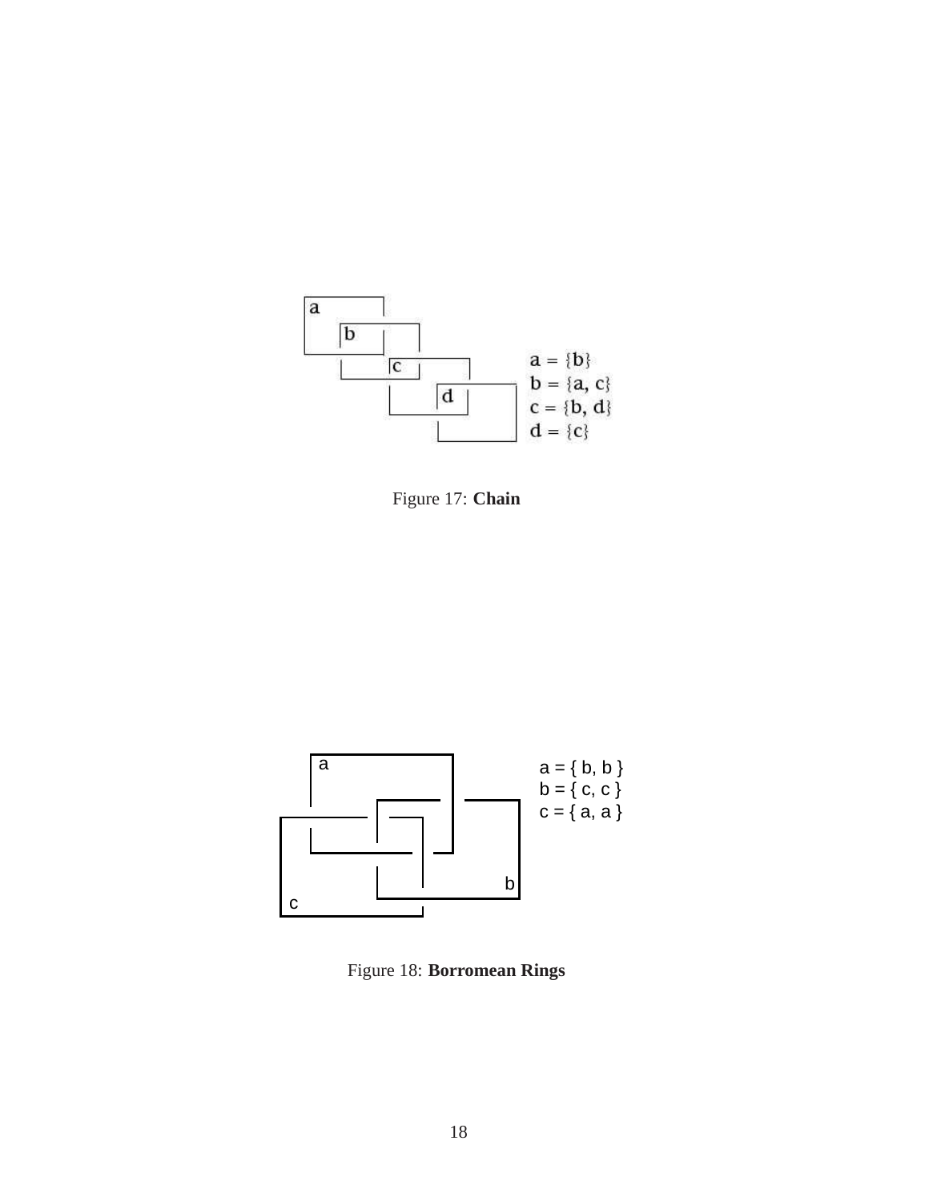$a = \{b\}$
$b = \{a, c\}$
$c = \{b, d\}$
$d = \{c\}$

Figure 17: **Chain**

a = { b, b }
b = { c, c }
c = { a, a }

Figure 18: **Borromean Rings**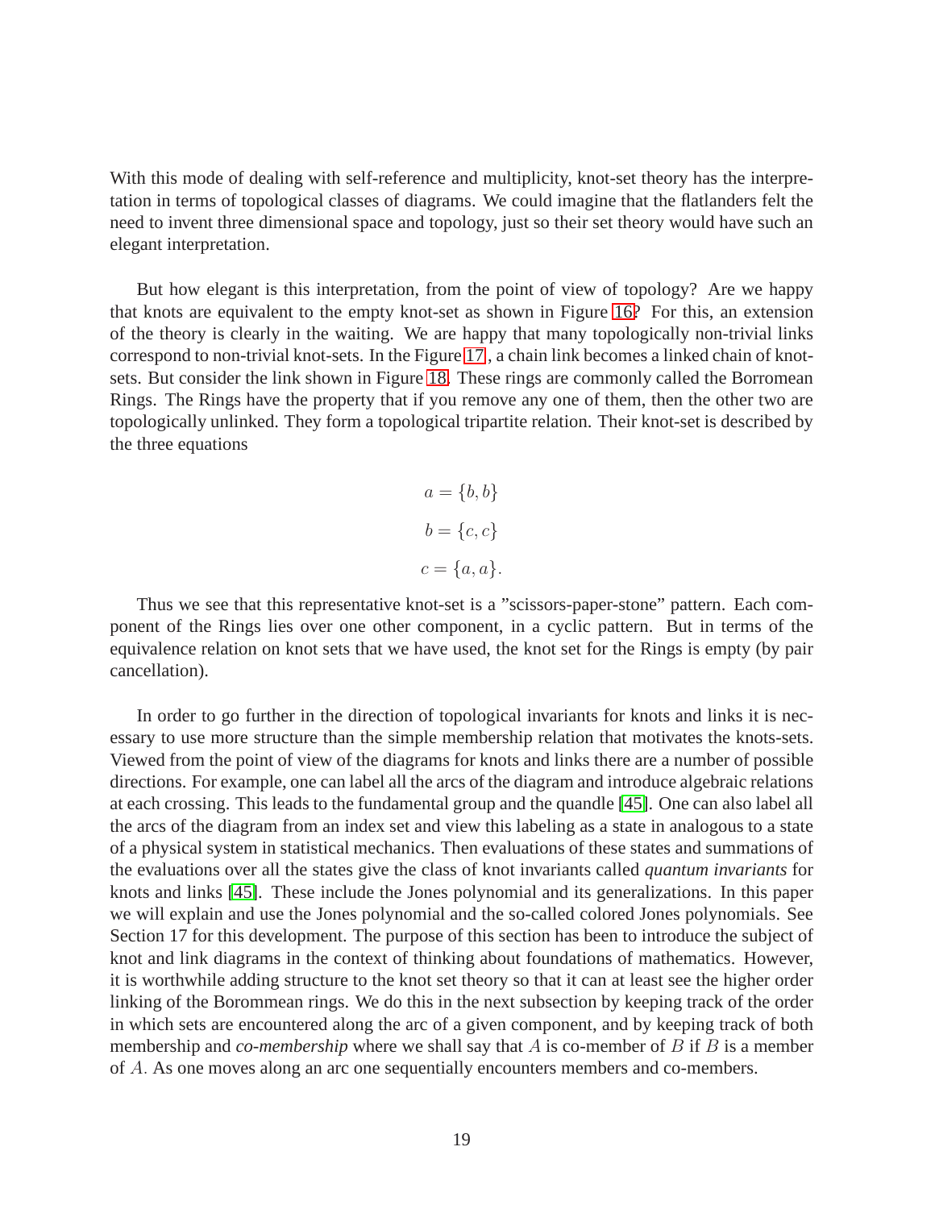With this mode of dealing with self-reference and multiplicity, knot-set theory has the interpretation in terms of topological classes of diagrams. We could imagine that the flatlanders felt the need to invent three dimensional space and topology, just so their set theory would have such an elegant interpretation.

But how elegant is this interpretation, from the point of view of topology? Are we happy that knots are equivalent to the empty knot-set as shown in Figure 16? For this, an extension of the theory is clearly in the waiting. We are happy that many topologically non-trivial links correspond to non-trivial knot-sets. In the Figure 17, a chain link becomes a linked chain of knot-sets. But consider the link shown in Figure 18. These rings are commonly called the Borromean Rings. The Rings have the property that if you remove any one of them, then the other two are topologically unlinked. They form a topological tripartite relation. Their knot-set is described by the three equations

$$a = \{b, b\}$$

$$b = \{c, c\}$$

$$c = \{a, a\}.$$

Thus we see that this representative knot-set is a "scissors-paper-stone" pattern. Each component of the Rings lies over one other component, in a cyclic pattern. But in terms of the equivalence relation on knot sets that we have used, the knot set for the Rings is empty (by pair cancellation).

In order to go further in the direction of topological invariants for knots and links it is necessary to use more structure than the simple membership relation that motivates the knots-sets. Viewed from the point of view of the diagrams for knots and links there are a number of possible directions. For example, one can label all the arcs of the diagram and introduce algebraic relations at each crossing. This leads to the fundamental group and the quandle [45]. One can also label all the arcs of the diagram from an index set and view this labeling as a state in analogous to a state of a physical system in statistical mechanics. Then evaluations of these states and summations of the evaluations over all the states give the class of knot invariants called *quantum invariants* for knots and links [45]. These include the Jones polynomial and its generalizations. In this paper we will explain and use the Jones polynomial and the so-called colored Jones polynomials. See Section 17 for this development. The purpose of this section has been to introduce the subject of knot and link diagrams in the context of thinking about foundations of mathematics. However, it is worthwhile adding structure to the knot set theory so that it can at least see the higher order linking of the Borommean rings. We do this in the next subsection by keeping track of the order in which sets are encountered along the arc of a given component, and by keeping track of both membership and *co-membership* where we shall say that $A$ is co-member of $B$ if $B$ is a member of $A$. As one moves along an arc one sequentially encounters members and co-members.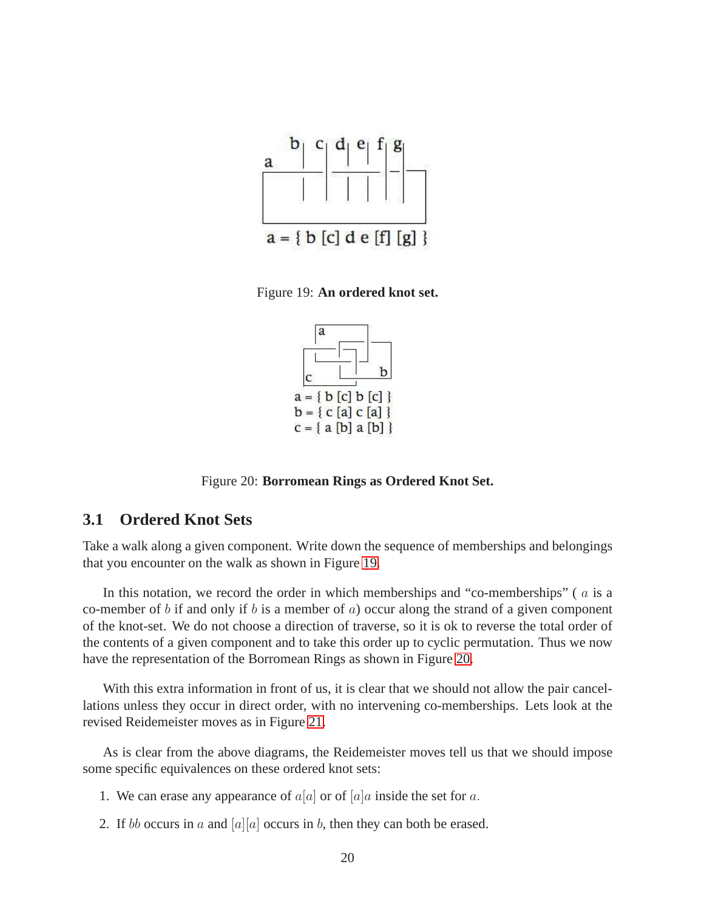a = { b [c] d e [f] [g] }

Figure 19: **An ordered knot set.**

a = { b [c] b [c] }
b = { c [a] c [a] }
c = { a [b] a [b] }

Figure 20: **Borromean Rings as Ordered Knot Set.**

## 3.1 Ordered Knot Sets

Take a walk along a given component. Write down the sequence of memberships and belongings that you encounter on the walk as shown in Figure 19.

In this notation, we record the order in which memberships and "co-memberships" ( $a$ is a co-member of $b$ if and only if $b$ is a member of $a$) occur along the strand of a given component of the knot-set. We do not choose a direction of traverse, so it is ok to reverse the total order of the contents of a given component and to take this order up to cyclic permutation. Thus we now have the representation of the Borromean Rings as shown in Figure 20.

With this extra information in front of us, it is clear that we should not allow the pair cancellations unless they occur in direct order, with no intervening co-memberships. Lets look at the revised Reidemeister moves as in Figure 21.

As is clear from the above diagrams, the Reidemeister moves tell us that we should impose some specific equivalences on these ordered knot sets:

1. We can erase any appearance of $a[a]$ or of $[a]a$ inside the set for $a$.
2. If $bb$ occurs in $a$ and $[a][a]$ occurs in $b$, then they can both be erased.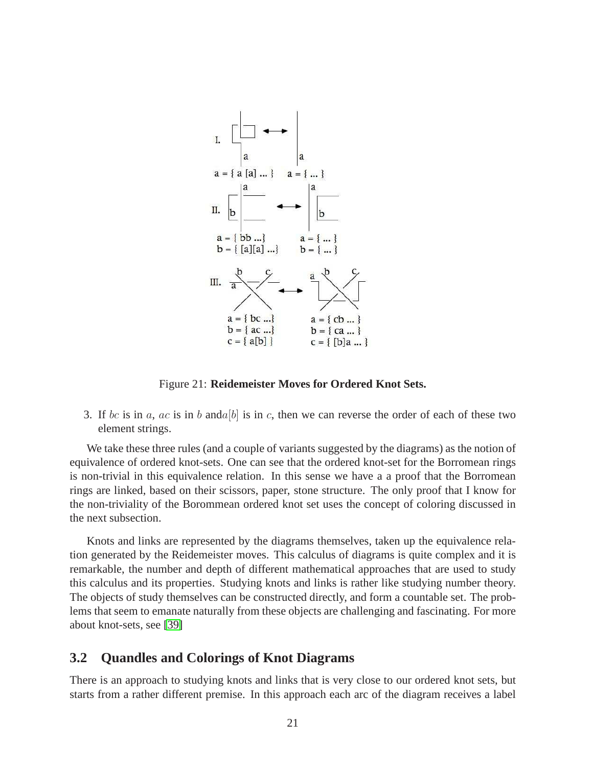I. $a = \{ a\ [a] \ldots \}$ ⟷ $a = \{ \ldots \}$

II. $a = \{ bb \ldots \}$, $b = \{ [a][a] \ldots \}$ ⟷ $a = \{ \ldots \}$, $b = \{ \ldots \}$

III. $a = \{ bc \ldots \}$, $b = \{ ac \ldots \}$, $c = \{ a[b] \}$ ⟷ $a = \{ cb \ldots \}$, $b = \{ ca \ldots \}$, $c = \{ [b]a \ldots \}$

Figure 21: **Reidemeister Moves for Ordered Knot Sets.**

3. If $bc$ is in $a$, $ac$ is in $b$ and$a[b]$ is in $c$, then we can reverse the order of each of these two element strings.

We take these three rules (and a couple of variants suggested by the diagrams) as the notion of equivalence of ordered knot-sets. One can see that the ordered knot-set for the Borromean rings is non-trivial in this equivalence relation. In this sense we have a a proof that the Borromean rings are linked, based on their scissors, paper, stone structure. The only proof that I know for the non-triviality of the Borommean ordered knot set uses the concept of coloring discussed in the next subsection.

Knots and links are represented by the diagrams themselves, taken up the equivalence relation generated by the Reidemeister moves. This calculus of diagrams is quite complex and it is remarkable, the number and depth of different mathematical approaches that are used to study this calculus and its properties. Studying knots and links is rather like studying number theory. The objects of study themselves can be constructed directly, and form a countable set. The problems that seem to emanate naturally from these objects are challenging and fascinating. For more about knot-sets, see [39]

## 3.2 Quandles and Colorings of Knot Diagrams

There is an approach to studying knots and links that is very close to our ordered knot sets, but starts from a rather different premise. In this approach each arc of the diagram receives a label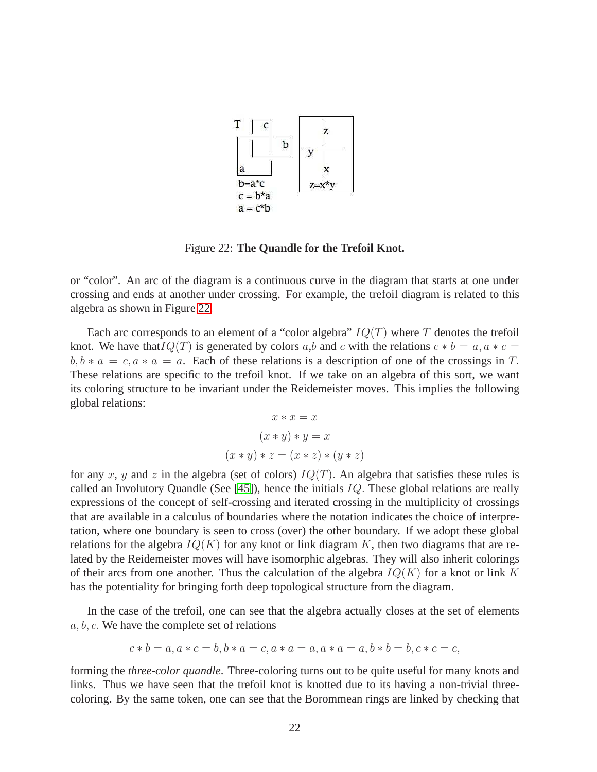T c b a

b=a*c
c = b*a
a = c*b

z y x

z=x*y

Figure 22: **The Quandle for the Trefoil Knot.**

or "color". An arc of the diagram is a continuous curve in the diagram that starts at one under crossing and ends at another under crossing. For example, the trefoil diagram is related to this algebra as shown in Figure 22.

Each arc corresponds to an element of a "color algebra" $IQ(T)$ where $T$ denotes the trefoil knot. We have that $IQ(T)$ is generated by colors $a$,$b$ and $c$ with the relations $c * b = a, a * c = b, b * a = c, a * a = a$. Each of these relations is a description of one of the crossings in $T$. These relations are specific to the trefoil knot. If we take on an algebra of this sort, we want its coloring structure to be invariant under the Reidemeister moves. This implies the following global relations:

$$x * x = x$$

$$(x * y) * y = x$$

$$(x * y) * z = (x * z) * (y * z)$$

for any $x$, $y$ and $z$ in the algebra (set of colors) $IQ(T)$. An algebra that satisfies these rules is called an Involutory Quandle (See [45]), hence the initials $IQ$. These global relations are really expressions of the concept of self-crossing and iterated crossing in the multiplicity of crossings that are available in a calculus of boundaries where the notation indicates the choice of interpretation, where one boundary is seen to cross (over) the other boundary. If we adopt these global relations for the algebra $IQ(K)$ for any knot or link diagram $K$, then two diagrams that are related by the Reidemeister moves will have isomorphic algebras. They will also inherit colorings of their arcs from one another. Thus the calculation of the algebra $IQ(K)$ for a knot or link $K$ has the potentiality for bringing forth deep topological structure from the diagram.

In the case of the trefoil, one can see that the algebra actually closes at the set of elements $a, b, c$. We have the complete set of relations

$$c * b = a, a * c = b, b * a = c, a * a = a, a * a = a, b * b = b, c * c = c,$$

forming the *three-color quandle*. Three-coloring turns out to be quite useful for many knots and links. Thus we have seen that the trefoil knot is knotted due to its having a non-trivial three-coloring. By the same token, one can see that the Borommean rings are linked by checking that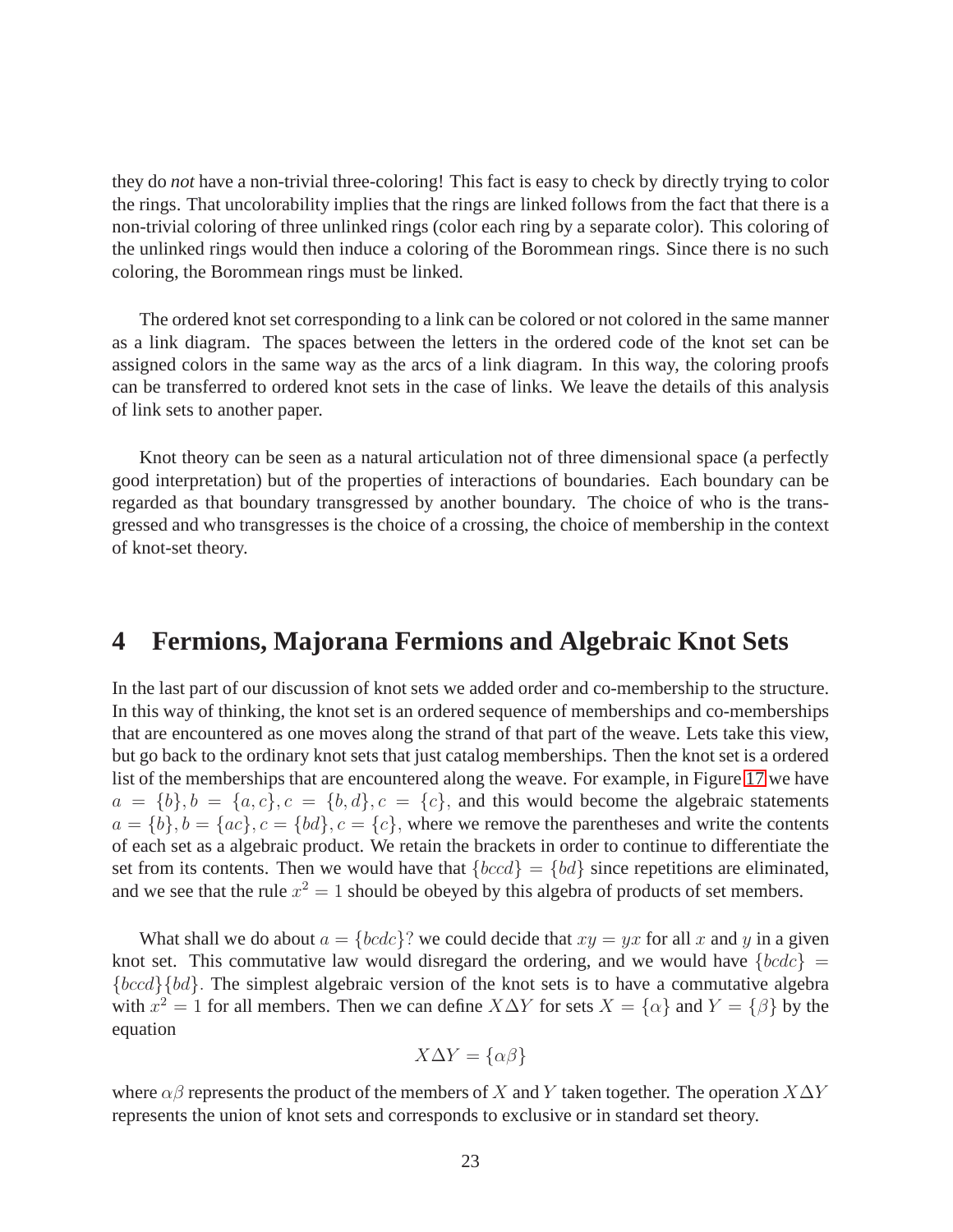they do *not* have a non-trivial three-coloring! This fact is easy to check by directly trying to color the rings. That uncolorability implies that the rings are linked follows from the fact that there is a non-trivial coloring of three unlinked rings (color each ring by a separate color). This coloring of the unlinked rings would then induce a coloring of the Borommean rings. Since there is no such coloring, the Borommean rings must be linked.

The ordered knot set corresponding to a link can be colored or not colored in the same manner as a link diagram. The spaces between the letters in the ordered code of the knot set can be assigned colors in the same way as the arcs of a link diagram. In this way, the coloring proofs can be transferred to ordered knot sets in the case of links. We leave the details of this analysis of link sets to another paper.

Knot theory can be seen as a natural articulation not of three dimensional space (a perfectly good interpretation) but of the properties of interactions of boundaries. Each boundary can be regarded as that boundary transgressed by another boundary. The choice of who is the transgressed and who transgresses is the choice of a crossing, the choice of membership in the context of knot-set theory.

# 4 Fermions, Majorana Fermions and Algebraic Knot Sets

In the last part of our discussion of knot sets we added order and co-membership to the structure. In this way of thinking, the knot set is an ordered sequence of memberships and co-memberships that are encountered as one moves along the strand of that part of the weave. Lets take this view, but go back to the ordinary knot sets that just catalog memberships. Then the knot set is a ordered list of the memberships that are encountered along the weave. For example, in Figure 17 we have $a = \{b\}, b = \{a, c\}, c = \{b, d\}, c = \{c\}$, and this would become the algebraic statements $a = \{b\}, b = \{ac\}, c = \{bd\}, c = \{c\}$, where we remove the parentheses and write the contents of each set as a algebraic product. We retain the brackets in order to continue to differentiate the set from its contents. Then we would have that $\{bccd\} = \{bd\}$ since repetitions are eliminated, and we see that the rule $x^2 = 1$ should be obeyed by this algebra of products of set members.

What shall we do about $a = \{bcdc\}$? we could decide that $xy = yx$ for all $x$ and $y$ in a given knot set. This commutative law would disregard the ordering, and we would have $\{bcdc\} = \{bccd\}\{bd\}$. The simplest algebraic version of the knot sets is to have a commutative algebra with $x^2 = 1$ for all members. Then we can define $X \Delta Y$ for sets $X = \{\alpha\}$ and $Y = \{\beta\}$ by the equation

$$X \Delta Y = \{\alpha\beta\}$$

where $\alpha\beta$ represents the product of the members of $X$ and $Y$ taken together. The operation $X \Delta Y$ represents the union of knot sets and corresponds to exclusive or in standard set theory.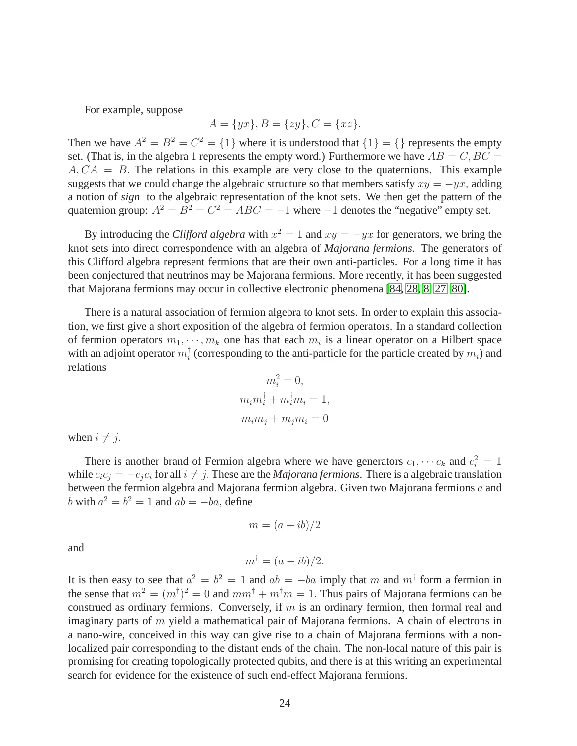For example, suppose

$$A = \{yx\}, B = \{zy\}, C = \{xz\}.$$

Then we have $A^2 = B^2 = C^2 = \{1\}$ where it is understood that $\{1\} = \{\}$ represents the empty set. (That is, in the algebra 1 represents the empty word.) Furthermore we have $AB = C, BC = A, CA = B$. The relations in this example are very close to the quaternions. This example suggests that we could change the algebraic structure so that members satisfy $xy = -yx$, adding a notion of ***sign*** to the algebraic representation of the knot sets. We then get the pattern of the quaternion group: $A^2 = B^2 = C^2 = ABC = -1$ where $-1$ denotes the "negative" empty set.

By introducing the ***Clifford algebra*** with $x^2 = 1$ and $xy = -yx$ for generators, we bring the knot sets into direct correspondence with an algebra of ***Majorana fermions***. The generators of this Clifford algebra represent fermions that are their own anti-particles. For a long time it has been conjectured that neutrinos may be Majorana fermions. More recently, it has been suggested that Majorana fermions may occur in collective electronic phenomena [84, 28, 8, 27, 80].

There is a natural association of fermion algebra to knot sets. In order to explain this association, we first give a short exposition of the algebra of fermion operators. In a standard collection of fermion operators $m_1, \cdots, m_k$ one has that each $m_i$ is a linear operator on a Hilbert space with an adjoint operator $m_i^\dagger$ (corresponding to the anti-particle for the particle created by $m_i$) and relations

$$m_i^2 = 0,$$
$$m_i m_i^\dagger + m_i^\dagger m_i = 1,$$
$$m_i m_j + m_j m_i = 0$$

when $i \neq j$.

There is another brand of Fermion algebra where we have generators $c_1, \cdots c_k$ and $c_i^2 = 1$ while $c_i c_j = -c_j c_i$ for all $i \neq j$. These are the ***Majorana fermions***. There is a algebraic translation between the fermion algebra and Majorana fermion algebra. Given two Majorana fermions $a$ and $b$ with $a^2 = b^2 = 1$ and $ab = -ba$, define

$$m = (a + ib)/2$$

and

$$m^\dagger = (a - ib)/2.$$

It is then easy to see that $a^2 = b^2 = 1$ and $ab = -ba$ imply that $m$ and $m^\dagger$ form a fermion in the sense that $m^2 = (m^\dagger)^2 = 0$ and $mm^\dagger + m^\dagger m = 1$. Thus pairs of Majorana fermions can be construed as ordinary fermions. Conversely, if $m$ is an ordinary fermion, then formal real and imaginary parts of $m$ yield a mathematical pair of Majorana fermions. A chain of electrons in a nano-wire, conceived in this way can give rise to a chain of Majorana fermions with a non-localized pair corresponding to the distant ends of the chain. The non-local nature of this pair is promising for creating topologically protected qubits, and there is at this writing an experimental search for evidence for the existence of such end-effect Majorana fermions.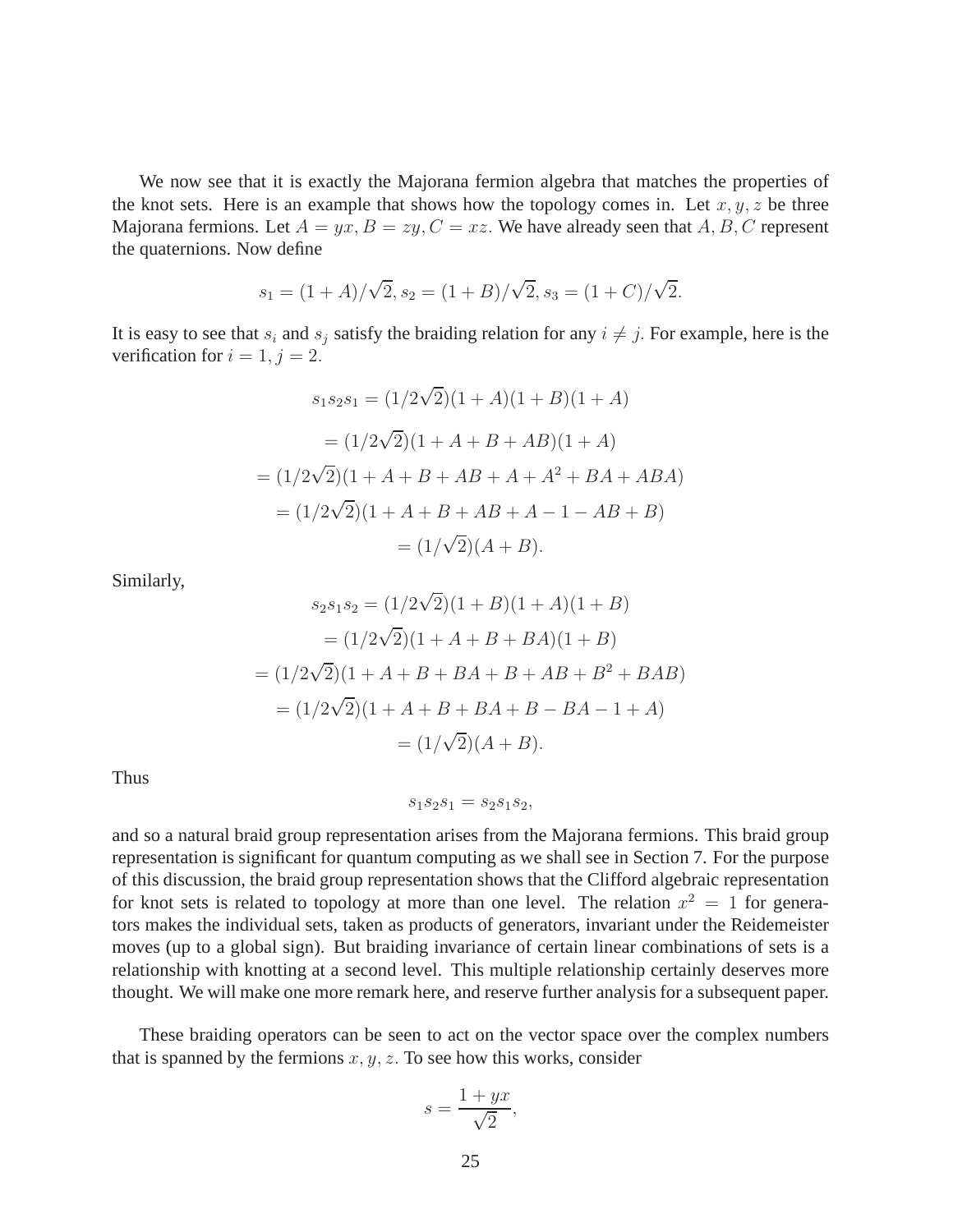We now see that it is exactly the Majorana fermion algebra that matches the properties of the knot sets. Here is an example that shows how the topology comes in. Let $x, y, z$ be three Majorana fermions. Let $A = yx, B = zy, C = xz.$ We have already seen that $A, B, C$ represent the quaternions. Now define

$$s_1 = (1 + A)/\sqrt{2}, s_2 = (1 + B)/\sqrt{2}, s_3 = (1 + C)/\sqrt{2}.$$

It is easy to see that $s_i$ and $s_j$ satisfy the braiding relation for any $i \neq j$. For example, here is the verification for $i = 1, j = 2$.

$$s_1 s_2 s_1 = (1/2\sqrt{2})(1 + A)(1 + B)(1 + A)$$

$$= (1/2\sqrt{2})(1 + A + B + AB)(1 + A)$$

$$= (1/2\sqrt{2})(1 + A + B + AB + A + A^2 + BA + ABA)$$

$$= (1/2\sqrt{2})(1 + A + B + AB + A - 1 - AB + B)$$

$$= (1/\sqrt{2})(A + B).$$

Similarly,

$$s_2 s_1 s_2 = (1/2\sqrt{2})(1 + B)(1 + A)(1 + B)$$

$$= (1/2\sqrt{2})(1 + A + B + BA)(1 + B)$$

$$= (1/2\sqrt{2})(1 + A + B + BA + B + AB + B^2 + BAB)$$

$$= (1/2\sqrt{2})(1 + A + B + BA + B - BA - 1 + A)$$

$$= (1/\sqrt{2})(A + B).$$

Thus

$$s_1 s_2 s_1 = s_2 s_1 s_2,$$

and so a natural braid group representation arises from the Majorana fermions. This braid group representation is significant for quantum computing as we shall see in Section 7. For the purpose of this discussion, the braid group representation shows that the Clifford algebraic representation for knot sets is related to topology at more than one level. The relation $x^2 = 1$ for generators makes the individual sets, taken as products of generators, invariant under the Reidemeister moves (up to a global sign). But braiding invariance of certain linear combinations of sets is a relationship with knotting at a second level. This multiple relationship certainly deserves more thought. We will make one more remark here, and reserve further analysis for a subsequent paper.

These braiding operators can be seen to act on the vector space over the complex numbers that is spanned by the fermions $x, y, z$. To see how this works, consider

$$s = \frac{1 + yx}{\sqrt{2}},$$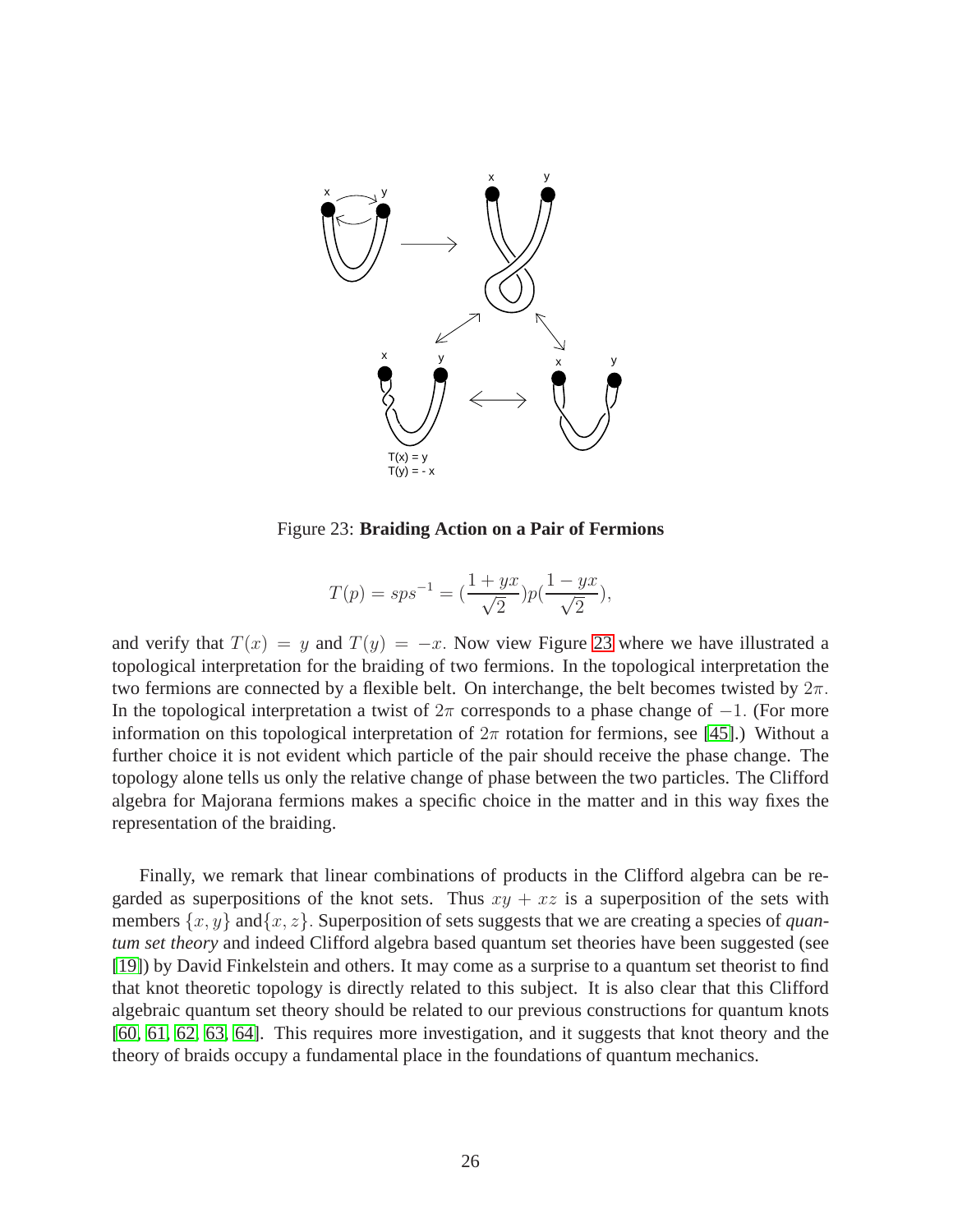Figure 23: **Braiding Action on a Pair of Fermions**

$$T(p) = sps^{-1} = (\frac{1+yx}{\sqrt{2}})p(\frac{1-yx}{\sqrt{2}}),$$

and verify that $T(x) = y$ and $T(y) = -x$. Now view Figure 23 where we have illustrated a topological interpretation for the braiding of two fermions. In the topological interpretation the two fermions are connected by a flexible belt. On interchange, the belt becomes twisted by $2\pi$. In the topological interpretation a twist of $2\pi$ corresponds to a phase change of $-1$. (For more information on this topological interpretation of $2\pi$ rotation for fermions, see [45].) Without a further choice it is not evident which particle of the pair should receive the phase change. The topology alone tells us only the relative change of phase between the two particles. The Clifford algebra for Majorana fermions makes a specific choice in the matter and in this way fixes the representation of the braiding.

Finally, we remark that linear combinations of products in the Clifford algebra can be regarded as superpositions of the knot sets. Thus $xy + xz$ is a superposition of the sets with members $\{x, y\}$ and $\{x, z\}$. Superposition of sets suggests that we are creating a species of *quantum set theory* and indeed Clifford algebra based quantum set theories have been suggested (see [19]) by David Finkelstein and others. It may come as a surprise to a quantum set theorist to find that knot theoretic topology is directly related to this subject. It is also clear that this Clifford algebraic quantum set theory should be related to our previous constructions for quantum knots [60, 61, 62, 63, 64]. This requires more investigation, and it suggests that knot theory and the theory of braids occupy a fundamental place in the foundations of quantum mechanics.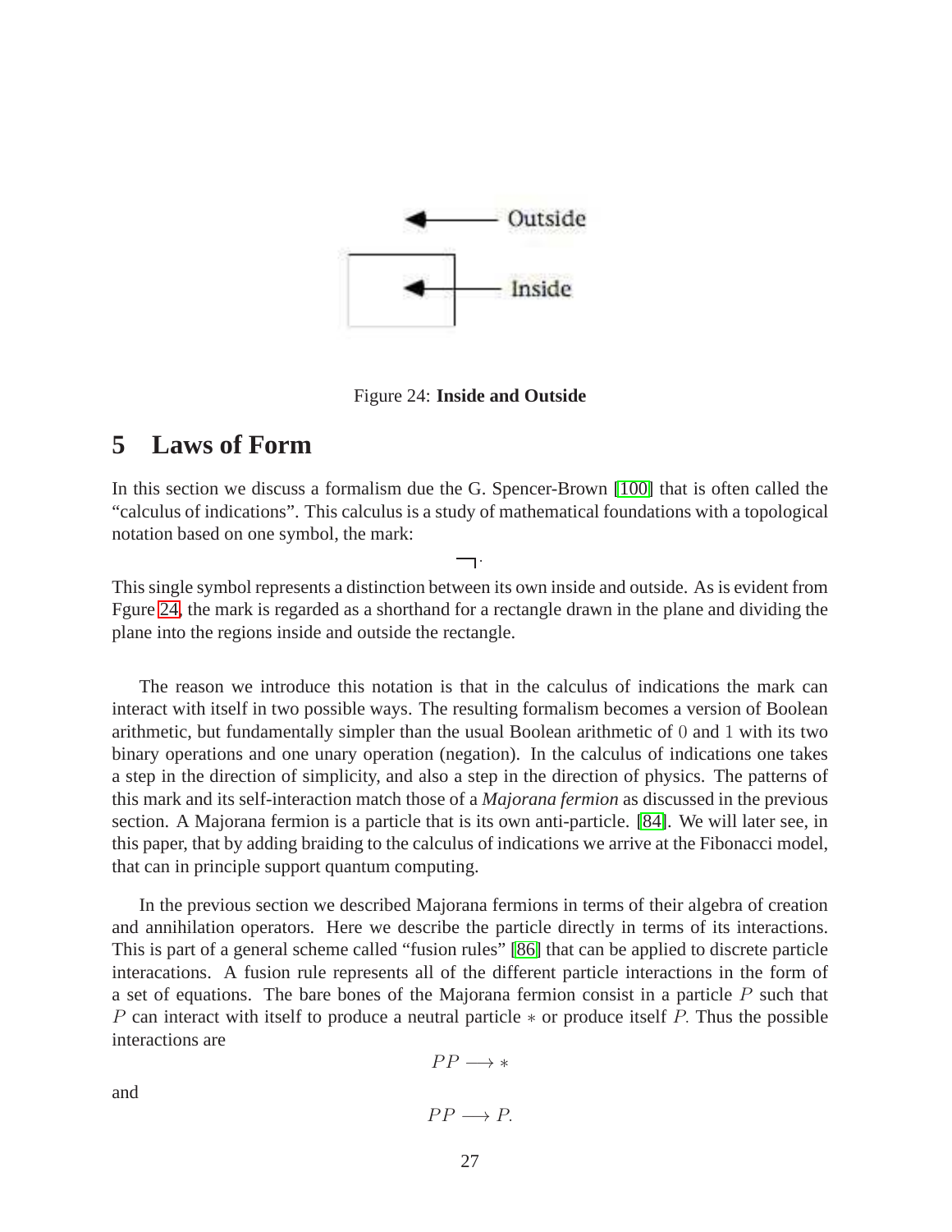Figure 24: **Inside and Outside**

# 5 Laws of Form

In this section we discuss a formalism due the G. Spencer-Brown [100] that is often called the "calculus of indications". This calculus is a study of mathematical foundations with a topological notation based on one symbol, the mark:

$$\overline{\phantom{a}}|.$$

This single symbol represents a distinction between its own inside and outside. As is evident from Fgure 24, the mark is regarded as a shorthand for a rectangle drawn in the plane and dividing the plane into the regions inside and outside the rectangle.

The reason we introduce this notation is that in the calculus of indications the mark can interact with itself in two possible ways. The resulting formalism becomes a version of Boolean arithmetic, but fundamentally simpler than the usual Boolean arithmetic of $0$ and $1$ with its two binary operations and one unary operation (negation). In the calculus of indications one takes a step in the direction of simplicity, and also a step in the direction of physics. The patterns of this mark and its self-interaction match those of a *Majorana fermion* as discussed in the previous section. A Majorana fermion is a particle that is its own anti-particle. [84]. We will later see, in this paper, that by adding braiding to the calculus of indications we arrive at the Fibonacci model, that can in principle support quantum computing.

In the previous section we described Majorana fermions in terms of their algebra of creation and annihilation operators. Here we describe the particle directly in terms of its interactions. This is part of a general scheme called "fusion rules" [86] that can be applied to discrete particle interacations. A fusion rule represents all of the different particle interactions in the form of a set of equations. The bare bones of the Majorana fermion consist in a particle $P$ such that $P$ can interact with itself to produce a neutral particle $*$ or produce itself $P$. Thus the possible interactions are

$$PP \longrightarrow *$$

and

$$PP \longrightarrow P.$$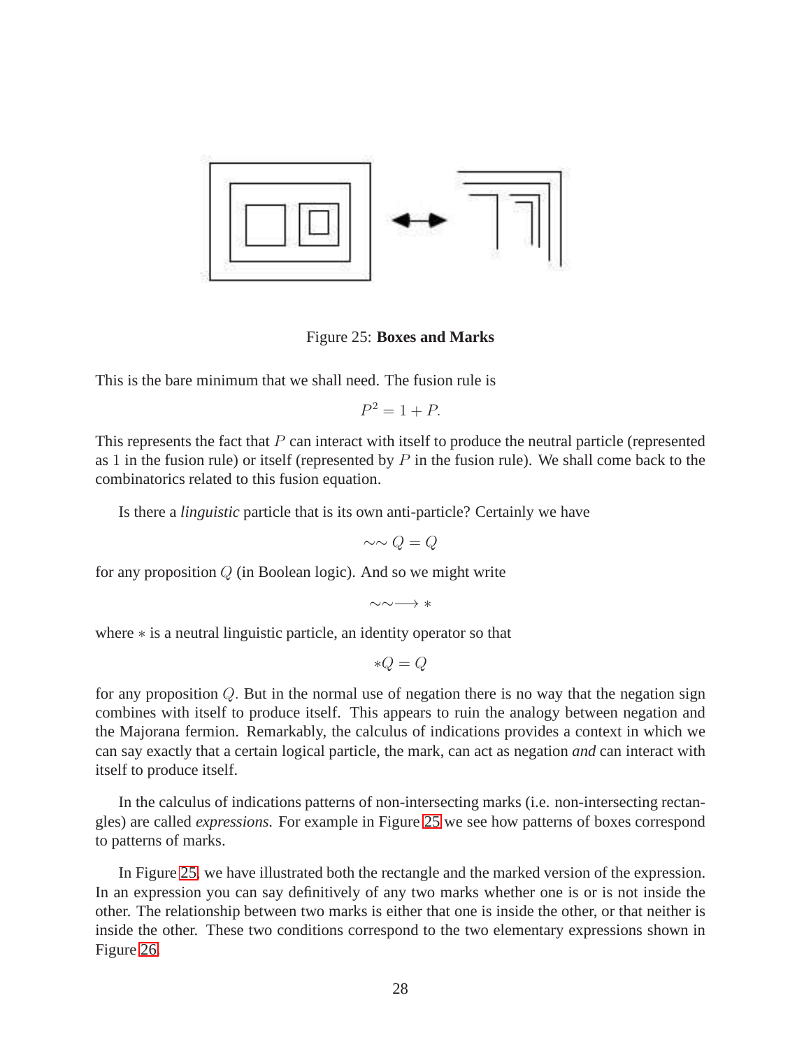Figure 25: **Boxes and Marks**

This is the bare minimum that we shall need. The fusion rule is

$$P^2 = 1 + P.$$

This represents the fact that $P$ can interact with itself to produce the neutral particle (represented as $1$ in the fusion rule) or itself (represented by $P$ in the fusion rule). We shall come back to the combinatorics related to this fusion equation.

Is there a *linguistic* particle that is its own anti-particle? Certainly we have

$$\sim\sim Q = Q$$

for any proposition $Q$ (in Boolean logic). And so we might write

$$\sim\sim\longrightarrow *$$

where $*$ is a neutral linguistic particle, an identity operator so that

$$*Q = Q$$

for any proposition $Q$. But in the normal use of negation there is no way that the negation sign combines with itself to produce itself. This appears to ruin the analogy between negation and the Majorana fermion. Remarkably, the calculus of indications provides a context in which we can say exactly that a certain logical particle, the mark, can act as negation *and* can interact with itself to produce itself.

In the calculus of indications patterns of non-intersecting marks (i.e. non-intersecting rectangles) are called *expressions.* For example in Figure 25 we see how patterns of boxes correspond to patterns of marks.

In Figure 25, we have illustrated both the rectangle and the marked version of the expression. In an expression you can say definitively of any two marks whether one is or is not inside the other. The relationship between two marks is either that one is inside the other, or that neither is inside the other. These two conditions correspond to the two elementary expressions shown in Figure 26.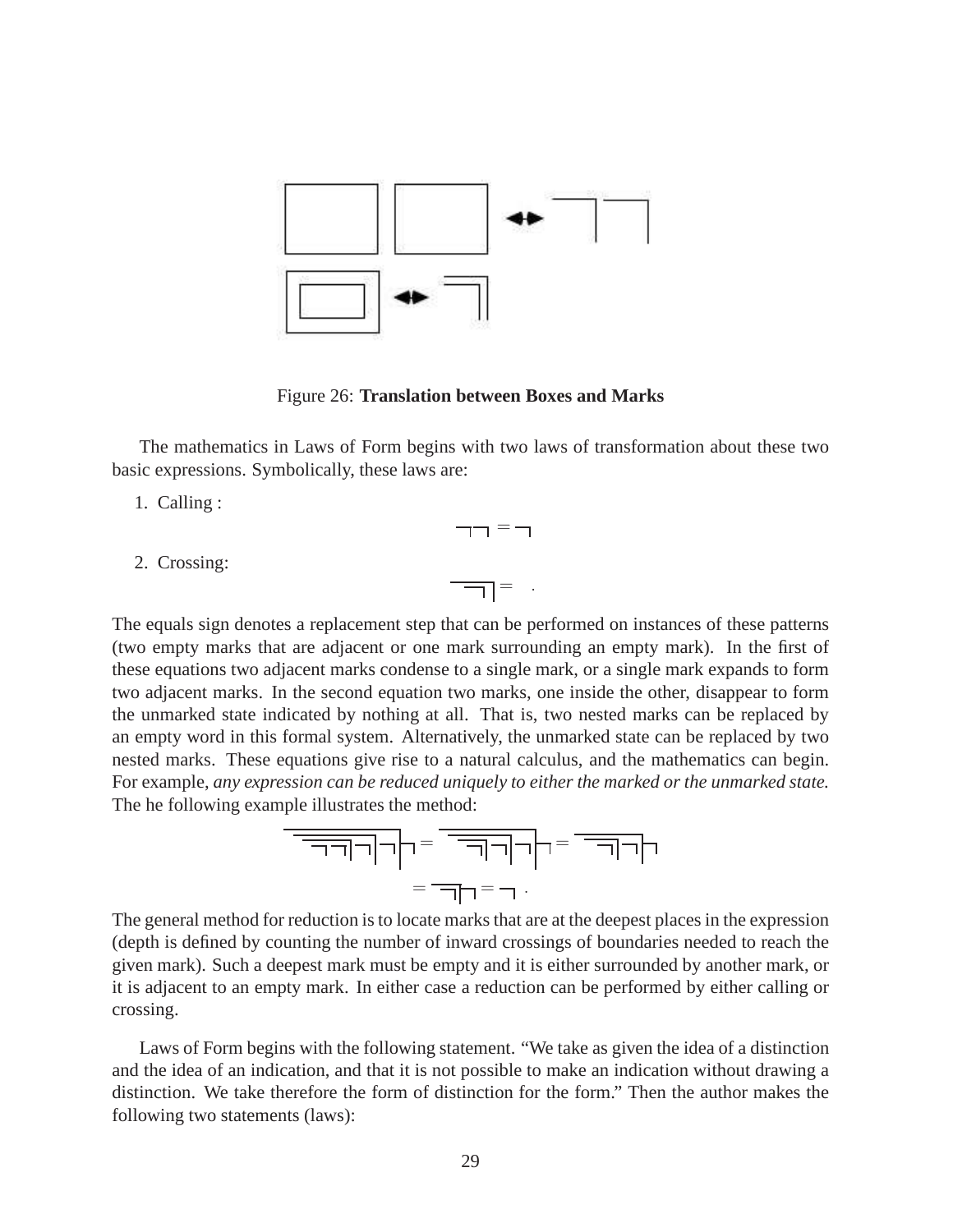Figure 26: **Translation between Boxes and Marks**

The mathematics in Laws of Form begins with two laws of transformation about these two basic expressions. Symbolically, these laws are:

1. Calling :

$$\overline{\phantom{x}}| \; \overline{\phantom{x}}| = \overline{\phantom{x}}|$$

2. Crossing:

$$\overline{\overline{\phantom{x}}|}| = \quad .$$

The equals sign denotes a replacement step that can be performed on instances of these patterns (two empty marks that are adjacent or one mark surrounding an empty mark). In the first of these equations two adjacent marks condense to a single mark, or a single mark expands to form two adjacent marks. In the second equation two marks, one inside the other, disappear to form the unmarked state indicated by nothing at all. That is, two nested marks can be replaced by an empty word in this formal system. Alternatively, the unmarked state can be replaced by two nested marks. These equations give rise to a natural calculus, and the mathematics can begin. For example, *any expression can be reduced uniquely to either the marked or the unmarked state.* The he following example illustrates the method:

$$\overline{\overline{\overline{\phantom{x}}|\,\overline{\phantom{x}}|}|\,\overline{\phantom{x}}|}|\,\overline{\phantom{x}}| = \overline{\overline{\overline{\phantom{x}}|}|\,\overline{\phantom{x}}|}|\,\overline{\phantom{x}}| = \overline{\overline{\phantom{x}}|\,\overline{\phantom{x}}|}|\,\overline{\phantom{x}}|$$

$$= \overline{\overline{\phantom{x}}|}|\,\overline{\phantom{x}}| = \overline{\phantom{x}}| \; .$$

The general method for reduction is to locate marks that are at the deepest places in the expression (depth is defined by counting the number of inward crossings of boundaries needed to reach the given mark). Such a deepest mark must be empty and it is either surrounded by another mark, or it is adjacent to an empty mark. In either case a reduction can be performed by either calling or crossing.

Laws of Form begins with the following statement. "We take as given the idea of a distinction and the idea of an indication, and that it is not possible to make an indication without drawing a distinction. We take therefore the form of distinction for the form." Then the author makes the following two statements (laws):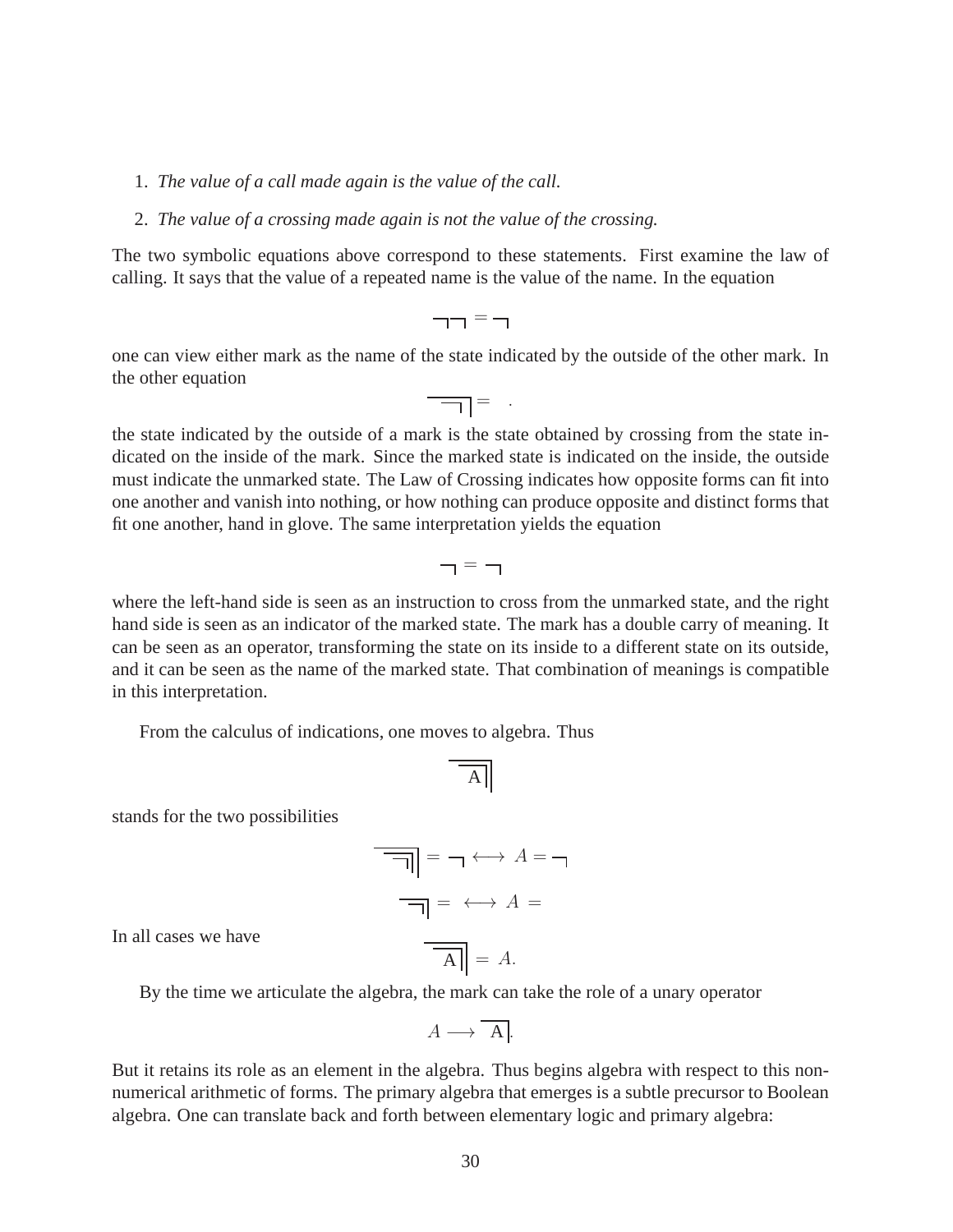1. *The value of a call made again is the value of the call.*
2. *The value of a crossing made again is not the value of the crossing.*

The two symbolic equations above correspond to these statements. First examine the law of calling. It says that the value of a repeated name is the value of the name. In the equation

$$\overline{\phantom{X}}\!|\,\overline{\phantom{X}}\!| = \overline{\phantom{X}}\!|$$

one can view either mark as the name of the state indicated by the outside of the other mark. In the other equation

$$\overline{\overline{\phantom{X}}\!|}\Big| = \quad .$$

the state indicated by the outside of a mark is the state obtained by crossing from the state indicated on the inside of the mark. Since the marked state is indicated on the inside, the outside must indicate the unmarked state. The Law of Crossing indicates how opposite forms can fit into one another and vanish into nothing, or how nothing can produce opposite and distinct forms that fit one another, hand in glove. The same interpretation yields the equation

$$\overline{\phantom{X}}\!| = \overline{\phantom{X}}\!|$$

where the left-hand side is seen as an instruction to cross from the unmarked state, and the right hand side is seen as an indicator of the marked state. The mark has a double carry of meaning. It can be seen as an operator, transforming the state on its inside to a different state on its outside, and it can be seen as the name of the marked state. That combination of meanings is compatible in this interpretation.

From the calculus of indications, one moves to algebra. Thus

$$\overline{\overline{A|}}\Big|$$

stands for the two possibilities

$$\overline{\overline{\overline{\phantom{X}}\!|}\Big|}\Big| = \overline{\phantom{X}}\!| \longleftrightarrow A = \overline{\phantom{X}}\!|$$

$$\overline{\overline{\phantom{X}}\!|}\Big| = \quad \longleftrightarrow A = \quad$$

In all cases we have

$$\overline{\overline{A|}}\Big| = A.$$

By the time we articulate the algebra, the mark can take the role of a unary operator

$$A \longrightarrow \overline{A|}.$$

But it retains its role as an element in the algebra. Thus begins algebra with respect to this non-numerical arithmetic of forms. The primary algebra that emerges is a subtle precursor to Boolean algebra. One can translate back and forth between elementary logic and primary algebra: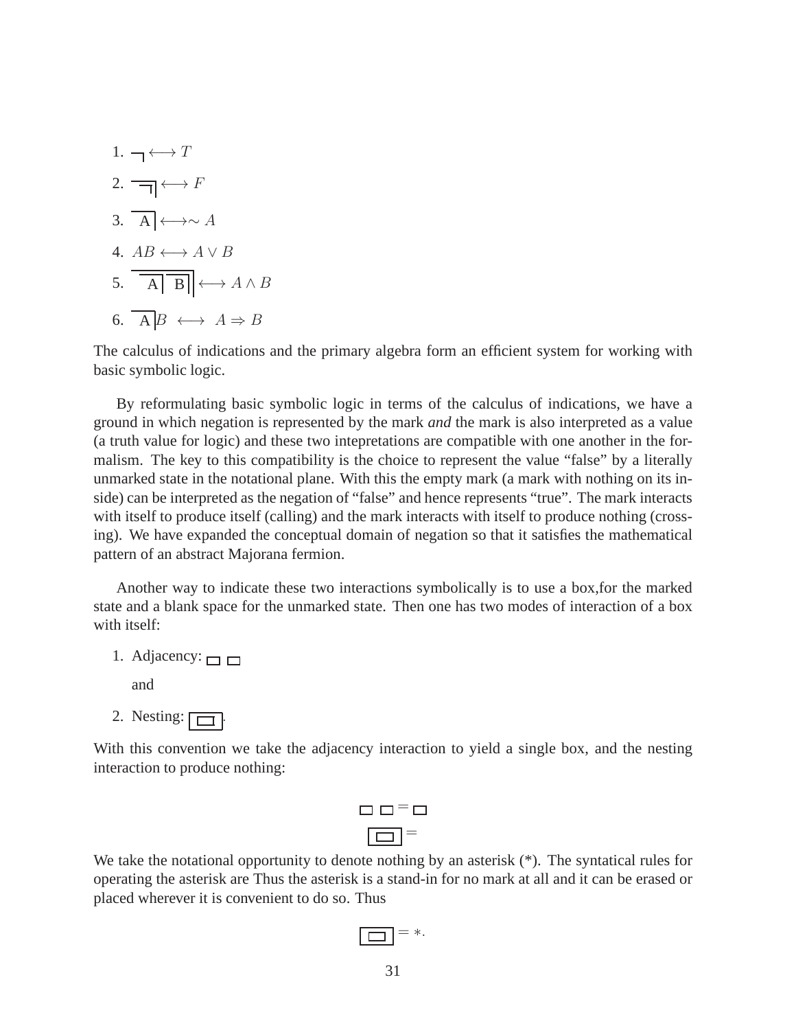1. $\overline{\phantom{A}}| \longleftrightarrow T$

2. $\overline{\overline{\phantom{A}}|}| \longleftrightarrow F$

3. $\overline{A}| \longleftrightarrow \sim A$

4. $AB \longleftrightarrow A \vee B$

5. $\overline{\overline{A}|\,\overline{B}|}| \longleftrightarrow A \wedge B$

6. $\overline{A}|B \;\longleftrightarrow\; A \Rightarrow B$

The calculus of indications and the primary algebra form an efficient system for working with basic symbolic logic.

By reformulating basic symbolic logic in terms of the calculus of indications, we have a ground in which negation is represented by the mark *and* the mark is also interpreted as a value (a truth value for logic) and these two intepretations are compatible with one another in the formalism. The key to this compatibility is the choice to represent the value "false" by a literally unmarked state in the notational plane. With this the empty mark (a mark with nothing on its inside) can be interpreted as the negation of "false" and hence represents "true". The mark interacts with itself to produce itself (calling) and the mark interacts with itself to produce nothing (crossing). We have expanded the conceptual domain of negation so that it satisfies the mathematical pattern of an abstract Majorana fermion.

Another way to indicate these two interactions symbolically is to use a box,for the marked state and a blank space for the unmarked state. Then one has two modes of interaction of a box with itself:

1. Adjacency: $\square\;\square$

   and

2. Nesting: $\boxed{\square}$.

With this convention we take the adjacency interaction to yield a single box, and the nesting interaction to produce nothing:

$$\square\;\square = \square$$

$$\boxed{\square} =$$

We take the notational opportunity to denote nothing by an asterisk (*). The syntatical rules for operating the asterisk are Thus the asterisk is a stand-in for no mark at all and it can be erased or placed wherever it is convenient to do so. Thus

$$\boxed{\square} = *.$$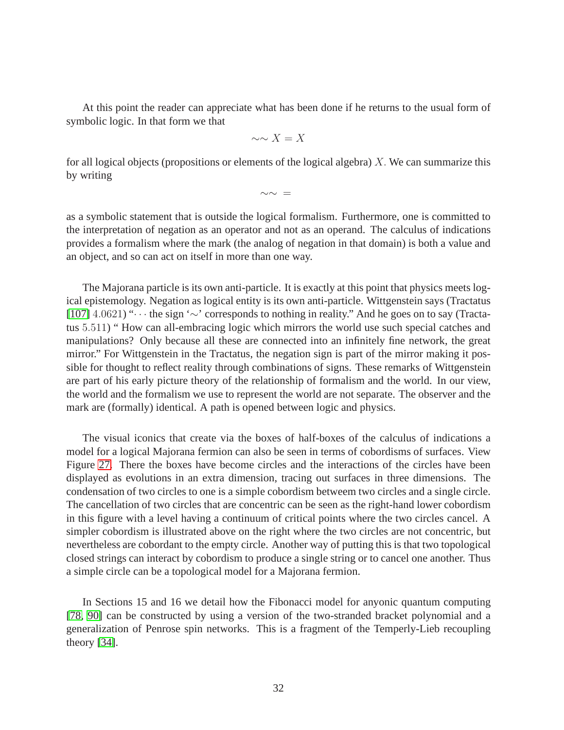At this point the reader can appreciate what has been done if he returns to the usual form of symbolic logic. In that form we that

$$\sim\sim X = X$$

for all logical objects (propositions or elements of the logical algebra) $X$. We can summarize this by writing

$$\sim\sim \; =$$

as a symbolic statement that is outside the logical formalism. Furthermore, one is committed to the interpretation of negation as an operator and not as an operand. The calculus of indications provides a formalism where the mark (the analog of negation in that domain) is both a value and an object, and so can act on itself in more than one way.

The Majorana particle is its own anti-particle. It is exactly at this point that physics meets logical epistemology. Negation as logical entity is its own anti-particle. Wittgenstein says (Tractatus [107] $4.0621$) "$\cdots$ the sign '$\sim$' corresponds to nothing in reality." And he goes on to say (Tractatus $5.511$) " How can all-embracing logic which mirrors the world use such special catches and manipulations? Only because all these are connected into an infinitely fine network, the great mirror." For Wittgenstein in the Tractatus, the negation sign is part of the mirror making it possible for thought to reflect reality through combinations of signs. These remarks of Wittgenstein are part of his early picture theory of the relationship of formalism and the world. In our view, the world and the formalism we use to represent the world are not separate. The observer and the mark are (formally) identical. A path is opened between logic and physics.

The visual iconics that create via the boxes of half-boxes of the calculus of indications a model for a logical Majorana fermion can also be seen in terms of cobordisms of surfaces. View Figure 27. There the boxes have become circles and the interactions of the circles have been displayed as evolutions in an extra dimension, tracing out surfaces in three dimensions. The condensation of two circles to one is a simple cobordism betweem two circles and a single circle. The cancellation of two circles that are concentric can be seen as the right-hand lower cobordism in this figure with a level having a continuum of critical points where the two circles cancel. A simpler cobordism is illustrated above on the right where the two circles are not concentric, but nevertheless are cobordant to the empty circle. Another way of putting this is that two topological closed strings can interact by cobordism to produce a single string or to cancel one another. Thus a simple circle can be a topological model for a Majorana fermion.

In Sections 15 and 16 we detail how the Fibonacci model for anyonic quantum computing [78, 90] can be constructed by using a version of the two-stranded bracket polynomial and a generalization of Penrose spin networks. This is a fragment of the Temperly-Lieb recoupling theory [34].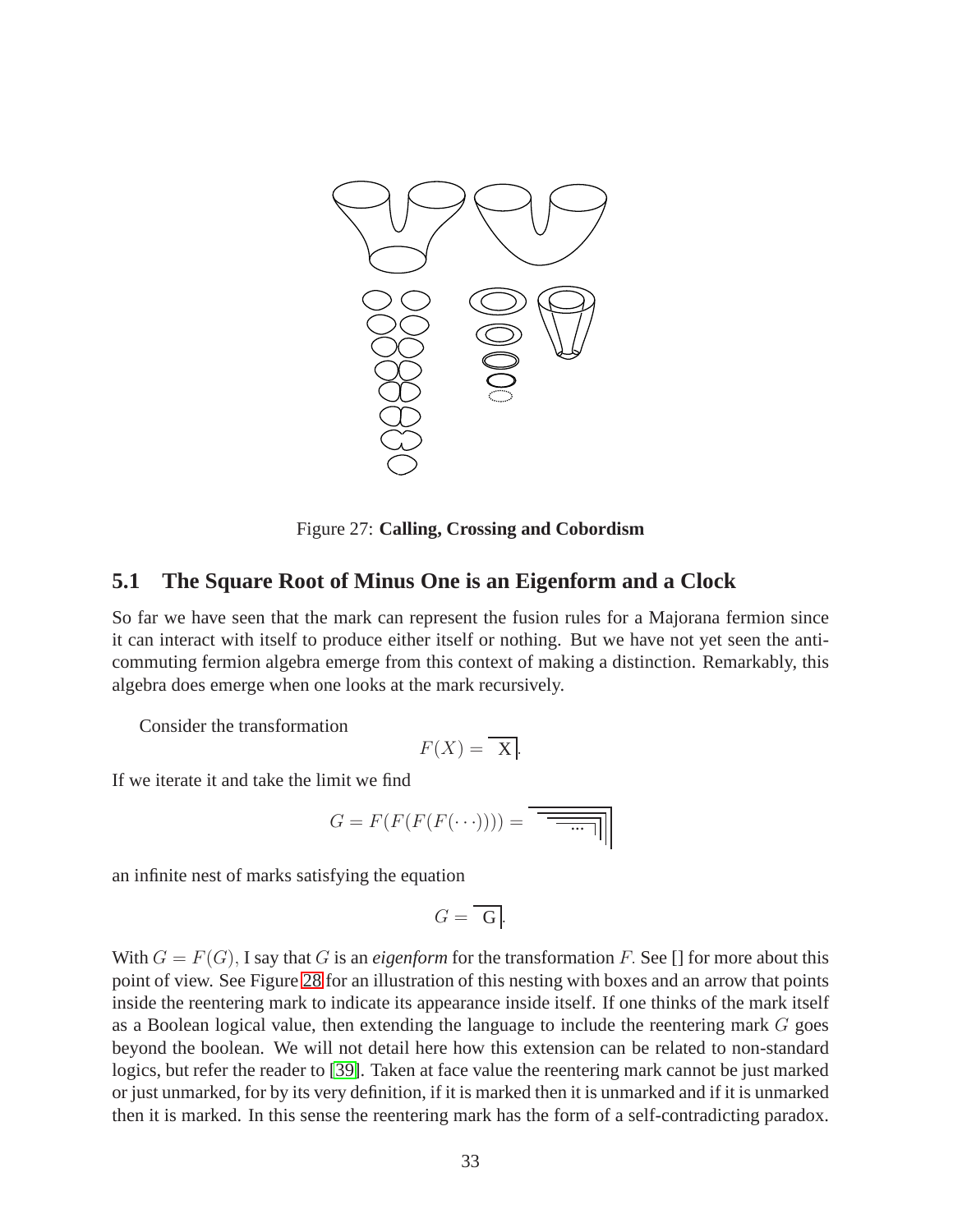Figure 27: **Calling, Crossing and Cobordism**

## 5.1 The Square Root of Minus One is an Eigenform and a Clock

So far we have seen that the mark can represent the fusion rules for a Majorana fermion since it can interact with itself to produce either itself or nothing. But we have not yet seen the anti-commuting fermion algebra emerge from this context of making a distinction. Remarkably, this algebra does emerge when one looks at the mark recursively.

Consider the transformation

$$F(X) = \overline{\text{X}}|.$$

If we iterate it and take the limit we find

$$G = F(F(F(F(\cdots)))) = \overline{\overline{\overline{\cdots}|}|}|$$

an infinite nest of marks satisfying the equation

$$G = \overline{\text{G}}|.$$

With $G = F(G)$, I say that $G$ is an *eigenform* for the transformation $F.$ See [] for more about this point of view. See Figure 28 for an illustration of this nesting with boxes and an arrow that points inside the reentering mark to indicate its appearance inside itself. If one thinks of the mark itself as a Boolean logical value, then extending the language to include the reentering mark $G$ goes beyond the boolean. We will not detail here how this extension can be related to non-standard logics, but refer the reader to [39]. Taken at face value the reentering mark cannot be just marked or just unmarked, for by its very definition, if it is marked then it is unmarked and if it is unmarked then it is marked. In this sense the reentering mark has the form of a self-contradicting paradox.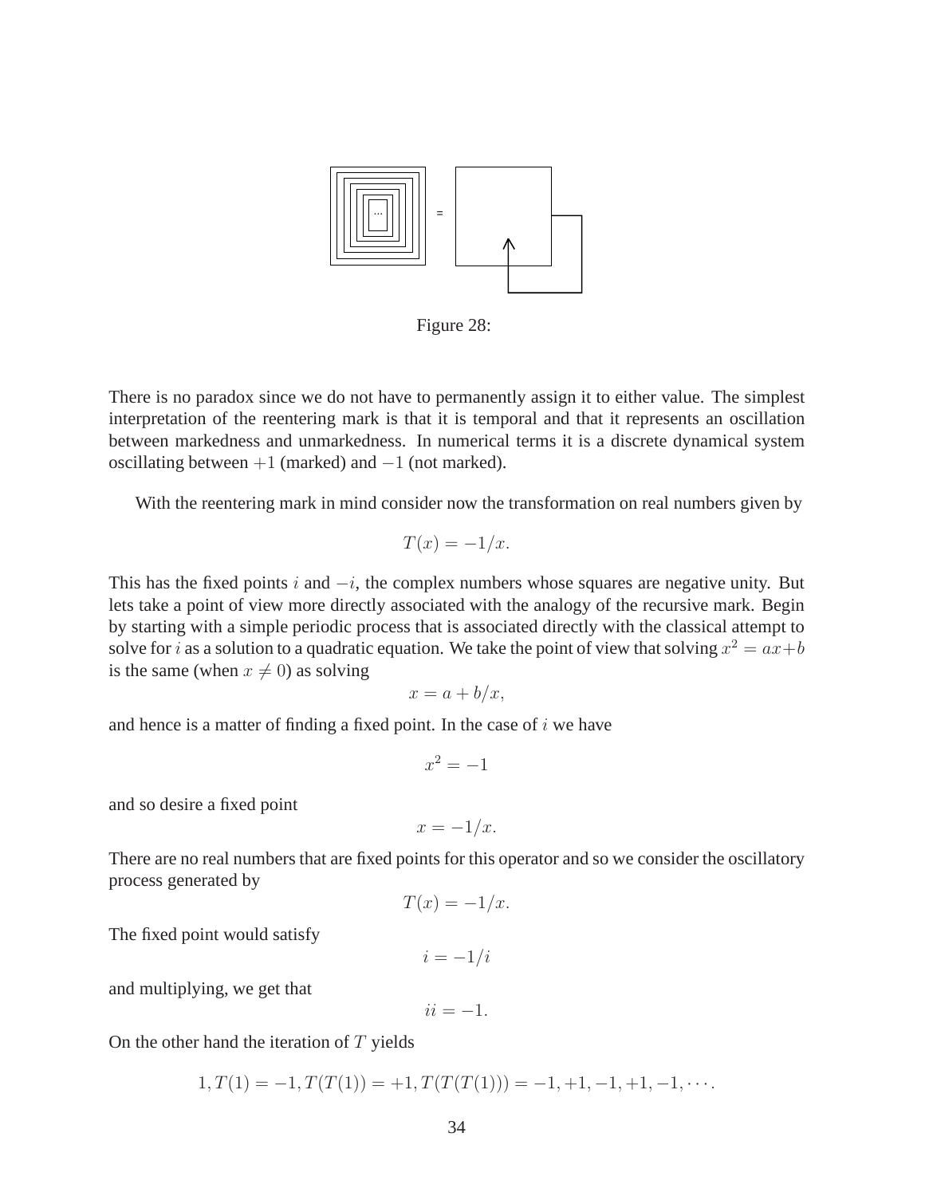Figure 28:

There is no paradox since we do not have to permanently assign it to either value. The simplest interpretation of the reentering mark is that it is temporal and that it represents an oscillation between markedness and unmarkedness. In numerical terms it is a discrete dynamical system oscillating between $+1$ (marked) and $-1$ (not marked).

With the reentering mark in mind consider now the transformation on real numbers given by

$$T(x) = -1/x.$$

This has the fixed points $i$ and $-i$, the complex numbers whose squares are negative unity. But lets take a point of view more directly associated with the analogy of the recursive mark. Begin by starting with a simple periodic process that is associated directly with the classical attempt to solve for $i$ as a solution to a quadratic equation. We take the point of view that solving $x^2 = ax + b$ is the same (when $x \neq 0$) as solving

$$x = a + b/x,$$

and hence is a matter of finding a fixed point. In the case of $i$ we have

$$x^2 = -1$$

and so desire a fixed point

$$x = -1/x.$$

There are no real numbers that are fixed points for this operator and so we consider the oscillatory process generated by

$$T(x) = -1/x.$$

The fixed point would satisfy

$$i = -1/i$$

and multiplying, we get that

$$ii = -1.$$

On the other hand the iteration of $T$ yields

$$1, T(1) = -1, T(T(1)) = +1, T(T(T(1))) = -1, +1, -1, +1, -1, \cdots.$$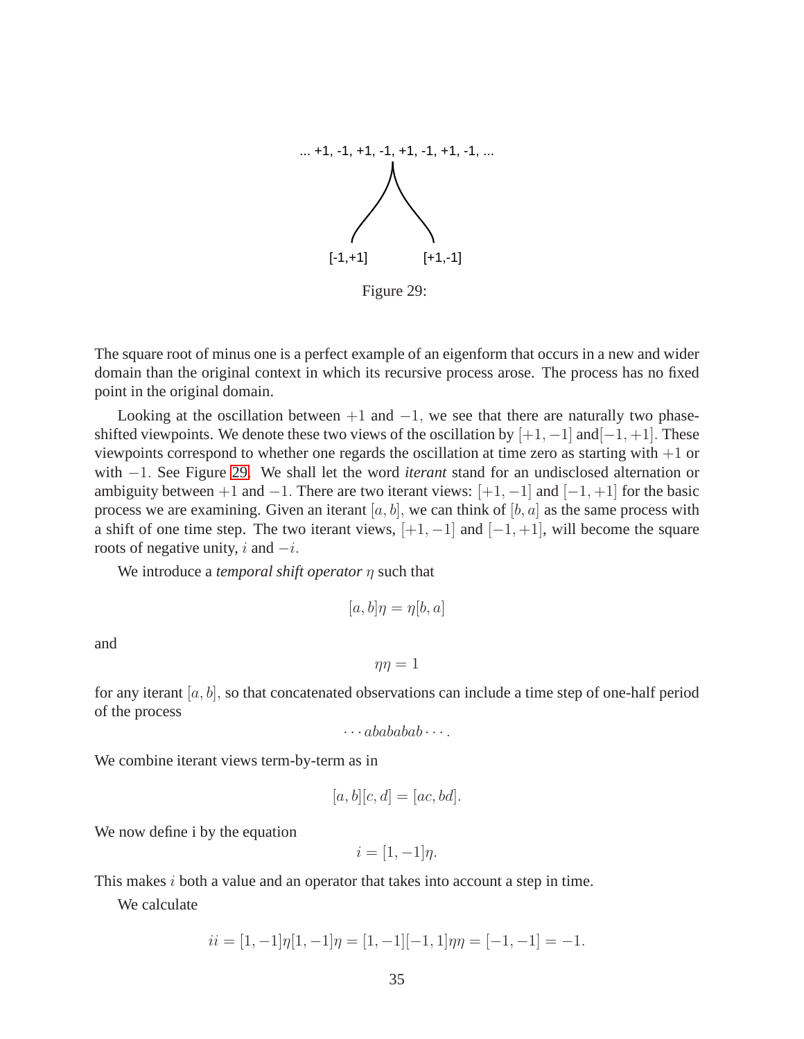... +1, -1, +1, -1, +1, -1, +1, -1, ...

[-1,+1]　　　[+1,-1]

Figure 29:

The square root of minus one is a perfect example of an eigenform that occurs in a new and wider domain than the original context in which its recursive process arose. The process has no fixed point in the original domain.

Looking at the oscillation between $+1$ and $-1$, we see that there are naturally two phase-shifted viewpoints. We denote these two views of the oscillation by $[+1, -1]$ and $[-1, +1]$. These viewpoints correspond to whether one regards the oscillation at time zero as starting with $+1$ or with $-1$. See Figure 29. We shall let the word *iterant* stand for an undisclosed alternation or ambiguity between $+1$ and $-1$. There are two iterant views: $[+1, -1]$ and $[-1, +1]$ for the basic process we are examining. Given an iterant $[a, b]$, we can think of $[b, a]$ as the same process with a shift of one time step. The two iterant views, $[+1, -1]$ and $[-1, +1]$, will become the square roots of negative unity, $i$ and $-i$.

We introduce a *temporal shift operator* $\eta$ such that

$$[a, b]\eta = \eta[b, a]$$

and

$$\eta\eta = 1$$

for any iterant $[a, b]$, so that concatenated observations can include a time step of one-half period of the process

$$\cdots abababab \cdots .$$

We combine iterant views term-by-term as in

$$[a, b][c, d] = [ac, bd].$$

We now define i by the equation

$$i = [1, -1]\eta.$$

This makes $i$ both a value and an operator that takes into account a step in time.

We calculate

$$ii = [1, -1]\eta[1, -1]\eta = [1, -1][-1, 1]\eta\eta = [-1, -1] = -1.$$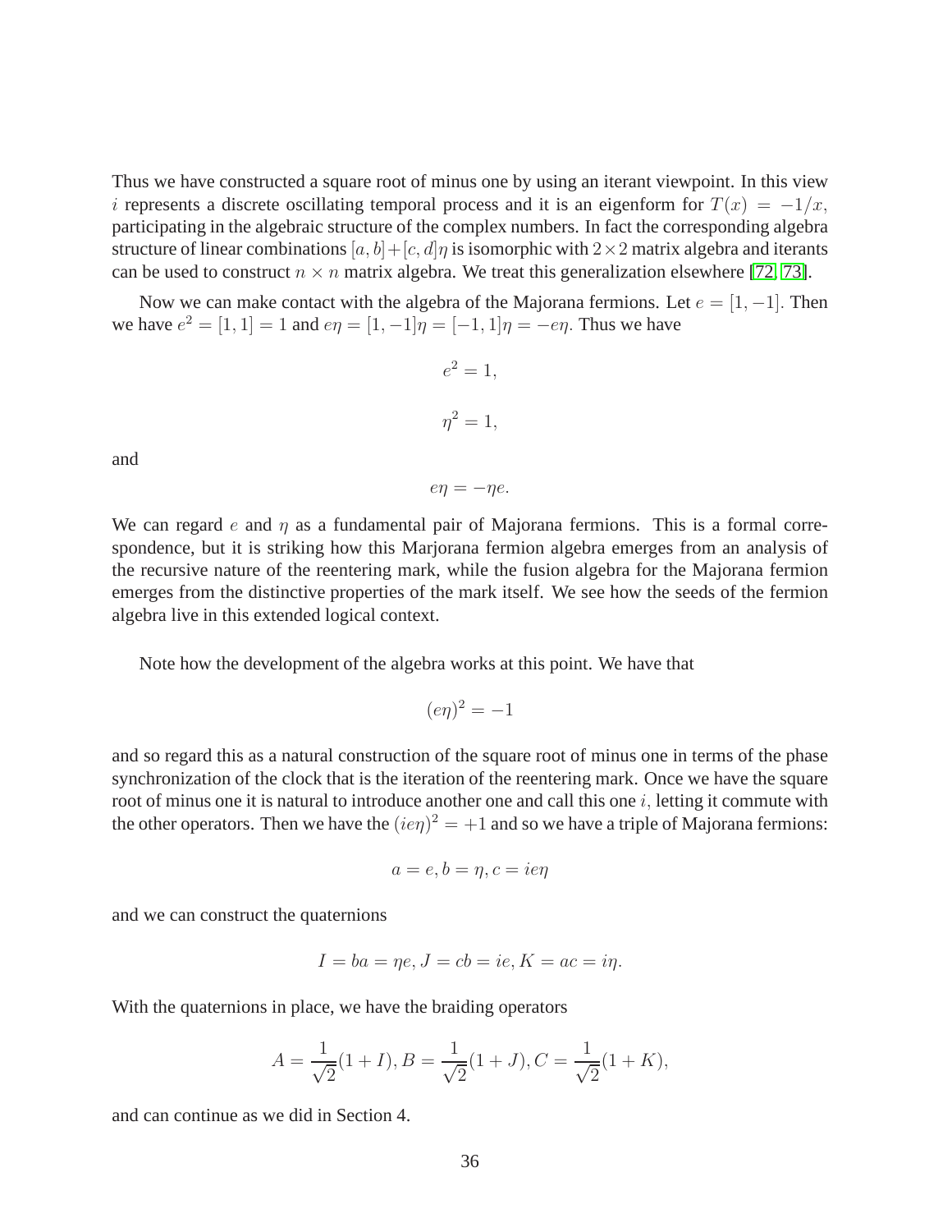Thus we have constructed a square root of minus one by using an iterant viewpoint. In this view $i$ represents a discrete oscillating temporal process and it is an eigenform for $T(x) = -1/x$, participating in the algebraic structure of the complex numbers. In fact the corresponding algebra structure of linear combinations $[a, b]+[c, d]\eta$ is isomorphic with $2\times 2$ matrix algebra and iterants can be used to construct $n \times n$ matrix algebra. We treat this generalization elsewhere [72, 73].

Now we can make contact with the algebra of the Majorana fermions. Let $e = [1, -1]$. Then we have $e^2 = [1, 1] = 1$ and $e\eta = [1, -1]\eta = [-1, 1]\eta = -e\eta$. Thus we have

$$e^2 = 1,$$

$$\eta^2 = 1,$$

and

$$e\eta = -\eta e.$$

We can regard $e$ and $\eta$ as a fundamental pair of Majorana fermions. This is a formal correspondence, but it is striking how this Marjorana fermion algebra emerges from an analysis of the recursive nature of the reentering mark, while the fusion algebra for the Majorana fermion emerges from the distinctive properties of the mark itself. We see how the seeds of the fermion algebra live in this extended logical context.

Note how the development of the algebra works at this point. We have that

$$(e\eta)^2 = -1$$

and so regard this as a natural construction of the square root of minus one in terms of the phase synchronization of the clock that is the iteration of the reentering mark. Once we have the square root of minus one it is natural to introduce another one and call this one $i$, letting it commute with the other operators. Then we have the $(ie\eta)^2 = +1$ and so we have a triple of Majorana fermions:

$$a = e, b = \eta, c = ie\eta$$

and we can construct the quaternions

$$I = ba = \eta e, J = cb = ie, K = ac = i\eta.$$

With the quaternions in place, we have the braiding operators

$$A = \frac{1}{\sqrt{2}}(1 + I), B = \frac{1}{\sqrt{2}}(1 + J), C = \frac{1}{\sqrt{2}}(1 + K),$$

and can continue as we did in Section 4.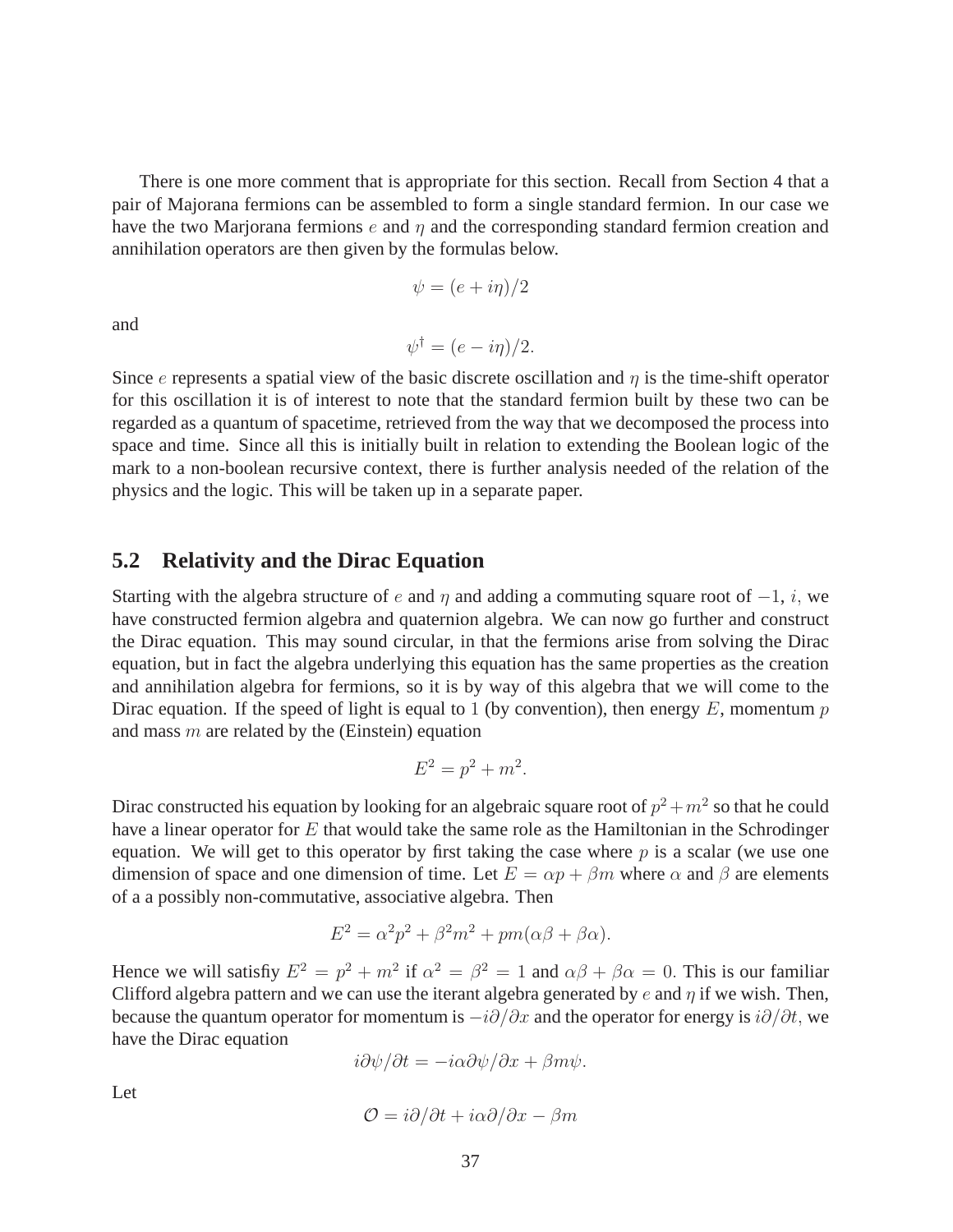There is one more comment that is appropriate for this section. Recall from Section 4 that a pair of Majorana fermions can be assembled to form a single standard fermion. In our case we have the two Marjorana fermions $e$ and $\eta$ and the corresponding standard fermion creation and annihilation operators are then given by the formulas below.

$$\psi = (e + i\eta)/2$$

and

$$\psi^{\dagger} = (e - i\eta)/2.$$

Since $e$ represents a spatial view of the basic discrete oscillation and $\eta$ is the time-shift operator for this oscillation it is of interest to note that the standard fermion built by these two can be regarded as a quantum of spacetime, retrieved from the way that we decomposed the process into space and time. Since all this is initially built in relation to extending the Boolean logic of the mark to a non-boolean recursive context, there is further analysis needed of the relation of the physics and the logic. This will be taken up in a separate paper.

## 5.2 Relativity and the Dirac Equation

Starting with the algebra structure of $e$ and $\eta$ and adding a commuting square root of $-1$, $i$, we have constructed fermion algebra and quaternion algebra. We can now go further and construct the Dirac equation. This may sound circular, in that the fermions arise from solving the Dirac equation, but in fact the algebra underlying this equation has the same properties as the creation and annihilation algebra for fermions, so it is by way of this algebra that we will come to the Dirac equation. If the speed of light is equal to $1$ (by convention), then energy $E$, momentum $p$ and mass $m$ are related by the (Einstein) equation

$$E^2 = p^2 + m^2.$$

Dirac constructed his equation by looking for an algebraic square root of $p^2 + m^2$ so that he could have a linear operator for $E$ that would take the same role as the Hamiltonian in the Schrodinger equation. We will get to this operator by first taking the case where $p$ is a scalar (we use one dimension of space and one dimension of time. Let $E = \alpha p + \beta m$ where $\alpha$ and $\beta$ are elements of a a possibly non-commutative, associative algebra. Then

$$E^2 = \alpha^2 p^2 + \beta^2 m^2 + pm(\alpha\beta + \beta\alpha).$$

Hence we will satisfiy $E^2 = p^2 + m^2$ if $\alpha^2 = \beta^2 = 1$ and $\alpha\beta + \beta\alpha = 0$. This is our familiar Clifford algebra pattern and we can use the iterant algebra generated by $e$ and $\eta$ if we wish. Then, because the quantum operator for momentum is $-i\partial/\partial x$ and the operator for energy is $i\partial/\partial t$, we have the Dirac equation

$$i\partial\psi/\partial t = -i\alpha\partial\psi/\partial x + \beta m\psi.$$

Let

$$\mathcal{O} = i\partial/\partial t + i\alpha\partial/\partial x - \beta m$$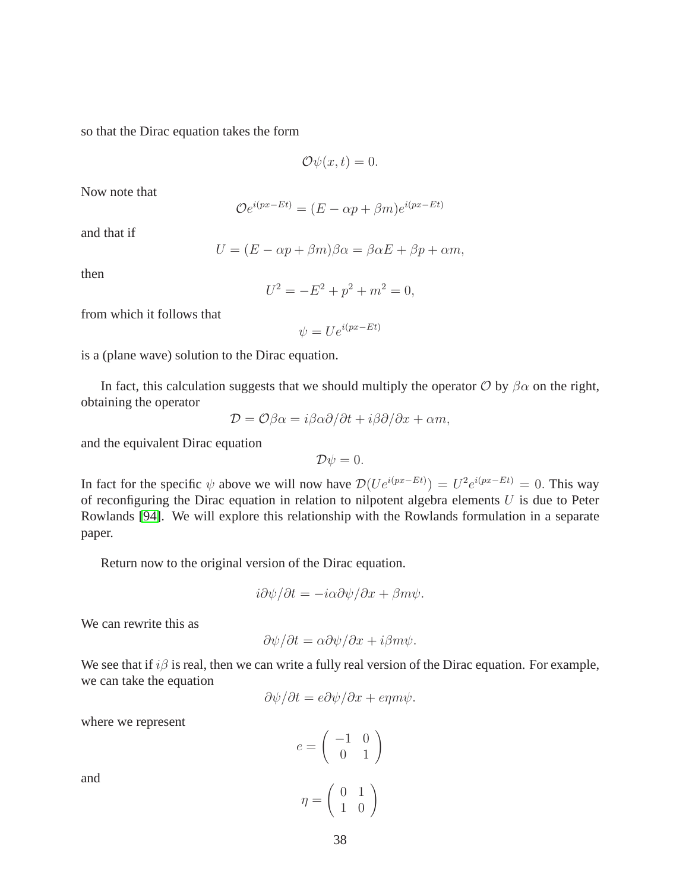so that the Dirac equation takes the form

$$\mathcal{O}\psi(x,t) = 0.$$

Now note that

$$\mathcal{O}e^{i(px-Et)} = (E - \alpha p + \beta m)e^{i(px-Et)}$$

and that if

$$U = (E - \alpha p + \beta m)\beta\alpha = \beta\alpha E + \beta p + \alpha m,$$

then

$$U^2 = -E^2 + p^2 + m^2 = 0,$$

from which it follows that

$$\psi = Ue^{i(px-Et)}$$

is a (plane wave) solution to the Dirac equation.

In fact, this calculation suggests that we should multiply the operator $\mathcal{O}$ by $\beta\alpha$ on the right, obtaining the operator

$$\mathcal{D} = \mathcal{O}\beta\alpha = i\beta\alpha\partial/\partial t + i\beta\partial/\partial x + \alpha m,$$

and the equivalent Dirac equation

$$\mathcal{D}\psi = 0.$$

In fact for the specific $\psi$ above we will now have $\mathcal{D}(Ue^{i(px-Et)}) = U^2e^{i(px-Et)} = 0$. This way of reconfiguring the Dirac equation in relation to nilpotent algebra elements $U$ is due to Peter Rowlands [94]. We will explore this relationship with the Rowlands formulation in a separate paper.

Return now to the original version of the Dirac equation.

$$i\partial\psi/\partial t = -i\alpha\partial\psi/\partial x + \beta m\psi.$$

We can rewrite this as

$$\partial\psi/\partial t = \alpha\partial\psi/\partial x + i\beta m\psi.$$

We see that if $i\beta$ is real, then we can write a fully real version of the Dirac equation. For example, we can take the equation

$$\partial\psi/\partial t = e\partial\psi/\partial x + e\eta m\psi.$$

where we represent

$$e = \begin{pmatrix} -1 & 0 \\ 0 & 1 \end{pmatrix}$$

and

$$\eta = \begin{pmatrix} 0 & 1 \\ 1 & 0 \end{pmatrix}$$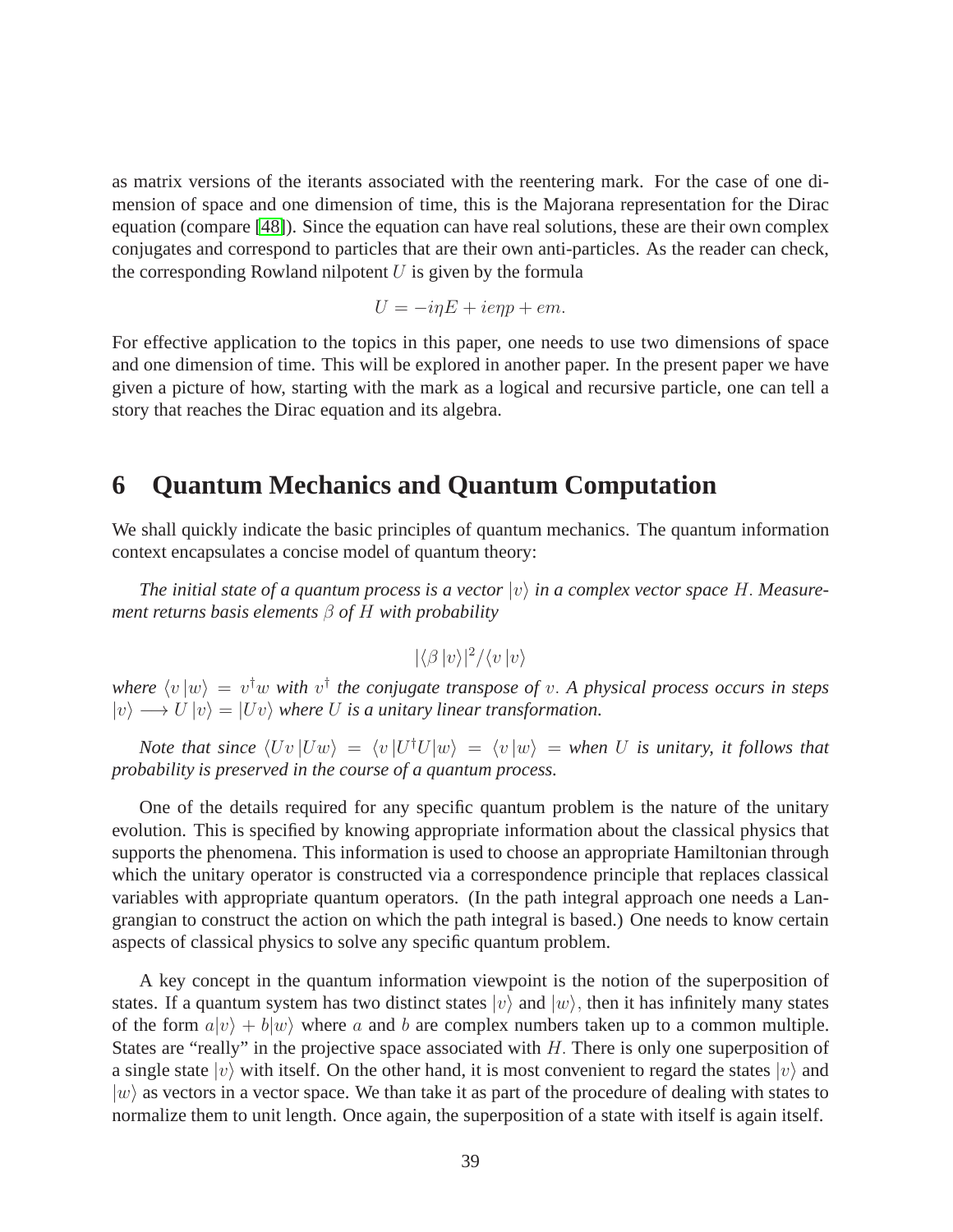as matrix versions of the iterants associated with the reentering mark. For the case of one dimension of space and one dimension of time, this is the Majorana representation for the Dirac equation (compare [48]). Since the equation can have real solutions, these are their own complex conjugates and correspond to particles that are their own anti-particles. As the reader can check, the corresponding Rowland nilpotent $U$ is given by the formula

$$U = -i\eta E + ie\eta p + em.$$

For effective application to the topics in this paper, one needs to use two dimensions of space and one dimension of time. This will be explored in another paper. In the present paper we have given a picture of how, starting with the mark as a logical and recursive particle, one can tell a story that reaches the Dirac equation and its algebra.

# 6 Quantum Mechanics and Quantum Computation

We shall quickly indicate the basic principles of quantum mechanics. The quantum information context encapsulates a concise model of quantum theory:

*The initial state of a quantum process is a vector $|v\rangle$ in a complex vector space $H$. Measurement returns basis elements $\beta$ of $H$ with probability*

$$|\langle \beta \,|v\rangle|^2/\langle v \,|v\rangle$$

*where $\langle v \,|w\rangle = v^\dagger w$ with $v^\dagger$ the conjugate transpose of $v$. A physical process occurs in steps $|v\rangle \longrightarrow U\,|v\rangle = |Uv\rangle$ where $U$ is a unitary linear transformation.*

*Note that since $\langle Uv \,|Uw\rangle = \langle v \,|U^\dagger U|w\rangle = \langle v \,|w\rangle =$ when $U$ is unitary, it follows that probability is preserved in the course of a quantum process.*

One of the details required for any specific quantum problem is the nature of the unitary evolution. This is specified by knowing appropriate information about the classical physics that supports the phenomena. This information is used to choose an appropriate Hamiltonian through which the unitary operator is constructed via a correspondence principle that replaces classical variables with appropriate quantum operators. (In the path integral approach one needs a Langrangian to construct the action on which the path integral is based.) One needs to know certain aspects of classical physics to solve any specific quantum problem.

A key concept in the quantum information viewpoint is the notion of the superposition of states. If a quantum system has two distinct states $|v\rangle$ and $|w\rangle$, then it has infinitely many states of the form $a|v\rangle + b|w\rangle$ where $a$ and $b$ are complex numbers taken up to a common multiple. States are "really" in the projective space associated with $H$. There is only one superposition of a single state $|v\rangle$ with itself. On the other hand, it is most convenient to regard the states $|v\rangle$ and $|w\rangle$ as vectors in a vector space. We than take it as part of the procedure of dealing with states to normalize them to unit length. Once again, the superposition of a state with itself is again itself.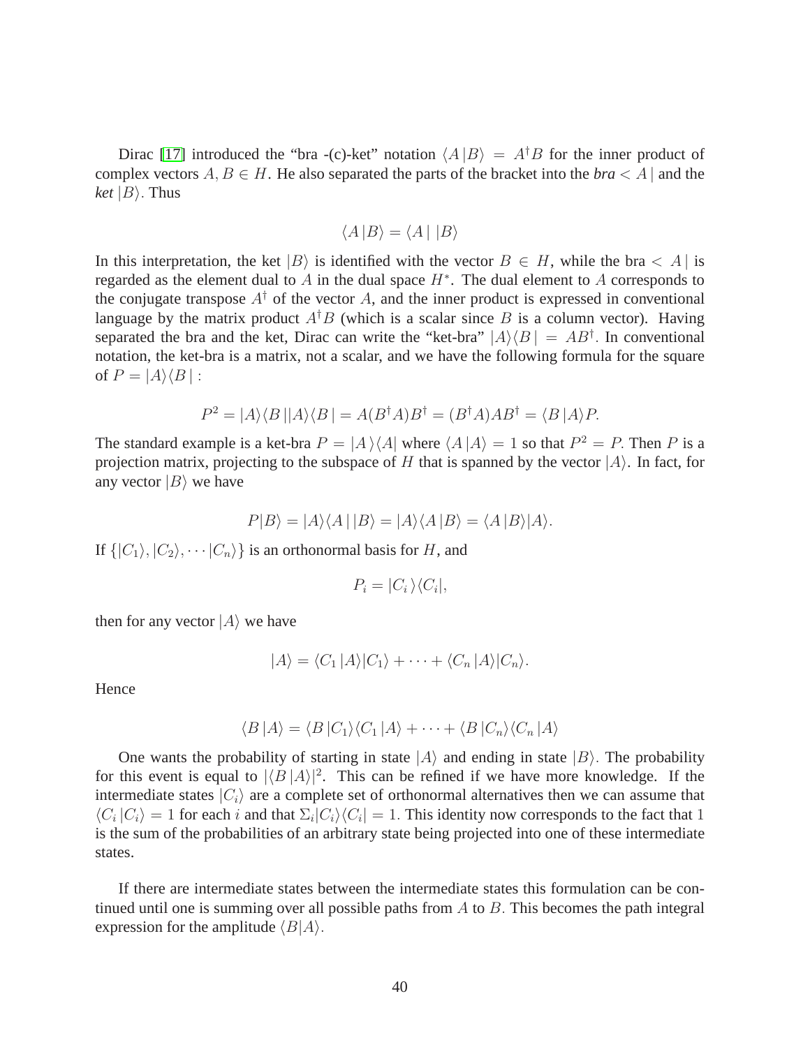Dirac [17] introduced the "bra -(c)-ket" notation $\langle A\,|B\rangle = A^{\dagger}B$ for the inner product of complex vectors $A, B \in H$. He also separated the parts of the bracket into the ***bra*** $< A\,|$ and the ***ket*** $|B\rangle$. Thus

$$\langle A\,|B\rangle = \langle A\,|\;|B\rangle$$

In this interpretation, the ket $|B\rangle$ is identified with the vector $B \in H$, while the bra $< A\,|$ is regarded as the element dual to $A$ in the dual space $H^*$. The dual element to $A$ corresponds to the conjugate transpose $A^{\dagger}$ of the vector $A$, and the inner product is expressed in conventional language by the matrix product $A^{\dagger}B$ (which is a scalar since $B$ is a column vector). Having separated the bra and the ket, Dirac can write the "ket-bra" $|A\rangle\langle B\,| = AB^{\dagger}$. In conventional notation, the ket-bra is a matrix, not a scalar, and we have the following formula for the square of $P = |A\rangle\langle B\,|$ :

$$P^2 = |A\rangle\langle B\,||A\rangle\langle B\,| = A(B^{\dagger}A)B^{\dagger} = (B^{\dagger}A)AB^{\dagger} = \langle B\,|A\rangle P.$$

The standard example is a ket-bra $P = |A\,\rangle\langle A|$ where $\langle A\,|A\rangle = 1$ so that $P^2 = P$. Then $P$ is a projection matrix, projecting to the subspace of $H$ that is spanned by the vector $|A\rangle$. In fact, for any vector $|B\rangle$ we have

$$P|B\rangle = |A\rangle\langle A\,|\,|B\rangle = |A\rangle\langle A\,|B\rangle = \langle A\,|B\rangle|A\rangle.$$

If $\{|C_1\rangle, |C_2\rangle, \cdots |C_n\rangle\}$ is an orthonormal basis for $H$, and

$$P_i = |C_i\,\rangle\langle C_i|,$$

then for any vector $|A\rangle$ we have

$$|A\rangle = \langle C_1\,|A\rangle|C_1\rangle + \cdots + \langle C_n\,|A\rangle|C_n\rangle.$$

Hence

$$\langle B\,|A\rangle = \langle B\,|C_1\rangle\langle C_1\,|A\rangle + \cdots + \langle B\,|C_n\rangle\langle C_n\,|A\rangle$$

One wants the probability of starting in state $|A\rangle$ and ending in state $|B\rangle$. The probability for this event is equal to $|\langle B\,|A\rangle|^2$. This can be refined if we have more knowledge. If the intermediate states $|C_i\rangle$ are a complete set of orthonormal alternatives then we can assume that $\langle C_i\,|C_i\rangle = 1$ for each $i$ and that $\Sigma_i|C_i\rangle\langle C_i| = 1$. This identity now corresponds to the fact that $1$ is the sum of the probabilities of an arbitrary state being projected into one of these intermediate states.

If there are intermediate states between the intermediate states this formulation can be continued until one is summing over all possible paths from $A$ to $B$. This becomes the path integral expression for the amplitude $\langle B|A\rangle$.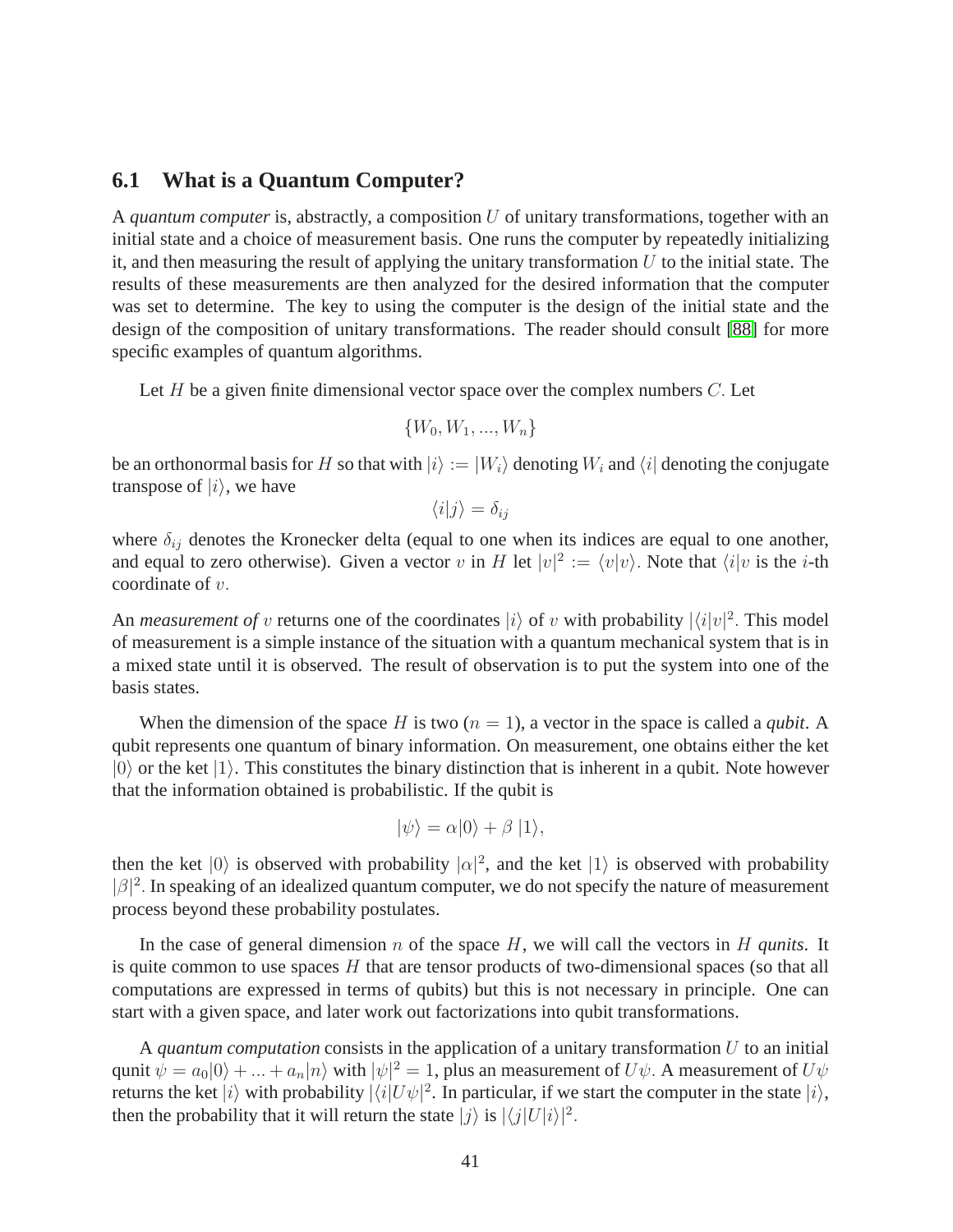## 6.1 What is a Quantum Computer?

A *quantum computer* is, abstractly, a composition $U$ of unitary transformations, together with an initial state and a choice of measurement basis. One runs the computer by repeatedly initializing it, and then measuring the result of applying the unitary transformation $U$ to the initial state. The results of these measurements are then analyzed for the desired information that the computer was set to determine. The key to using the computer is the design of the initial state and the design of the composition of unitary transformations. The reader should consult [88] for more specific examples of quantum algorithms.

Let $H$ be a given finite dimensional vector space over the complex numbers $C$. Let

$$\{W_0, W_1, ..., W_n\}$$

be an orthonormal basis for $H$ so that with $|i\rangle := |W_i\rangle$ denoting $W_i$ and $\langle i|$ denoting the conjugate transpose of $|i\rangle$, we have

$$\langle i|j\rangle = \delta_{ij}$$

where $\delta_{ij}$ denotes the Kronecker delta (equal to one when its indices are equal to one another, and equal to zero otherwise). Given a vector $v$ in $H$ let $|v|^2 := \langle v|v\rangle$. Note that $\langle i|v$ is the $i$-th coordinate of $v$.

An *measurement of* $v$ returns one of the coordinates $|i\rangle$ of $v$ with probability $|\langle i|v|^2$. This model of measurement is a simple instance of the situation with a quantum mechanical system that is in a mixed state until it is observed. The result of observation is to put the system into one of the basis states.

When the dimension of the space $H$ is two ($n = 1$), a vector in the space is called a *qubit*. A qubit represents one quantum of binary information. On measurement, one obtains either the ket $|0\rangle$ or the ket $|1\rangle$. This constitutes the binary distinction that is inherent in a qubit. Note however that the information obtained is probabilistic. If the qubit is

$$|\psi\rangle = \alpha|0\rangle + \beta\,|1\rangle,$$

then the ket $|0\rangle$ is observed with probability $|\alpha|^2$, and the ket $|1\rangle$ is observed with probability $|\beta|^2$. In speaking of an idealized quantum computer, we do not specify the nature of measurement process beyond these probability postulates.

In the case of general dimension $n$ of the space $H$, we will call the vectors in $H$ *qunits*. It is quite common to use spaces $H$ that are tensor products of two-dimensional spaces (so that all computations are expressed in terms of qubits) but this is not necessary in principle. One can start with a given space, and later work out factorizations into qubit transformations.

A *quantum computation* consists in the application of a unitary transformation $U$ to an initial qunit $\psi = a_0|0\rangle + ... + a_n|n\rangle$ with $|\psi|^2 = 1$, plus an measurement of $U\psi$. A measurement of $U\psi$ returns the ket $|i\rangle$ with probability $|\langle i|U\psi|^2$. In particular, if we start the computer in the state $|i\rangle$, then the probability that it will return the state $|j\rangle$ is $|\langle j|U|i\rangle|^2$.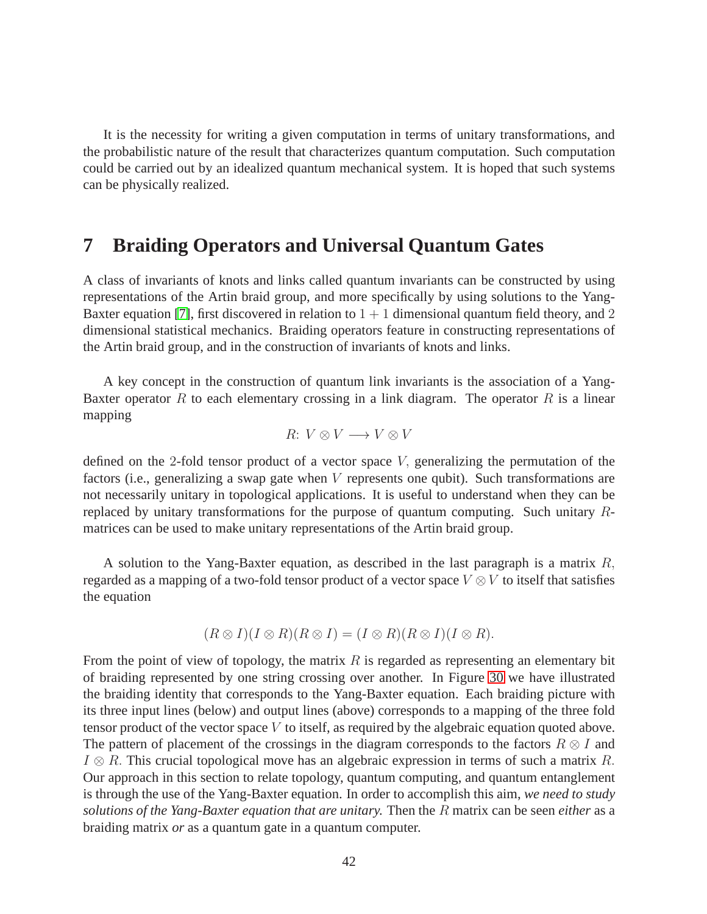It is the necessity for writing a given computation in terms of unitary transformations, and the probabilistic nature of the result that characterizes quantum computation. Such computation could be carried out by an idealized quantum mechanical system. It is hoped that such systems can be physically realized.

## 7 Braiding Operators and Universal Quantum Gates

A class of invariants of knots and links called quantum invariants can be constructed by using representations of the Artin braid group, and more specifically by using solutions to the Yang-Baxter equation [7], first discovered in relation to $1+1$ dimensional quantum field theory, and $2$ dimensional statistical mechanics. Braiding operators feature in constructing representations of the Artin braid group, and in the construction of invariants of knots and links.

A key concept in the construction of quantum link invariants is the association of a Yang-Baxter operator $R$ to each elementary crossing in a link diagram. The operator $R$ is a linear mapping

$$R \colon V \otimes V \longrightarrow V \otimes V$$

defined on the $2$-fold tensor product of a vector space $V$, generalizing the permutation of the factors (i.e., generalizing a swap gate when $V$ represents one qubit). Such transformations are not necessarily unitary in topological applications. It is useful to understand when they can be replaced by unitary transformations for the purpose of quantum computing. Such unitary $R$-matrices can be used to make unitary representations of the Artin braid group.

A solution to the Yang-Baxter equation, as described in the last paragraph is a matrix $R$, regarded as a mapping of a two-fold tensor product of a vector space $V \otimes V$ to itself that satisfies the equation

$$(R \otimes I)(I \otimes R)(R \otimes I) = (I \otimes R)(R \otimes I)(I \otimes R).$$

From the point of view of topology, the matrix $R$ is regarded as representing an elementary bit of braiding represented by one string crossing over another. In Figure 30 we have illustrated the braiding identity that corresponds to the Yang-Baxter equation. Each braiding picture with its three input lines (below) and output lines (above) corresponds to a mapping of the three fold tensor product of the vector space $V$ to itself, as required by the algebraic equation quoted above. The pattern of placement of the crossings in the diagram corresponds to the factors $R \otimes I$ and $I \otimes R$. This crucial topological move has an algebraic expression in terms of such a matrix $R$. Our approach in this section to relate topology, quantum computing, and quantum entanglement is through the use of the Yang-Baxter equation. In order to accomplish this aim, *we need to study solutions of the Yang-Baxter equation that are unitary.* Then the $R$ matrix can be seen *either* as a braiding matrix *or* as a quantum gate in a quantum computer.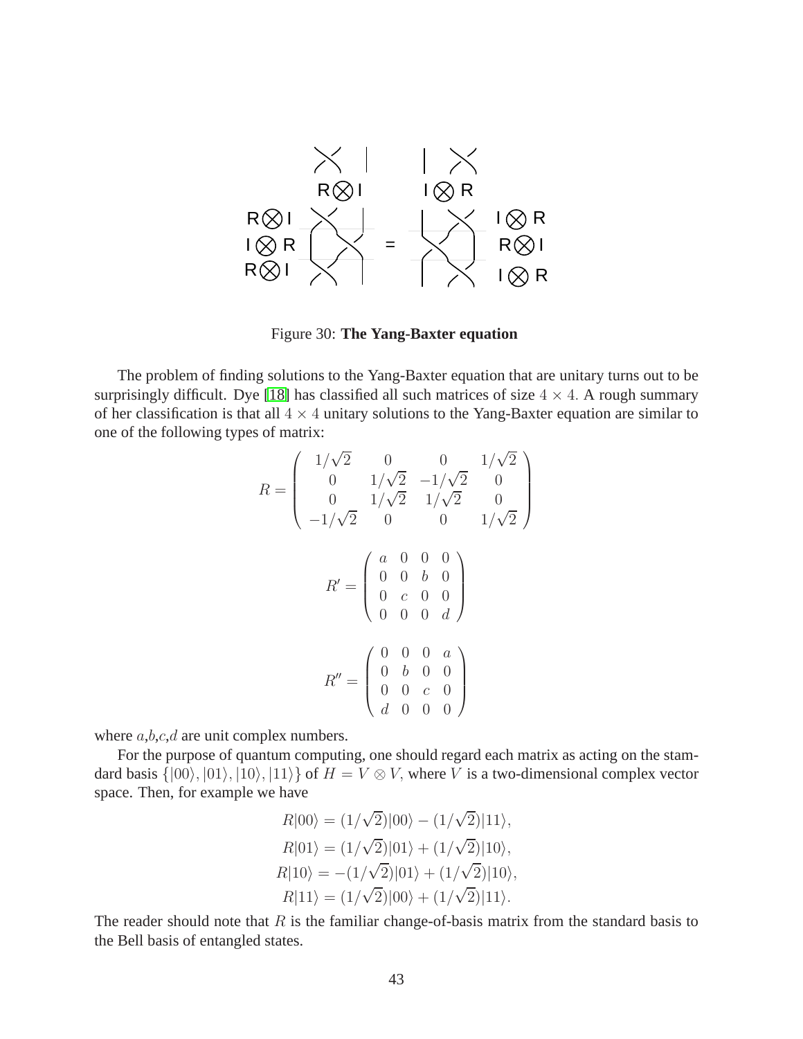Figure 30: **The Yang-Baxter equation**

The problem of finding solutions to the Yang-Baxter equation that are unitary turns out to be surprisingly difficult. Dye [18] has classified all such matrices of size $4 \times 4$. A rough summary of her classification is that all $4 \times 4$ unitary solutions to the Yang-Baxter equation are similar to one of the following types of matrix:

$$R = \begin{pmatrix} 1/\sqrt{2} & 0 & 0 & 1/\sqrt{2} \\ 0 & 1/\sqrt{2} & -1/\sqrt{2} & 0 \\ 0 & 1/\sqrt{2} & 1/\sqrt{2} & 0 \\ -1/\sqrt{2} & 0 & 0 & 1/\sqrt{2} \end{pmatrix}$$

$$R' = \begin{pmatrix} a & 0 & 0 & 0 \\ 0 & 0 & b & 0 \\ 0 & c & 0 & 0 \\ 0 & 0 & 0 & d \end{pmatrix}$$

$$R'' = \begin{pmatrix} 0 & 0 & 0 & a \\ 0 & b & 0 & 0 \\ 0 & 0 & c & 0 \\ d & 0 & 0 & 0 \end{pmatrix}$$

where $a$,$b$,$c$,$d$ are unit complex numbers.

For the purpose of quantum computing, one should regard each matrix as acting on the stamdard basis $\{|00\rangle, |01\rangle, |10\rangle, |11\rangle\}$ of $H = V \otimes V$, where $V$ is a two-dimensional complex vector space. Then, for example we have

$$R|00\rangle = (1/\sqrt{2})|00\rangle - (1/\sqrt{2})|11\rangle,$$
$$R|01\rangle = (1/\sqrt{2})|01\rangle + (1/\sqrt{2})|10\rangle,$$
$$R|10\rangle = -(1/\sqrt{2})|01\rangle + (1/\sqrt{2})|10\rangle,$$
$$R|11\rangle = (1/\sqrt{2})|00\rangle + (1/\sqrt{2})|11\rangle.$$

The reader should note that $R$ is the familiar change-of-basis matrix from the standard basis to the Bell basis of entangled states.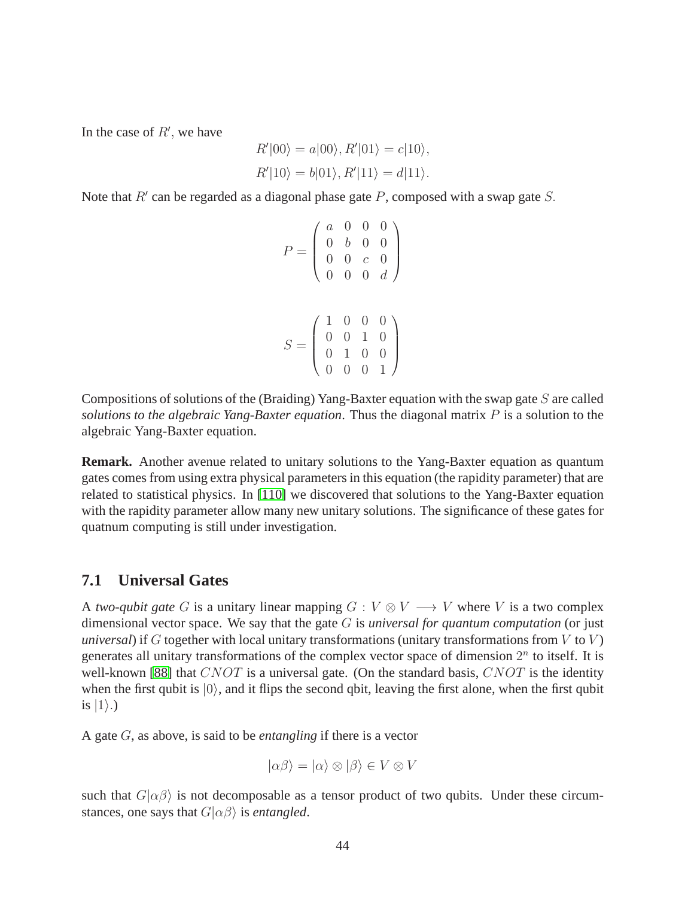In the case of $R'$, we have

$$R'|00\rangle = a|00\rangle, R'|01\rangle = c|10\rangle,$$
$$R'|10\rangle = b|01\rangle, R'|11\rangle = d|11\rangle.$$

Note that $R'$ can be regarded as a diagonal phase gate $P$, composed with a swap gate $S$.

$$P = \begin{pmatrix} a & 0 & 0 & 0 \\ 0 & b & 0 & 0 \\ 0 & 0 & c & 0 \\ 0 & 0 & 0 & d \end{pmatrix}$$

$$S = \begin{pmatrix} 1 & 0 & 0 & 0 \\ 0 & 0 & 1 & 0 \\ 0 & 1 & 0 & 0 \\ 0 & 0 & 0 & 1 \end{pmatrix}$$

Compositions of solutions of the (Braiding) Yang-Baxter equation with the swap gate $S$ are called *solutions to the algebraic Yang-Baxter equation*. Thus the diagonal matrix $P$ is a solution to the algebraic Yang-Baxter equation.

**Remark.** Another avenue related to unitary solutions to the Yang-Baxter equation as quantum gates comes from using extra physical parameters in this equation (the rapidity parameter) that are related to statistical physics. In [110] we discovered that solutions to the Yang-Baxter equation with the rapidity parameter allow many new unitary solutions. The significance of these gates for quatnum computing is still under investigation.

## 7.1 Universal Gates

A *two-qubit gate* $G$ is a unitary linear mapping $G : V \otimes V \longrightarrow V$ where $V$ is a two complex dimensional vector space. We say that the gate $G$ is *universal for quantum computation* (or just *universal*) if $G$ together with local unitary transformations (unitary transformations from $V$ to $V$) generates all unitary transformations of the complex vector space of dimension $2^n$ to itself. It is well-known [88] that $CNOT$ is a universal gate. (On the standard basis, $CNOT$ is the identity when the first qubit is $|0\rangle$, and it flips the second qbit, leaving the first alone, when the first qubit is $|1\rangle$.)

A gate $G$, as above, is said to be *entangling* if there is a vector

$$|\alpha\beta\rangle = |\alpha\rangle \otimes |\beta\rangle \in V \otimes V$$

such that $G|\alpha\beta\rangle$ is not decomposable as a tensor product of two qubits. Under these circumstances, one says that $G|\alpha\beta\rangle$ is *entangled*.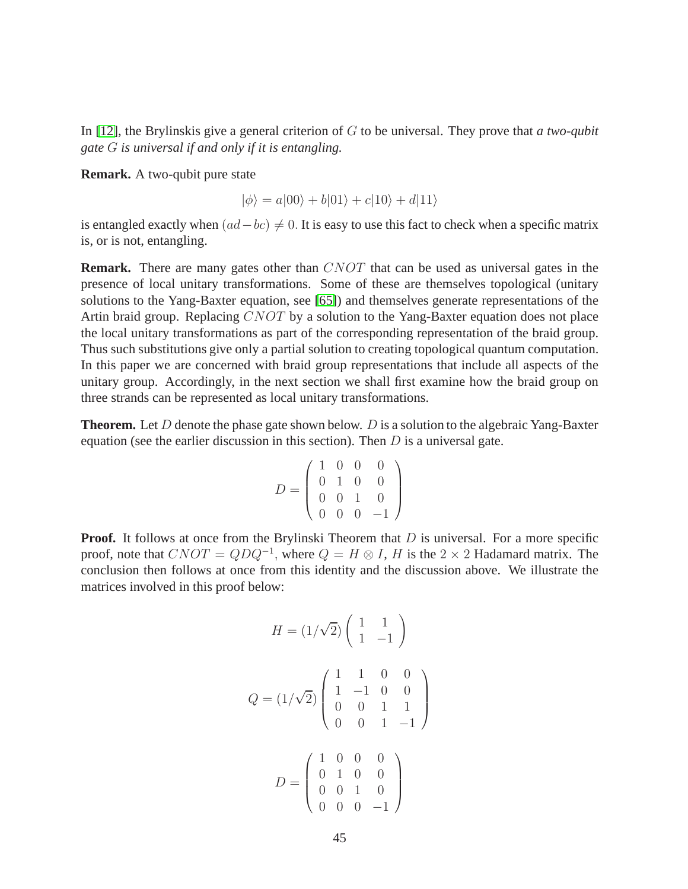In [12], the Brylinskis give a general criterion of $G$ to be universal. They prove that *a two-qubit gate $G$ is universal if and only if it is entangling.*

**Remark.** A two-qubit pure state

$$|\phi\rangle = a|00\rangle + b|01\rangle + c|10\rangle + d|11\rangle$$

is entangled exactly when $(ad - bc) \neq 0$. It is easy to use this fact to check when a specific matrix is, or is not, entangling.

**Remark.** There are many gates other than $CNOT$ that can be used as universal gates in the presence of local unitary transformations. Some of these are themselves topological (unitary solutions to the Yang-Baxter equation, see [65]) and themselves generate representations of the Artin braid group. Replacing $CNOT$ by a solution to the Yang-Baxter equation does not place the local unitary transformations as part of the corresponding representation of the braid group. Thus such substitutions give only a partial solution to creating topological quantum computation. In this paper we are concerned with braid group representations that include all aspects of the unitary group. Accordingly, in the next section we shall first examine how the braid group on three strands can be represented as local unitary transformations.

**Theorem.** Let $D$ denote the phase gate shown below. $D$ is a solution to the algebraic Yang-Baxter equation (see the earlier discussion in this section). Then $D$ is a universal gate.

$$D = \begin{pmatrix} 1 & 0 & 0 & 0 \\ 0 & 1 & 0 & 0 \\ 0 & 0 & 1 & 0 \\ 0 & 0 & 0 & -1 \end{pmatrix}$$

**Proof.** It follows at once from the Brylinski Theorem that $D$ is universal. For a more specific proof, note that $CNOT = QDQ^{-1}$, where $Q = H \otimes I$, $H$ is the $2 \times 2$ Hadamard matrix. The conclusion then follows at once from this identity and the discussion above. We illustrate the matrices involved in this proof below:

$$H = (1/\sqrt{2}) \begin{pmatrix} 1 & 1 \\ 1 & -1 \end{pmatrix}$$

$$Q = (1/\sqrt{2}) \begin{pmatrix} 1 & 1 & 0 & 0 \\ 1 & -1 & 0 & 0 \\ 0 & 0 & 1 & 1 \\ 0 & 0 & 1 & -1 \end{pmatrix}$$

$$D = \begin{pmatrix} 1 & 0 & 0 & 0 \\ 0 & 1 & 0 & 0 \\ 0 & 0 & 1 & 0 \\ 0 & 0 & 0 & -1 \end{pmatrix}$$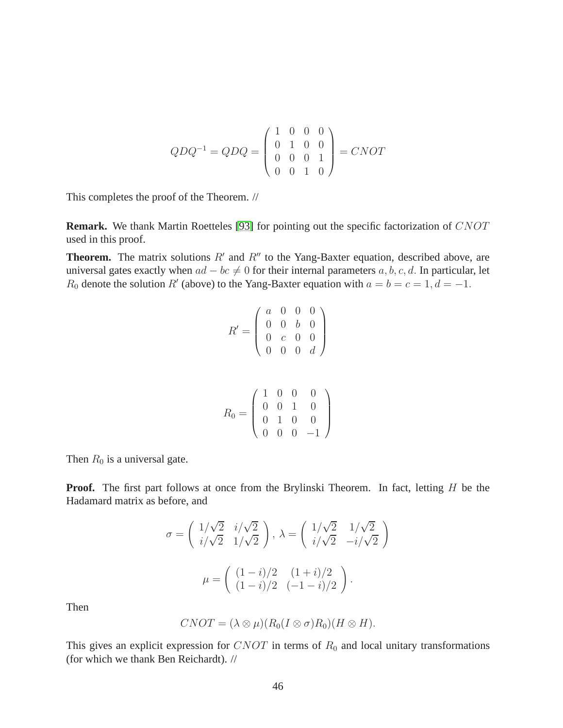$$QDQ^{-1} = QDQ = \left( \begin{array}{cccc} 1 & 0 & 0 & 0 \\ 0 & 1 & 0 & 0 \\ 0 & 0 & 0 & 1 \\ 0 & 0 & 1 & 0 \end{array} \right) = CNOT$$

This completes the proof of the Theorem. //

**Remark.** We thank Martin Roetteles [93] for pointing out the specific factorization of $CNOT$ used in this proof.

**Theorem.** The matrix solutions $R'$ and $R''$ to the Yang-Baxter equation, described above, are universal gates exactly when $ad - bc \neq 0$ for their internal parameters $a, b, c, d.$ In particular, let $R_0$ denote the solution $R'$ (above) to the Yang-Baxter equation with $a = b = c = 1, d = -1.$

$$R' = \left( \begin{array}{cccc} a & 0 & 0 & 0 \\ 0 & 0 & b & 0 \\ 0 & c & 0 & 0 \\ 0 & 0 & 0 & d \end{array} \right)$$

$$R_0 = \left( \begin{array}{cccc} 1 & 0 & 0 & 0 \\ 0 & 0 & 1 & 0 \\ 0 & 1 & 0 & 0 \\ 0 & 0 & 0 & -1 \end{array} \right)$$

Then $R_0$ is a universal gate.

**Proof.** The first part follows at once from the Brylinski Theorem. In fact, letting $H$ be the Hadamard matrix as before, and

$$\sigma = \left( \begin{array}{cc} 1/\sqrt{2} & i/\sqrt{2} \\ i/\sqrt{2} & 1/\sqrt{2} \end{array} \right), \ \lambda = \left( \begin{array}{cc} 1/\sqrt{2} & 1/\sqrt{2} \\ i/\sqrt{2} & -i/\sqrt{2} \end{array} \right)$$

$$\mu = \left( \begin{array}{cc} (1-i)/2 & (1+i)/2 \\ (1-i)/2 & (-1-i)/2 \end{array} \right).$$

Then

$$CNOT = (\lambda \otimes \mu)(R_0(I \otimes \sigma)R_0)(H \otimes H).$$

This gives an explicit expression for $CNOT$ in terms of $R_0$ and local unitary transformations (for which we thank Ben Reichardt). //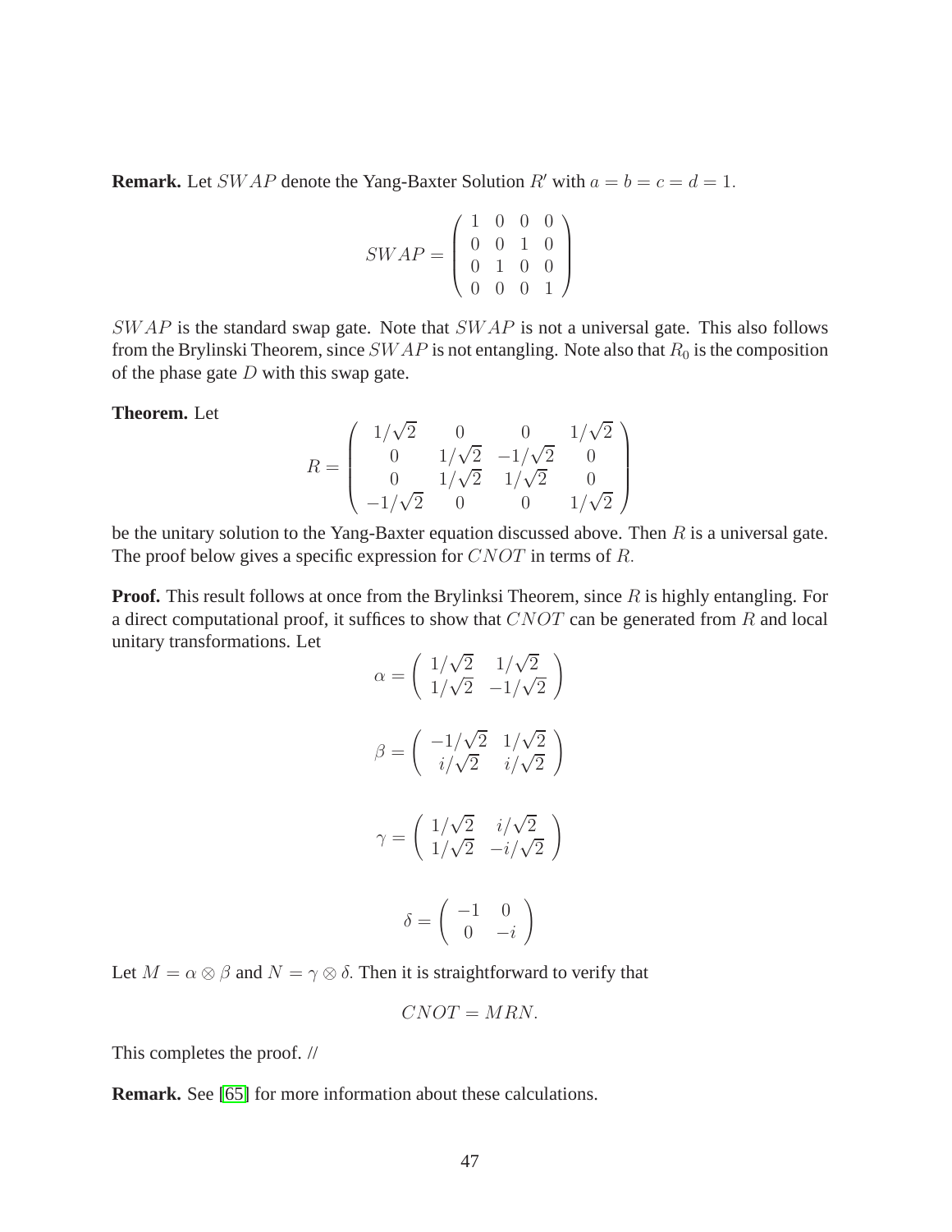**Remark.** Let $SWAP$ denote the Yang-Baxter Solution $R'$ with $a = b = c = d = 1$.

$$SWAP = \begin{pmatrix} 1 & 0 & 0 & 0 \\ 0 & 0 & 1 & 0 \\ 0 & 1 & 0 & 0 \\ 0 & 0 & 0 & 1 \end{pmatrix}$$

$SWAP$ is the standard swap gate. Note that $SWAP$ is not a universal gate. This also follows from the Brylinski Theorem, since $SWAP$ is not entangling. Note also that $R_0$ is the composition of the phase gate $D$ with this swap gate.

**Theorem.** Let

$$R = \begin{pmatrix} 1/\sqrt{2} & 0 & 0 & 1/\sqrt{2} \\ 0 & 1/\sqrt{2} & -1/\sqrt{2} & 0 \\ 0 & 1/\sqrt{2} & 1/\sqrt{2} & 0 \\ -1/\sqrt{2} & 0 & 0 & 1/\sqrt{2} \end{pmatrix}$$

be the unitary solution to the Yang-Baxter equation discussed above. Then $R$ is a universal gate. The proof below gives a specific expression for $CNOT$ in terms of $R$.

**Proof.** This result follows at once from the Brylinksi Theorem, since $R$ is highly entangling. For a direct computational proof, it suffices to show that $CNOT$ can be generated from $R$ and local unitary transformations. Let

$$\alpha = \begin{pmatrix} 1/\sqrt{2} & 1/\sqrt{2} \\ 1/\sqrt{2} & -1/\sqrt{2} \end{pmatrix}$$

$$\beta = \begin{pmatrix} -1/\sqrt{2} & 1/\sqrt{2} \\ i/\sqrt{2} & i/\sqrt{2} \end{pmatrix}$$

$$\gamma = \begin{pmatrix} 1/\sqrt{2} & i/\sqrt{2} \\ 1/\sqrt{2} & -i/\sqrt{2} \end{pmatrix}$$

$$\delta = \begin{pmatrix} -1 & 0 \\ 0 & -i \end{pmatrix}$$

Let $M = \alpha \otimes \beta$ and $N = \gamma \otimes \delta$. Then it is straightforward to verify that

$$CNOT = MRN.$$

This completes the proof. //

**Remark.** See [65] for more information about these calculations.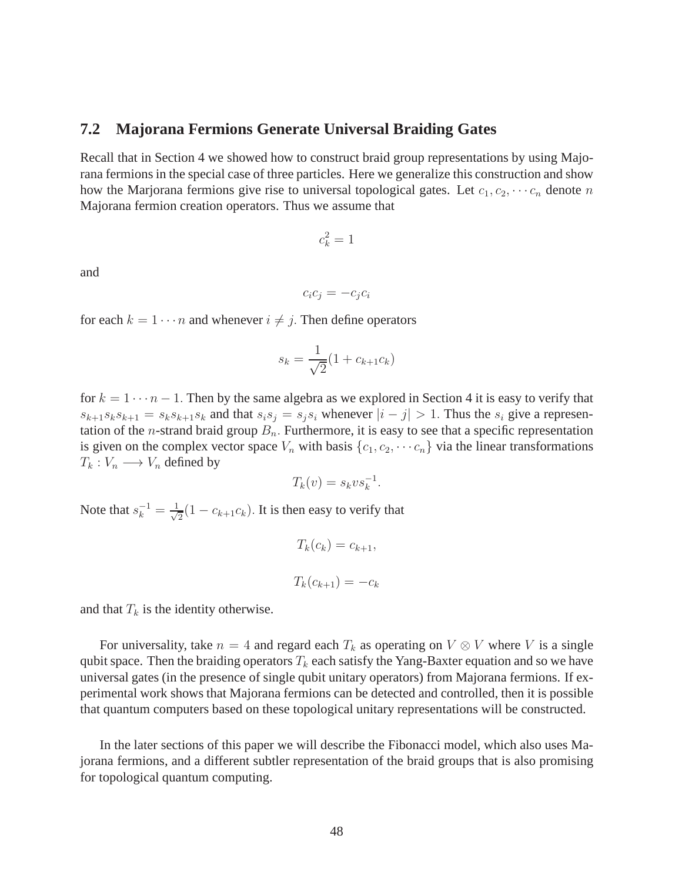## 7.2 Majorana Fermions Generate Universal Braiding Gates

Recall that in Section 4 we showed how to construct braid group representations by using Majorana fermions in the special case of three particles. Here we generalize this construction and show how the Marjorana fermions give rise to universal topological gates. Let $c_1, c_2, \cdots c_n$ denote $n$ Majorana fermion creation operators. Thus we assume that

$$c_k^2 = 1$$

and

$$c_i c_j = -c_j c_i$$

for each $k = 1 \cdots n$ and whenever $i \neq j$. Then define operators

$$s_k = \frac{1}{\sqrt{2}}(1 + c_{k+1}c_k)$$

for $k = 1 \cdots n-1$. Then by the same algebra as we explored in Section 4 it is easy to verify that $s_{k+1}s_k s_{k+1} = s_k s_{k+1} s_k$ and that $s_i s_j = s_j s_i$ whenever $|i - j| > 1$. Thus the $s_i$ give a representation of the $n$-strand braid group $B_n$. Furthermore, it is easy to see that a specific representation is given on the complex vector space $V_n$ with basis $\{c_1, c_2, \cdots c_n\}$ via the linear transformations $T_k : V_n \longrightarrow V_n$ defined by

$$T_k(v) = s_k v s_k^{-1}.$$

Note that $s_k^{-1} = \frac{1}{\sqrt{2}}(1 - c_{k+1}c_k)$. It is then easy to verify that

$$T_k(c_k) = c_{k+1},$$

$$T_k(c_{k+1}) = -c_k$$

and that $T_k$ is the identity otherwise.

For universality, take $n = 4$ and regard each $T_k$ as operating on $V \otimes V$ where $V$ is a single qubit space. Then the braiding operators $T_k$ each satisfy the Yang-Baxter equation and so we have universal gates (in the presence of single qubit unitary operators) from Majorana fermions. If experimental work shows that Majorana fermions can be detected and controlled, then it is possible that quantum computers based on these topological unitary representations will be constructed.

In the later sections of this paper we will describe the Fibonacci model, which also uses Majorana fermions, and a different subtler representation of the braid groups that is also promising for topological quantum computing.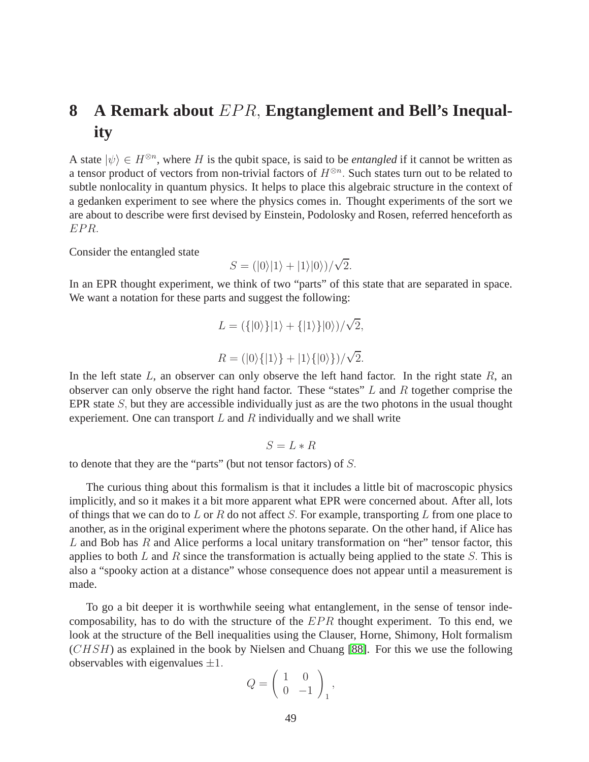# 8 A Remark about $EPR$, Engtanglement and Bell's Inequality

A state $|\psi\rangle \in H^{\otimes n}$, where $H$ is the qubit space, is said to be *entangled* if it cannot be written as a tensor product of vectors from non-trivial factors of $H^{\otimes n}$. Such states turn out to be related to subtle nonlocality in quantum physics. It helps to place this algebraic structure in the context of a gedanken experiment to see where the physics comes in. Thought experiments of the sort we are about to describe were first devised by Einstein, Podolosky and Rosen, referred henceforth as $EPR$.

Consider the entangled state

$$S = (|0\rangle|1\rangle + |1\rangle|0\rangle)/\sqrt{2}.$$

In an EPR thought experiment, we think of two "parts" of this state that are separated in space. We want a notation for these parts and suggest the following:

$$L = (\{|0\rangle\}|1\rangle + \{|1\rangle\}|0\rangle)/\sqrt{2},$$

$$R = (|0\rangle\{|1\rangle\} + |1\rangle\{|0\rangle\})/\sqrt{2}.$$

In the left state $L$, an observer can only observe the left hand factor. In the right state $R$, an observer can only observe the right hand factor. These "states" $L$ and $R$ together comprise the EPR state $S$, but they are accessible individually just as are the two photons in the usual thought experiement. One can transport $L$ and $R$ individually and we shall write

$$S = L * R$$

to denote that they are the "parts" (but not tensor factors) of $S$.

The curious thing about this formalism is that it includes a little bit of macroscopic physics implicitly, and so it makes it a bit more apparent what EPR were concerned about. After all, lots of things that we can do to $L$ or $R$ do not affect $S$. For example, transporting $L$ from one place to another, as in the original experiment where the photons separate. On the other hand, if Alice has $L$ and Bob has $R$ and Alice performs a local unitary transformation on "her" tensor factor, this applies to both $L$ and $R$ since the transformation is actually being applied to the state $S$. This is also a "spooky action at a distance" whose consequence does not appear until a measurement is made.

To go a bit deeper it is worthwhile seeing what entanglement, in the sense of tensor indecomposability, has to do with the structure of the $EPR$ thought experiment. To this end, we look at the structure of the Bell inequalities using the Clauser, Horne, Shimony, Holt formalism ($CHSH$) as explained in the book by Nielsen and Chuang [88]. For this we use the following observables with eigenvalues $\pm 1$.

$$Q = \begin{pmatrix} 1 & 0 \\ 0 & -1 \end{pmatrix}_1,$$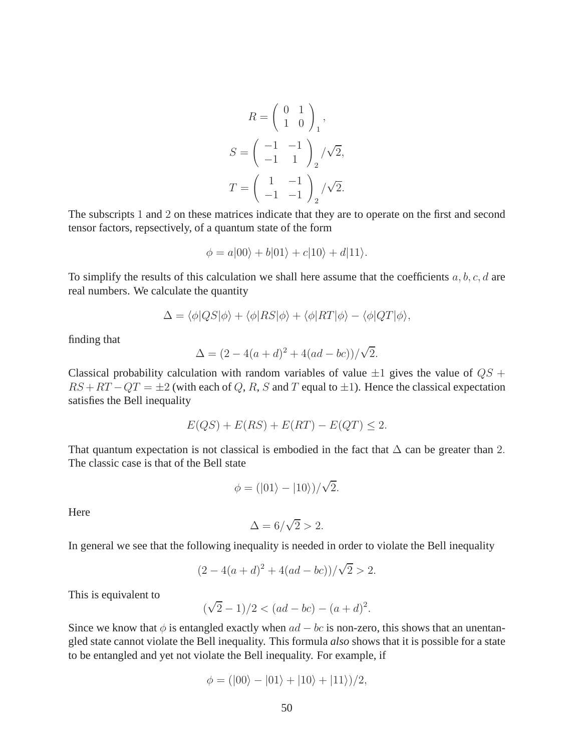$$R = \left( \begin{array}{cc} 0 & 1 \\ 1 & 0 \end{array} \right)_1,$$

$$S = \left( \begin{array}{cc} -1 & -1 \\ -1 & 1 \end{array} \right)_2 / \sqrt{2},$$

$$T = \left( \begin{array}{cc} 1 & -1 \\ -1 & -1 \end{array} \right)_2 / \sqrt{2}.$$

The subscripts 1 and 2 on these matrices indicate that they are to operate on the first and second tensor factors, repsectively, of a quantum state of the form

$$\phi = a|00\rangle + b|01\rangle + c|10\rangle + d|11\rangle.$$

To simplify the results of this calculation we shall here assume that the coefficients $a, b, c, d$ are real numbers. We calculate the quantity

$$\Delta = \langle\phi|QS|\phi\rangle + \langle\phi|RS|\phi\rangle + \langle\phi|RT|\phi\rangle - \langle\phi|QT|\phi\rangle,$$

finding that

$$\Delta = (2 - 4(a+d)^2 + 4(ad - bc))/\sqrt{2}.$$

Classical probability calculation with random variables of value $\pm 1$ gives the value of $QS + RS + RT - QT = \pm 2$ (with each of $Q$, $R$, $S$ and $T$ equal to $\pm 1$). Hence the classical expectation satisfies the Bell inequality

$$E(QS) + E(RS) + E(RT) - E(QT) \leq 2.$$

That quantum expectation is not classical is embodied in the fact that $\Delta$ can be greater than 2. The classic case is that of the Bell state

$$\phi = (|01\rangle - |10\rangle)/\sqrt{2}.$$

Here

$$\Delta = 6/\sqrt{2} > 2.$$

In general we see that the following inequality is needed in order to violate the Bell inequality

$$(2 - 4(a+d)^2 + 4(ad - bc))/\sqrt{2} > 2.$$

This is equivalent to

$$(\sqrt{2} - 1)/2 < (ad - bc) - (a+d)^2.$$

Since we know that $\phi$ is entangled exactly when $ad - bc$ is non-zero, this shows that an unentangled state cannot violate the Bell inequality. This formula *also* shows that it is possible for a state to be entangled and yet not violate the Bell inequality. For example, if

$$\phi = (|00\rangle - |01\rangle + |10\rangle + |11\rangle)/2,$$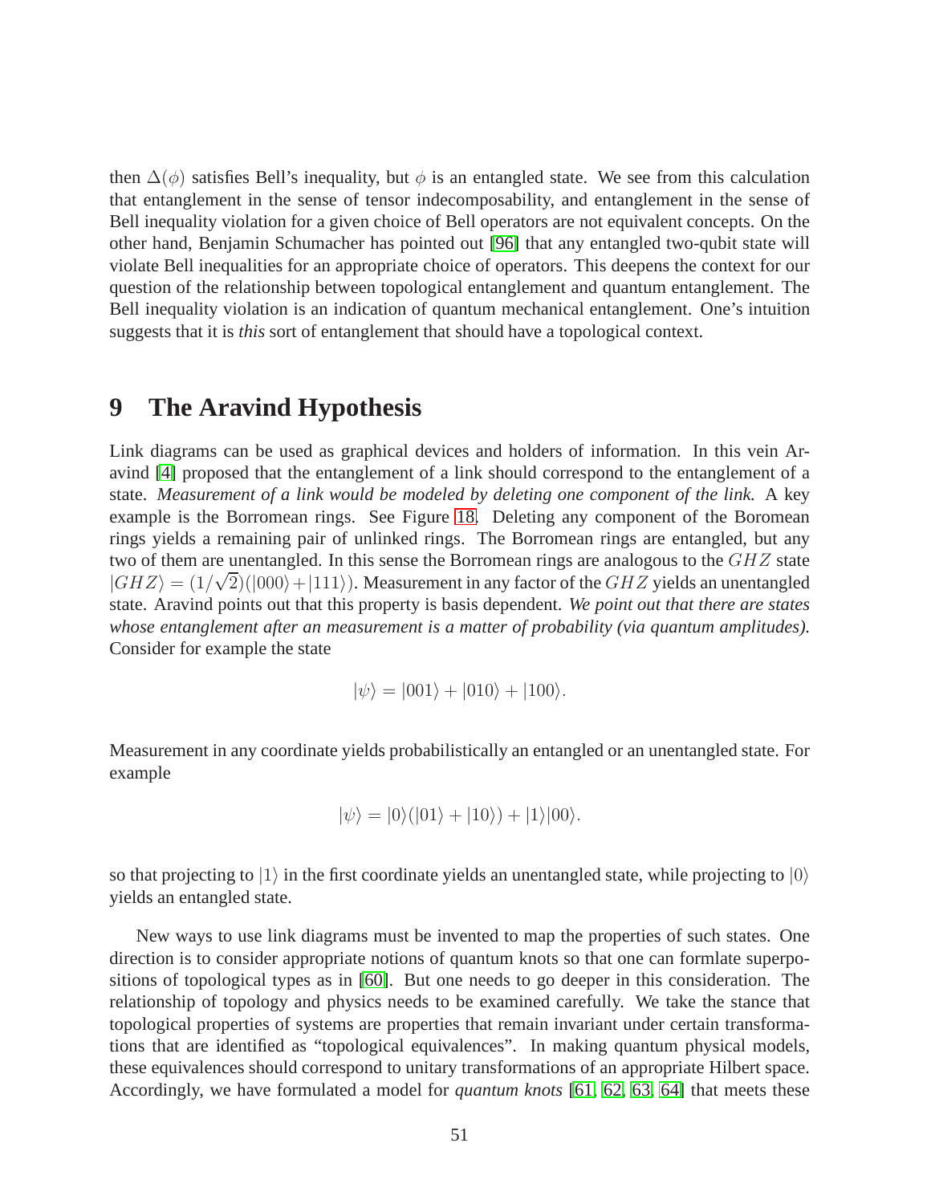then $\Delta(\phi)$ satisfies Bell's inequality, but $\phi$ is an entangled state. We see from this calculation that entanglement in the sense of tensor indecomposability, and entanglement in the sense of Bell inequality violation for a given choice of Bell operators are not equivalent concepts. On the other hand, Benjamin Schumacher has pointed out [96] that any entangled two-qubit state will violate Bell inequalities for an appropriate choice of operators. This deepens the context for our question of the relationship between topological entanglement and quantum entanglement. The Bell inequality violation is an indication of quantum mechanical entanglement. One's intuition suggests that it is *this* sort of entanglement that should have a topological context.

# 9 The Aravind Hypothesis

Link diagrams can be used as graphical devices and holders of information. In this vein Aravind [4] proposed that the entanglement of a link should correspond to the entanglement of a state. *Measurement of a link would be modeled by deleting one component of the link.* A key example is the Borromean rings. See Figure 18. Deleting any component of the Boromean rings yields a remaining pair of unlinked rings. The Borromean rings are entangled, but any two of them are unentangled. In this sense the Borromean rings are analogous to the $GHZ$ state $|GHZ\rangle = (1/\sqrt{2})(|000\rangle + |111\rangle)$. Measurement in any factor of the $GHZ$ yields an unentangled state. Aravind points out that this property is basis dependent. *We point out that there are states whose entanglement after an measurement is a matter of probability (via quantum amplitudes).* Consider for example the state

$$|\psi\rangle = |001\rangle + |010\rangle + |100\rangle.$$

Measurement in any coordinate yields probabilistically an entangled or an unentangled state. For example

$$|\psi\rangle = |0\rangle(|01\rangle + |10\rangle) + |1\rangle|00\rangle.$$

so that projecting to $|1\rangle$ in the first coordinate yields an unentangled state, while projecting to $|0\rangle$ yields an entangled state.

New ways to use link diagrams must be invented to map the properties of such states. One direction is to consider appropriate notions of quantum knots so that one can formlate superpositions of topological types as in [60]. But one needs to go deeper in this consideration. The relationship of topology and physics needs to be examined carefully. We take the stance that topological properties of systems are properties that remain invariant under certain transformations that are identified as "topological equivalences". In making quantum physical models, these equivalences should correspond to unitary transformations of an appropriate Hilbert space. Accordingly, we have formulated a model for *quantum knots* [61, 62, 63, 64] that meets these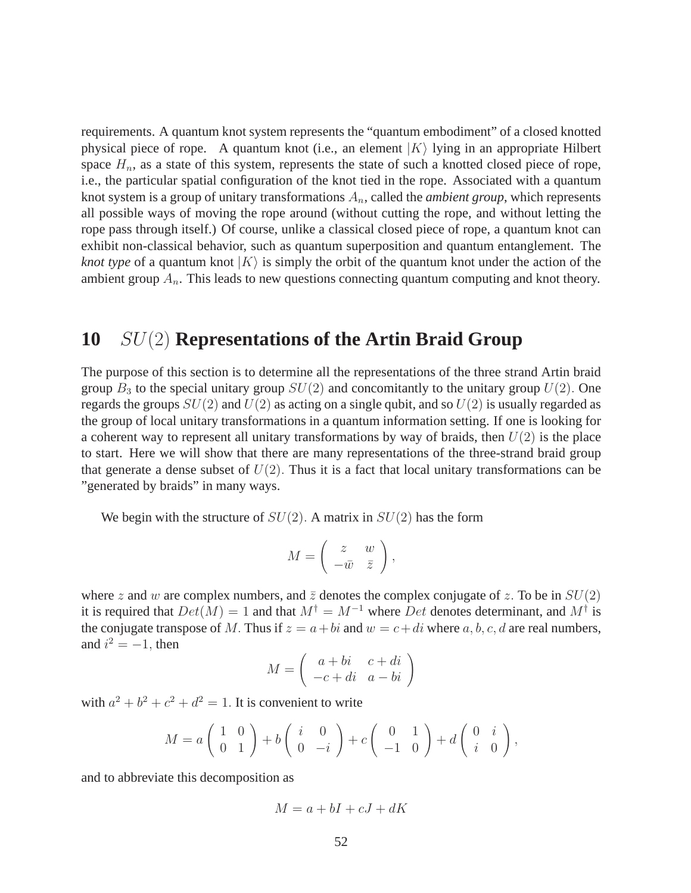requirements. A quantum knot system represents the "quantum embodiment" of a closed knotted physical piece of rope. A quantum knot (i.e., an element $|K\rangle$ lying in an appropriate Hilbert space $H_n$, as a state of this system, represents the state of such a knotted closed piece of rope, i.e., the particular spatial configuration of the knot tied in the rope. Associated with a quantum knot system is a group of unitary transformations $A_n$, called the *ambient group*, which represents all possible ways of moving the rope around (without cutting the rope, and without letting the rope pass through itself.) Of course, unlike a classical closed piece of rope, a quantum knot can exhibit non-classical behavior, such as quantum superposition and quantum entanglement. The *knot type* of a quantum knot $|K\rangle$ is simply the orbit of the quantum knot under the action of the ambient group $A_n$. This leads to new questions connecting quantum computing and knot theory.

## 10 $SU(2)$ Representations of the Artin Braid Group

The purpose of this section is to determine all the representations of the three strand Artin braid group $B_3$ to the special unitary group $SU(2)$ and concomitantly to the unitary group $U(2)$. One regards the groups $SU(2)$ and $U(2)$ as acting on a single qubit, and so $U(2)$ is usually regarded as the group of local unitary transformations in a quantum information setting. If one is looking for a coherent way to represent all unitary transformations by way of braids, then $U(2)$ is the place to start. Here we will show that there are many representations of the three-strand braid group that generate a dense subset of $U(2)$. Thus it is a fact that local unitary transformations can be "generated by braids" in many ways.

We begin with the structure of $SU(2)$. A matrix in $SU(2)$ has the form

$$M = \begin{pmatrix} z & w \\ -\bar{w} & \bar{z} \end{pmatrix},$$

where $z$ and $w$ are complex numbers, and $\bar{z}$ denotes the complex conjugate of $z$. To be in $SU(2)$ it is required that $Det(M) = 1$ and that $M^{\dagger} = M^{-1}$ where $Det$ denotes determinant, and $M^{\dagger}$ is the conjugate transpose of $M$. Thus if $z = a + bi$ and $w = c + di$ where $a, b, c, d$ are real numbers, and $i^2 = -1$, then

$$M = \begin{pmatrix} a + bi & c + di \\ -c + di & a - bi \end{pmatrix}$$

with $a^2 + b^2 + c^2 + d^2 = 1$. It is convenient to write

$$M = a \begin{pmatrix} 1 & 0 \\ 0 & 1 \end{pmatrix} + b \begin{pmatrix} i & 0 \\ 0 & -i \end{pmatrix} + c \begin{pmatrix} 0 & 1 \\ -1 & 0 \end{pmatrix} + d \begin{pmatrix} 0 & i \\ i & 0 \end{pmatrix},$$

and to abbreviate this decomposition as

$$M = a + bI + cJ + dK$$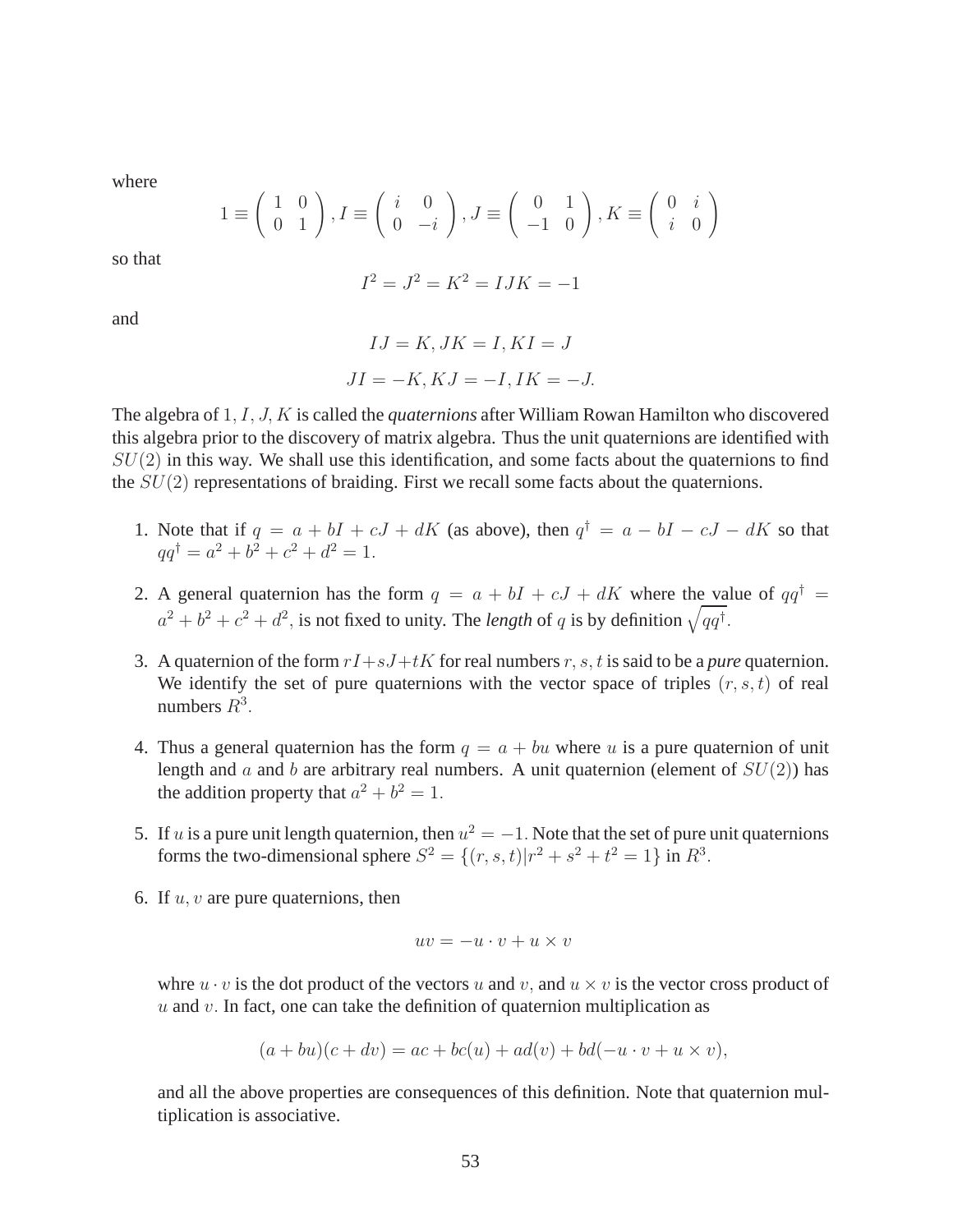where

$$1 \equiv \begin{pmatrix} 1 & 0 \\ 0 & 1 \end{pmatrix}, I \equiv \begin{pmatrix} i & 0 \\ 0 & -i \end{pmatrix}, J \equiv \begin{pmatrix} 0 & 1 \\ -1 & 0 \end{pmatrix}, K \equiv \begin{pmatrix} 0 & i \\ i & 0 \end{pmatrix}$$

so that

$$I^2 = J^2 = K^2 = IJK = -1$$

and

$$IJ = K, JK = I, KI = J$$

$$JI = -K, KJ = -I, IK = -J.$$

The algebra of $1, I, J, K$ is called the *quaternions* after William Rowan Hamilton who discovered this algebra prior to the discovery of matrix algebra. Thus the unit quaternions are identified with $SU(2)$ in this way. We shall use this identification, and some facts about the quaternions to find the $SU(2)$ representations of braiding. First we recall some facts about the quaternions.

1. Note that if $q = a + bI + cJ + dK$ (as above), then $q^{\dagger} = a - bI - cJ - dK$ so that $qq^{\dagger} = a^2 + b^2 + c^2 + d^2 = 1$.

2. A general quaternion has the form $q = a + bI + cJ + dK$ where the value of $qq^{\dagger} = a^2 + b^2 + c^2 + d^2$, is not fixed to unity. The *length* of $q$ is by definition $\sqrt{qq^{\dagger}}$.

3. A quaternion of the form $rI + sJ + tK$ for real numbers $r, s, t$ is said to be a *pure* quaternion. We identify the set of pure quaternions with the vector space of triples $(r, s, t)$ of real numbers $R^3$.

4. Thus a general quaternion has the form $q = a + bu$ where $u$ is a pure quaternion of unit length and $a$ and $b$ are arbitrary real numbers. A unit quaternion (element of $SU(2)$) has the addition property that $a^2 + b^2 = 1$.

5. If $u$ is a pure unit length quaternion, then $u^2 = -1$. Note that the set of pure unit quaternions forms the two-dimensional sphere $S^2 = \{(r, s, t) | r^2 + s^2 + t^2 = 1\}$ in $R^3$.

6. If $u, v$ are pure quaternions, then

$$uv = -u \cdot v + u \times v$$

whre $u \cdot v$ is the dot product of the vectors $u$ and $v$, and $u \times v$ is the vector cross product of $u$ and $v$. In fact, one can take the definition of quaternion multiplication as

$$(a + bu)(c + dv) = ac + bc(u) + ad(v) + bd(-u \cdot v + u \times v),$$

and all the above properties are consequences of this definition. Note that quaternion multiplication is associative.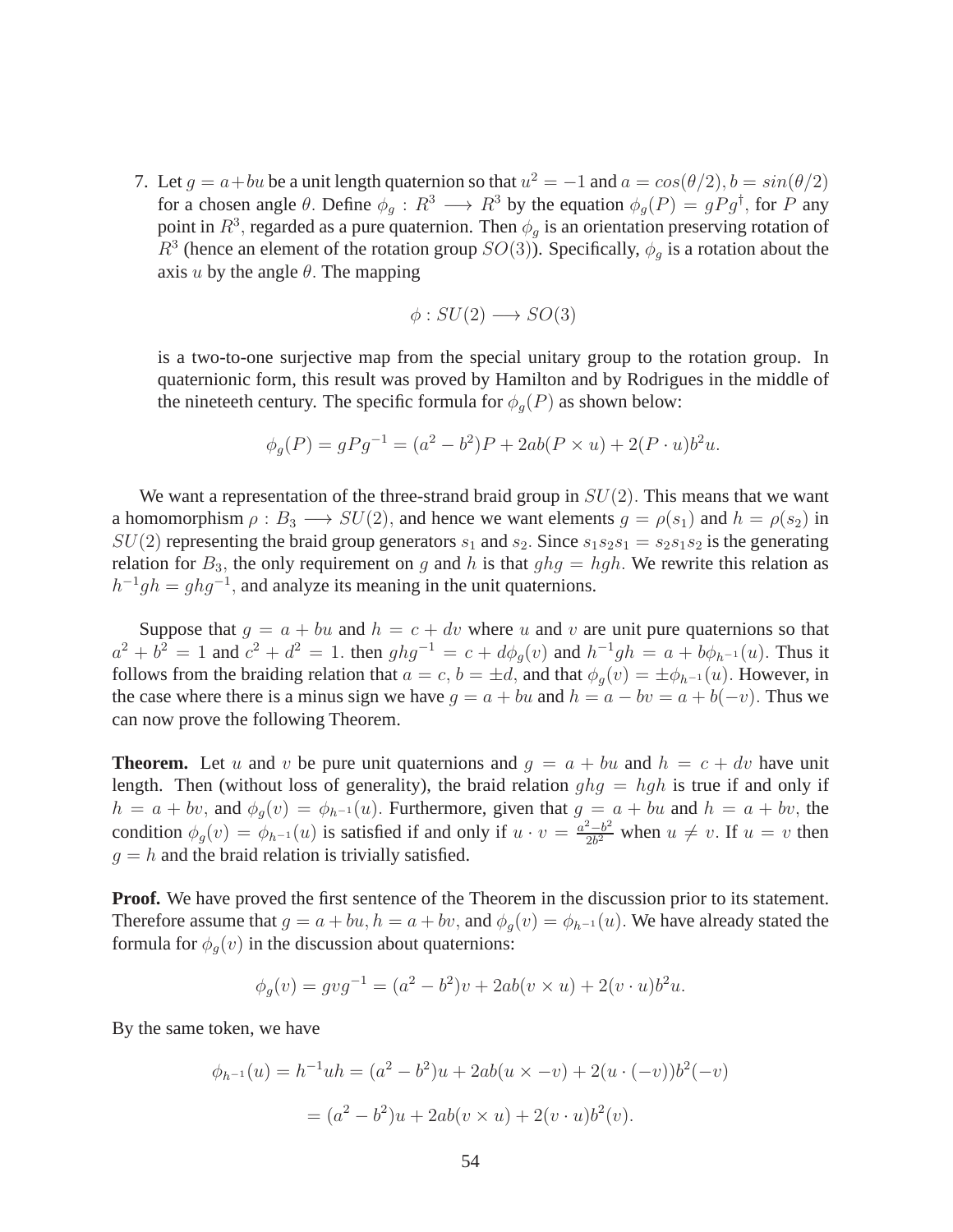7. Let $g = a + bu$ be a unit length quaternion so that $u^2 = -1$ and $a = cos(\theta/2), b = sin(\theta/2)$ for a chosen angle $\theta$. Define $\phi_g : R^3 \longrightarrow R^3$ by the equation $\phi_g(P) = gPg^\dagger$, for $P$ any point in $R^3$, regarded as a pure quaternion. Then $\phi_g$ is an orientation preserving rotation of $R^3$ (hence an element of the rotation group $SO(3)$). Specifically, $\phi_g$ is a rotation about the axis $u$ by the angle $\theta$. The mapping

$$\phi : SU(2) \longrightarrow SO(3)$$

is a two-to-one surjective map from the special unitary group to the rotation group. In quaternionic form, this result was proved by Hamilton and by Rodrigues in the middle of the nineteeth century. The specific formula for $\phi_g(P)$ as shown below:

$$\phi_g(P) = gPg^{-1} = (a^2 - b^2)P + 2ab(P \times u) + 2(P \cdot u)b^2 u.$$

We want a representation of the three-strand braid group in $SU(2)$. This means that we want a homomorphism $\rho : B_3 \longrightarrow SU(2)$, and hence we want elements $g = \rho(s_1)$ and $h = \rho(s_2)$ in $SU(2)$ representing the braid group generators $s_1$ and $s_2$. Since $s_1 s_2 s_1 = s_2 s_1 s_2$ is the generating relation for $B_3$, the only requirement on $g$ and $h$ is that $ghg = hgh$. We rewrite this relation as $h^{-1}gh = ghg^{-1}$, and analyze its meaning in the unit quaternions.

Suppose that $g = a + bu$ and $h = c + dv$ where $u$ and $v$ are unit pure quaternions so that $a^2 + b^2 = 1$ and $c^2 + d^2 = 1$. then $ghg^{-1} = c + d\phi_g(v)$ and $h^{-1}gh = a + b\phi_{h^{-1}}(u)$. Thus it follows from the braiding relation that $a = c$, $b = \pm d$, and that $\phi_g(v) = \pm\phi_{h^{-1}}(u)$. However, in the case where there is a minus sign we have $g = a + bu$ and $h = a - bv = a + b(-v)$. Thus we can now prove the following Theorem.

**Theorem.** Let $u$ and $v$ be pure unit quaternions and $g = a + bu$ and $h = c + dv$ have unit length. Then (without loss of generality), the braid relation $ghg = hgh$ is true if and only if $h = a + bv$, and $\phi_g(v) = \phi_{h^{-1}}(u)$. Furthermore, given that $g = a + bu$ and $h = a + bv$, the condition $\phi_g(v) = \phi_{h^{-1}}(u)$ is satisfied if and only if $u \cdot v = \frac{a^2 - b^2}{2b^2}$ when $u \neq v$. If $u = v$ then $g = h$ and the braid relation is trivially satisfied.

**Proof.** We have proved the first sentence of the Theorem in the discussion prior to its statement. Therefore assume that $g = a + bu$, $h = a + bv$, and $\phi_g(v) = \phi_{h^{-1}}(u)$. We have already stated the formula for $\phi_g(v)$ in the discussion about quaternions:

$$\phi_g(v) = gvg^{-1} = (a^2 - b^2)v + 2ab(v \times u) + 2(v \cdot u)b^2 u.$$

By the same token, we have

$$\phi_{h^{-1}}(u) = h^{-1}uh = (a^2 - b^2)u + 2ab(u \times -v) + 2(u \cdot (-v))b^2(-v)$$

$$= (a^2 - b^2)u + 2ab(v \times u) + 2(v \cdot u)b^2(v).$$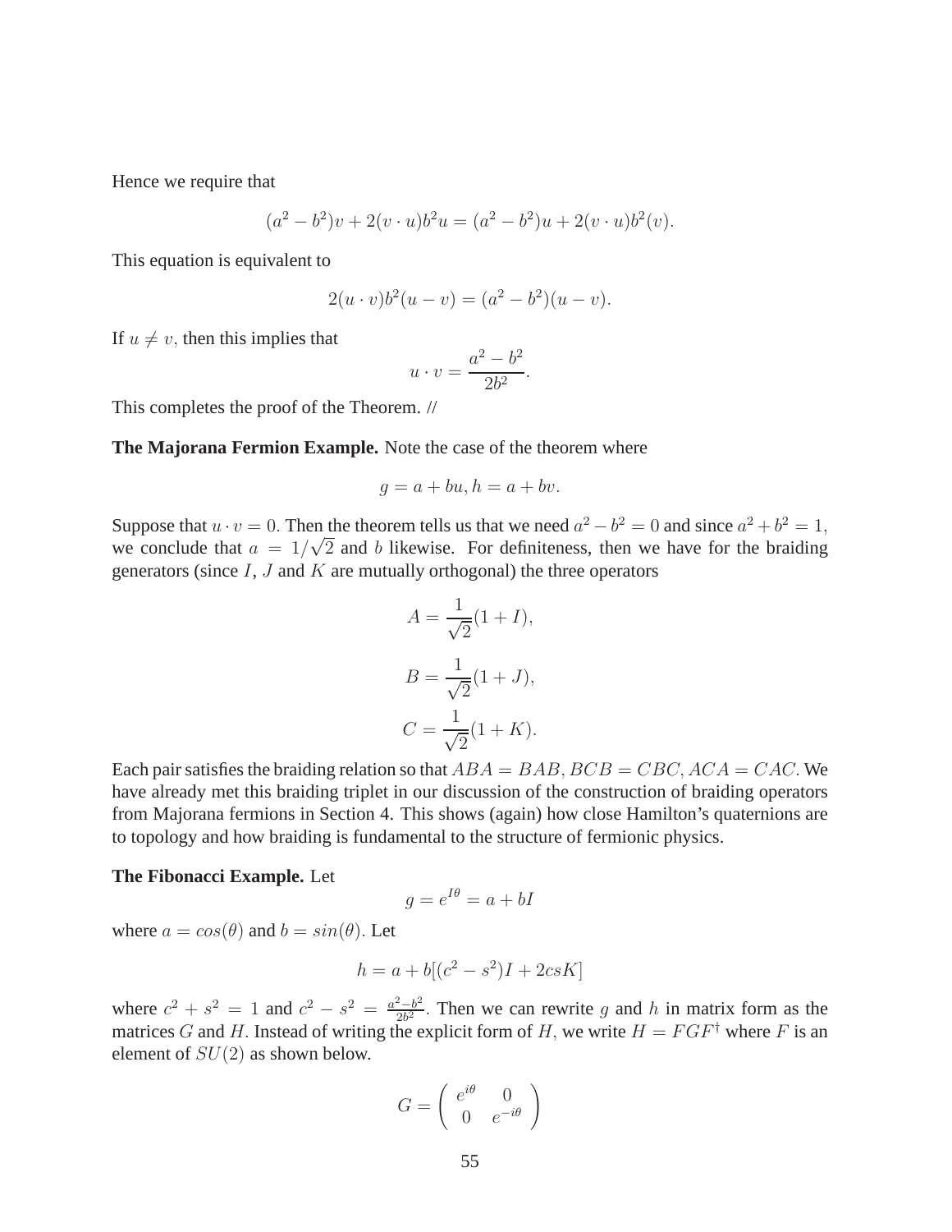Hence we require that

$$(a^2 - b^2)v + 2(v \cdot u)b^2 u = (a^2 - b^2)u + 2(v \cdot u)b^2(v).$$

This equation is equivalent to

$$2(u \cdot v)b^2(u - v) = (a^2 - b^2)(u - v).$$

If $u \neq v$, then this implies that

$$u \cdot v = \frac{a^2 - b^2}{2b^2}.$$

This completes the proof of the Theorem. //

**The Majorana Fermion Example.** Note the case of the theorem where

$$g = a + bu, h = a + bv.$$

Suppose that $u \cdot v = 0$. Then the theorem tells us that we need $a^2 - b^2 = 0$ and since $a^2 + b^2 = 1$, we conclude that $a = 1/\sqrt{2}$ and $b$ likewise. For definiteness, then we have for the braiding generators (since $I$, $J$ and $K$ are mutually orthogonal) the three operators

$$A = \frac{1}{\sqrt{2}}(1 + I),$$

$$B = \frac{1}{\sqrt{2}}(1 + J),$$

$$C = \frac{1}{\sqrt{2}}(1 + K).$$

Each pair satisfies the braiding relation so that $ABA = BAB, BCB = CBC, ACA = CAC$. We have already met this braiding triplet in our discussion of the construction of braiding operators from Majorana fermions in Section 4. This shows (again) how close Hamilton's quaternions are to topology and how braiding is fundamental to the structure of fermionic physics.

**The Fibonacci Example.** Let

$$g = e^{I\theta} = a + bI$$

where $a = cos(\theta)$ and $b = sin(\theta)$. Let

$$h = a + b[(c^2 - s^2)I + 2csK]$$

where $c^2 + s^2 = 1$ and $c^2 - s^2 = \frac{a^2 - b^2}{2b^2}$. Then we can rewrite $g$ and $h$ in matrix form as the matrices $G$ and $H$. Instead of writing the explicit form of $H$, we write $H = FGF^{\dagger}$ where $F$ is an element of $SU(2)$ as shown below.

$$G = \begin{pmatrix} e^{i\theta} & 0 \\ 0 & e^{-i\theta} \end{pmatrix}$$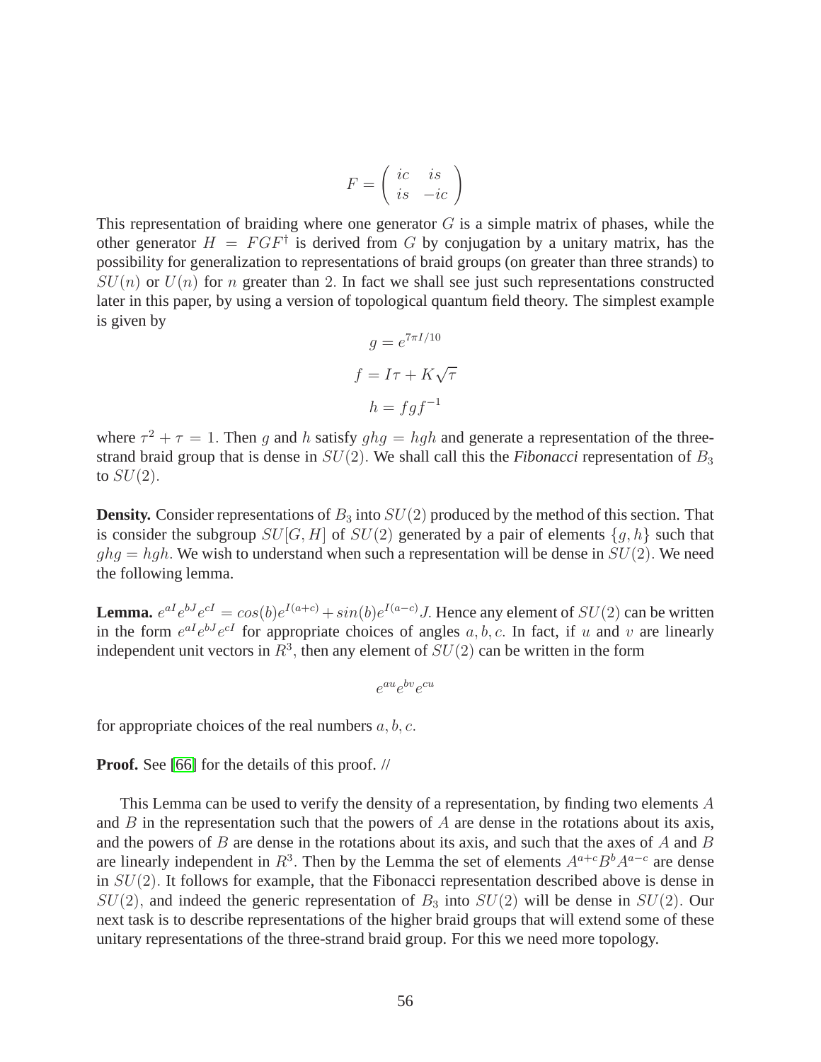$$F = \begin{pmatrix} ic & is \\ is & -ic \end{pmatrix}$$

This representation of braiding where one generator $G$ is a simple matrix of phases, while the other generator $H = FGF^{\dagger}$ is derived from $G$ by conjugation by a unitary matrix, has the possibility for generalization to representations of braid groups (on greater than three strands) to $SU(n)$ or $U(n)$ for $n$ greater than 2. In fact we shall see just such representations constructed later in this paper, by using a version of topological quantum field theory. The simplest example is given by

$$g = e^{7\pi I/10}$$

$$f = I\tau + K\sqrt{\tau}$$

$$h = fgf^{-1}$$

where $\tau^2 + \tau = 1$. Then $g$ and $h$ satisfy $ghg = hgh$ and generate a representation of the three-strand braid group that is dense in $SU(2)$. We shall call this the *Fibonacci* representation of $B_3$ to $SU(2)$.

**Density.** Consider representations of $B_3$ into $SU(2)$ produced by the method of this section. That is consider the subgroup $SU[G, H]$ of $SU(2)$ generated by a pair of elements $\{g, h\}$ such that $ghg = hgh$. We wish to understand when such a representation will be dense in $SU(2)$. We need the following lemma.

**Lemma.** $e^{aI}e^{bJ}e^{cI} = cos(b)e^{I(a+c)} + sin(b)e^{I(a-c)}J$. Hence any element of $SU(2)$ can be written in the form $e^{aI}e^{bJ}e^{cI}$ for appropriate choices of angles $a, b, c$. In fact, if $u$ and $v$ are linearly independent unit vectors in $R^3$, then any element of $SU(2)$ can be written in the form

$$e^{au}e^{bv}e^{cu}$$

for appropriate choices of the real numbers $a, b, c$.

**Proof.** See [66] for the details of this proof. //

This Lemma can be used to verify the density of a representation, by finding two elements $A$ and $B$ in the representation such that the powers of $A$ are dense in the rotations about its axis, and the powers of $B$ are dense in the rotations about its axis, and such that the axes of $A$ and $B$ are linearly independent in $R^3$. Then by the Lemma the set of elements $A^{a+c}B^bA^{a-c}$ are dense in $SU(2)$. It follows for example, that the Fibonacci representation described above is dense in $SU(2)$, and indeed the generic representation of $B_3$ into $SU(2)$ will be dense in $SU(2)$. Our next task is to describe representations of the higher braid groups that will extend some of these unitary representations of the three-strand braid group. For this we need more topology.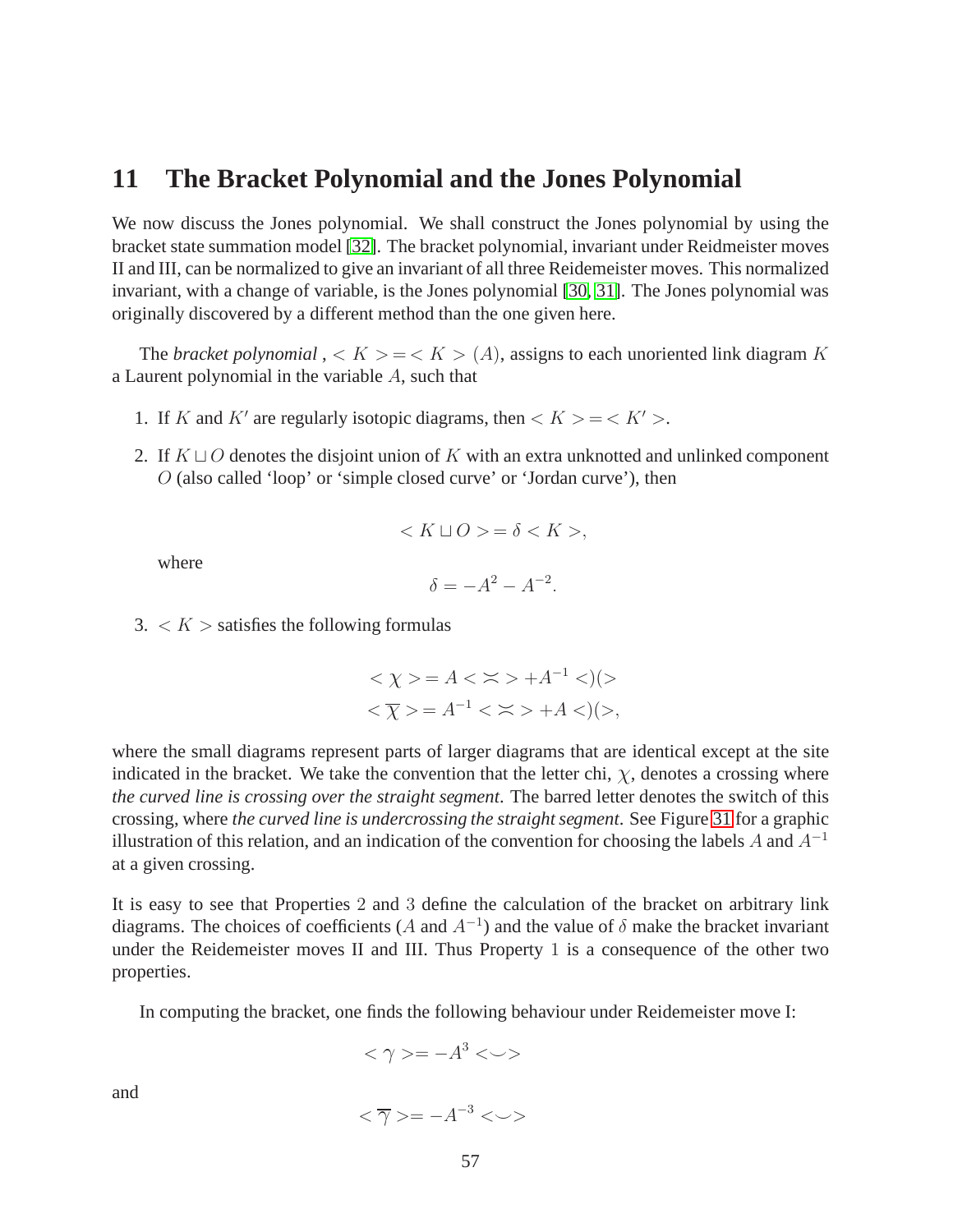## 11 The Bracket Polynomial and the Jones Polynomial

We now discuss the Jones polynomial. We shall construct the Jones polynomial by using the bracket state summation model [32]. The bracket polynomial, invariant under Reidmeister moves II and III, can be normalized to give an invariant of all three Reidemeister moves. This normalized invariant, with a change of variable, is the Jones polynomial [30, 31]. The Jones polynomial was originally discovered by a different method than the one given here.

The *bracket polynomial*, $< K > = < K > (A)$, assigns to each unoriented link diagram $K$ a Laurent polynomial in the variable $A$, such that

1. If $K$ and $K'$ are regularly isotopic diagrams, then $< K > = < K' >$.
2. If $K \sqcup O$ denotes the disjoint union of $K$ with an extra unknotted and unlinked component $O$ (also called 'loop' or 'simple closed curve' or 'Jordan curve'), then

   $$< K \sqcup O > = \delta < K >,$$

   where

   $$\delta = -A^2 - A^{-2}.$$

3. $< K >$ satisfies the following formulas

   $$< \chi > = A < \asymp > + A^{-1} < )( >$$
   $$< \overline{\chi} > = A^{-1} < \asymp > + A < )( >,$$

where the small diagrams represent parts of larger diagrams that are identical except at the site indicated in the bracket. We take the convention that the letter chi, $\chi$, denotes a crossing where *the curved line is crossing over the straight segment*. The barred letter denotes the switch of this crossing, where *the curved line is undercrossing the straight segment*. See Figure 31 for a graphic illustration of this relation, and an indication of the convention for choosing the labels $A$ and $A^{-1}$ at a given crossing.

It is easy to see that Properties 2 and 3 define the calculation of the bracket on arbitrary link diagrams. The choices of coefficients ($A$ and $A^{-1}$) and the value of $\delta$ make the bracket invariant under the Reidemeister moves II and III. Thus Property 1 is a consequence of the other two properties.

In computing the bracket, one finds the following behaviour under Reidemeister move I:

$$< \gamma > = -A^3 < \smile >$$

and

$$< \overline{\gamma} > = -A^{-3} < \smile >$$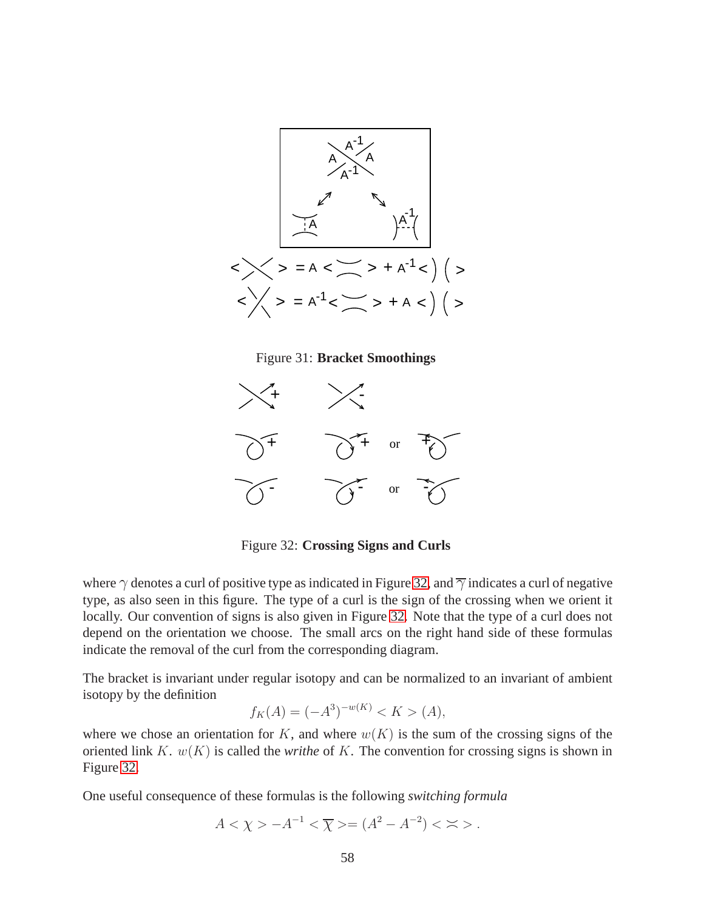Figure 31: **Bracket Smoothings**

Figure 32: **Crossing Signs and Curls**

where $\gamma$ denotes a curl of positive type as indicated in Figure 32, and $\overline{\gamma}$ indicates a curl of negative type, as also seen in this figure. The type of a curl is the sign of the crossing when we orient it locally. Our convention of signs is also given in Figure 32. Note that the type of a curl does not depend on the orientation we choose. The small arcs on the right hand side of these formulas indicate the removal of the curl from the corresponding diagram.

The bracket is invariant under regular isotopy and can be normalized to an invariant of ambient isotopy by the definition

$$f_K(A) = (-A^3)^{-w(K)} < K > (A),$$

where we chose an orientation for $K$, and where $w(K)$ is the sum of the crossing signs of the oriented link $K$. $w(K)$ is called the *writhe* of $K$. The convention for crossing signs is shown in Figure 32.

One useful consequence of these formulas is the following *switching formula*

$$A < \chi > -A^{-1} < \overline{\chi} > = (A^2 - A^{-2}) < \asymp > .$$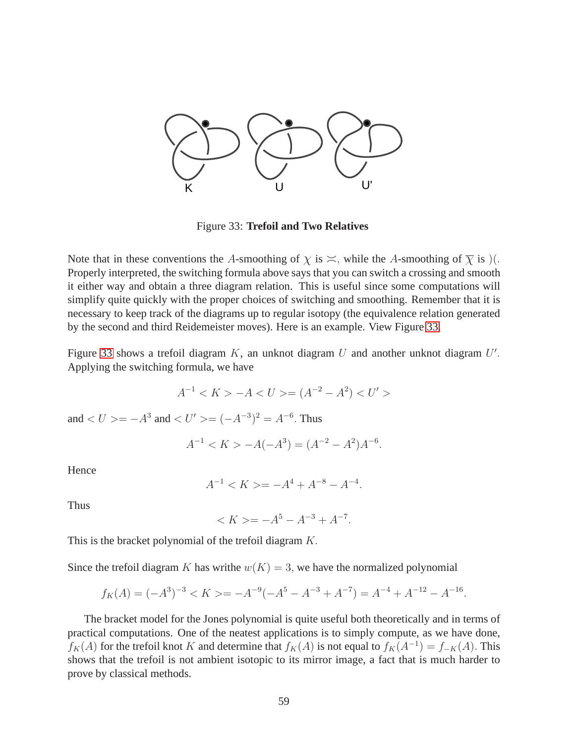Figure 33: **Trefoil and Two Relatives**

Note that in these conventions the $A$-smoothing of $\chi$ is $\asymp$, while the $A$-smoothing of $\overline{\chi}$ is $)($. Properly interpreted, the switching formula above says that you can switch a crossing and smooth it either way and obtain a three diagram relation. This is useful since some computations will simplify quite quickly with the proper choices of switching and smoothing. Remember that it is necessary to keep track of the diagrams up to regular isotopy (the equivalence relation generated by the second and third Reidemeister moves). Here is an example. View Figure 33.

Figure 33 shows a trefoil diagram $K$, an unknot diagram $U$ and another unknot diagram $U'$. Applying the switching formula, we have

$$A^{-1} < K > -A < U >= (A^{-2} - A^{2}) < U' >$$

and $< U >= -A^{3}$ and $< U' >= (-A^{-3})^{2} = A^{-6}$. Thus

$$A^{-1} < K > -A(-A^{3}) = (A^{-2} - A^{2})A^{-6}.$$

Hence

$$A^{-1} < K >= -A^{4} + A^{-8} - A^{-4}.$$

Thus

$$< K >= -A^{5} - A^{-3} + A^{-7}.$$

This is the bracket polynomial of the trefoil diagram $K$.

Since the trefoil diagram $K$ has writhe $w(K) = 3$, we have the normalized polynomial

$$f_{K}(A) = (-A^{3})^{-3} < K >= -A^{-9}(-A^{5} - A^{-3} + A^{-7}) = A^{-4} + A^{-12} - A^{-16}.$$

The bracket model for the Jones polynomial is quite useful both theoretically and in terms of practical computations. One of the neatest applications is to simply compute, as we have done, $f_{K}(A)$ for the trefoil knot $K$ and determine that $f_{K}(A)$ is not equal to $f_{K}(A^{-1}) = f_{-K}(A)$. This shows that the trefoil is not ambient isotopic to its mirror image, a fact that is much harder to prove by classical methods.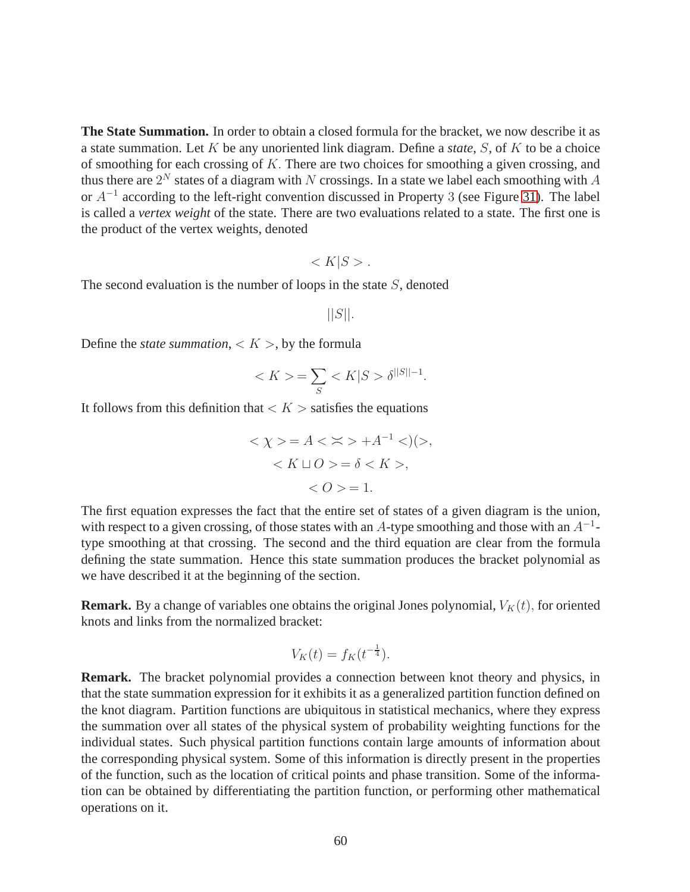**The State Summation.** In order to obtain a closed formula for the bracket, we now describe it as a state summation. Let $K$ be any unoriented link diagram. Define a *state*, $S$, of $K$ to be a choice of smoothing for each crossing of $K$. There are two choices for smoothing a given crossing, and thus there are $2^N$ states of a diagram with $N$ crossings. In a state we label each smoothing with $A$ or $A^{-1}$ according to the left-right convention discussed in Property $3$ (see Figure 31). The label is called a *vertex weight* of the state. There are two evaluations related to a state. The first one is the product of the vertex weights, denoted

$$< K|S > .$$

The second evaluation is the number of loops in the state $S$, denoted

$$||S||.$$

Define the *state summation*, $< K >$, by the formula

$$< K > = \sum_S < K|S > \delta^{||S||-1}.$$

It follows from this definition that $< K >$ satisfies the equations

$$< \chi > = A < \asymp > + A^{-1} < )( >,$$

$$< K \sqcup O > = \delta < K >,$$

$$< O > = 1.$$

The first equation expresses the fact that the entire set of states of a given diagram is the union, with respect to a given crossing, of those states with an $A$-type smoothing and those with an $A^{-1}$-type smoothing at that crossing. The second and the third equation are clear from the formula defining the state summation. Hence this state summation produces the bracket polynomial as we have described it at the beginning of the section.

**Remark.** By a change of variables one obtains the original Jones polynomial, $V_K(t)$, for oriented knots and links from the normalized bracket:

$$V_K(t) = f_K(t^{-\frac{1}{4}}).$$

**Remark.** The bracket polynomial provides a connection between knot theory and physics, in that the state summation expression for it exhibits it as a generalized partition function defined on the knot diagram. Partition functions are ubiquitous in statistical mechanics, where they express the summation over all states of the physical system of probability weighting functions for the individual states. Such physical partition functions contain large amounts of information about the corresponding physical system. Some of this information is directly present in the properties of the function, such as the location of critical points and phase transition. Some of the information can be obtained by differentiating the partition function, or performing other mathematical operations on it.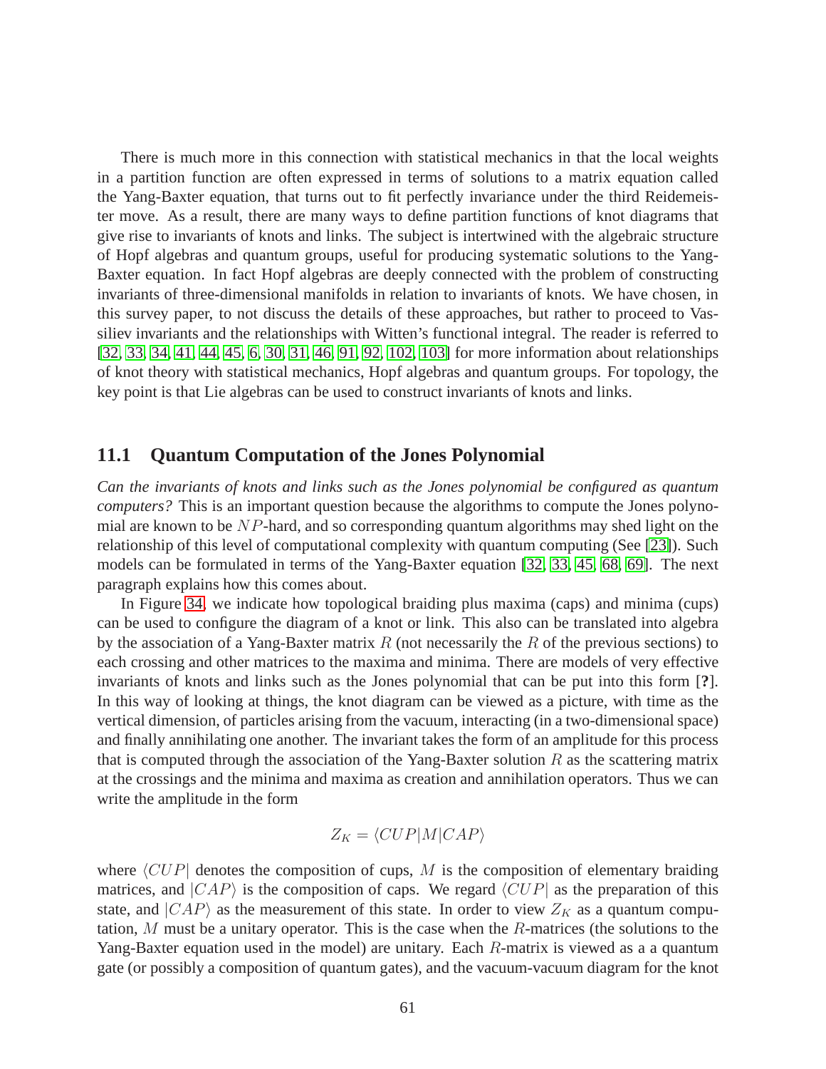There is much more in this connection with statistical mechanics in that the local weights in a partition function are often expressed in terms of solutions to a matrix equation called the Yang-Baxter equation, that turns out to fit perfectly invariance under the third Reidemeister move. As a result, there are many ways to define partition functions of knot diagrams that give rise to invariants of knots and links. The subject is intertwined with the algebraic structure of Hopf algebras and quantum groups, useful for producing systematic solutions to the Yang-Baxter equation. In fact Hopf algebras are deeply connected with the problem of constructing invariants of three-dimensional manifolds in relation to invariants of knots. We have chosen, in this survey paper, to not discuss the details of these approaches, but rather to proceed to Vassiliev invariants and the relationships with Witten's functional integral. The reader is referred to [32, 33, 34, 41, 44, 45, 6, 30, 31, 46, 91, 92, 102, 103] for more information about relationships of knot theory with statistical mechanics, Hopf algebras and quantum groups. For topology, the key point is that Lie algebras can be used to construct invariants of knots and links.

## 11.1 Quantum Computation of the Jones Polynomial

*Can the invariants of knots and links such as the Jones polynomial be configured as quantum computers?* This is an important question because the algorithms to compute the Jones polynomial are known to be $NP$-hard, and so corresponding quantum algorithms may shed light on the relationship of this level of computational complexity with quantum computing (See [23]). Such models can be formulated in terms of the Yang-Baxter equation [32, 33, 45, 68, 69]. The next paragraph explains how this comes about.

In Figure 34, we indicate how topological braiding plus maxima (caps) and minima (cups) can be used to configure the diagram of a knot or link. This also can be translated into algebra by the association of a Yang-Baxter matrix $R$ (not necessarily the $R$ of the previous sections) to each crossing and other matrices to the maxima and minima. There are models of very effective invariants of knots and links such as the Jones polynomial that can be put into this form [**?**]. In this way of looking at things, the knot diagram can be viewed as a picture, with time as the vertical dimension, of particles arising from the vacuum, interacting (in a two-dimensional space) and finally annihilating one another. The invariant takes the form of an amplitude for this process that is computed through the association of the Yang-Baxter solution $R$ as the scattering matrix at the crossings and the minima and maxima as creation and annihilation operators. Thus we can write the amplitude in the form

$$Z_K = \langle CUP|M|CAP\rangle$$

where $\langle CUP|$ denotes the composition of cups, $M$ is the composition of elementary braiding matrices, and $|CAP\rangle$ is the composition of caps. We regard $\langle CUP|$ as the preparation of this state, and $|CAP\rangle$ as the measurement of this state. In order to view $Z_K$ as a quantum computation, $M$ must be a unitary operator. This is the case when the $R$-matrices (the solutions to the Yang-Baxter equation used in the model) are unitary. Each $R$-matrix is viewed as a a quantum gate (or possibly a composition of quantum gates), and the vacuum-vacuum diagram for the knot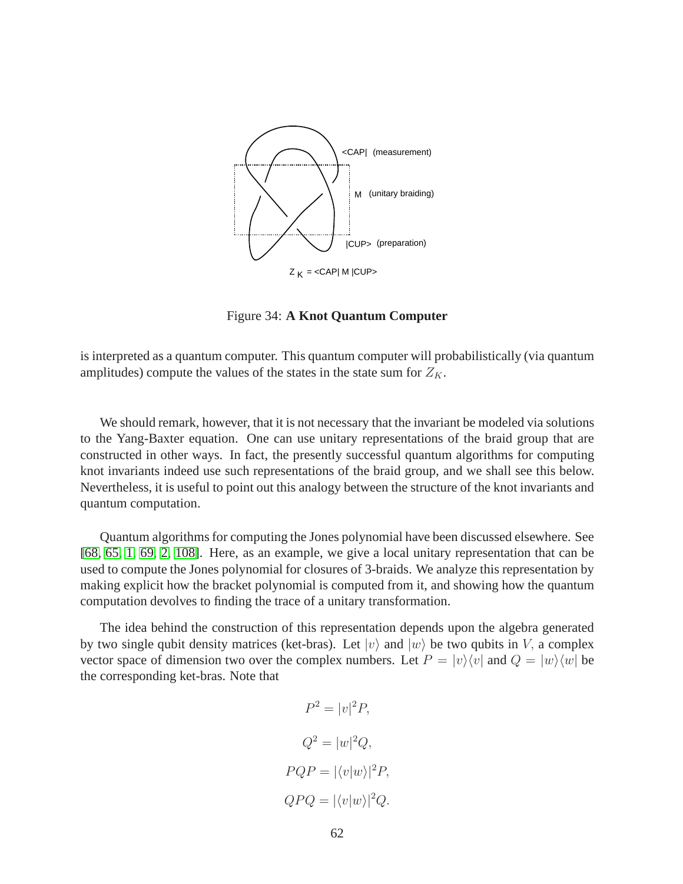<CAP| (measurement)

M (unitary braiding)

|CUP> (preparation)

$Z_K$ = <CAP| M |CUP>

Figure 34: **A Knot Quantum Computer**

is interpreted as a quantum computer. This quantum computer will probabilistically (via quantum amplitudes) compute the values of the states in the state sum for $Z_K$.

We should remark, however, that it is not necessary that the invariant be modeled via solutions to the Yang-Baxter equation. One can use unitary representations of the braid group that are constructed in other ways. In fact, the presently successful quantum algorithms for computing knot invariants indeed use such representations of the braid group, and we shall see this below. Nevertheless, it is useful to point out this analogy between the structure of the knot invariants and quantum computation.

Quantum algorithms for computing the Jones polynomial have been discussed elsewhere. See [68, 65, 1, 69, 2, 108]. Here, as an example, we give a local unitary representation that can be used to compute the Jones polynomial for closures of 3-braids. We analyze this representation by making explicit how the bracket polynomial is computed from it, and showing how the quantum computation devolves to finding the trace of a unitary transformation.

The idea behind the construction of this representation depends upon the algebra generated by two single qubit density matrices (ket-bras). Let $|v\rangle$ and $|w\rangle$ be two qubits in $V,$ a complex vector space of dimension two over the complex numbers. Let $P = |v\rangle\langle v|$ and $Q = |w\rangle\langle w|$ be the corresponding ket-bras. Note that

$$P^2 = |v|^2 P,$$

$$Q^2 = |w|^2 Q,$$

$$PQP = |\langle v|w\rangle|^2 P,$$

$$QPQ = |\langle v|w\rangle|^2 Q.$$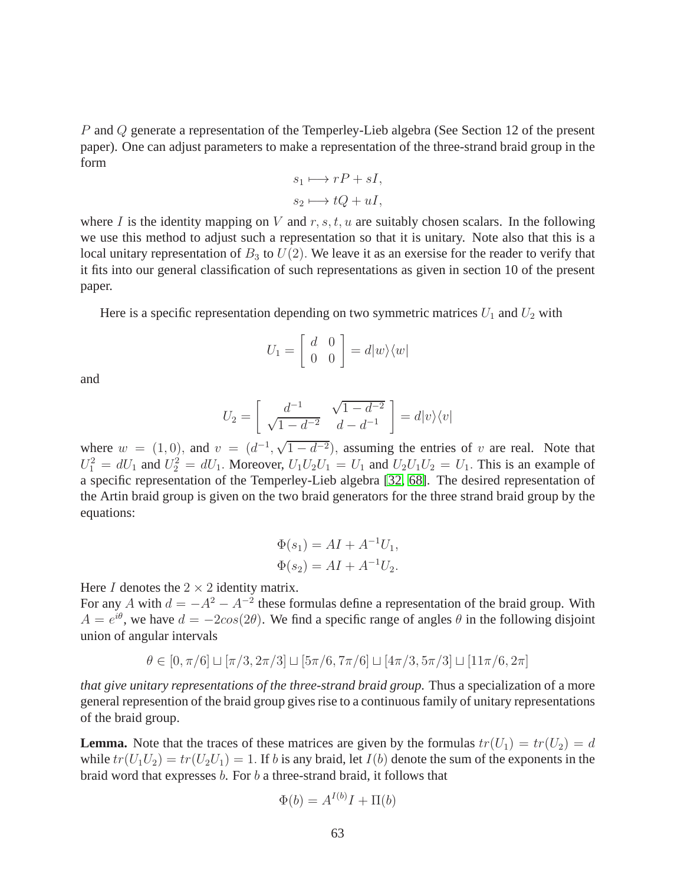$P$ and $Q$ generate a representation of the Temperley-Lieb algebra (See Section 12 of the present paper). One can adjust parameters to make a representation of the three-strand braid group in the form

$$s_1 \longmapsto rP + sI,$$
$$s_2 \longmapsto tQ + uI,$$

where $I$ is the identity mapping on $V$ and $r, s, t, u$ are suitably chosen scalars. In the following we use this method to adjust such a representation so that it is unitary. Note also that this is a local unitary representation of $B_3$ to $U(2)$. We leave it as an exersise for the reader to verify that it fits into our general classification of such representations as given in section 10 of the present paper.

Here is a specific representation depending on two symmetric matrices $U_1$ and $U_2$ with

$$U_1 = \left[ \begin{array}{cc} d & 0 \\ 0 & 0 \end{array} \right] = d|w\rangle\langle w|$$

and

$$U_2 = \left[ \begin{array}{cc} d^{-1} & \sqrt{1-d^{-2}} \\ \sqrt{1-d^{-2}} & d-d^{-1} \end{array} \right] = d|v\rangle\langle v|$$

where $w = (1, 0)$, and $v = (d^{-1}, \sqrt{1-d^{-2}})$, assuming the entries of $v$ are real. Note that $U_1^2 = dU_1$ and $U_2^2 = dU_1$. Moreover, $U_1U_2U_1 = U_1$ and $U_2U_1U_2 = U_1$. This is an example of a specific representation of the Temperley-Lieb algebra [32, 68]. The desired representation of the Artin braid group is given on the two braid generators for the three strand braid group by the equations:

$$\Phi(s_1) = AI + A^{-1}U_1,$$
$$\Phi(s_2) = AI + A^{-1}U_2.$$

Here $I$ denotes the $2 \times 2$ identity matrix.
For any $A$ with $d = -A^2 - A^{-2}$ these formulas define a representation of the braid group. With $A = e^{i\theta}$, we have $d = -2cos(2\theta)$. We find a specific range of angles $\theta$ in the following disjoint union of angular intervals

$$\theta \in [0, \pi/6] \sqcup [\pi/3, 2\pi/3] \sqcup [5\pi/6, 7\pi/6] \sqcup [4\pi/3, 5\pi/3] \sqcup [11\pi/6, 2\pi]$$

*that give unitary representations of the three-strand braid group.* Thus a specialization of a more general represention of the braid group gives rise to a continuous family of unitary representations of the braid group.

**Lemma.** Note that the traces of these matrices are given by the formulas $tr(U_1) = tr(U_2) = d$ while $tr(U_1U_2) = tr(U_2U_1) = 1$. If $b$ is any braid, let $I(b)$ denote the sum of the exponents in the braid word that expresses $b$. For $b$ a three-strand braid, it follows that

$$\Phi(b) = A^{I(b)}I + \Pi(b)$$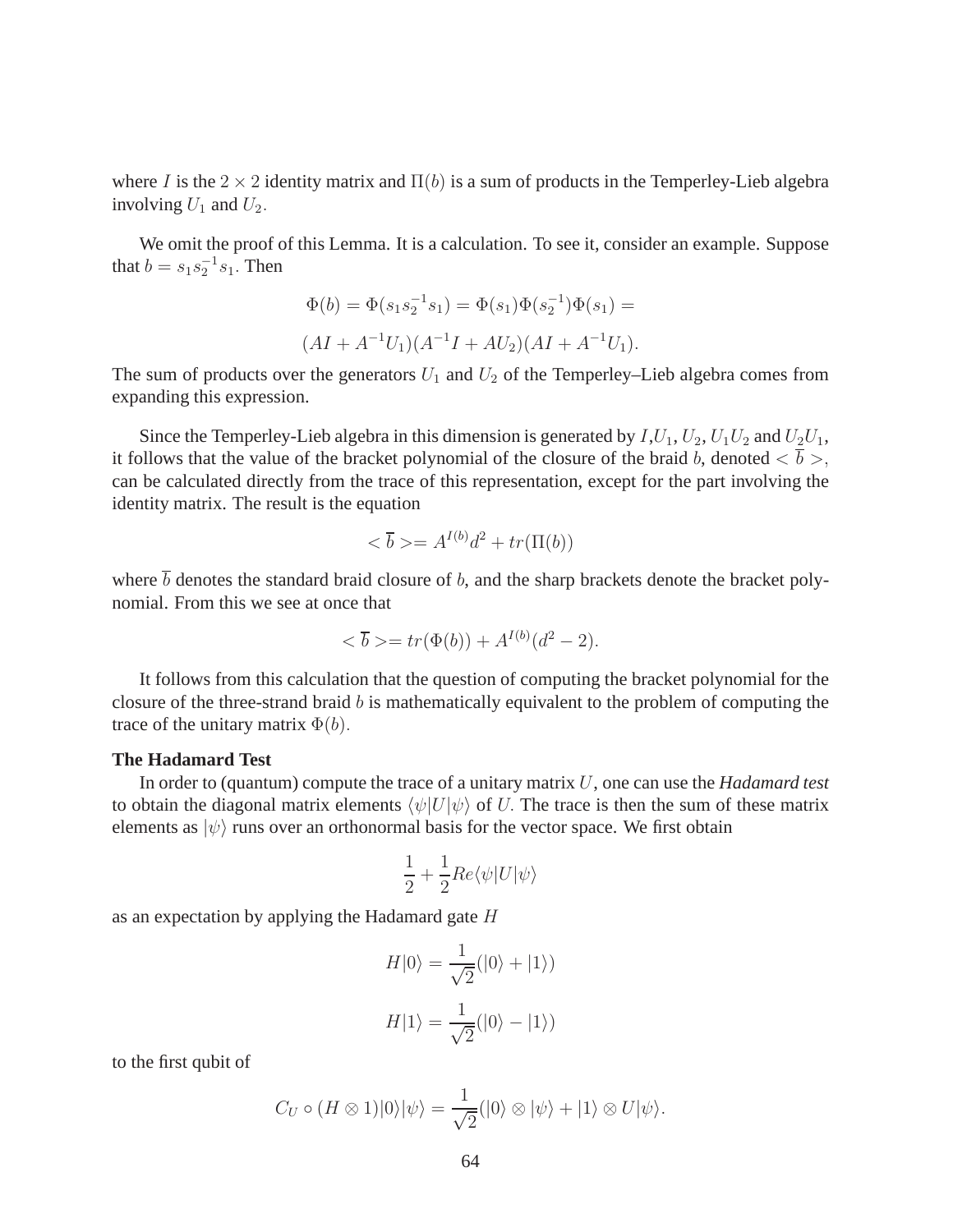where $I$ is the $2 \times 2$ identity matrix and $\Pi(b)$ is a sum of products in the Temperley-Lieb algebra involving $U_1$ and $U_2$.

We omit the proof of this Lemma. It is a calculation. To see it, consider an example. Suppose that $b = s_1 s_2^{-1} s_1$. Then

$$\Phi(b) = \Phi(s_1 s_2^{-1} s_1) = \Phi(s_1)\Phi(s_2^{-1})\Phi(s_1) =$$

$$(AI + A^{-1}U_1)(A^{-1}I + AU_2)(AI + A^{-1}U_1).$$

The sum of products over the generators $U_1$ and $U_2$ of the Temperley–Lieb algebra comes from expanding this expression.

Since the Temperley-Lieb algebra in this dimension is generated by $I$,$U_1$, $U_2$, $U_1 U_2$ and $U_2 U_1$, it follows that the value of the bracket polynomial of the closure of the braid $b$, denoted $< \overline{b} >$, can be calculated directly from the trace of this representation, except for the part involving the identity matrix. The result is the equation

$$< \overline{b} >= A^{I(b)} d^2 + tr(\Pi(b))$$

where $\overline{b}$ denotes the standard braid closure of $b$, and the sharp brackets denote the bracket polynomial. From this we see at once that

$$< \overline{b} >= tr(\Phi(b)) + A^{I(b)}(d^2 - 2).$$

It follows from this calculation that the question of computing the bracket polynomial for the closure of the three-strand braid $b$ is mathematically equivalent to the problem of computing the trace of the unitary matrix $\Phi(b)$.

**The Hadamard Test**

In order to (quantum) compute the trace of a unitary matrix $U$, one can use the *Hadamard test* to obtain the diagonal matrix elements $\langle\psi|U|\psi\rangle$ of $U$. The trace is then the sum of these matrix elements as $|\psi\rangle$ runs over an orthonormal basis for the vector space. We first obtain

$$\frac{1}{2} + \frac{1}{2} Re\langle\psi|U|\psi\rangle$$

as an expectation by applying the Hadamard gate $H$

$$H|0\rangle = \frac{1}{\sqrt{2}}(|0\rangle + |1\rangle)$$

$$H|1\rangle = \frac{1}{\sqrt{2}}(|0\rangle - |1\rangle)$$

to the first qubit of

$$C_U \circ (H \otimes 1)|0\rangle|\psi\rangle = \frac{1}{\sqrt{2}}(|0\rangle \otimes |\psi\rangle + |1\rangle \otimes U|\psi\rangle.$$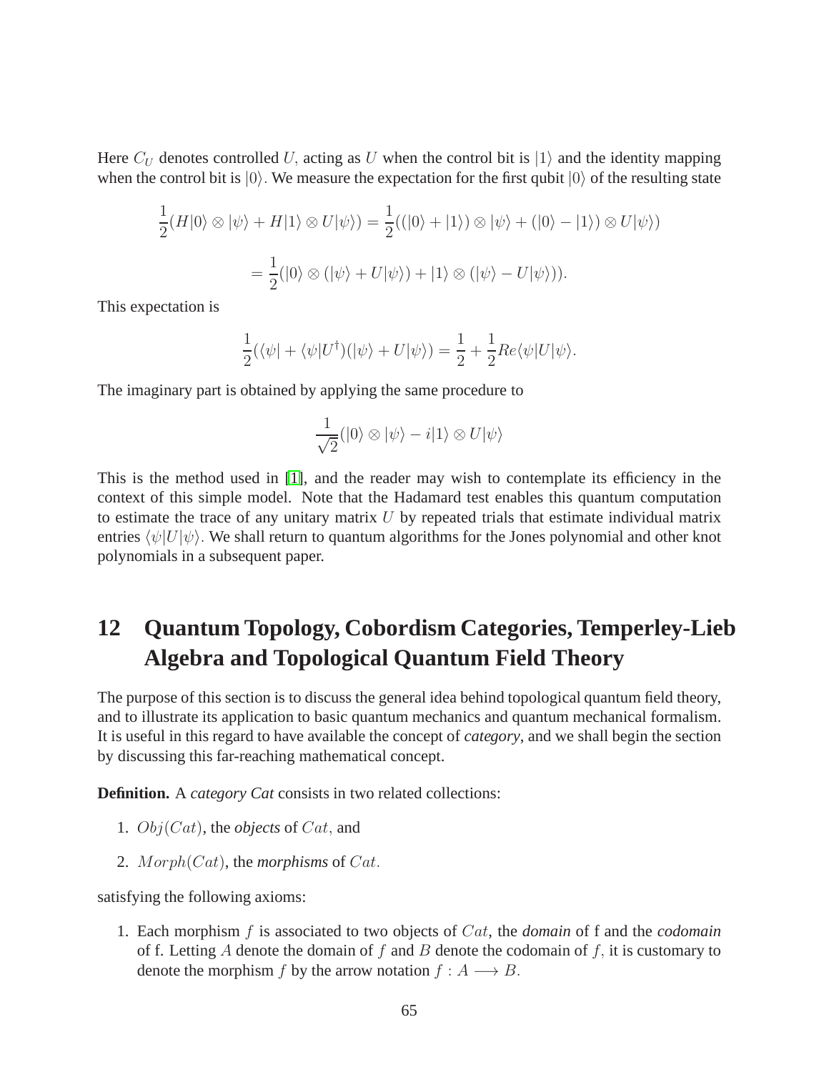Here $C_U$ denotes controlled $U,$ acting as $U$ when the control bit is $|1\rangle$ and the identity mapping when the control bit is $|0\rangle$. We measure the expectation for the first qubit $|0\rangle$ of the resulting state

$$\frac{1}{2}(H|0\rangle \otimes |\psi\rangle + H|1\rangle \otimes U|\psi\rangle) = \frac{1}{2}((|0\rangle + |1\rangle) \otimes |\psi\rangle + (|0\rangle - |1\rangle) \otimes U|\psi\rangle)$$

$$= \frac{1}{2}(|0\rangle \otimes (|\psi\rangle + U|\psi\rangle) + |1\rangle \otimes (|\psi\rangle - U|\psi\rangle)).$$

This expectation is

$$\frac{1}{2}(\langle\psi| + \langle\psi|U^{\dagger})(|\psi\rangle + U|\psi\rangle) = \frac{1}{2} + \frac{1}{2}Re\langle\psi|U|\psi\rangle.$$

The imaginary part is obtained by applying the same procedure to

$$\frac{1}{\sqrt{2}}(|0\rangle \otimes |\psi\rangle - i|1\rangle \otimes U|\psi\rangle$$

This is the method used in [1], and the reader may wish to contemplate its efficiency in the context of this simple model. Note that the Hadamard test enables this quantum computation to estimate the trace of any unitary matrix $U$ by repeated trials that estimate individual matrix entries $\langle\psi|U|\psi\rangle$. We shall return to quantum algorithms for the Jones polynomial and other knot polynomials in a subsequent paper.

## 12 Quantum Topology, Cobordism Categories, Temperley-Lieb Algebra and Topological Quantum Field Theory

The purpose of this section is to discuss the general idea behind topological quantum field theory, and to illustrate its application to basic quantum mechanics and quantum mechanical formalism. It is useful in this regard to have available the concept of *category*, and we shall begin the section by discussing this far-reaching mathematical concept.

**Definition.** A *category Cat* consists in two related collections:

1. $Obj(Cat)$, the ***objects*** of $Cat,$ and
2. $Morph(Cat)$, the ***morphisms*** of $Cat.$

satisfying the following axioms:

1. Each morphism $f$ is associated to two objects of $Cat$, the *domain* of f and the *codomain* of f. Letting $A$ denote the domain of $f$ and $B$ denote the codomain of $f,$ it is customary to denote the morphism $f$ by the arrow notation $f : A \longrightarrow B.$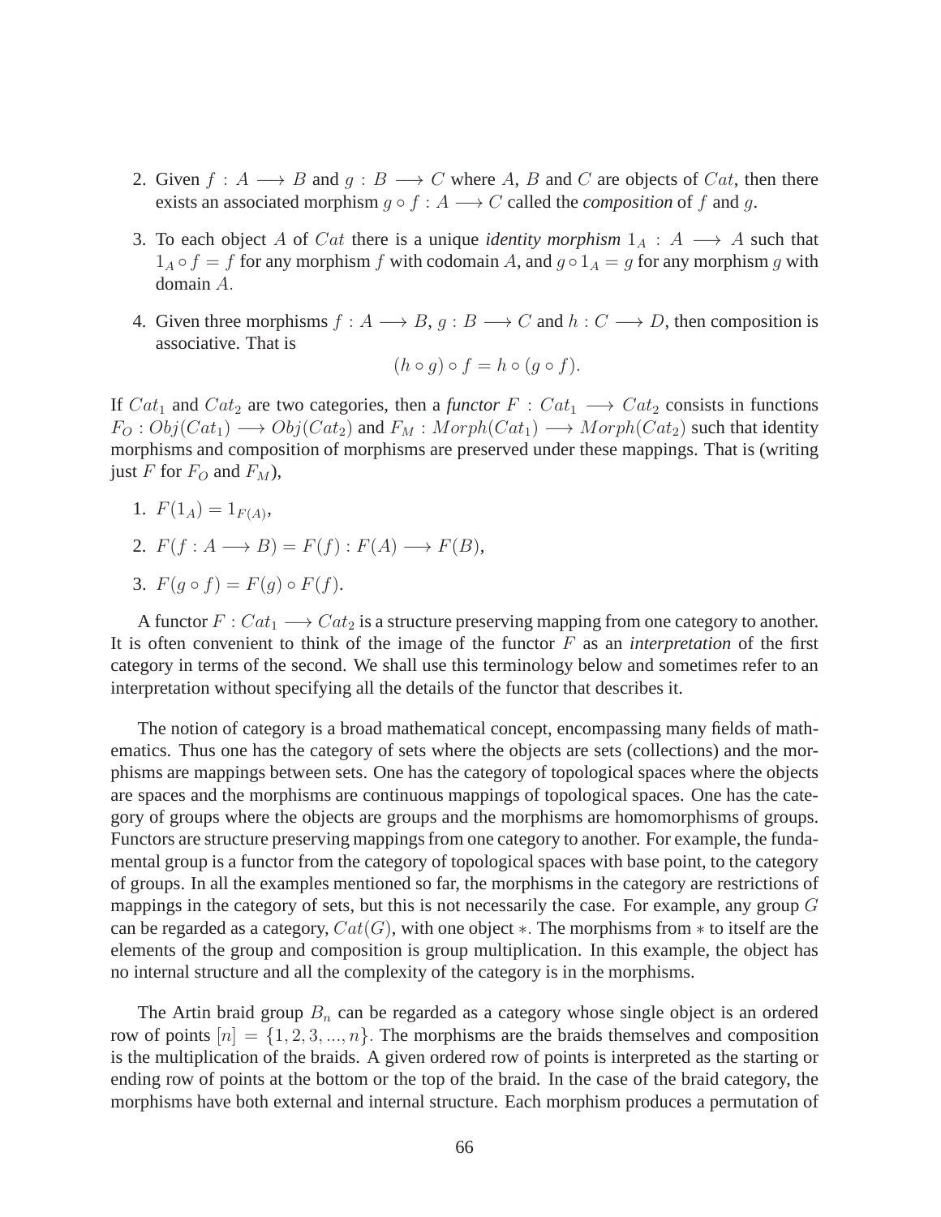2. Given $f : A \longrightarrow B$ and $g : B \longrightarrow C$ where $A$, $B$ and $C$ are objects of $Cat$, then there exists an associated morphism $g \circ f : A \longrightarrow C$ called the *composition* of $f$ and $g$.

3. To each object $A$ of $Cat$ there is a unique *identity morphism* $1_A : A \longrightarrow A$ such that $1_A \circ f = f$ for any morphism $f$ with codomain $A$, and $g \circ 1_A = g$ for any morphism $g$ with domain $A$.

4. Given three morphisms $f : A \longrightarrow B$, $g : B \longrightarrow C$ and $h : C \longrightarrow D$, then composition is associative. That is

$$(h \circ g) \circ f = h \circ (g \circ f).$$

If $Cat_1$ and $Cat_2$ are two categories, then a ***functor*** $F : Cat_1 \longrightarrow Cat_2$ consists in functions $F_O : Obj(Cat_1) \longrightarrow Obj(Cat_2)$ and $F_M : Morph(Cat_1) \longrightarrow Morph(Cat_2)$ such that identity morphisms and composition of morphisms are preserved under these mappings. That is (writing just $F$ for $F_O$ and $F_M$),

1. $F(1_A) = 1_{F(A)}$,

2. $F(f : A \longrightarrow B) = F(f) : F(A) \longrightarrow F(B)$,

3. $F(g \circ f) = F(g) \circ F(f)$.

A functor $F : Cat_1 \longrightarrow Cat_2$ is a structure preserving mapping from one category to another. It is often convenient to think of the image of the functor $F$ as an *interpretation* of the first category in terms of the second. We shall use this terminology below and sometimes refer to an interpretation without specifying all the details of the functor that describes it.

The notion of category is a broad mathematical concept, encompassing many fields of mathematics. Thus one has the category of sets where the objects are sets (collections) and the morphisms are mappings between sets. One has the category of topological spaces where the objects are spaces and the morphisms are continuous mappings of topological spaces. One has the category of groups where the objects are groups and the morphisms are homomorphisms of groups. Functors are structure preserving mappings from one category to another. For example, the fundamental group is a functor from the category of topological spaces with base point, to the category of groups. In all the examples mentioned so far, the morphisms in the category are restrictions of mappings in the category of sets, but this is not necessarily the case. For example, any group $G$ can be regarded as a category, $Cat(G)$, with one object $*$. The morphisms from $*$ to itself are the elements of the group and composition is group multiplication. In this example, the object has no internal structure and all the complexity of the category is in the morphisms.

The Artin braid group $B_n$ can be regarded as a category whose single object is an ordered row of points $[n] = \{1, 2, 3, ..., n\}$. The morphisms are the braids themselves and composition is the multiplication of the braids. A given ordered row of points is interpreted as the starting or ending row of points at the bottom or the top of the braid. In the case of the braid category, the morphisms have both external and internal structure. Each morphism produces a permutation of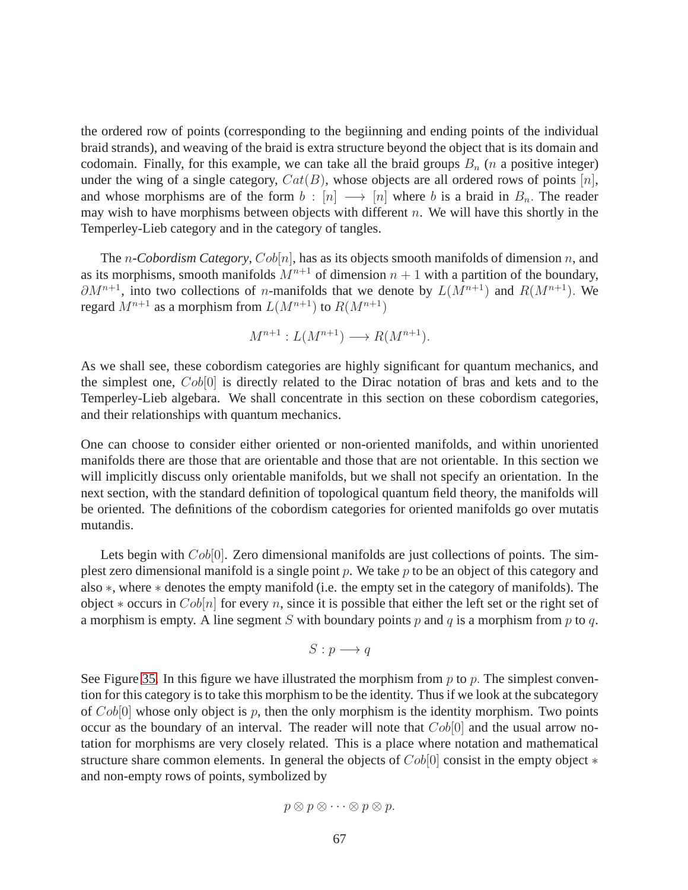the ordered row of points (corresponding to the begiinning and ending points of the individual braid strands), and weaving of the braid is extra structure beyond the object that is its domain and codomain. Finally, for this example, we can take all the braid groups $B_n$ ($n$ a positive integer) under the wing of a single category, $Cat(B)$, whose objects are all ordered rows of points $[n]$, and whose morphisms are of the form $b : [n] \longrightarrow [n]$ where $b$ is a braid in $B_n$. The reader may wish to have morphisms between objects with different $n$. We will have this shortly in the Temperley-Lieb category and in the category of tangles.

The $n$-*Cobordism Category*, $Cob[n]$, has as its objects smooth manifolds of dimension $n$, and as its morphisms, smooth manifolds $M^{n+1}$ of dimension $n + 1$ with a partition of the boundary, $\partial M^{n+1}$, into two collections of $n$-manifolds that we denote by $L(M^{n+1})$ and $R(M^{n+1})$. We regard $M^{n+1}$ as a morphism from $L(M^{n+1})$ to $R(M^{n+1})$

$$M^{n+1} : L(M^{n+1}) \longrightarrow R(M^{n+1}).$$

As we shall see, these cobordism categories are highly significant for quantum mechanics, and the simplest one, $Cob[0]$ is directly related to the Dirac notation of bras and kets and to the Temperley-Lieb algebara. We shall concentrate in this section on these cobordism categories, and their relationships with quantum mechanics.

One can choose to consider either oriented or non-oriented manifolds, and within unoriented manifolds there are those that are orientable and those that are not orientable. In this section we will implicitly discuss only orientable manifolds, but we shall not specify an orientation. In the next section, with the standard definition of topological quantum field theory, the manifolds will be oriented. The definitions of the cobordism categories for oriented manifolds go over mutatis mutandis.

Lets begin with $Cob[0]$. Zero dimensional manifolds are just collections of points. The simplest zero dimensional manifold is a single point $p$. We take $p$ to be an object of this category and also $*$, where $*$ denotes the empty manifold (i.e. the empty set in the category of manifolds). The object $*$ occurs in $Cob[n]$ for every $n$, since it is possible that either the left set or the right set of a morphism is empty. A line segment $S$ with boundary points $p$ and $q$ is a morphism from $p$ to $q$.

$$S : p \longrightarrow q$$

See Figure 35. In this figure we have illustrated the morphism from $p$ to $p$. The simplest convention for this category is to take this morphism to be the identity. Thus if we look at the subcategory of $Cob[0]$ whose only object is $p$, then the only morphism is the identity morphism. Two points occur as the boundary of an interval. The reader will note that $Cob[0]$ and the usual arrow notation for morphisms are very closely related. This is a place where notation and mathematical structure share common elements. In general the objects of $Cob[0]$ consist in the empty object $*$ and non-empty rows of points, symbolized by

$$p \otimes p \otimes \cdots \otimes p \otimes p.$$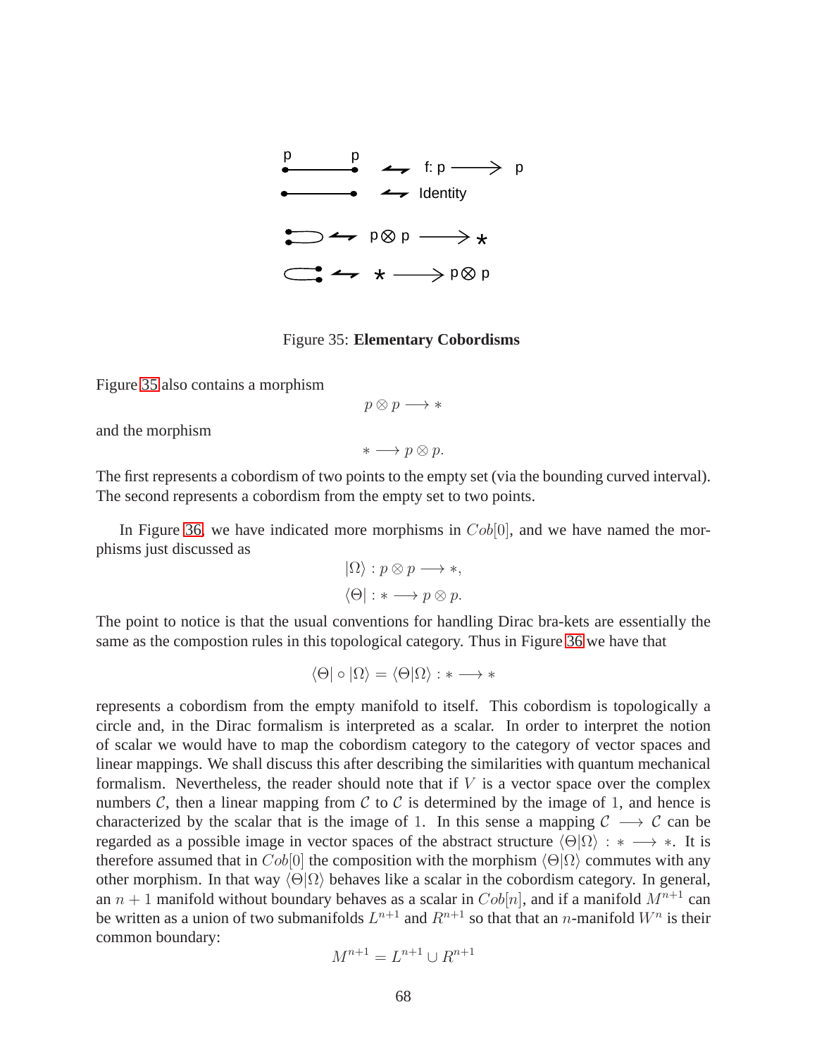Figure 35: **Elementary Cobordisms**

Figure 35 also contains a morphism

$$p \otimes p \longrightarrow *$$

and the morphism

$$* \longrightarrow p \otimes p.$$

The first represents a cobordism of two points to the empty set (via the bounding curved interval). The second represents a cobordism from the empty set to two points.

In Figure 36, we have indicated more morphisms in $Cob[0]$, and we have named the morphisms just discussed as

$$|\Omega\rangle : p \otimes p \longrightarrow *,$$

$$\langle\Theta| : * \longrightarrow p \otimes p.$$

The point to notice is that the usual conventions for handling Dirac bra-kets are essentially the same as the compostion rules in this topological category. Thus in Figure 36 we have that

$$\langle\Theta| \circ |\Omega\rangle = \langle\Theta|\Omega\rangle : * \longrightarrow *$$

represents a cobordism from the empty manifold to itself. This cobordism is topologically a circle and, in the Dirac formalism is interpreted as a scalar. In order to interpret the notion of scalar we would have to map the cobordism category to the category of vector spaces and linear mappings. We shall discuss this after describing the similarities with quantum mechanical formalism. Nevertheless, the reader should note that if $V$ is a vector space over the complex numbers $\mathcal{C}$, then a linear mapping from $\mathcal{C}$ to $\mathcal{C}$ is determined by the image of 1, and hence is characterized by the scalar that is the image of 1. In this sense a mapping $\mathcal{C} \longrightarrow \mathcal{C}$ can be regarded as a possible image in vector spaces of the abstract structure $\langle\Theta|\Omega\rangle : * \longrightarrow *$. It is therefore assumed that in $Cob[0]$ the composition with the morphism $\langle\Theta|\Omega\rangle$ commutes with any other morphism. In that way $\langle\Theta|\Omega\rangle$ behaves like a scalar in the cobordism category. In general, an $n+1$ manifold without boundary behaves as a scalar in $Cob[n]$, and if a manifold $M^{n+1}$ can be written as a union of two submanifolds $L^{n+1}$ and $R^{n+1}$ so that that an $n$-manifold $W^n$ is their common boundary:

$$M^{n+1} = L^{n+1} \cup R^{n+1}$$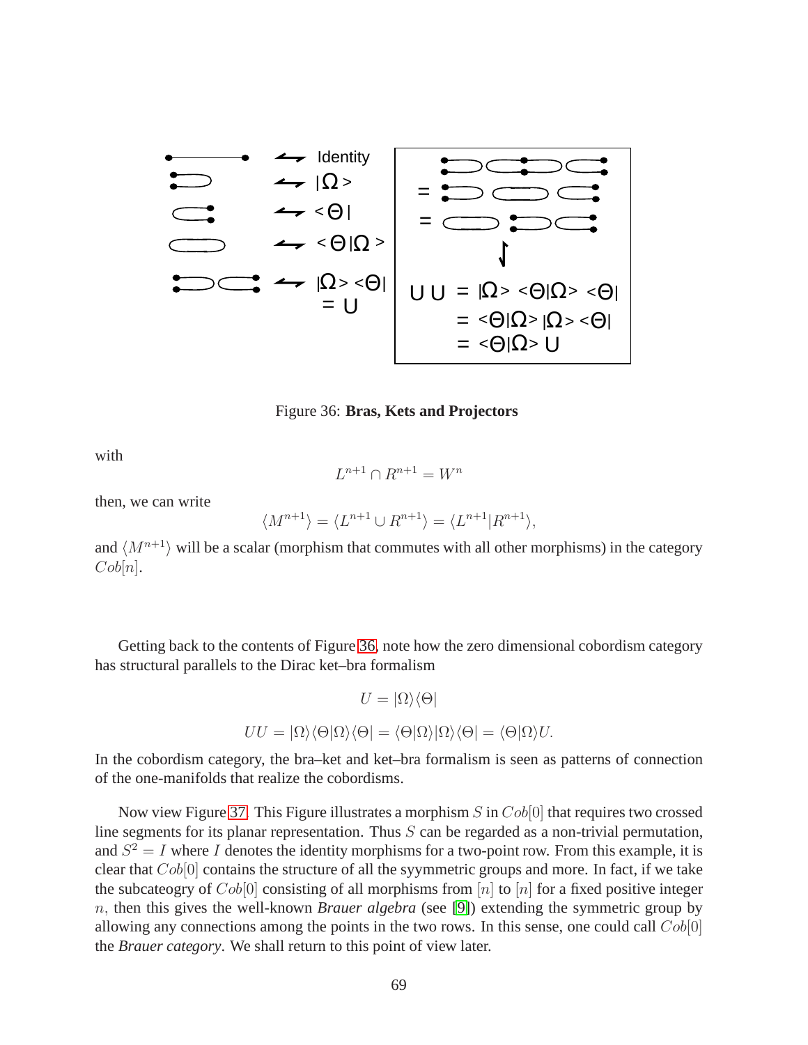Figure 36: **Bras, Kets and Projectors**

with

$$L^{n+1} \cap R^{n+1} = W^n$$

then, we can write

$$\langle M^{n+1} \rangle = \langle L^{n+1} \cup R^{n+1} \rangle = \langle L^{n+1} | R^{n+1} \rangle,$$

and $\langle M^{n+1} \rangle$ will be a scalar (morphism that commutes with all other morphisms) in the category $Cob[n]$.

Getting back to the contents of Figure 36, note how the zero dimensional cobordism category has structural parallels to the Dirac ket–bra formalism

$$U = |\Omega\rangle\langle\Theta|$$

$$UU = |\Omega\rangle\langle\Theta|\Omega\rangle\langle\Theta| = \langle\Theta|\Omega\rangle|\Omega\rangle\langle\Theta| = \langle\Theta|\Omega\rangle U.$$

In the cobordism category, the bra–ket and ket–bra formalism is seen as patterns of connection of the one-manifolds that realize the cobordisms.

Now view Figure 37. This Figure illustrates a morphism $S$ in $Cob[0]$ that requires two crossed line segments for its planar representation. Thus $S$ can be regarded as a non-trivial permutation, and $S^2 = I$ where $I$ denotes the identity morphisms for a two-point row. From this example, it is clear that $Cob[0]$ contains the structure of all the syymmetric groups and more. In fact, if we take the subcateogry of $Cob[0]$ consisting of all morphisms from $[n]$ to $[n]$ for a fixed positive integer $n$, then this gives the well-known *Brauer algebra* (see [9]) extending the symmetric group by allowing any connections among the points in the two rows. In this sense, one could call $Cob[0]$ the *Brauer category*. We shall return to this point of view later.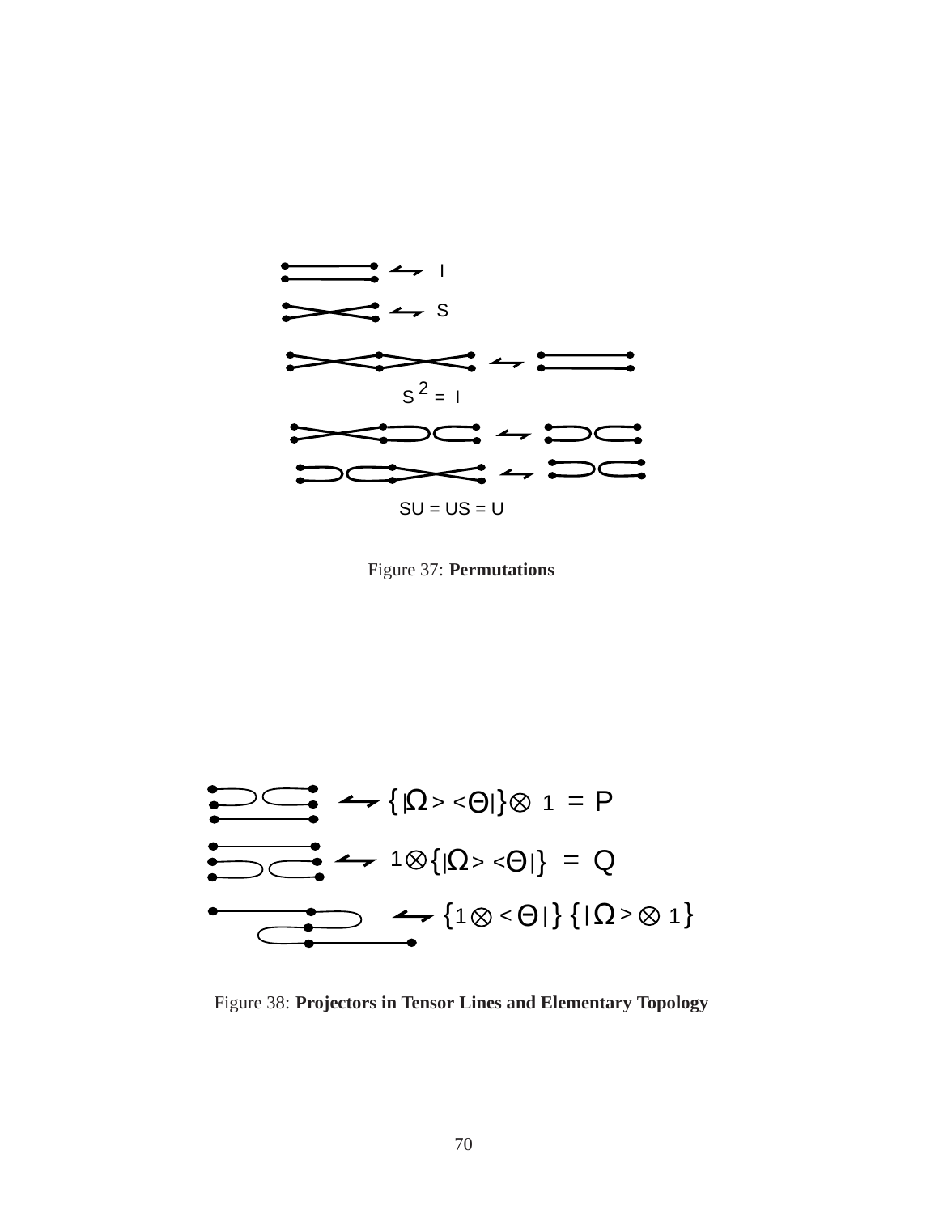$\leftrightarrow$ I

$\leftrightarrow$ S

$S^2 = I$

$SU = US = U$

Figure 37: **Permutations**

$\leftrightarrow \{|\Omega\rangle\langle\Theta|\} \otimes 1 = P$

$\leftrightarrow 1 \otimes \{|\Omega\rangle\langle\Theta|\} = Q$

$\leftrightarrow \{1 \otimes \langle\Theta|\}\{|\Omega\rangle \otimes 1\}$

Figure 38: **Projectors in Tensor Lines and Elementary Topology**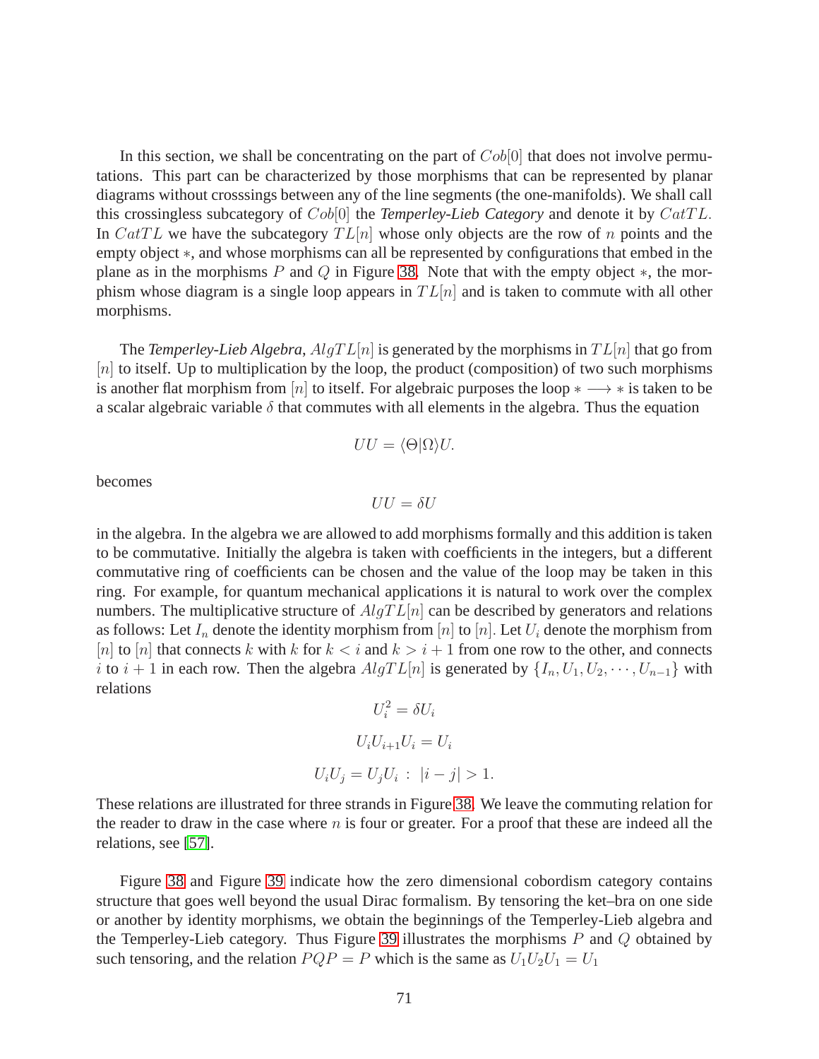In this section, we shall be concentrating on the part of $Cob[0]$ that does not involve permutations. This part can be characterized by those morphisms that can be represented by planar diagrams without crosssings between any of the line segments (the one-manifolds). We shall call this crossingless subcategory of $Cob[0]$ the *Temperley-Lieb Category* and denote it by $CatTL$. In $CatTL$ we have the subcategory $TL[n]$ whose only objects are the row of $n$ points and the empty object $*$, and whose morphisms can all be represented by configurations that embed in the plane as in the morphisms $P$ and $Q$ in Figure 38. Note that with the empty object $*$, the morphism whose diagram is a single loop appears in $TL[n]$ and is taken to commute with all other morphisms.

The *Temperley-Lieb Algebra*, $AlgTL[n]$ is generated by the morphisms in $TL[n]$ that go from $[n]$ to itself. Up to multiplication by the loop, the product (composition) of two such morphisms is another flat morphism from $[n]$ to itself. For algebraic purposes the loop $* \longrightarrow *$ is taken to be a scalar algebraic variable $\delta$ that commutes with all elements in the algebra. Thus the equation

$$UU = \langle \Theta | \Omega \rangle U.$$

becomes

$$UU = \delta U$$

in the algebra. In the algebra we are allowed to add morphisms formally and this addition is taken to be commutative. Initially the algebra is taken with coefficients in the integers, but a different commutative ring of coefficients can be chosen and the value of the loop may be taken in this ring. For example, for quantum mechanical applications it is natural to work over the complex numbers. The multiplicative structure of $AlgTL[n]$ can be described by generators and relations as follows: Let $I_n$ denote the identity morphism from $[n]$ to $[n]$. Let $U_i$ denote the morphism from $[n]$ to $[n]$ that connects $k$ with $k$ for $k < i$ and $k > i+1$ from one row to the other, and connects $i$ to $i+1$ in each row. Then the algebra $AlgTL[n]$ is generated by $\{I_n, U_1, U_2, \cdots, U_{n-1}\}$ with relations

$$U_i^2 = \delta U_i$$

$$U_i U_{i+1} U_i = U_i$$

$$U_i U_j = U_j U_i \; : \; |i - j| > 1.$$

These relations are illustrated for three strands in Figure 38. We leave the commuting relation for the reader to draw in the case where $n$ is four or greater. For a proof that these are indeed all the relations, see [57].

Figure 38 and Figure 39 indicate how the zero dimensional cobordism category contains structure that goes well beyond the usual Dirac formalism. By tensoring the ket–bra on one side or another by identity morphisms, we obtain the beginnings of the Temperley-Lieb algebra and the Temperley-Lieb category. Thus Figure 39 illustrates the morphisms $P$ and $Q$ obtained by such tensoring, and the relation $PQP = P$ which is the same as $U_1 U_2 U_1 = U_1$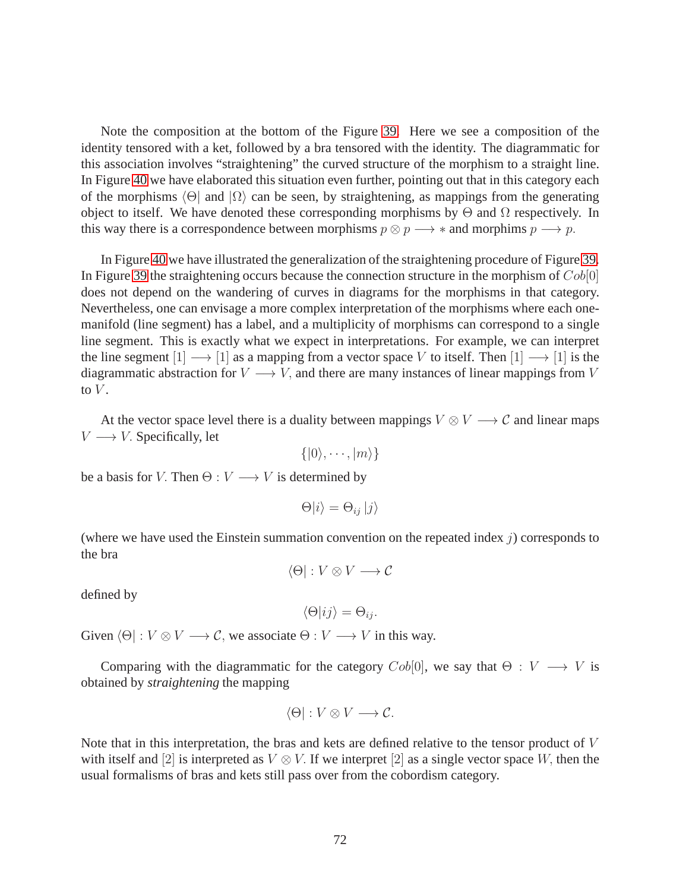Note the composition at the bottom of the Figure 39. Here we see a composition of the identity tensored with a ket, followed by a bra tensored with the identity. The diagrammatic for this association involves "straightening" the curved structure of the morphism to a straight line. In Figure 40 we have elaborated this situation even further, pointing out that in this category each of the morphisms $\langle\Theta|$ and $|\Omega\rangle$ can be seen, by straightening, as mappings from the generating object to itself. We have denoted these corresponding morphisms by $\Theta$ and $\Omega$ respectively. In this way there is a correspondence between morphisms $p \otimes p \longrightarrow *$ and morphims $p \longrightarrow p.$

In Figure 40 we have illustrated the generalization of the straightening procedure of Figure 39. In Figure 39 the straightening occurs because the connection structure in the morphism of $Cob[0]$ does not depend on the wandering of curves in diagrams for the morphisms in that category. Nevertheless, one can envisage a more complex interpretation of the morphisms where each one-manifold (line segment) has a label, and a multiplicity of morphisms can correspond to a single line segment. This is exactly what we expect in interpretations. For example, we can interpret the line segment $[1] \longrightarrow [1]$ as a mapping from a vector space $V$ to itself. Then $[1] \longrightarrow [1]$ is the diagrammatic abstraction for $V \longrightarrow V,$ and there are many instances of linear mappings from $V$ to $V$.

At the vector space level there is a duality between mappings $V \otimes V \longrightarrow \mathcal{C}$ and linear maps $V \longrightarrow V.$ Specifically, let

$$\{|0\rangle, \cdots, |m\rangle\}$$

be a basis for $V.$ Then $\Theta : V \longrightarrow V$ is determined by

$$\Theta|i\rangle = \Theta_{ij}\,|j\rangle$$

(where we have used the Einstein summation convention on the repeated index $j$) corresponds to the bra

$$\langle\Theta| : V \otimes V \longrightarrow \mathcal{C}$$

defined by

$$\langle\Theta|ij\rangle = \Theta_{ij}.$$

Given $\langle\Theta| : V \otimes V \longrightarrow \mathcal{C},$ we associate $\Theta : V \longrightarrow V$ in this way.

Comparing with the diagrammatic for the category $Cob[0]$, we say that $\Theta : V \longrightarrow V$ is obtained by *straightening* the mapping

$$\langle\Theta| : V \otimes V \longrightarrow \mathcal{C}.$$

Note that in this interpretation, the bras and kets are defined relative to the tensor product of $V$ with itself and $[2]$ is interpreted as $V \otimes V.$ If we interpret $[2]$ as a single vector space $W,$ then the usual formalisms of bras and kets still pass over from the cobordism category.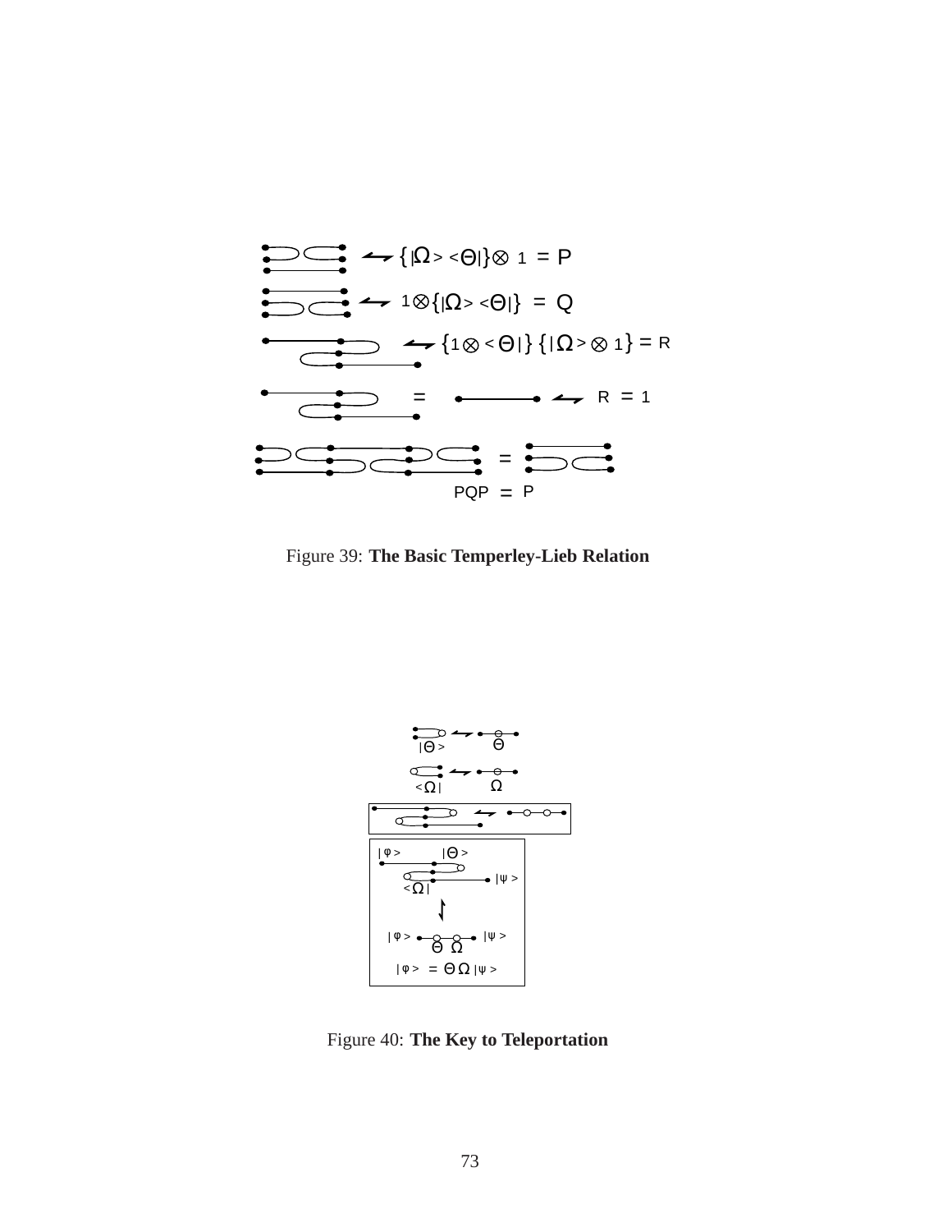$\{|\Omega\rangle\langle\Theta|\}\otimes 1 = P$

$1\otimes\{|\Omega\rangle\langle\Theta|\} = Q$

$\{1\otimes\langle\Theta|\}\{|\Omega\rangle\otimes 1\} = R$

$R = 1$

$PQP = P$

Figure 39: **The Basic Temperley-Lieb Relation**

$|\Theta\rangle$ $\Theta$

$\langle\Omega|$ $\Omega$

$|\varphi\rangle$ $|\Theta\rangle$ $|\psi\rangle$ $\langle\Omega|$

$|\varphi\rangle$ $\Theta\ \Omega$ $|\psi\rangle$

$|\varphi\rangle = \Theta\Omega|\psi\rangle$

Figure 40: **The Key to Teleportation**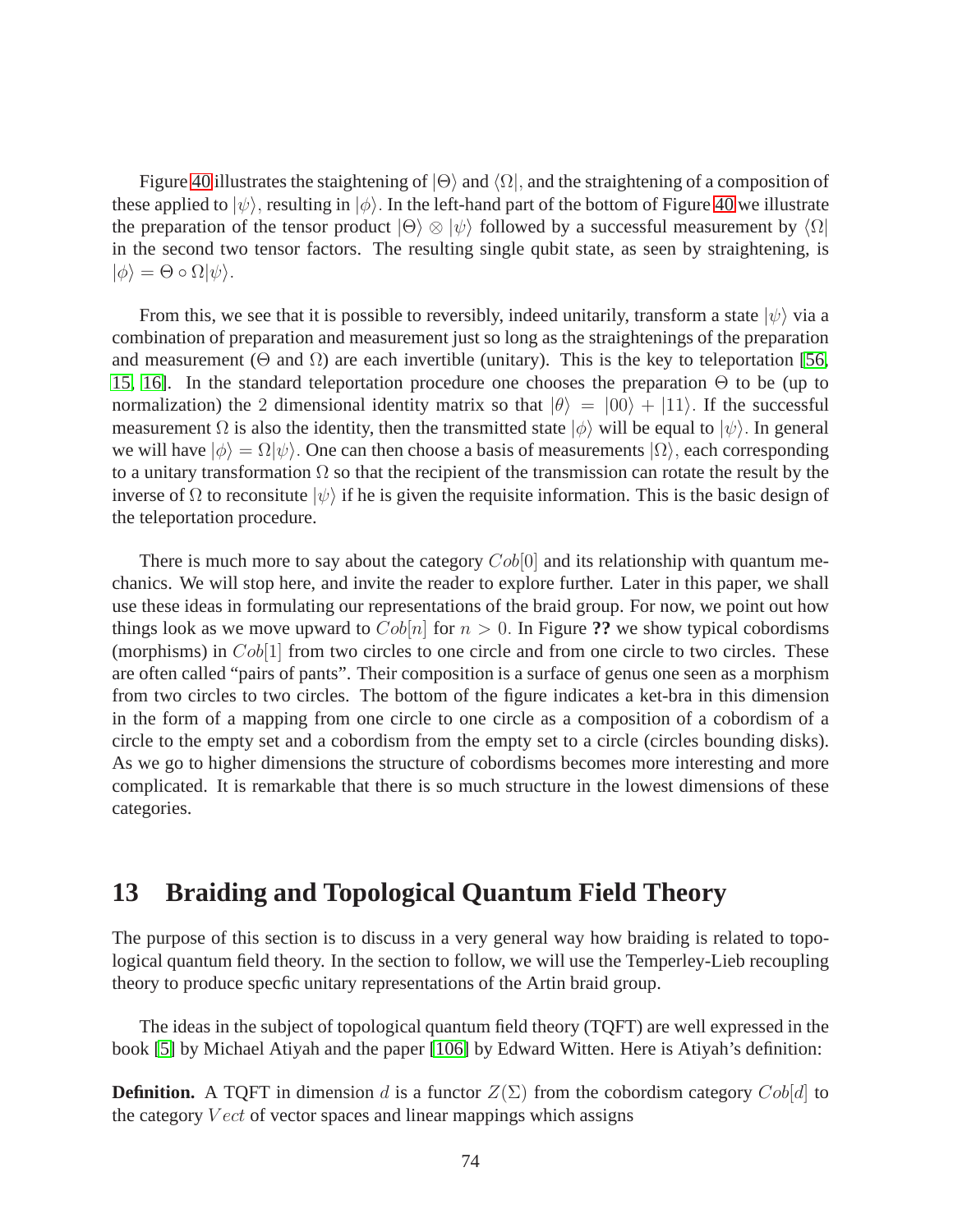Figure 40 illustrates the staightening of $|\Theta\rangle$ and $\langle\Omega|$, and the straightening of a composition of these applied to $|\psi\rangle$, resulting in $|\phi\rangle$. In the left-hand part of the bottom of Figure 40 we illustrate the preparation of the tensor product $|\Theta\rangle \otimes |\psi\rangle$ followed by a successful measurement by $\langle\Omega|$ in the second two tensor factors. The resulting single qubit state, as seen by straightening, is $|\phi\rangle = \Theta \circ \Omega|\psi\rangle$.

From this, we see that it is possible to reversibly, indeed unitarily, transform a state $|\psi\rangle$ via a combination of preparation and measurement just so long as the straightenings of the preparation and measurement ($\Theta$ and $\Omega$) are each invertible (unitary). This is the key to teleportation [56, 15, 16]. In the standard teleportation procedure one chooses the preparation $\Theta$ to be (up to normalization) the 2 dimensional identity matrix so that $|\theta\rangle = |00\rangle + |11\rangle$. If the successful measurement $\Omega$ is also the identity, then the transmitted state $|\phi\rangle$ will be equal to $|\psi\rangle$. In general we will have $|\phi\rangle = \Omega|\psi\rangle$. One can then choose a basis of measurements $|\Omega\rangle$, each corresponding to a unitary transformation $\Omega$ so that the recipient of the transmission can rotate the result by the inverse of $\Omega$ to reconsitute $|\psi\rangle$ if he is given the requisite information. This is the basic design of the teleportation procedure.

There is much more to say about the category $Cob[0]$ and its relationship with quantum mechanics. We will stop here, and invite the reader to explore further. Later in this paper, we shall use these ideas in formulating our representations of the braid group. For now, we point out how things look as we move upward to $Cob[n]$ for $n > 0$. In Figure **??** we show typical cobordisms (morphisms) in $Cob[1]$ from two circles to one circle and from one circle to two circles. These are often called "pairs of pants". Their composition is a surface of genus one seen as a morphism from two circles to two circles. The bottom of the figure indicates a ket-bra in this dimension in the form of a mapping from one circle to one circle as a composition of a cobordism of a circle to the empty set and a cobordism from the empty set to a circle (circles bounding disks). As we go to higher dimensions the structure of cobordisms becomes more interesting and more complicated. It is remarkable that there is so much structure in the lowest dimensions of these categories.

# 13 Braiding and Topological Quantum Field Theory

The purpose of this section is to discuss in a very general way how braiding is related to topological quantum field theory. In the section to follow, we will use the Temperley-Lieb recoupling theory to produce specfic unitary representations of the Artin braid group.

The ideas in the subject of topological quantum field theory (TQFT) are well expressed in the book [5] by Michael Atiyah and the paper [106] by Edward Witten. Here is Atiyah's definition:

**Definition.** A TQFT in dimension $d$ is a functor $Z(\Sigma)$ from the cobordism category $Cob[d]$ to the category $Vect$ of vector spaces and linear mappings which assigns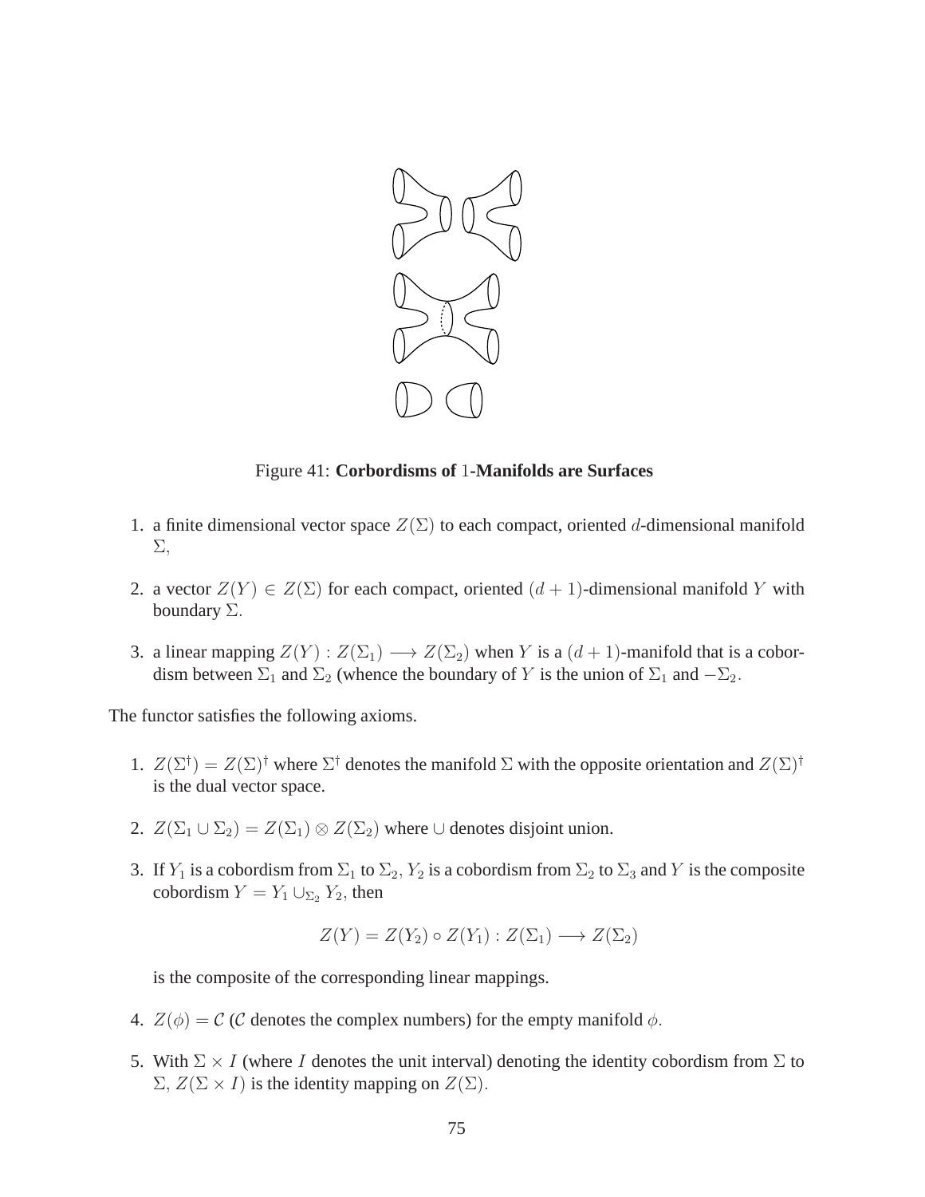Figure 41: **Corbordisms of** $1$**-Manifolds are Surfaces**

1. a finite dimensional vector space $Z(\Sigma)$ to each compact, oriented $d$-dimensional manifold $\Sigma$,

2. a vector $Z(Y) \in Z(\Sigma)$ for each compact, oriented $(d+1)$-dimensional manifold $Y$ with boundary $\Sigma$.

3. a linear mapping $Z(Y) : Z(\Sigma_1) \longrightarrow Z(\Sigma_2)$ when $Y$ is a $(d+1)$-manifold that is a cobordism between $\Sigma_1$ and $\Sigma_2$ (whence the boundary of $Y$ is the union of $\Sigma_1$ and $-\Sigma_2$.

The functor satisfies the following axioms.

1. $Z(\Sigma^{\dagger}) = Z(\Sigma)^{\dagger}$ where $\Sigma^{\dagger}$ denotes the manifold $\Sigma$ with the opposite orientation and $Z(\Sigma)^{\dagger}$ is the dual vector space.

2. $Z(\Sigma_1 \cup \Sigma_2) = Z(\Sigma_1) \otimes Z(\Sigma_2)$ where $\cup$ denotes disjoint union.

3. If $Y_1$ is a cobordism from $\Sigma_1$ to $\Sigma_2$, $Y_2$ is a cobordism from $\Sigma_2$ to $\Sigma_3$ and $Y$ is the composite cobordism $Y = Y_1 \cup_{\Sigma_2} Y_2$, then

$$Z(Y) = Z(Y_2) \circ Z(Y_1) : Z(\Sigma_1) \longrightarrow Z(\Sigma_2)$$

is the composite of the corresponding linear mappings.

4. $Z(\phi) = \mathcal{C}$ ($\mathcal{C}$ denotes the complex numbers) for the empty manifold $\phi$.

5. With $\Sigma \times I$ (where $I$ denotes the unit interval) denoting the identity cobordism from $\Sigma$ to $\Sigma$, $Z(\Sigma \times I)$ is the identity mapping on $Z(\Sigma)$.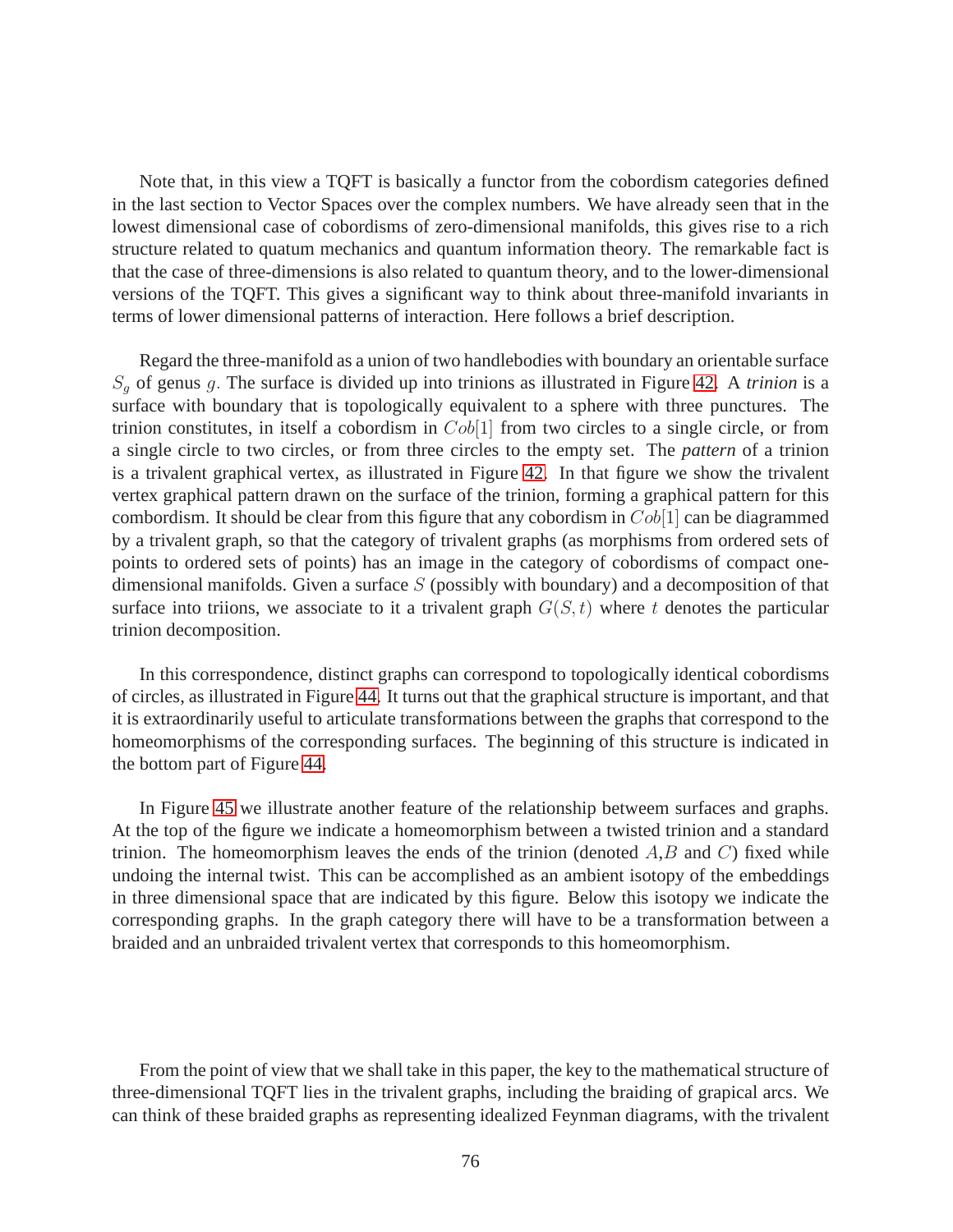Note that, in this view a TQFT is basically a functor from the cobordism categories defined in the last section to Vector Spaces over the complex numbers. We have already seen that in the lowest dimensional case of cobordisms of zero-dimensional manifolds, this gives rise to a rich structure related to quatum mechanics and quantum information theory. The remarkable fact is that the case of three-dimensions is also related to quantum theory, and to the lower-dimensional versions of the TQFT. This gives a significant way to think about three-manifold invariants in terms of lower dimensional patterns of interaction. Here follows a brief description.

Regard the three-manifold as a union of two handlebodies with boundary an orientable surface $S_g$ of genus $g.$ The surface is divided up into trinions as illustrated in Figure 42. A *trinion* is a surface with boundary that is topologically equivalent to a sphere with three punctures. The trinion constitutes, in itself a cobordism in $Cob[1]$ from two circles to a single circle, or from a single circle to two circles, or from three circles to the empty set. The *pattern* of a trinion is a trivalent graphical vertex, as illustrated in Figure 42. In that figure we show the trivalent vertex graphical pattern drawn on the surface of the trinion, forming a graphical pattern for this combordism. It should be clear from this figure that any cobordism in $Cob[1]$ can be diagrammed by a trivalent graph, so that the category of trivalent graphs (as morphisms from ordered sets of points to ordered sets of points) has an image in the category of cobordisms of compact one-dimensional manifolds. Given a surface $S$ (possibly with boundary) and a decomposition of that surface into triions, we associate to it a trivalent graph $G(S,t)$ where $t$ denotes the particular trinion decomposition.

In this correspondence, distinct graphs can correspond to topologically identical cobordisms of circles, as illustrated in Figure 44. It turns out that the graphical structure is important, and that it is extraordinarily useful to articulate transformations between the graphs that correspond to the homeomorphisms of the corresponding surfaces. The beginning of this structure is indicated in the bottom part of Figure 44.

In Figure 45 we illustrate another feature of the relationship betweem surfaces and graphs. At the top of the figure we indicate a homeomorphism between a twisted trinion and a standard trinion. The homeomorphism leaves the ends of the trinion (denoted $A$,$B$ and $C$) fixed while undoing the internal twist. This can be accomplished as an ambient isotopy of the embeddings in three dimensional space that are indicated by this figure. Below this isotopy we indicate the corresponding graphs. In the graph category there will have to be a transformation between a braided and an unbraided trivalent vertex that corresponds to this homeomorphism.

From the point of view that we shall take in this paper, the key to the mathematical structure of three-dimensional TQFT lies in the trivalent graphs, including the braiding of grapical arcs. We can think of these braided graphs as representing idealized Feynman diagrams, with the trivalent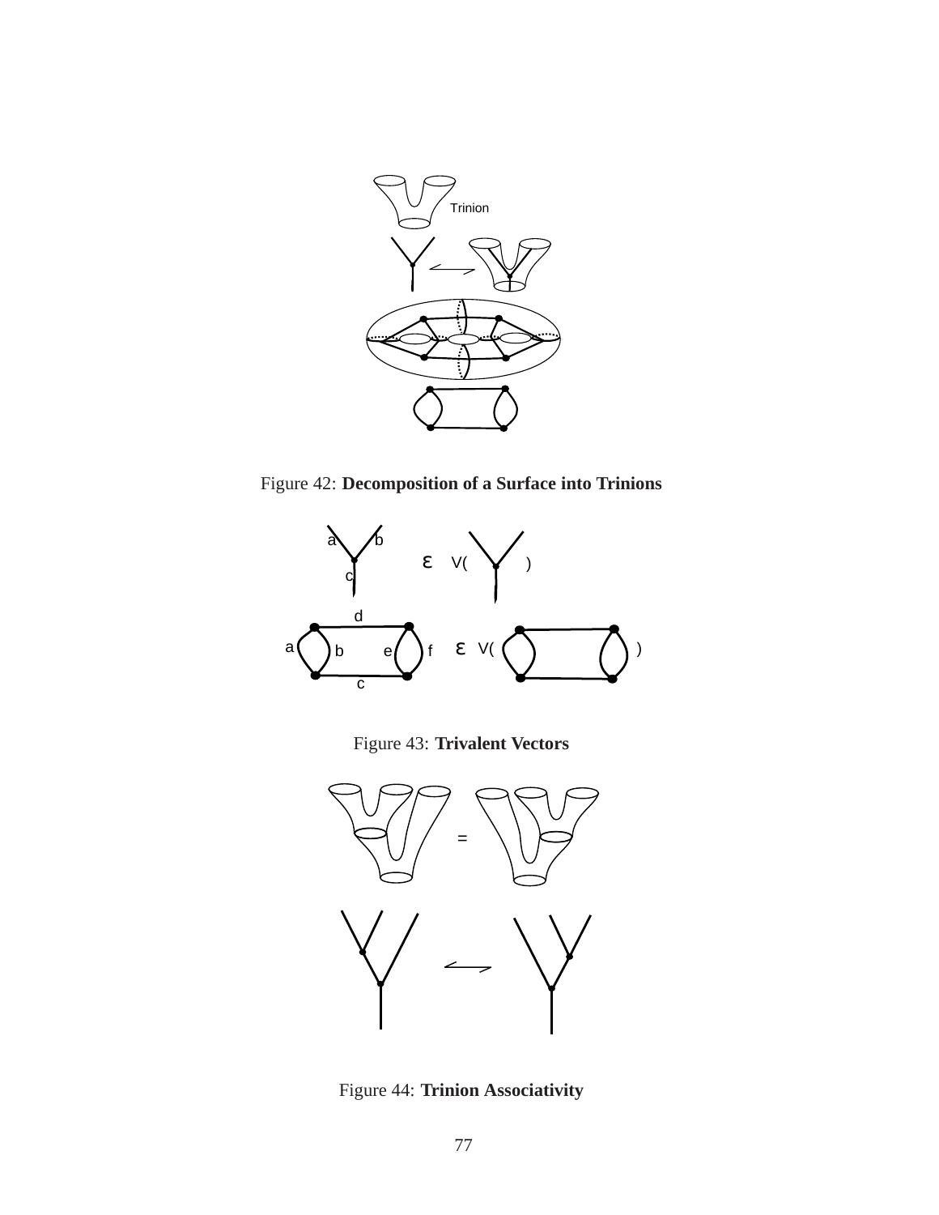Figure 42: **Decomposition of a Surface into Trinions**

Figure 43: **Trivalent Vectors**

Figure 44: **Trinion Associativity**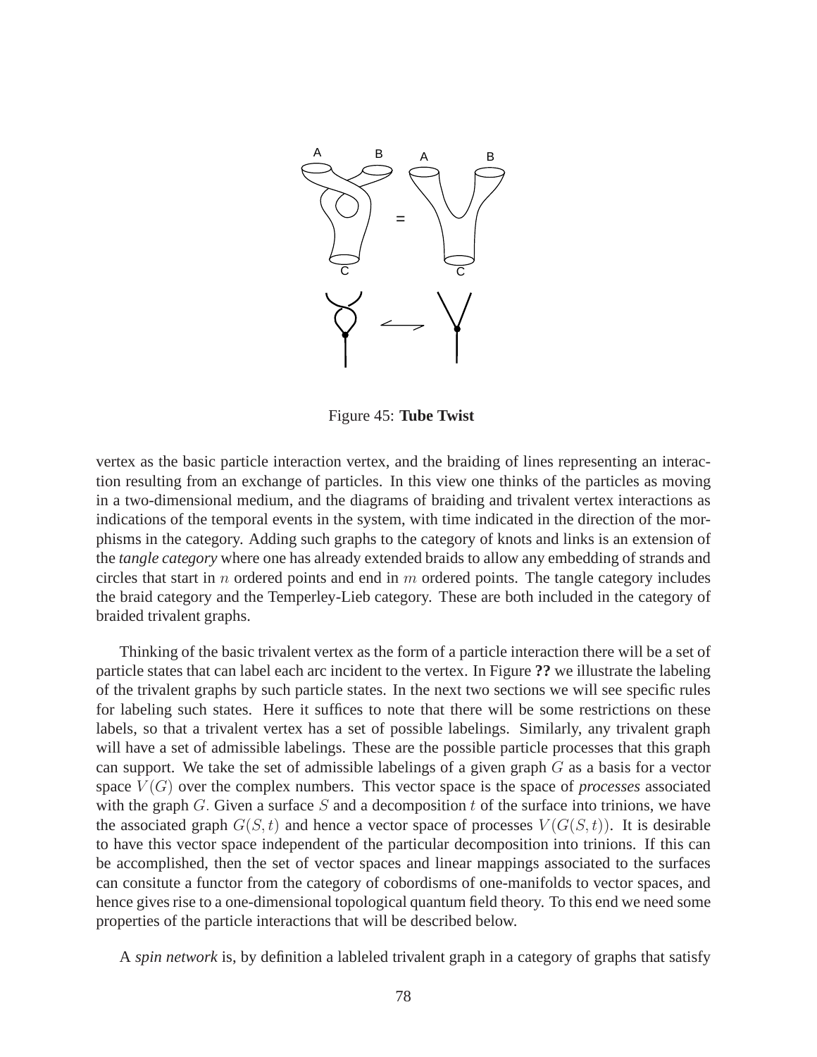Figure 45: **Tube Twist**

vertex as the basic particle interaction vertex, and the braiding of lines representing an interaction resulting from an exchange of particles. In this view one thinks of the particles as moving in a two-dimensional medium, and the diagrams of braiding and trivalent vertex interactions as indications of the temporal events in the system, with time indicated in the direction of the morphisms in the category. Adding such graphs to the category of knots and links is an extension of the *tangle category* where one has already extended braids to allow any embedding of strands and circles that start in $n$ ordered points and end in $m$ ordered points. The tangle category includes the braid category and the Temperley-Lieb category. These are both included in the category of braided trivalent graphs.

Thinking of the basic trivalent vertex as the form of a particle interaction there will be a set of particle states that can label each arc incident to the vertex. In Figure **??** we illustrate the labeling of the trivalent graphs by such particle states. In the next two sections we will see specific rules for labeling such states. Here it suffices to note that there will be some restrictions on these labels, so that a trivalent vertex has a set of possible labelings. Similarly, any trivalent graph will have a set of admissible labelings. These are the possible particle processes that this graph can support. We take the set of admissible labelings of a given graph $G$ as a basis for a vector space $V(G)$ over the complex numbers. This vector space is the space of *processes* associated with the graph $G.$ Given a surface $S$ and a decomposition $t$ of the surface into trinions, we have the associated graph $G(S,t)$ and hence a vector space of processes $V(G(S,t))$. It is desirable to have this vector space independent of the particular decomposition into trinions. If this can be accomplished, then the set of vector spaces and linear mappings associated to the surfaces can consitute a functor from the category of cobordisms of one-manifolds to vector spaces, and hence gives rise to a one-dimensional topological quantum field theory. To this end we need some properties of the particle interactions that will be described below.

A *spin network* is, by definition a lableled trivalent graph in a category of graphs that satisfy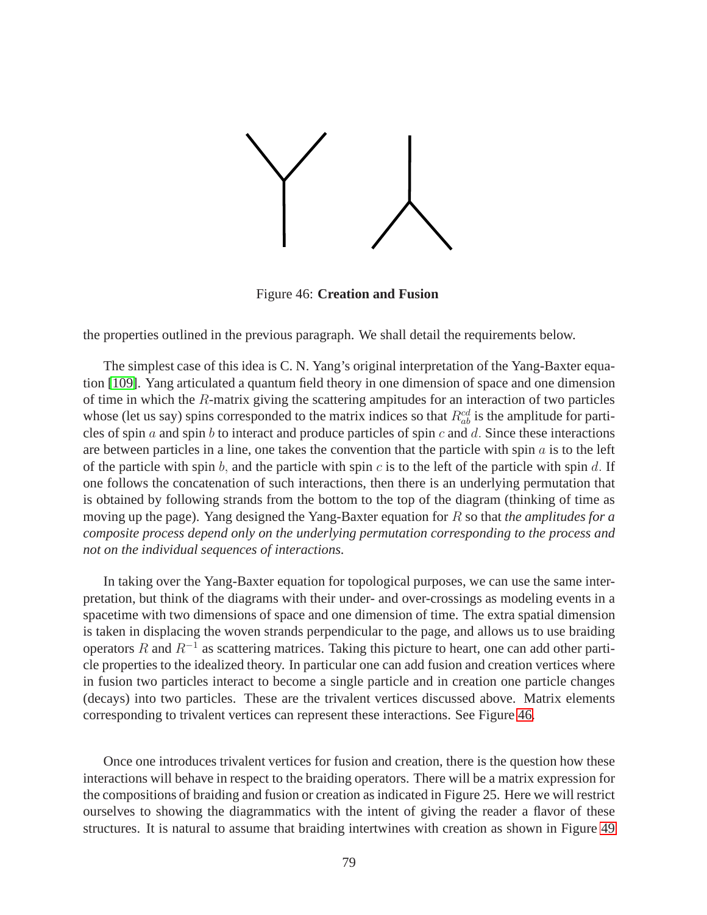Figure 46: **Creation and Fusion**

the properties outlined in the previous paragraph. We shall detail the requirements below.

The simplest case of this idea is C. N. Yang's original interpretation of the Yang-Baxter equation [109]. Yang articulated a quantum field theory in one dimension of space and one dimension of time in which the $R$-matrix giving the scattering ampitudes for an interaction of two particles whose (let us say) spins corresponded to the matrix indices so that $R_{ab}^{cd}$ is the amplitude for particles of spin $a$ and spin $b$ to interact and produce particles of spin $c$ and $d.$ Since these interactions are between particles in a line, one takes the convention that the particle with spin $a$ is to the left of the particle with spin $b,$ and the particle with spin $c$ is to the left of the particle with spin $d.$ If one follows the concatenation of such interactions, then there is an underlying permutation that is obtained by following strands from the bottom to the top of the diagram (thinking of time as moving up the page). Yang designed the Yang-Baxter equation for $R$ so that *the amplitudes for a composite process depend only on the underlying permutation corresponding to the process and not on the individual sequences of interactions.*

In taking over the Yang-Baxter equation for topological purposes, we can use the same interpretation, but think of the diagrams with their under- and over-crossings as modeling events in a spacetime with two dimensions of space and one dimension of time. The extra spatial dimension is taken in displacing the woven strands perpendicular to the page, and allows us to use braiding operators $R$ and $R^{-1}$ as scattering matrices. Taking this picture to heart, one can add other particle properties to the idealized theory. In particular one can add fusion and creation vertices where in fusion two particles interact to become a single particle and in creation one particle changes (decays) into two particles. These are the trivalent vertices discussed above. Matrix elements corresponding to trivalent vertices can represent these interactions. See Figure 46.

Once one introduces trivalent vertices for fusion and creation, there is the question how these interactions will behave in respect to the braiding operators. There will be a matrix expression for the compositions of braiding and fusion or creation as indicated in Figure 25. Here we will restrict ourselves to showing the diagrammatics with the intent of giving the reader a flavor of these structures. It is natural to assume that braiding intertwines with creation as shown in Figure 49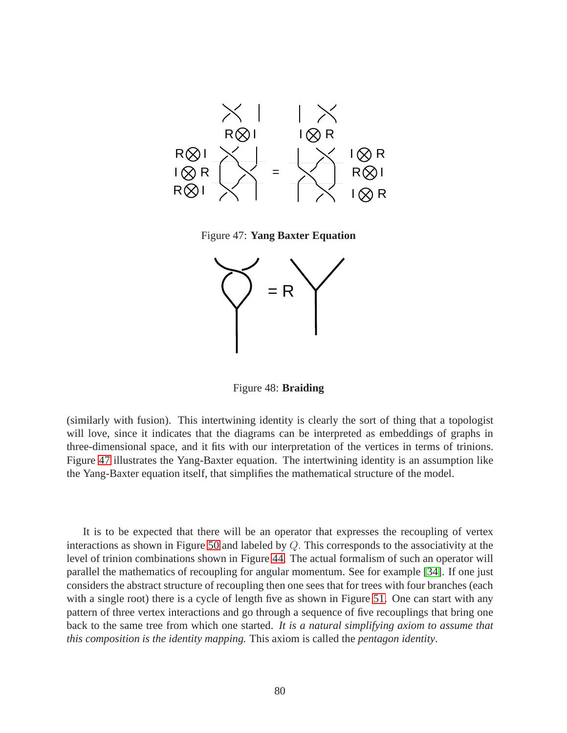Figure 47: **Yang Baxter Equation**

Figure 48: **Braiding**

(similarly with fusion). This intertwining identity is clearly the sort of thing that a topologist will love, since it indicates that the diagrams can be interpreted as embeddings of graphs in three-dimensional space, and it fits with our interpretation of the vertices in terms of trinions. Figure 47 illustrates the Yang-Baxter equation. The intertwining identity is an assumption like the Yang-Baxter equation itself, that simplifies the mathematical structure of the model.

It is to be expected that there will be an operator that expresses the recoupling of vertex interactions as shown in Figure 50 and labeled by $Q$. This corresponds to the associativity at the level of trinion combinations shown in Figure 44. The actual formalism of such an operator will parallel the mathematics of recoupling for angular momentum. See for example [34]. If one just considers the abstract structure of recoupling then one sees that for trees with four branches (each with a single root) there is a cycle of length five as shown in Figure 51. One can start with any pattern of three vertex interactions and go through a sequence of five recouplings that bring one back to the same tree from which one started. *It is a natural simplifying axiom to assume that this composition is the identity mapping.* This axiom is called the *pentagon identity*.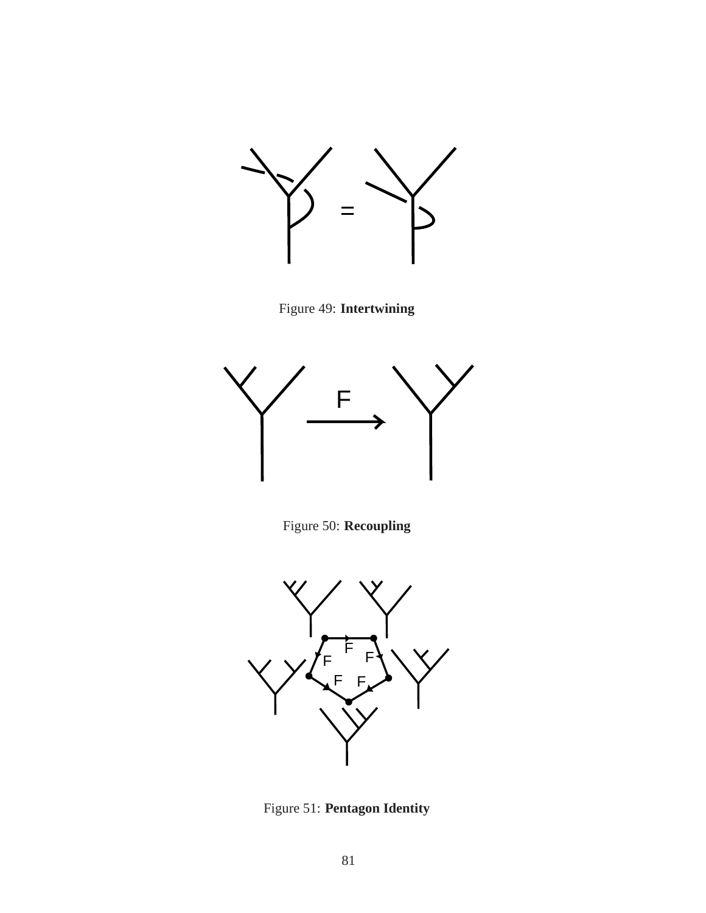Figure 49: **Intertwining**

Figure 50: **Recoupling**

Figure 51: **Pentagon Identity**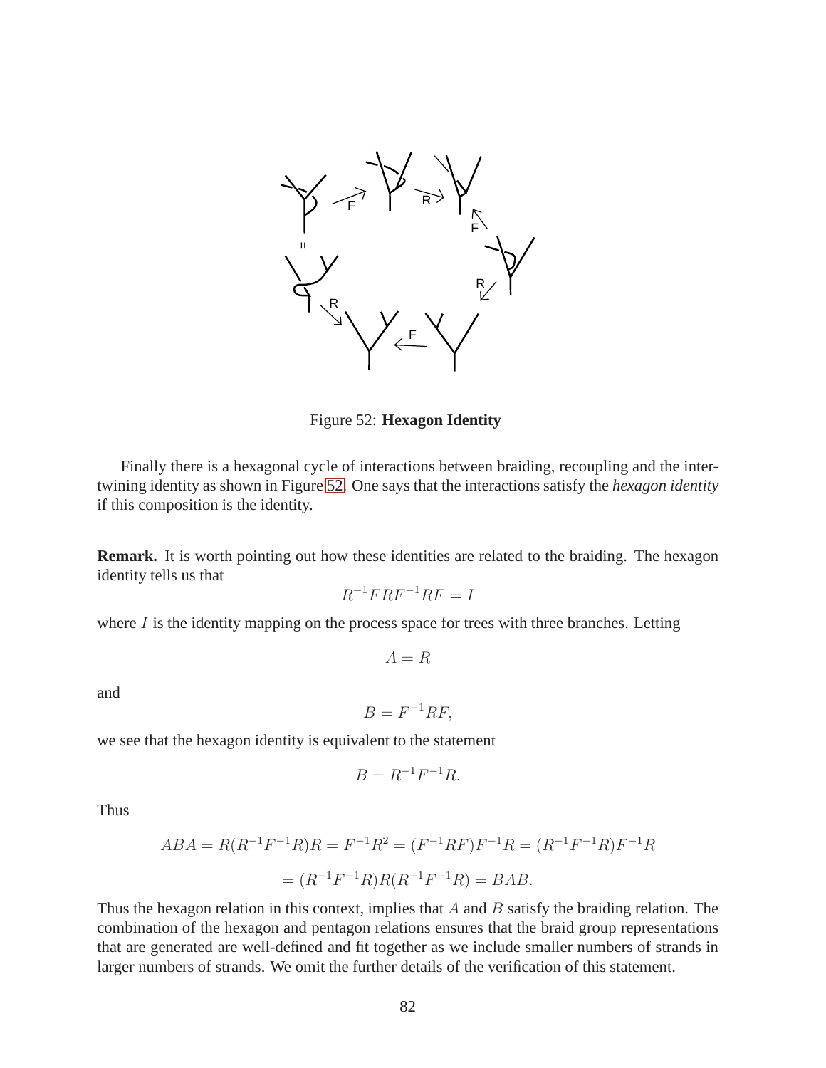Figure 52: **Hexagon Identity**

Finally there is a hexagonal cycle of interactions between braiding, recoupling and the intertwining identity as shown in Figure 52. One says that the interactions satisfy the *hexagon identity* if this composition is the identity.

**Remark.** It is worth pointing out how these identities are related to the braiding. The hexagon identity tells us that

$$R^{-1}FRF^{-1}RF = I$$

where $I$ is the identity mapping on the process space for trees with three branches. Letting

$$A = R$$

and

$$B = F^{-1}RF,$$

we see that the hexagon identity is equivalent to the statement

$$B = R^{-1}F^{-1}R.$$

Thus

$$ABA = R(R^{-1}F^{-1}R)R = F^{-1}R^2 = (F^{-1}RF)F^{-1}R = (R^{-1}F^{-1}R)F^{-1}R$$

$$= (R^{-1}F^{-1}R)R(R^{-1}F^{-1}R) = BAB.$$

Thus the hexagon relation in this context, implies that $A$ and $B$ satisfy the braiding relation. The combination of the hexagon and pentagon relations ensures that the braid group representations that are generated are well-defined and fit together as we include smaller numbers of strands in larger numbers of strands. We omit the further details of the verification of this statement.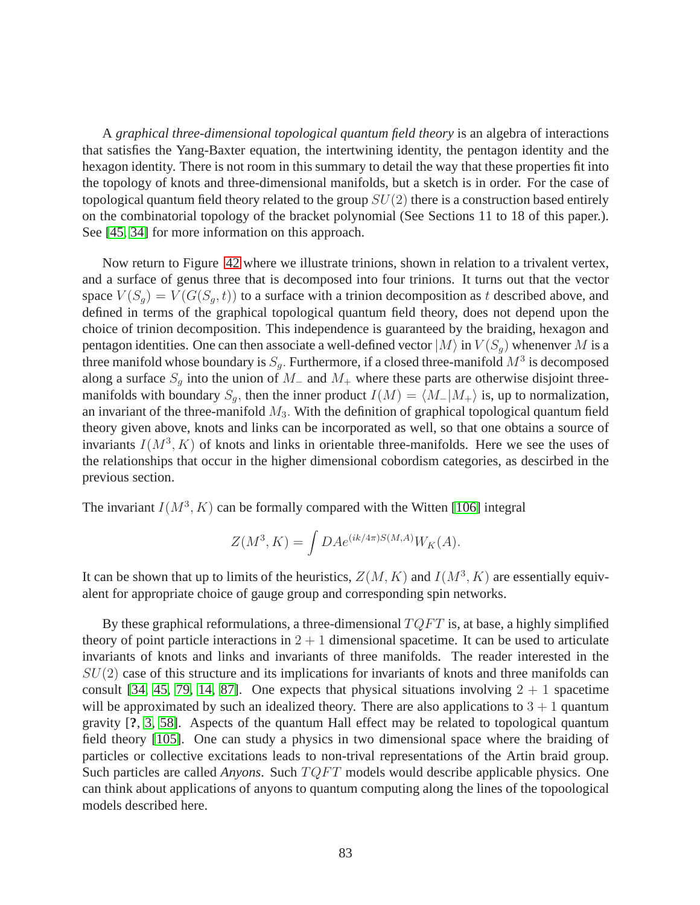A *graphical three-dimensional topological quantum field theory* is an algebra of interactions that satisfies the Yang-Baxter equation, the intertwining identity, the pentagon identity and the hexagon identity. There is not room in this summary to detail the way that these properties fit into the topology of knots and three-dimensional manifolds, but a sketch is in order. For the case of topological quantum field theory related to the group $SU(2)$ there is a construction based entirely on the combinatorial topology of the bracket polynomial (See Sections 11 to 18 of this paper.). See [45, 34] for more information on this approach.

Now return to Figure 42 where we illustrate trinions, shown in relation to a trivalent vertex, and a surface of genus three that is decomposed into four trinions. It turns out that the vector space $V(S_g) = V(G(S_g, t))$ to a surface with a trinion decomposition as $t$ described above, and defined in terms of the graphical topological quantum field theory, does not depend upon the choice of trinion decomposition. This independence is guaranteed by the braiding, hexagon and pentagon identities. One can then associate a well-defined vector $|M\rangle$ in $V(S_g)$ whenenver $M$ is a three manifold whose boundary is $S_g$. Furthermore, if a closed three-manifold $M^3$ is decomposed along a surface $S_g$ into the union of $M_-$ and $M_+$ where these parts are otherwise disjoint three-manifolds with boundary $S_g$, then the inner product $I(M) = \langle M_- | M_+ \rangle$ is, up to normalization, an invariant of the three-manifold $M_3$. With the definition of graphical topological quantum field theory given above, knots and links can be incorporated as well, so that one obtains a source of invariants $I(M^3, K)$ of knots and links in orientable three-manifolds. Here we see the uses of the relationships that occur in the higher dimensional cobordism categories, as descirbed in the previous section.

The invariant $I(M^3, K)$ can be formally compared with the Witten [106] integral

$$Z(M^3, K) = \int DAe^{(ik/4\pi)S(M,A)}W_K(A).$$

It can be shown that up to limits of the heuristics, $Z(M, K)$ and $I(M^3, K)$ are essentially equivalent for appropriate choice of gauge group and corresponding spin networks.

By these graphical reformulations, a three-dimensional $TQFT$ is, at base, a highly simplified theory of point particle interactions in $2 + 1$ dimensional spacetime. It can be used to articulate invariants of knots and links and invariants of three manifolds. The reader interested in the $SU(2)$ case of this structure and its implications for invariants of knots and three manifolds can consult [34, 45, 79, 14, 87]. One expects that physical situations involving $2 + 1$ spacetime will be approximated by such an idealized theory. There are also applications to $3 + 1$ quantum gravity [**?**, 3, 58]. Aspects of the quantum Hall effect may be related to topological quantum field theory [105]. One can study a physics in two dimensional space where the braiding of particles or collective excitations leads to non-trival representations of the Artin braid group. Such particles are called *Anyons*. Such $TQFT$ models would describe applicable physics. One can think about applications of anyons to quantum computing along the lines of the topoological models described here.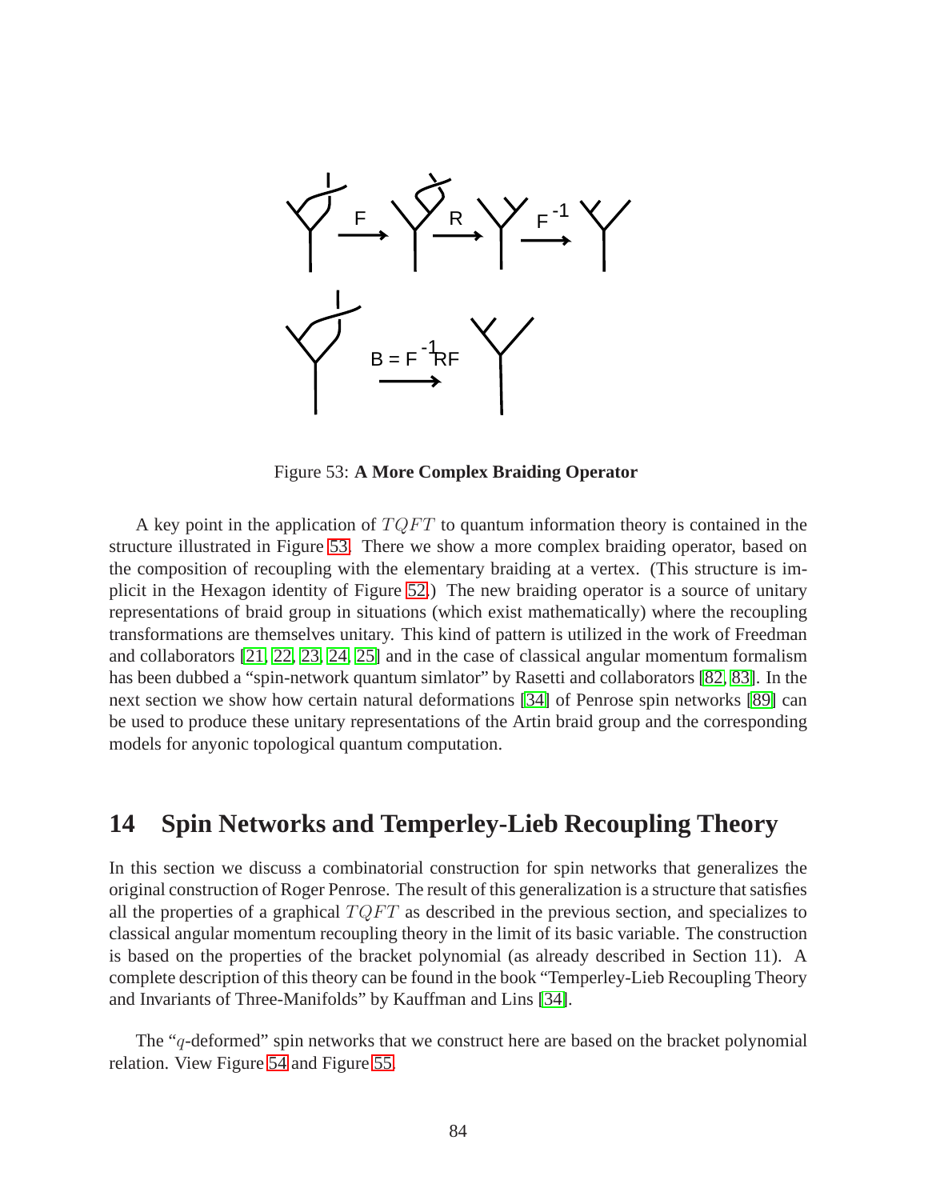Figure 53: **A More Complex Braiding Operator**

A key point in the application of $TQFT$ to quantum information theory is contained in the structure illustrated in Figure 53. There we show a more complex braiding operator, based on the composition of recoupling with the elementary braiding at a vertex. (This structure is implicit in the Hexagon identity of Figure 52.) The new braiding operator is a source of unitary representations of braid group in situations (which exist mathematically) where the recoupling transformations are themselves unitary. This kind of pattern is utilized in the work of Freedman and collaborators [21, 22, 23, 24, 25] and in the case of classical angular momentum formalism has been dubbed a "spin-network quantum simlator" by Rasetti and collaborators [82, 83]. In the next section we show how certain natural deformations [34] of Penrose spin networks [89] can be used to produce these unitary representations of the Artin braid group and the corresponding models for anyonic topological quantum computation.

## 14 Spin Networks and Temperley-Lieb Recoupling Theory

In this section we discuss a combinatorial construction for spin networks that generalizes the original construction of Roger Penrose. The result of this generalization is a structure that satisfies all the properties of a graphical $TQFT$ as described in the previous section, and specializes to classical angular momentum recoupling theory in the limit of its basic variable. The construction is based on the properties of the bracket polynomial (as already described in Section 11). A complete description of this theory can be found in the book "Temperley-Lieb Recoupling Theory and Invariants of Three-Manifolds" by Kauffman and Lins [34].

The "$q$-deformed" spin networks that we construct here are based on the bracket polynomial relation. View Figure 54 and Figure 55.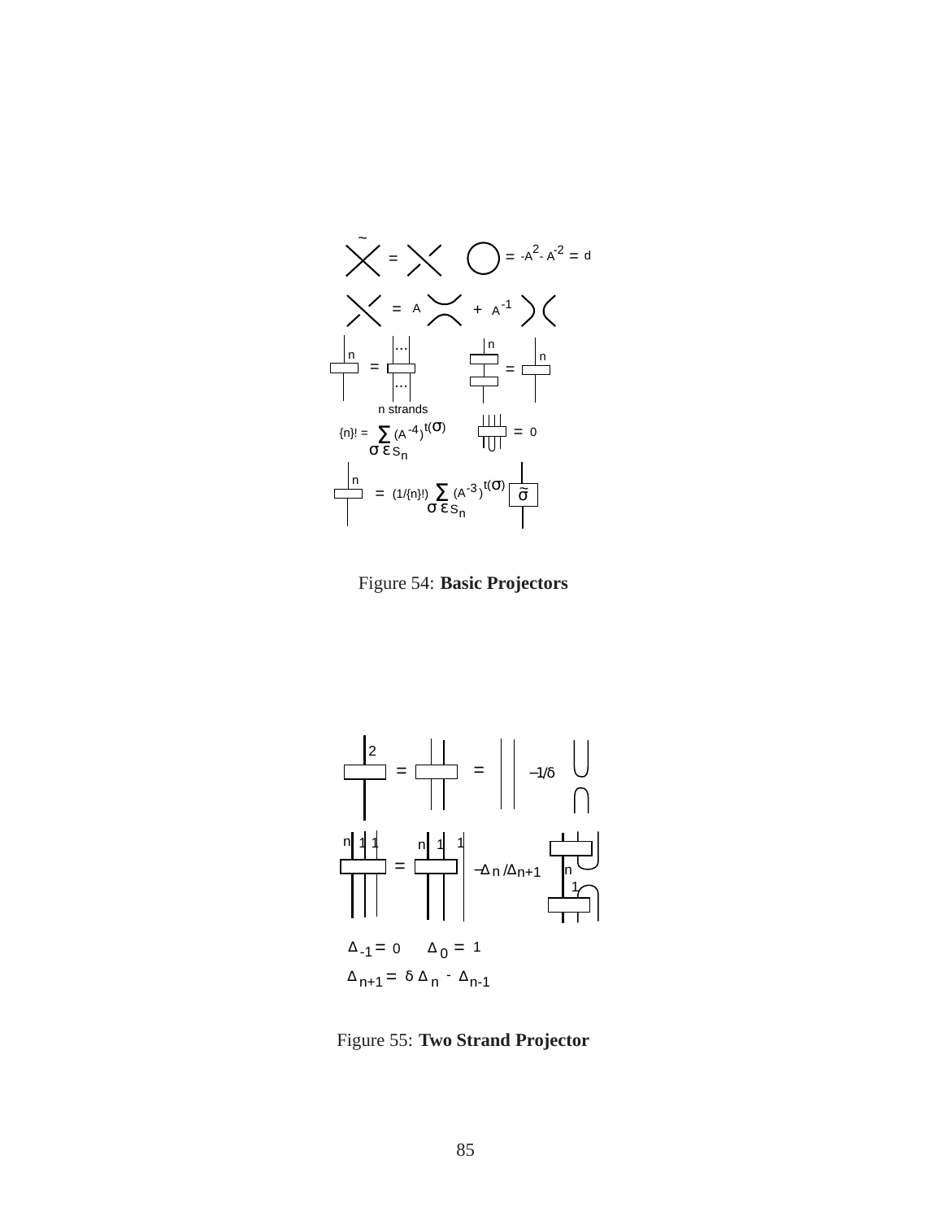Figure 54: **Basic Projectors**

Figure 55: **Two Strand Projector**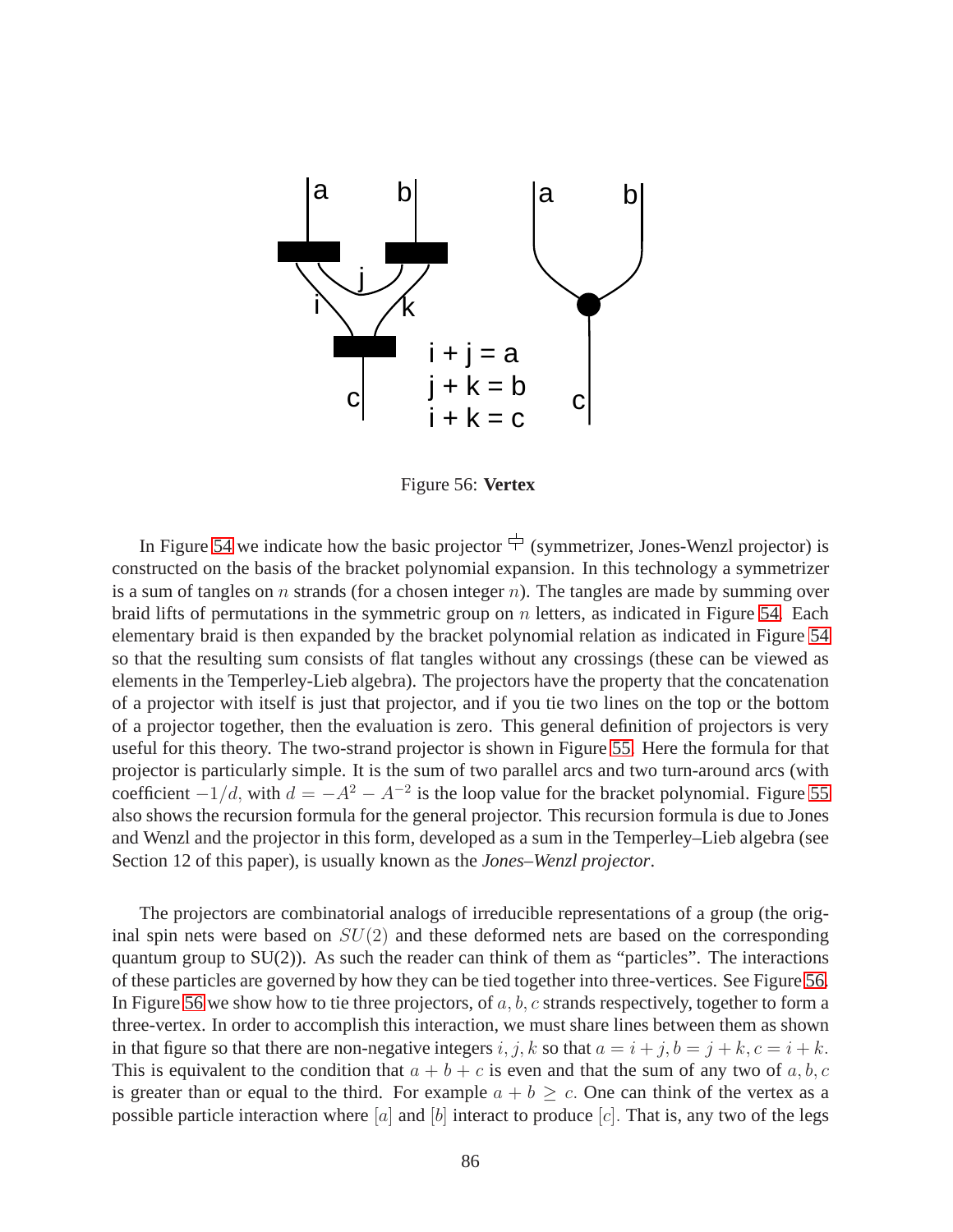Figure 56: **Vertex**

In Figure 54 we indicate how the basic projector (symmetrizer, Jones-Wenzl projector) is constructed on the basis of the bracket polynomial expansion. In this technology a symmetrizer is a sum of tangles on $n$ strands (for a chosen integer $n$). The tangles are made by summing over braid lifts of permutations in the symmetric group on $n$ letters, as indicated in Figure 54. Each elementary braid is then expanded by the bracket polynomial relation as indicated in Figure 54 so that the resulting sum consists of flat tangles without any crossings (these can be viewed as elements in the Temperley-Lieb algebra). The projectors have the property that the concatenation of a projector with itself is just that projector, and if you tie two lines on the top or the bottom of a projector together, then the evaluation is zero. This general definition of projectors is very useful for this theory. The two-strand projector is shown in Figure 55. Here the formula for that projector is particularly simple. It is the sum of two parallel arcs and two turn-around arcs (with coefficient $-1/d$, with $d = -A^2 - A^{-2}$ is the loop value for the bracket polynomial. Figure 55 also shows the recursion formula for the general projector. This recursion formula is due to Jones and Wenzl and the projector in this form, developed as a sum in the Temperley–Lieb algebra (see Section 12 of this paper), is usually known as the *Jones–Wenzl projector*.

The projectors are combinatorial analogs of irreducible representations of a group (the original spin nets were based on $SU(2)$ and these deformed nets are based on the corresponding quantum group to SU(2)). As such the reader can think of them as "particles". The interactions of these particles are governed by how they can be tied together into three-vertices. See Figure 56. In Figure 56 we show how to tie three projectors, of $a, b, c$ strands respectively, together to form a three-vertex. In order to accomplish this interaction, we must share lines between them as shown in that figure so that there are non-negative integers $i, j, k$ so that $a = i + j, b = j + k, c = i + k$. This is equivalent to the condition that $a + b + c$ is even and that the sum of any two of $a, b, c$ is greater than or equal to the third. For example $a + b \geq c$. One can think of the vertex as a possible particle interaction where $[a]$ and $[b]$ interact to produce $[c]$. That is, any two of the legs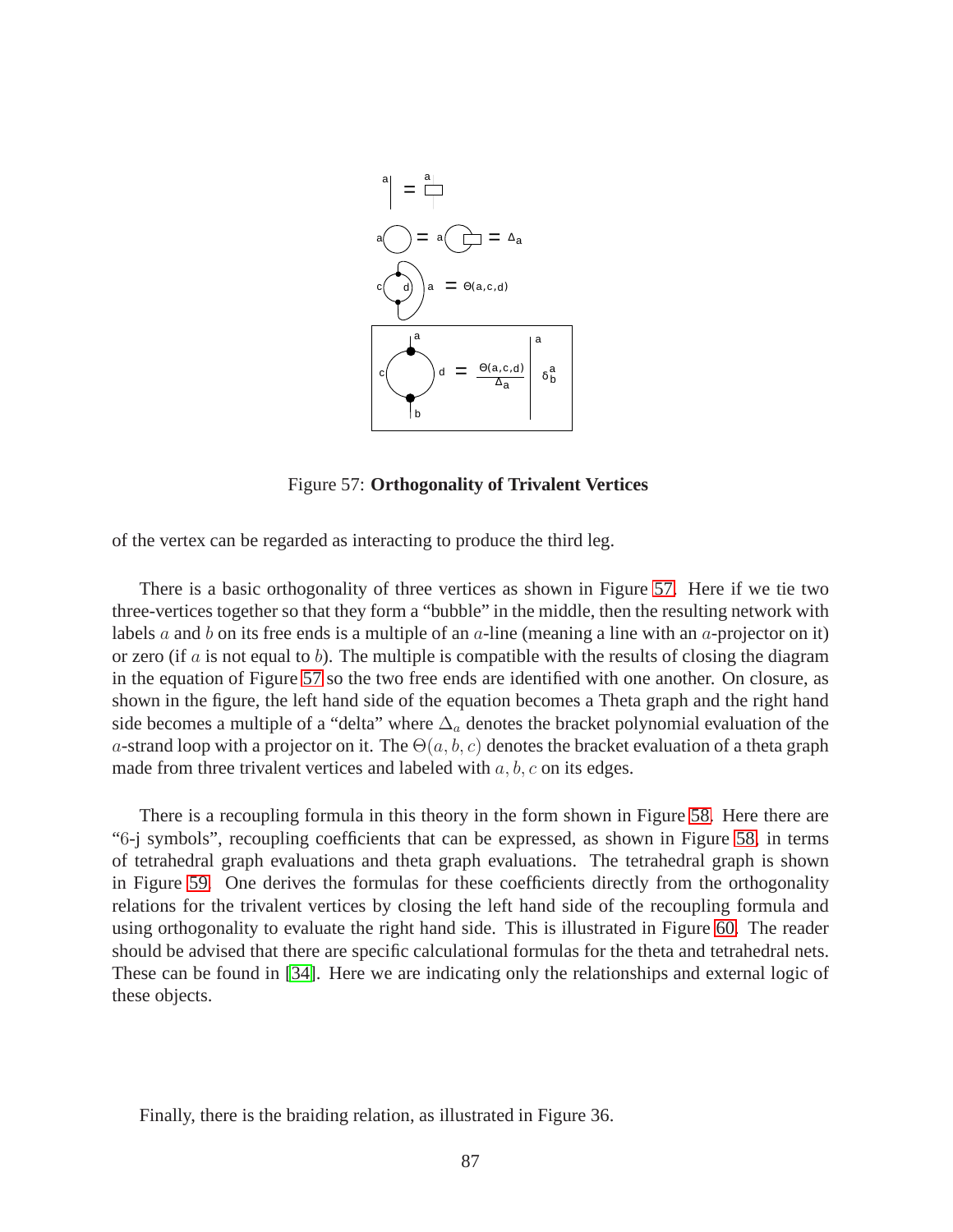Figure 57: **Orthogonality of Trivalent Vertices**

of the vertex can be regarded as interacting to produce the third leg.

There is a basic orthogonality of three vertices as shown in Figure 57. Here if we tie two three-vertices together so that they form a "bubble" in the middle, then the resulting network with labels $a$ and $b$ on its free ends is a multiple of an $a$-line (meaning a line with an $a$-projector on it) or zero (if $a$ is not equal to $b$). The multiple is compatible with the results of closing the diagram in the equation of Figure 57 so the two free ends are identified with one another. On closure, as shown in the figure, the left hand side of the equation becomes a Theta graph and the right hand side becomes a multiple of a "delta" where $\Delta_a$ denotes the bracket polynomial evaluation of the $a$-strand loop with a projector on it. The $\Theta(a, b, c)$ denotes the bracket evaluation of a theta graph made from three trivalent vertices and labeled with $a, b, c$ on its edges.

There is a recoupling formula in this theory in the form shown in Figure 58. Here there are "$6$-j symbols", recoupling coefficients that can be expressed, as shown in Figure 58, in terms of tetrahedral graph evaluations and theta graph evaluations. The tetrahedral graph is shown in Figure 59. One derives the formulas for these coefficients directly from the orthogonality relations for the trivalent vertices by closing the left hand side of the recoupling formula and using orthogonality to evaluate the right hand side. This is illustrated in Figure 60. The reader should be advised that there are specific calculational formulas for the theta and tetrahedral nets. These can be found in [34]. Here we are indicating only the relationships and external logic of these objects.

Finally, there is the braiding relation, as illustrated in Figure 36.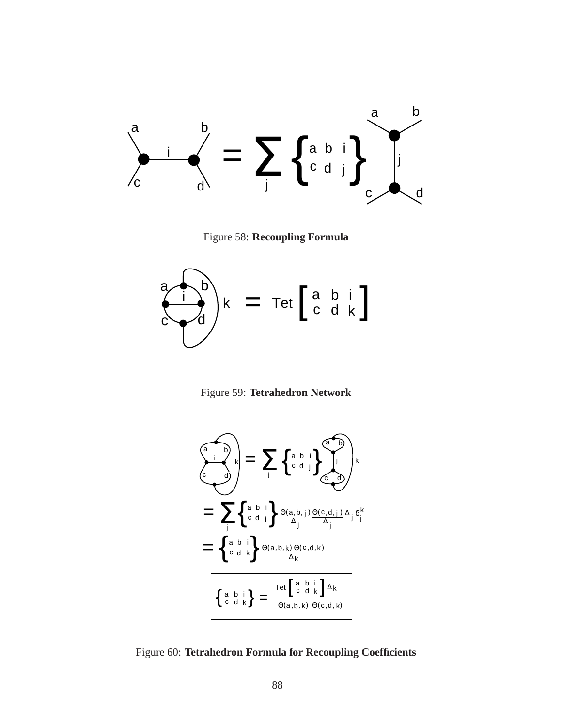Figure 58: **Recoupling Formula**

Figure 59: **Tetrahedron Network**

$$= \sum_j \left\{ \begin{matrix} a & b & i \\ c & d & j \end{matrix} \right\} \frac{\Theta(a,b,j)}{\Delta_j} \frac{\Theta(c,d,j)}{\Delta_j} \Delta_j \delta_j^k$$

$$= \left\{ \begin{matrix} a & b & i \\ c & d & k \end{matrix} \right\} \frac{\Theta(a,b,k)\,\Theta(c,d,k)}{\Delta_k}$$

$$\left\{ \begin{matrix} a & b & i \\ c & d & k \end{matrix} \right\} = \frac{\mathrm{Tet}\left[ \begin{matrix} a & b & i \\ c & d & k \end{matrix} \right] \Delta_k}{\Theta(a,b,k)\ \Theta(c,d,k)}$$

Figure 60: **Tetrahedron Formula for Recoupling Coefficients**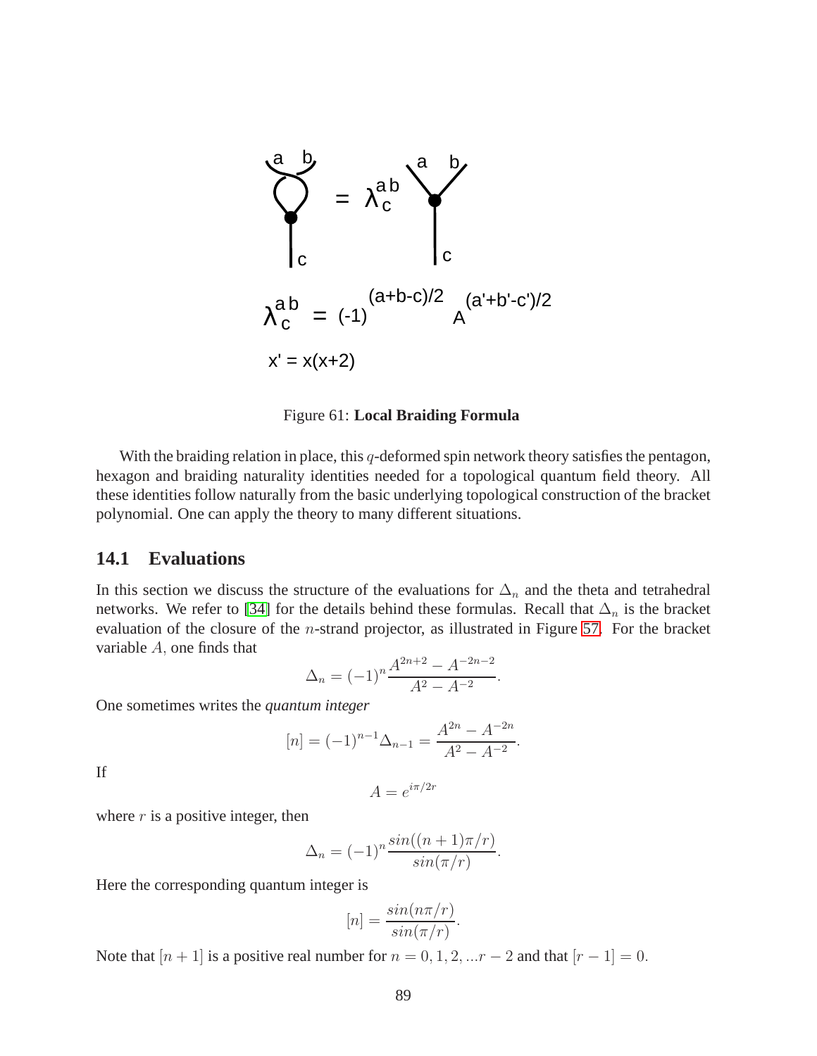$$\lambda^{ab}_{c} = (-1)^{(a+b-c)/2} A^{(a'+b'-c')/2}$$

$$x' = x(x+2)$$

Figure 61: **Local Braiding Formula**

With the braiding relation in place, this $q$-deformed spin network theory satisfies the pentagon, hexagon and braiding naturality identities needed for a topological quantum field theory. All these identities follow naturally from the basic underlying topological construction of the bracket polynomial. One can apply the theory to many different situations.

## 14.1 Evaluations

In this section we discuss the structure of the evaluations for $\Delta_n$ and the theta and tetrahedral networks. We refer to [34] for the details behind these formulas. Recall that $\Delta_n$ is the bracket evaluation of the closure of the $n$-strand projector, as illustrated in Figure 57. For the bracket variable $A$, one finds that

$$\Delta_n = (-1)^n \frac{A^{2n+2} - A^{-2n-2}}{A^2 - A^{-2}}.$$

One sometimes writes the *quantum integer*

$$[n] = (-1)^{n-1}\Delta_{n-1} = \frac{A^{2n} - A^{-2n}}{A^2 - A^{-2}}.$$

If

$$A = e^{i\pi/2r}$$

where $r$ is a positive integer, then

$$\Delta_n = (-1)^n \frac{sin((n+1)\pi/r)}{sin(\pi/r)}.$$

Here the corresponding quantum integer is

$$[n] = \frac{sin(n\pi/r)}{sin(\pi/r)}.$$

Note that $[n+1]$ is a positive real number for $n = 0, 1, 2, ...r-2$ and that $[r-1] = 0$.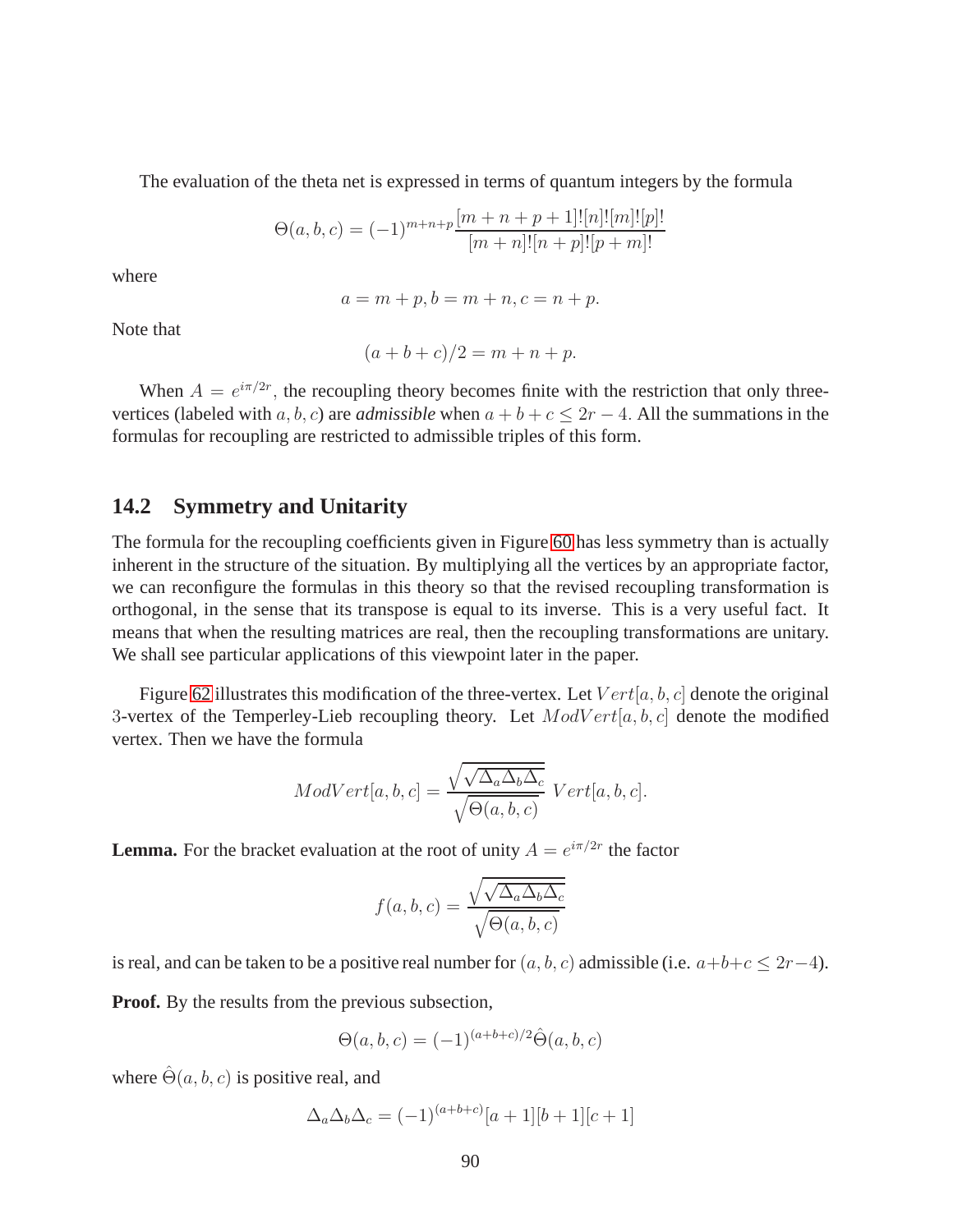The evaluation of the theta net is expressed in terms of quantum integers by the formula

$$\Theta(a,b,c) = (-1)^{m+n+p}\frac{[m+n+p+1]![n]![m]![p]!}{[m+n]![n+p]![p+m]!}$$

where

$$a = m+p, b = m+n, c = n+p.$$

Note that

$$(a+b+c)/2 = m+n+p.$$

When $A = e^{i\pi/2r}$, the recoupling theory becomes finite with the restriction that only three-vertices (labeled with $a, b, c$) are *admissible* when $a+b+c \leq 2r-4$. All the summations in the formulas for recoupling are restricted to admissible triples of this form.

## 14.2 Symmetry and Unitarity

The formula for the recoupling coefficients given in Figure 60 has less symmetry than is actually inherent in the structure of the situation. By multiplying all the vertices by an appropriate factor, we can reconfigure the formulas in this theory so that the revised recoupling transformation is orthogonal, in the sense that its transpose is equal to its inverse. This is a very useful fact. It means that when the resulting matrices are real, then the recoupling transformations are unitary. We shall see particular applications of this viewpoint later in the paper.

Figure 62 illustrates this modification of the three-vertex. Let $Vert[a,b,c]$ denote the original 3-vertex of the Temperley-Lieb recoupling theory. Let $ModVert[a,b,c]$ denote the modified vertex. Then we have the formula

$$ModVert[a,b,c] = \frac{\sqrt{\sqrt{\Delta_a\Delta_b\Delta_c}}}{\sqrt{\Theta(a,b,c)}}\ Vert[a,b,c].$$

**Lemma.** For the bracket evaluation at the root of unity $A = e^{i\pi/2r}$ the factor

$$f(a,b,c) = \frac{\sqrt{\sqrt{\Delta_a\Delta_b\Delta_c}}}{\sqrt{\Theta(a,b,c)}}$$

is real, and can be taken to be a positive real number for $(a,b,c)$ admissible (i.e. $a+b+c \leq 2r-4$).

**Proof.** By the results from the previous subsection,

$$\Theta(a,b,c) = (-1)^{(a+b+c)/2}\hat{\Theta}(a,b,c)$$

where $\hat{\Theta}(a,b,c)$ is positive real, and

$$\Delta_a\Delta_b\Delta_c = (-1)^{(a+b+c)}[a+1][b+1][c+1]$$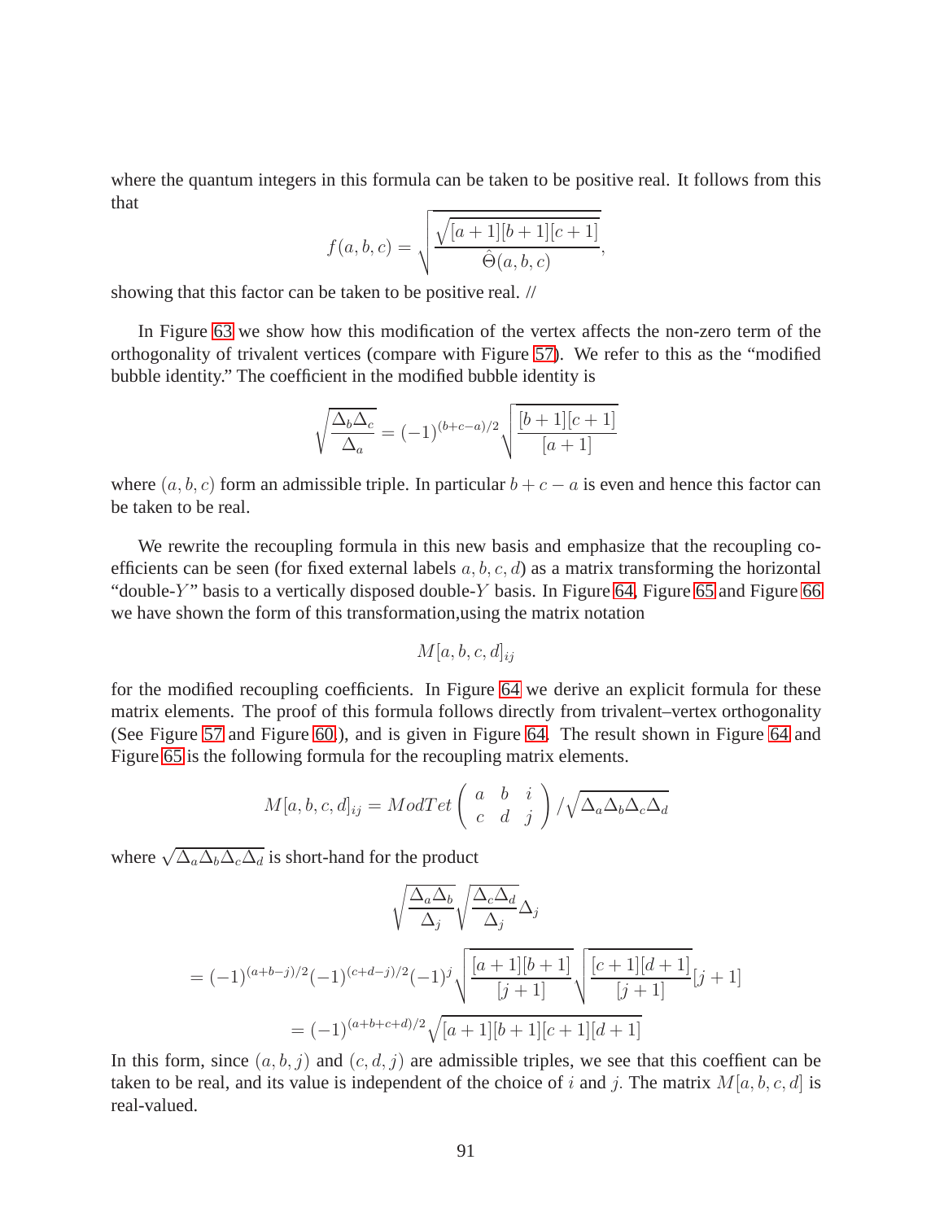where the quantum integers in this formula can be taken to be positive real. It follows from this that

$$f(a,b,c) = \sqrt{\frac{\sqrt{[a+1][b+1][c+1]}}{\hat{\Theta}(a,b,c)}},$$

showing that this factor can be taken to be positive real. //

In Figure 63 we show how this modification of the vertex affects the non-zero term of the orthogonality of trivalent vertices (compare with Figure 57). We refer to this as the "modified bubble identity." The coefficient in the modified bubble identity is

$$\sqrt{\frac{\Delta_b \Delta_c}{\Delta_a}} = (-1)^{(b+c-a)/2}\sqrt{\frac{[b+1][c+1]}{[a+1]}}$$

where $(a,b,c)$ form an admissible triple. In particular $b+c-a$ is even and hence this factor can be taken to be real.

We rewrite the recoupling formula in this new basis and emphasize that the recoupling coefficients can be seen (for fixed external labels $a,b,c,d$) as a matrix transforming the horizontal "double-$Y$" basis to a vertically disposed double-$Y$ basis. In Figure 64, Figure 65 and Figure 66 we have shown the form of this transformation,using the matrix notation

$$M[a,b,c,d]_{ij}$$

for the modified recoupling coefficients. In Figure 64 we derive an explicit formula for these matrix elements. The proof of this formula follows directly from trivalent–vertex orthogonality (See Figure 57 and Figure 60.), and is given in Figure 64. The result shown in Figure 64 and Figure 65 is the following formula for the recoupling matrix elements.

$$M[a,b,c,d]_{ij} = ModTet\begin{pmatrix} a & b & i \\ c & d & j \end{pmatrix} / \sqrt{\Delta_a \Delta_b \Delta_c \Delta_d}$$

where $\sqrt{\Delta_a \Delta_b \Delta_c \Delta_d}$ is short-hand for the product

$$\sqrt{\frac{\Delta_a \Delta_b}{\Delta_j}}\sqrt{\frac{\Delta_c \Delta_d}{\Delta_j}}\Delta_j$$

$$= (-1)^{(a+b-j)/2}(-1)^{(c+d-j)/2}(-1)^j\sqrt{\frac{[a+1][b+1]}{[j+1]}}\sqrt{\frac{[c+1][d+1]}{[j+1]}}[j+1]$$

$$= (-1)^{(a+b+c+d)/2}\sqrt{[a+1][b+1][c+1][d+1]}$$

In this form, since $(a,b,j)$ and $(c,d,j)$ are admissible triples, we see that this coeffient can be taken to be real, and its value is independent of the choice of $i$ and $j$. The matrix $M[a,b,c,d]$ is real-valued.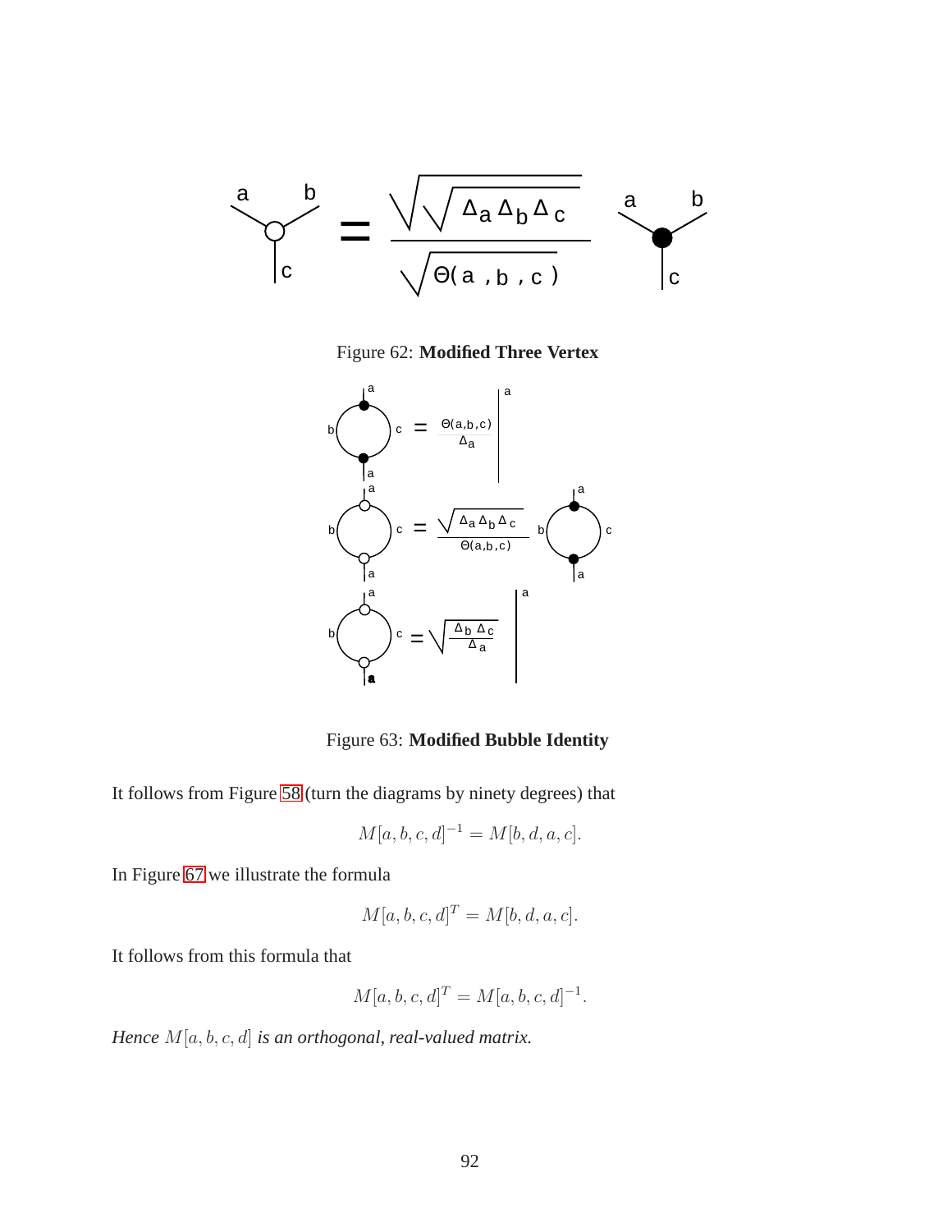Figure 62: **Modified Three Vertex**

Figure 63: **Modified Bubble Identity**

It follows from Figure 58 (turn the diagrams by ninety degrees) that

$$M[a,b,c,d]^{-1} = M[b,d,a,c].$$

In Figure 67 we illustrate the formula

$$M[a,b,c,d]^{T} = M[b,d,a,c].$$

It follows from this formula that

$$M[a,b,c,d]^{T} = M[a,b,c,d]^{-1}.$$

*Hence $M[a,b,c,d]$ is an orthogonal, real-valued matrix.*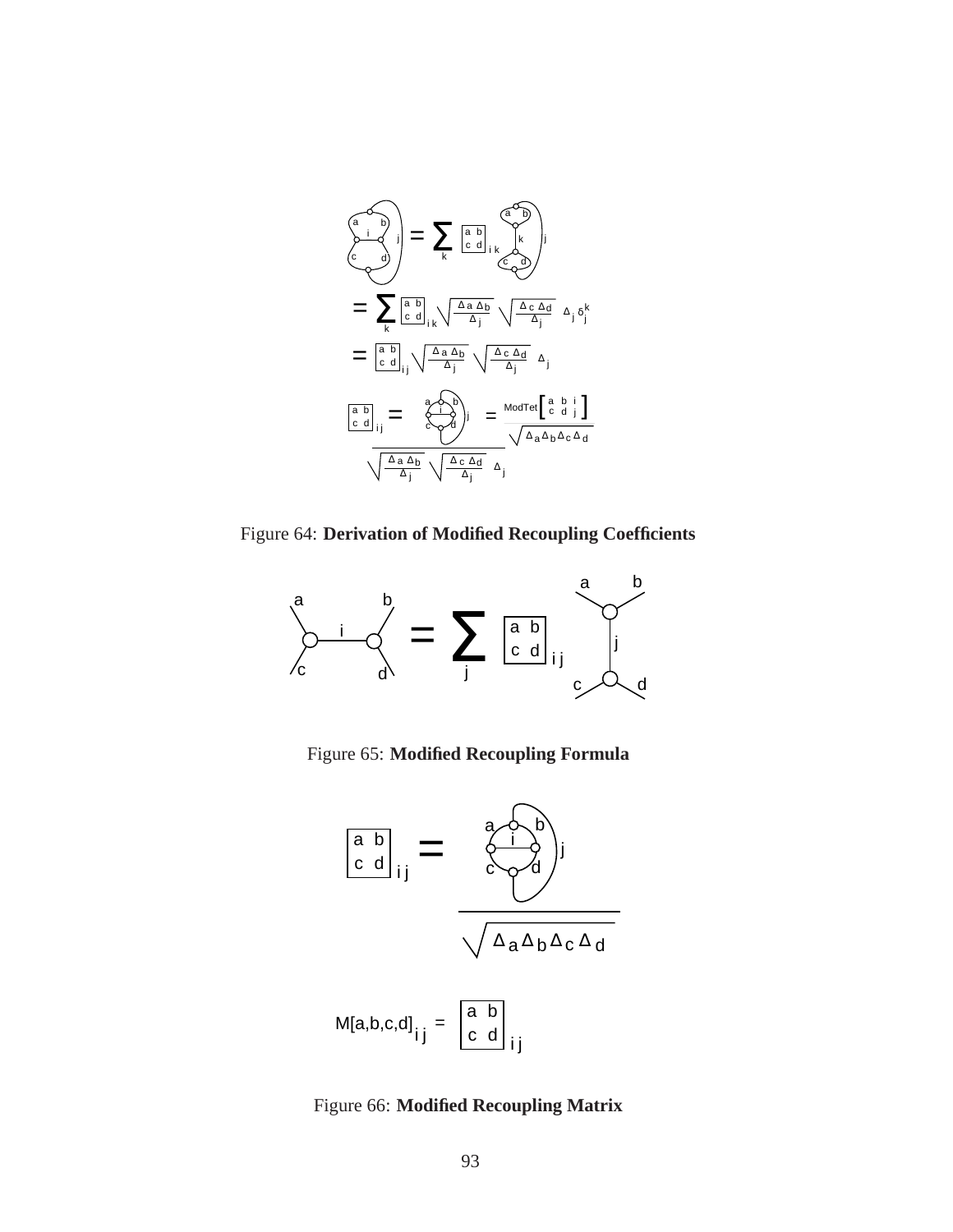$$= \sum_k \begin{bmatrix} a & b \\ c & d \end{bmatrix}_{ik} \sqrt{\frac{\Delta_a \Delta_b}{\Delta_j}} \sqrt{\frac{\Delta_c \Delta_d}{\Delta_j}} \; \Delta_j \, \delta^k_j$$

$$= \begin{bmatrix} a & b \\ c & d \end{bmatrix}_{ij} \sqrt{\frac{\Delta_a \Delta_b}{\Delta_j}} \sqrt{\frac{\Delta_c \Delta_d}{\Delta_j}} \; \Delta_j$$

$$\begin{bmatrix} a & b \\ c & d \end{bmatrix}_{ij} = \frac{\text{(network)}}{\sqrt{\frac{\Delta_a \Delta_b}{\Delta_j}} \sqrt{\frac{\Delta_c \Delta_d}{\Delta_j}} \; \Delta_j} = \frac{\text{ModTet}\begin{bmatrix} a & b & i \\ c & d & j \end{bmatrix}}{\sqrt{\Delta_a \Delta_b \Delta_c \Delta_d}}$$

Figure 64: **Derivation of Modified Recoupling Coefficients**

$$= \sum_j \begin{bmatrix} a & b \\ c & d \end{bmatrix}_{ij}$$

Figure 65: **Modified Recoupling Formula**

$$\begin{bmatrix} a & b \\ c & d \end{bmatrix}_{ij} = \frac{\text{(network)}}{\sqrt{\Delta_a \Delta_b \Delta_c \Delta_d}}$$

$$M[a,b,c,d]_{ij} = \begin{bmatrix} a & b \\ c & d \end{bmatrix}_{ij}$$

Figure 66: **Modified Recoupling Matrix**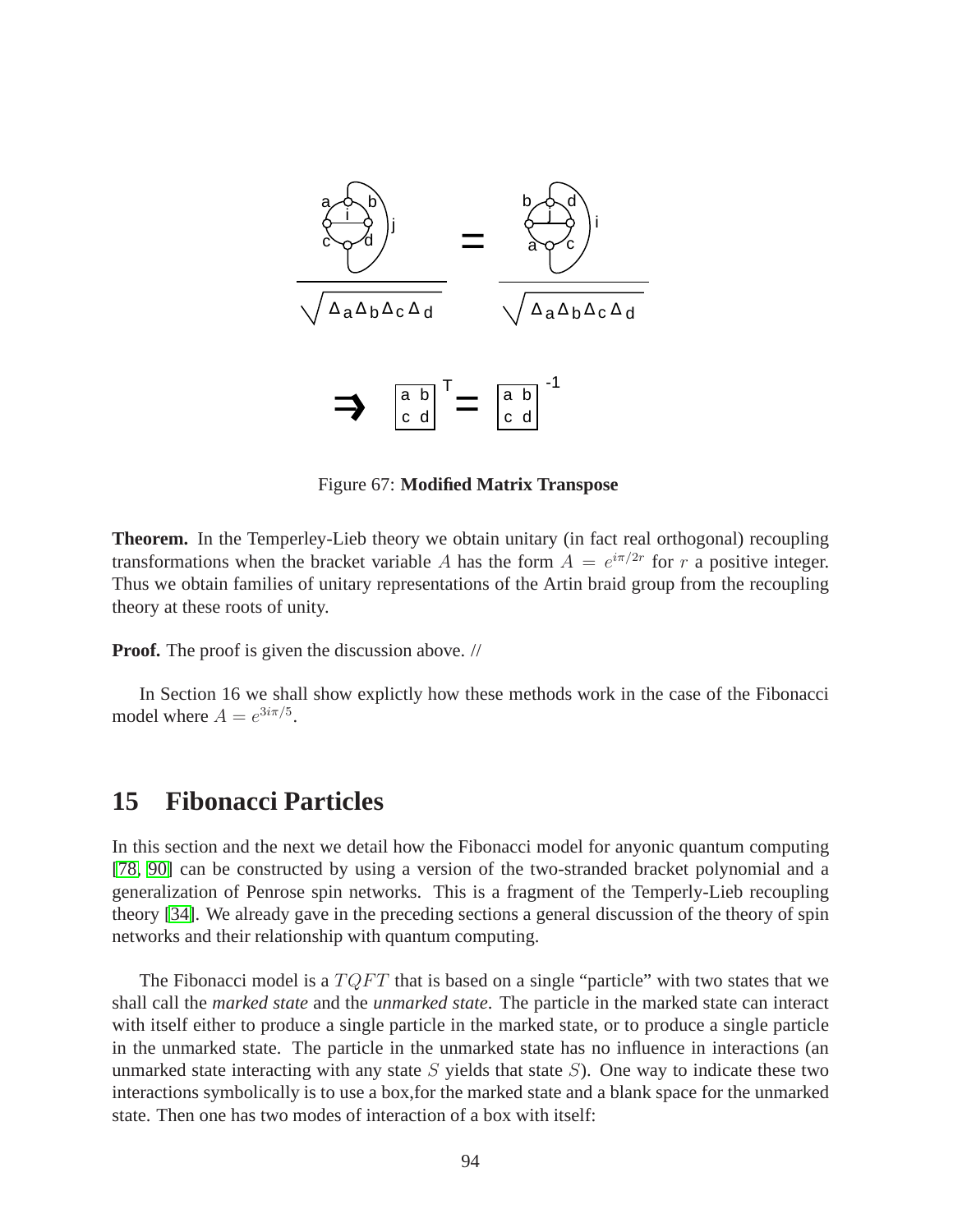Figure 67: **Modified Matrix Transpose**

**Theorem.** In the Temperley-Lieb theory we obtain unitary (in fact real orthogonal) recoupling transformations when the bracket variable $A$ has the form $A = e^{i\pi/2r}$ for $r$ a positive integer. Thus we obtain families of unitary representations of the Artin braid group from the recoupling theory at these roots of unity.

**Proof.** The proof is given the discussion above. //

In Section 16 we shall show explictly how these methods work in the case of the Fibonacci model where $A = e^{3i\pi/5}$.

## 15 Fibonacci Particles

In this section and the next we detail how the Fibonacci model for anyonic quantum computing [78, 90] can be constructed by using a version of the two-stranded bracket polynomial and a generalization of Penrose spin networks. This is a fragment of the Temperly-Lieb recoupling theory [34]. We already gave in the preceding sections a general discussion of the theory of spin networks and their relationship with quantum computing.

The Fibonacci model is a $TQFT$ that is based on a single "particle" with two states that we shall call the *marked state* and the *unmarked state*. The particle in the marked state can interact with itself either to produce a single particle in the marked state, or to produce a single particle in the unmarked state. The particle in the unmarked state has no influence in interactions (an unmarked state interacting with any state $S$ yields that state $S$). One way to indicate these two interactions symbolically is to use a box,for the marked state and a blank space for the unmarked state. Then one has two modes of interaction of a box with itself: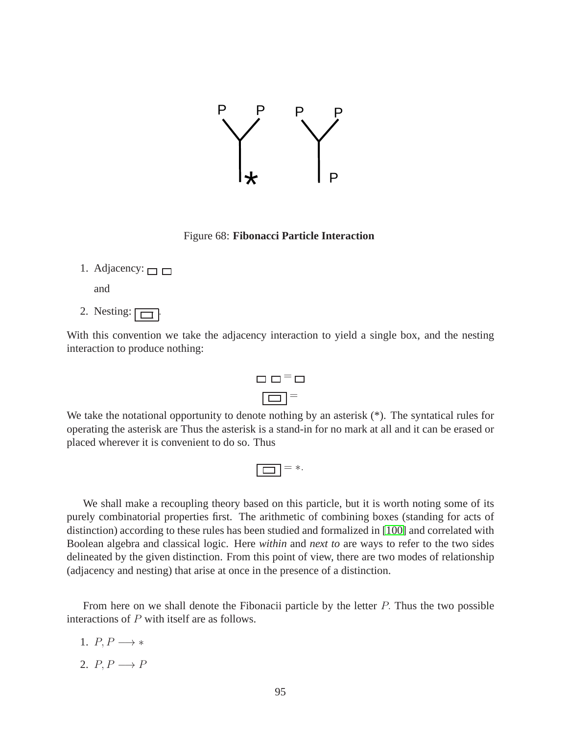Figure 68: **Fibonacci Particle Interaction**

1. Adjacency: ▭ ▭

   and

2. Nesting: ⧈.

With this convention we take the adjacency interaction to yield a single box, and the nesting interaction to produce nothing:

▭ ▭ = ▭

⧈ =

We take the notational opportunity to denote nothing by an asterisk (*). The syntactical rules for operating the asterisk are Thus the asterisk is a stand-in for no mark at all and it can be erased or placed wherever it is convenient to do so. Thus

⧈ $= *.$

We shall make a recoupling theory based on this particle, but it is worth noting some of its purely combinatorial properties first. The arithmetic of combining boxes (standing for acts of distinction) according to these rules has been studied and formalized in [100] and correlated with Boolean algebra and classical logic. Here *within* and *next to* are ways to refer to the two sides delineated by the given distinction. From this point of view, there are two modes of relationship (adjacency and nesting) that arise at once in the presence of a distinction.

From here on we shall denote the Fibonacii particle by the letter $P$. Thus the two possible interactions of $P$ with itself are as follows.

1. $P, P \longrightarrow *$
2. $P, P \longrightarrow P$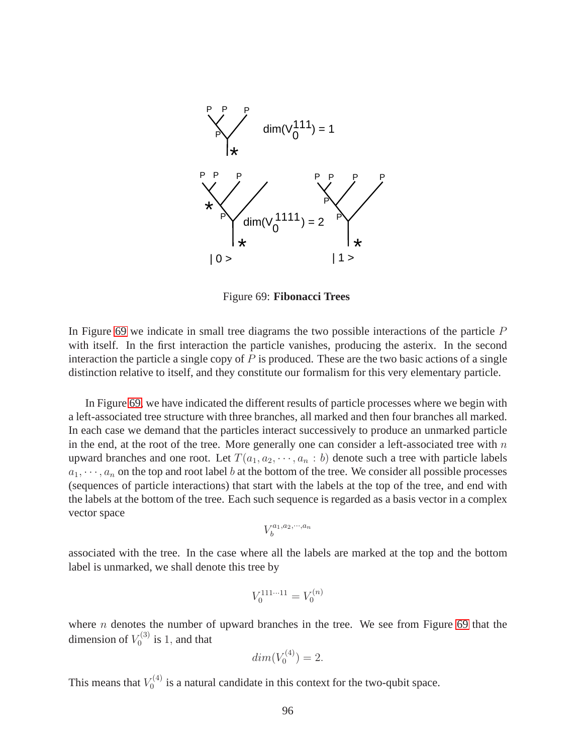Figure 69: **Fibonacci Trees**

In Figure 69 we indicate in small tree diagrams the two possible interactions of the particle $P$ with itself. In the first interaction the particle vanishes, producing the asterix. In the second interaction the particle a single copy of $P$ is produced. These are the two basic actions of a single distinction relative to itself, and they constitute our formalism for this very elementary particle.

In Figure 69, we have indicated the different results of particle processes where we begin with a left-associated tree structure with three branches, all marked and then four branches all marked. In each case we demand that the particles interact successively to produce an unmarked particle in the end, at the root of the tree. More generally one can consider a left-associated tree with $n$ upward branches and one root. Let $T(a_1, a_2, \cdots, a_n : b)$ denote such a tree with particle labels $a_1, \cdots, a_n$ on the top and root label $b$ at the bottom of the tree. We consider all possible processes (sequences of particle interactions) that start with the labels at the top of the tree, and end with the labels at the bottom of the tree. Each such sequence is regarded as a basis vector in a complex vector space

$$V_b^{a_1, a_2, \cdots, a_n}$$

associated with the tree. In the case where all the labels are marked at the top and the bottom label is unmarked, we shall denote this tree by

$$V_0^{111 \cdots 11} = V_0^{(n)}$$

where $n$ denotes the number of upward branches in the tree. We see from Figure 69 that the dimension of $V_0^{(3)}$ is $1$, and that

$$dim(V_0^{(4)}) = 2.$$

This means that $V_0^{(4)}$ is a natural candidate in this context for the two-qubit space.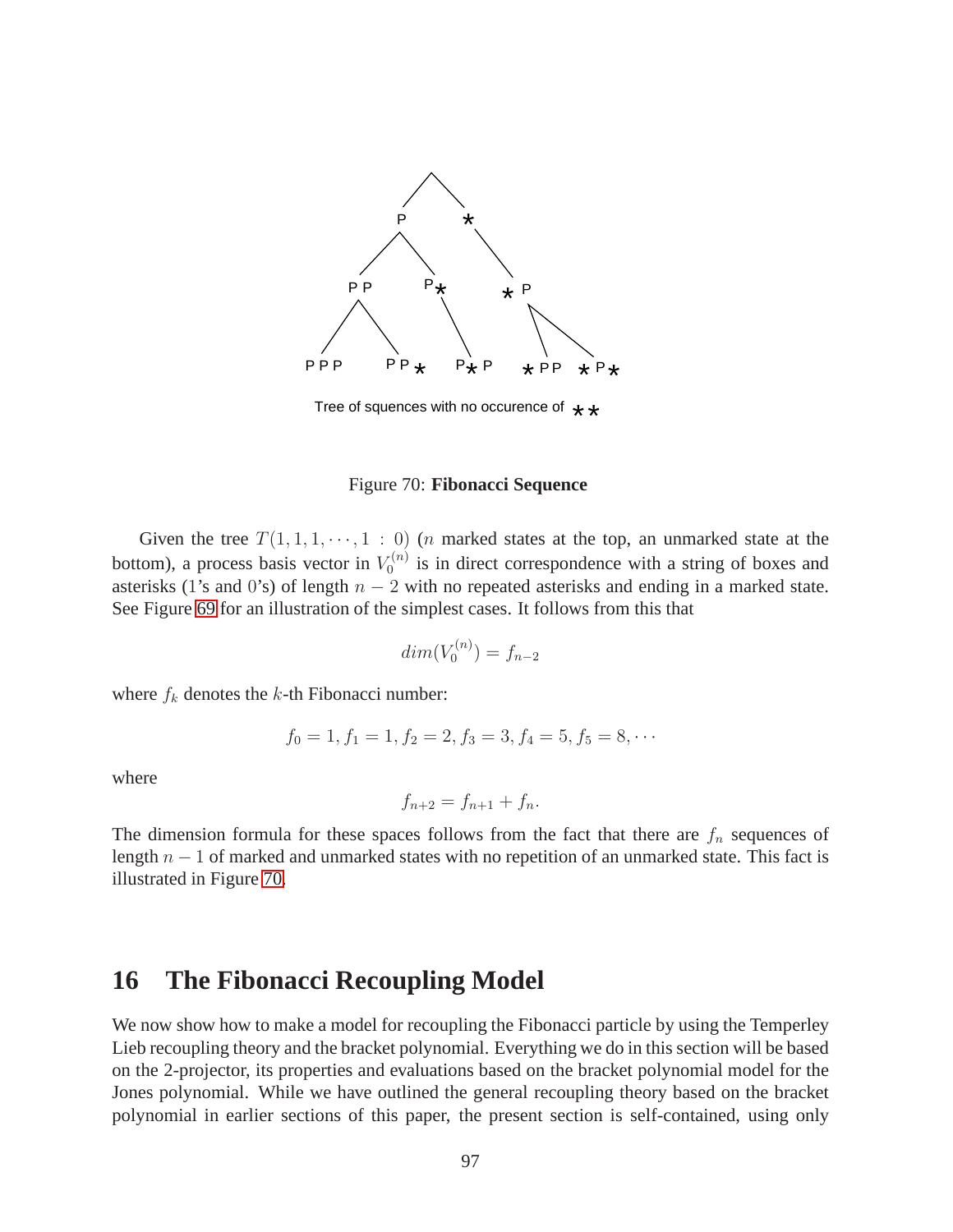Tree of squences with no occurence of * *

Figure 70: **Fibonacci Sequence**

Given the tree $T(1,1,1,\cdots,1:0)$ ($n$ marked states at the top, an unmarked state at the bottom), a process basis vector in $V_0^{(n)}$ is in direct correspondence with a string of boxes and asterisks (1's and 0's) of length $n-2$ with no repeated asterisks and ending in a marked state. See Figure 69 for an illustration of the simplest cases. It follows from this that

$$dim(V_0^{(n)}) = f_{n-2}$$

where $f_k$ denotes the $k$-th Fibonacci number:

$$f_0 = 1, f_1 = 1, f_2 = 2, f_3 = 3, f_4 = 5, f_5 = 8, \cdots$$

where

$$f_{n+2} = f_{n+1} + f_n.$$

The dimension formula for these spaces follows from the fact that there are $f_n$ sequences of length $n-1$ of marked and unmarked states with no repetition of an unmarked state. This fact is illustrated in Figure 70.

# 16 The Fibonacci Recoupling Model

We now show how to make a model for recoupling the Fibonacci particle by using the Temperley Lieb recoupling theory and the bracket polynomial. Everything we do in this section will be based on the 2-projector, its properties and evaluations based on the bracket polynomial model for the Jones polynomial. While we have outlined the general recoupling theory based on the bracket polynomial in earlier sections of this paper, the present section is self-contained, using only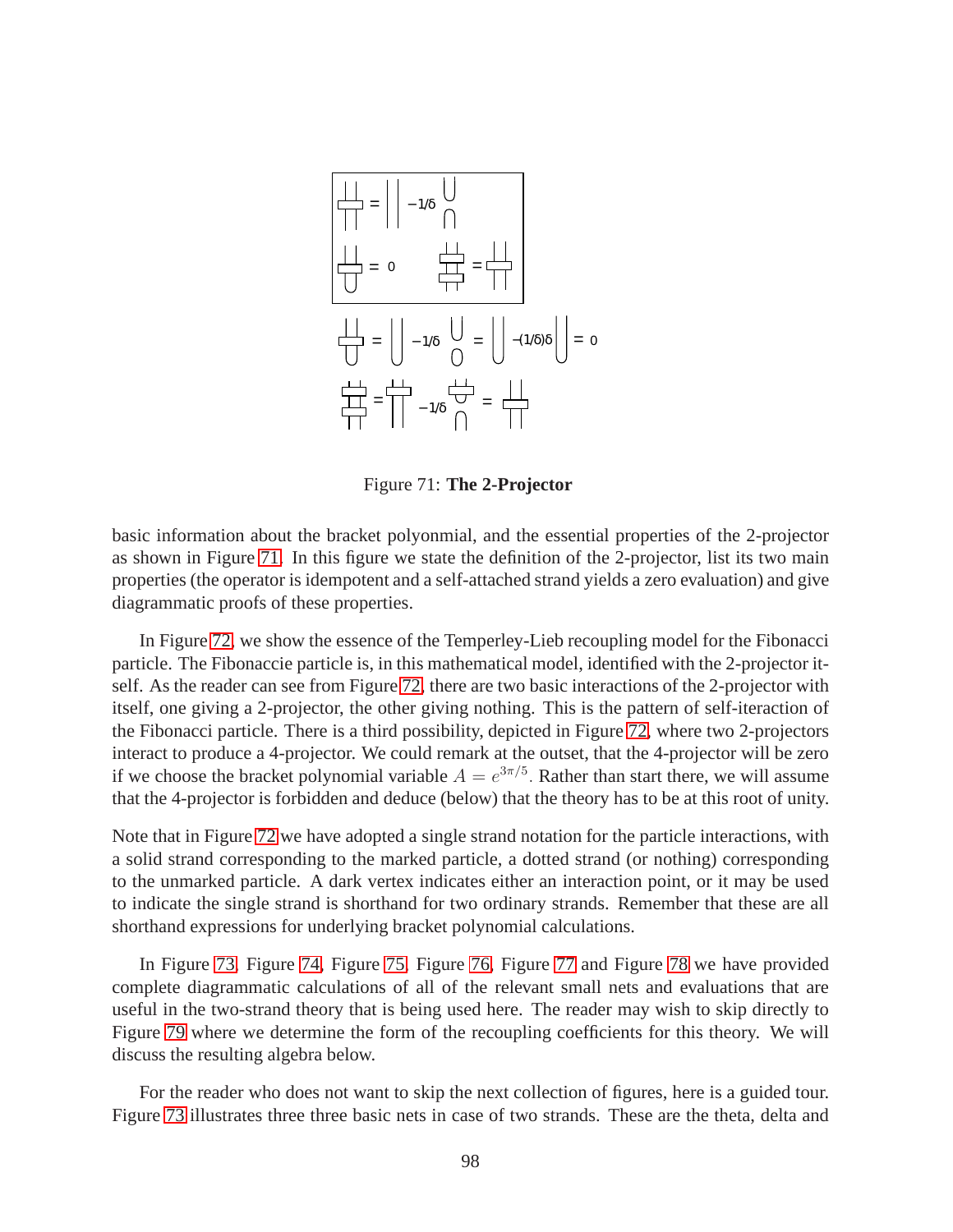Figure 71: **The 2-Projector**

basic information about the bracket polyonmial, and the essential properties of the 2-projector as shown in Figure 71. In this figure we state the definition of the 2-projector, list its two main properties (the operator is idempotent and a self-attached strand yields a zero evaluation) and give diagrammatic proofs of these properties.

In Figure 72, we show the essence of the Temperley-Lieb recoupling model for the Fibonacci particle. The Fibonaccie particle is, in this mathematical model, identified with the 2-projector itself. As the reader can see from Figure 72, there are two basic interactions of the 2-projector with itself, one giving a 2-projector, the other giving nothing. This is the pattern of self-iteraction of the Fibonacci particle. There is a third possibility, depicted in Figure 72, where two 2-projectors interact to produce a 4-projector. We could remark at the outset, that the 4-projector will be zero if we choose the bracket polynomial variable $A = e^{3\pi/5}$. Rather than start there, we will assume that the 4-projector is forbidden and deduce (below) that the theory has to be at this root of unity.

Note that in Figure 72 we have adopted a single strand notation for the particle interactions, with a solid strand corresponding to the marked particle, a dotted strand (or nothing) corresponding to the unmarked particle. A dark vertex indicates either an interaction point, or it may be used to indicate the single strand is shorthand for two ordinary strands. Remember that these are all shorthand expressions for underlying bracket polynomial calculations.

In Figure 73, Figure 74, Figure 75, Figure 76, Figure 77 and Figure 78 we have provided complete diagrammatic calculations of all of the relevant small nets and evaluations that are useful in the two-strand theory that is being used here. The reader may wish to skip directly to Figure 79 where we determine the form of the recoupling coefficients for this theory. We will discuss the resulting algebra below.

For the reader who does not want to skip the next collection of figures, here is a guided tour. Figure 73 illustrates three three basic nets in case of two strands. These are the theta, delta and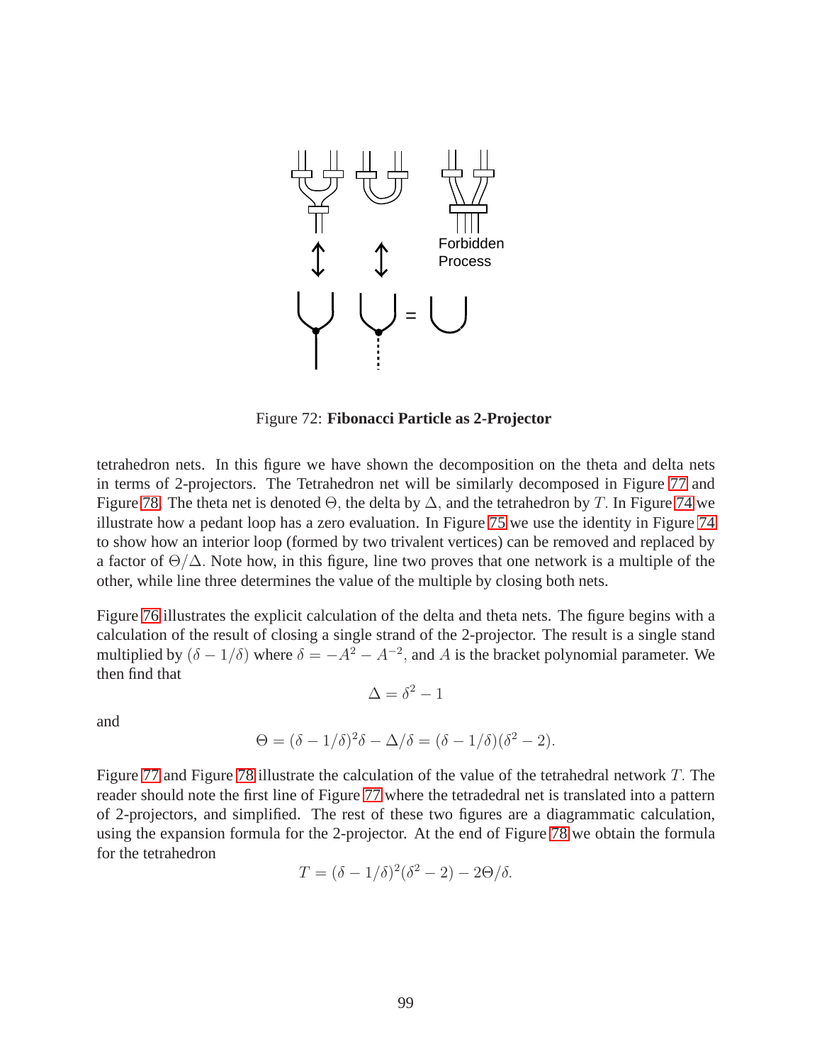Forbidden Process

Figure 72: **Fibonacci Particle as 2-Projector**

tetrahedron nets. In this figure we have shown the decomposition on the theta and delta nets in terms of 2-projectors. The Tetrahedron net will be similarly decomposed in Figure 77 and Figure 78. The theta net is denoted $\Theta$, the delta by $\Delta$, and the tetrahedron by $T$. In Figure 74 we illustrate how a pedant loop has a zero evaluation. In Figure 75 we use the identity in Figure 74 to show how an interior loop (formed by two trivalent vertices) can be removed and replaced by a factor of $\Theta/\Delta$. Note how, in this figure, line two proves that one network is a multiple of the other, while line three determines the value of the multiple by closing both nets.

Figure 76 illustrates the explicit calculation of the delta and theta nets. The figure begins with a calculation of the result of closing a single strand of the 2-projector. The result is a single stand multiplied by $(\delta - 1/\delta)$ where $\delta = -A^2 - A^{-2}$, and $A$ is the bracket polynomial parameter. We then find that

$$\Delta = \delta^2 - 1$$

and

$$\Theta = (\delta - 1/\delta)^2 \delta - \Delta/\delta = (\delta - 1/\delta)(\delta^2 - 2).$$

Figure 77 and Figure 78 illustrate the calculation of the value of the tetrahedral network $T$. The reader should note the first line of Figure 77 where the tetradedral net is translated into a pattern of 2-projectors, and simplified. The rest of these two figures are a diagrammatic calculation, using the expansion formula for the 2-projector. At the end of Figure 78 we obtain the formula for the tetrahedron

$$T = (\delta - 1/\delta)^2(\delta^2 - 2) - 2\Theta/\delta.$$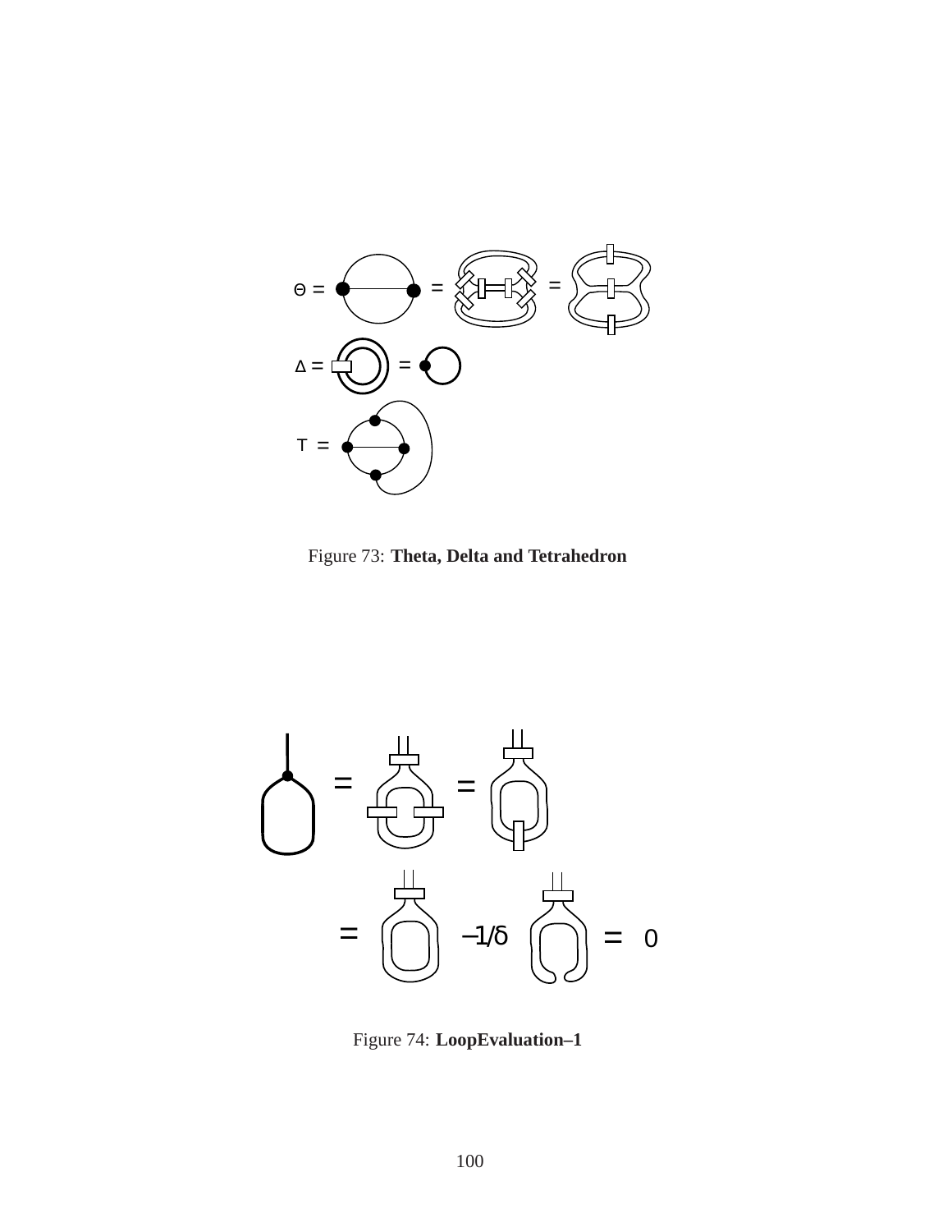Figure 73: **Theta, Delta and Tetrahedron**

Figure 74: **LoopEvaluation–1**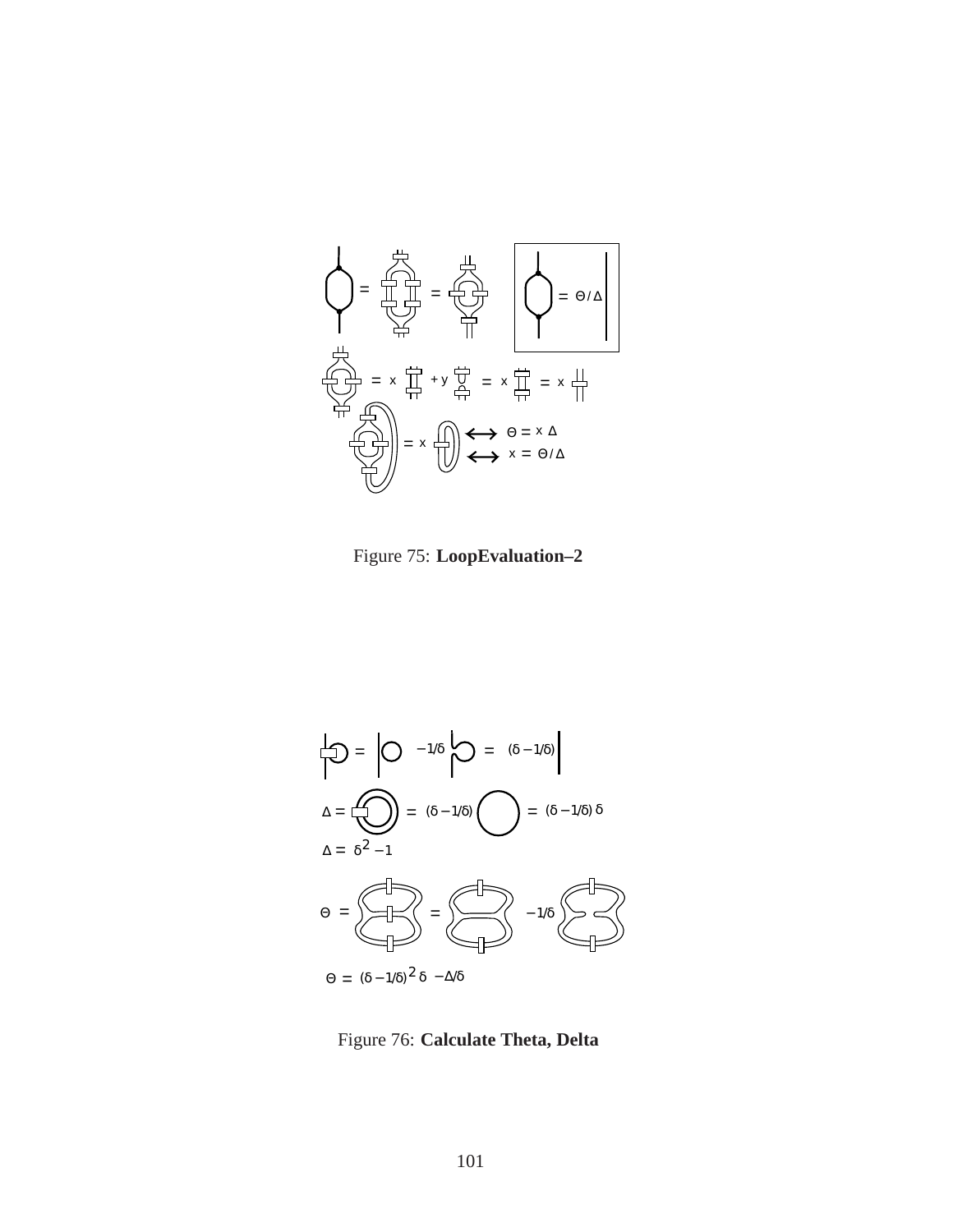$= \Theta / \Delta$

$= x \quad + y \quad = x \quad = x$

$= x \quad \longleftrightarrow \quad \Theta = x\,\Delta$

$\longleftrightarrow \quad x = \Theta / \Delta$

Figure 75: **LoopEvaluation–2**

$= \quad -1/\delta \quad = \quad (\delta - 1/\delta)$

$\Delta = \quad = \; (\delta - 1/\delta) \quad = \; (\delta - 1/\delta)\,\delta$

$\Delta = \delta^2 - 1$

$\Theta = \quad = \quad -1/\delta$

$\Theta = (\delta - 1/\delta)^2\,\delta \; - \Delta/\delta$

Figure 76: **Calculate Theta, Delta**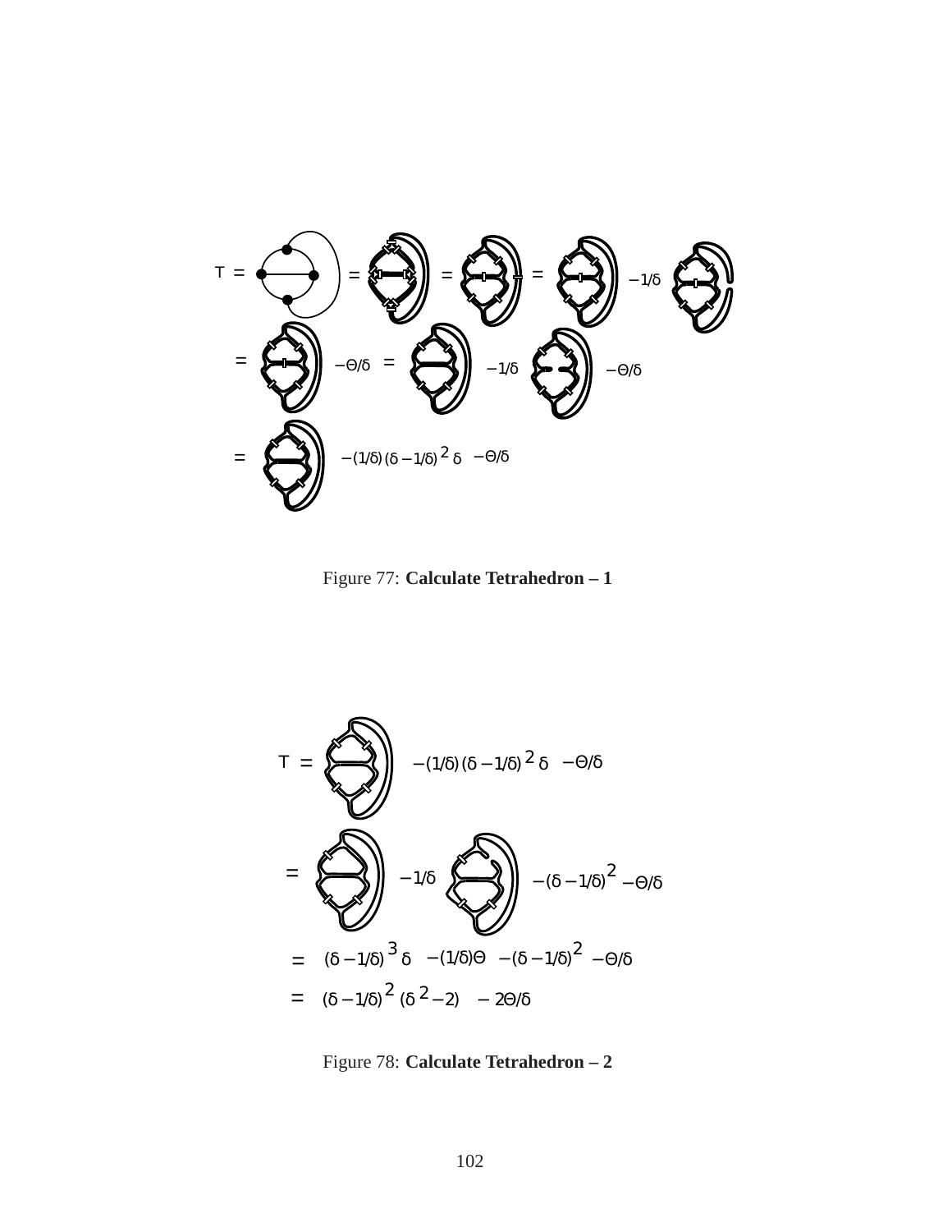Figure 77: **Calculate Tetrahedron – 1**

Figure 78: **Calculate Tetrahedron – 2**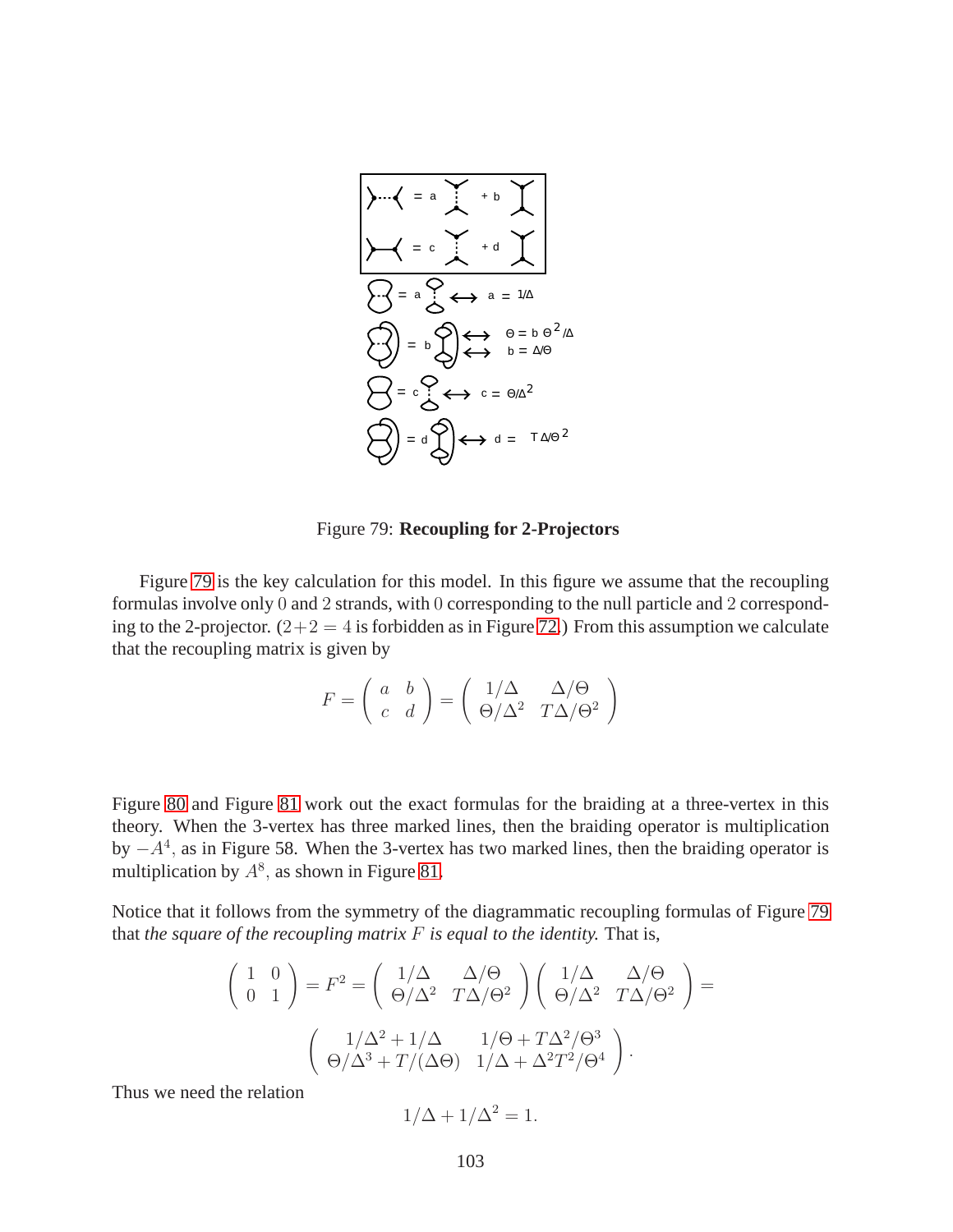Figure 79: **Recoupling for 2-Projectors**

Figure 79 is the key calculation for this model. In this figure we assume that the recoupling formulas involve only $0$ and $2$ strands, with $0$ corresponding to the null particle and $2$ corresponding to the 2-projector. ($2+2=4$ is forbidden as in Figure 72.) From this assumption we calculate that the recoupling matrix is given by

$$F = \begin{pmatrix} a & b \\ c & d \end{pmatrix} = \begin{pmatrix} 1/\Delta & \Delta/\Theta \\ \Theta/\Delta^2 & T\Delta/\Theta^2 \end{pmatrix}$$

Figure 80 and Figure 81 work out the exact formulas for the braiding at a three-vertex in this theory. When the 3-vertex has three marked lines, then the braiding operator is multiplication by $-A^4$, as in Figure 58. When the 3-vertex has two marked lines, then the braiding operator is multiplication by $A^8$, as shown in Figure 81.

Notice that it follows from the symmetry of the diagrammatic recoupling formulas of Figure 79 that *the square of the recoupling matrix $F$ is equal to the identity.* That is,

$$\begin{pmatrix} 1 & 0 \\ 0 & 1 \end{pmatrix} = F^2 = \begin{pmatrix} 1/\Delta & \Delta/\Theta \\ \Theta/\Delta^2 & T\Delta/\Theta^2 \end{pmatrix} \begin{pmatrix} 1/\Delta & \Delta/\Theta \\ \Theta/\Delta^2 & T\Delta/\Theta^2 \end{pmatrix} =$$

$$\begin{pmatrix} 1/\Delta^2 + 1/\Delta & 1/\Theta + T\Delta^2/\Theta^3 \\ \Theta/\Delta^3 + T/(\Delta\Theta) & 1/\Delta + \Delta^2 T^2/\Theta^4 \end{pmatrix}.$$

Thus we need the relation

$$1/\Delta + 1/\Delta^2 = 1.$$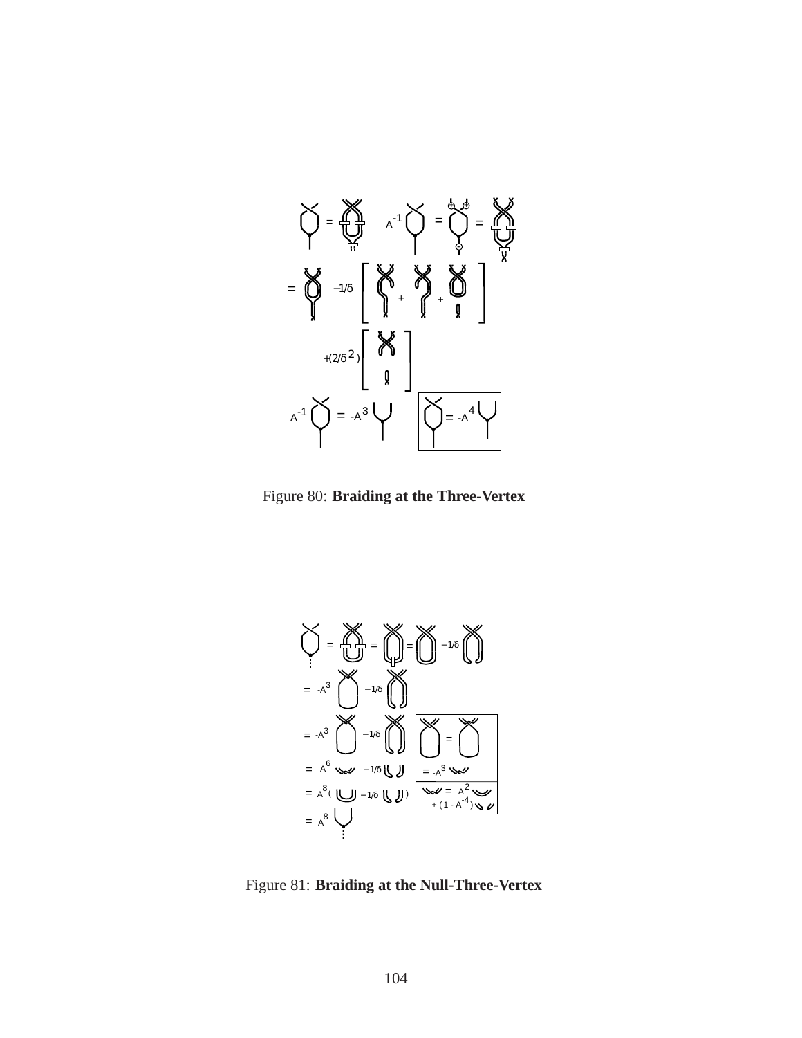Figure 80: **Braiding at the Three-Vertex**

Figure 81: **Braiding at the Null-Three-Vertex**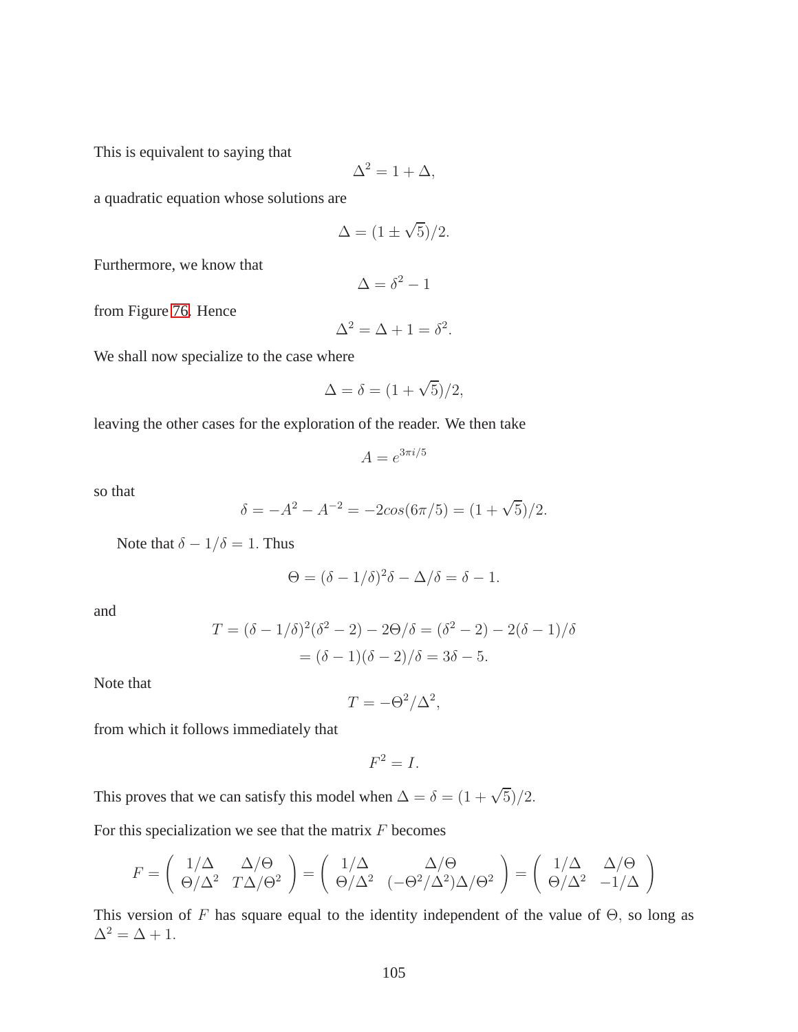This is equivalent to saying that

$$\Delta^2 = 1 + \Delta,$$

a quadratic equation whose solutions are

$$\Delta = (1 \pm \sqrt{5})/2.$$

Furthermore, we know that

$$\Delta = \delta^2 - 1$$

from Figure 76. Hence

$$\Delta^2 = \Delta + 1 = \delta^2.$$

We shall now specialize to the case where

$$\Delta = \delta = (1 + \sqrt{5})/2,$$

leaving the other cases for the exploration of the reader. We then take

$$A = e^{3\pi i/5}$$

so that

$$\delta = -A^2 - A^{-2} = -2cos(6\pi/5) = (1 + \sqrt{5})/2.$$

Note that $\delta - 1/\delta = 1$. Thus

$$\Theta = (\delta - 1/\delta)^2 \delta - \Delta/\delta = \delta - 1.$$

and

$$T = (\delta - 1/\delta)^2(\delta^2 - 2) - 2\Theta/\delta = (\delta^2 - 2) - 2(\delta - 1)/\delta$$
$$= (\delta - 1)(\delta - 2)/\delta = 3\delta - 5.$$

Note that

$$T = -\Theta^2/\Delta^2,$$

from which it follows immediately that

$$F^2 = I.$$

This proves that we can satisfy this model when $\Delta = \delta = (1 + \sqrt{5})/2$.

For this specialization we see that the matrix $F$ becomes

$$F = \begin{pmatrix} 1/\Delta & \Delta/\Theta \\ \Theta/\Delta^2 & T\Delta/\Theta^2 \end{pmatrix} = \begin{pmatrix} 1/\Delta & \Delta/\Theta \\ \Theta/\Delta^2 & (-\Theta^2/\Delta^2)\Delta/\Theta^2 \end{pmatrix} = \begin{pmatrix} 1/\Delta & \Delta/\Theta \\ \Theta/\Delta^2 & -1/\Delta \end{pmatrix}$$

This version of $F$ has square equal to the identity independent of the value of $\Theta$, so long as $\Delta^2 = \Delta + 1$.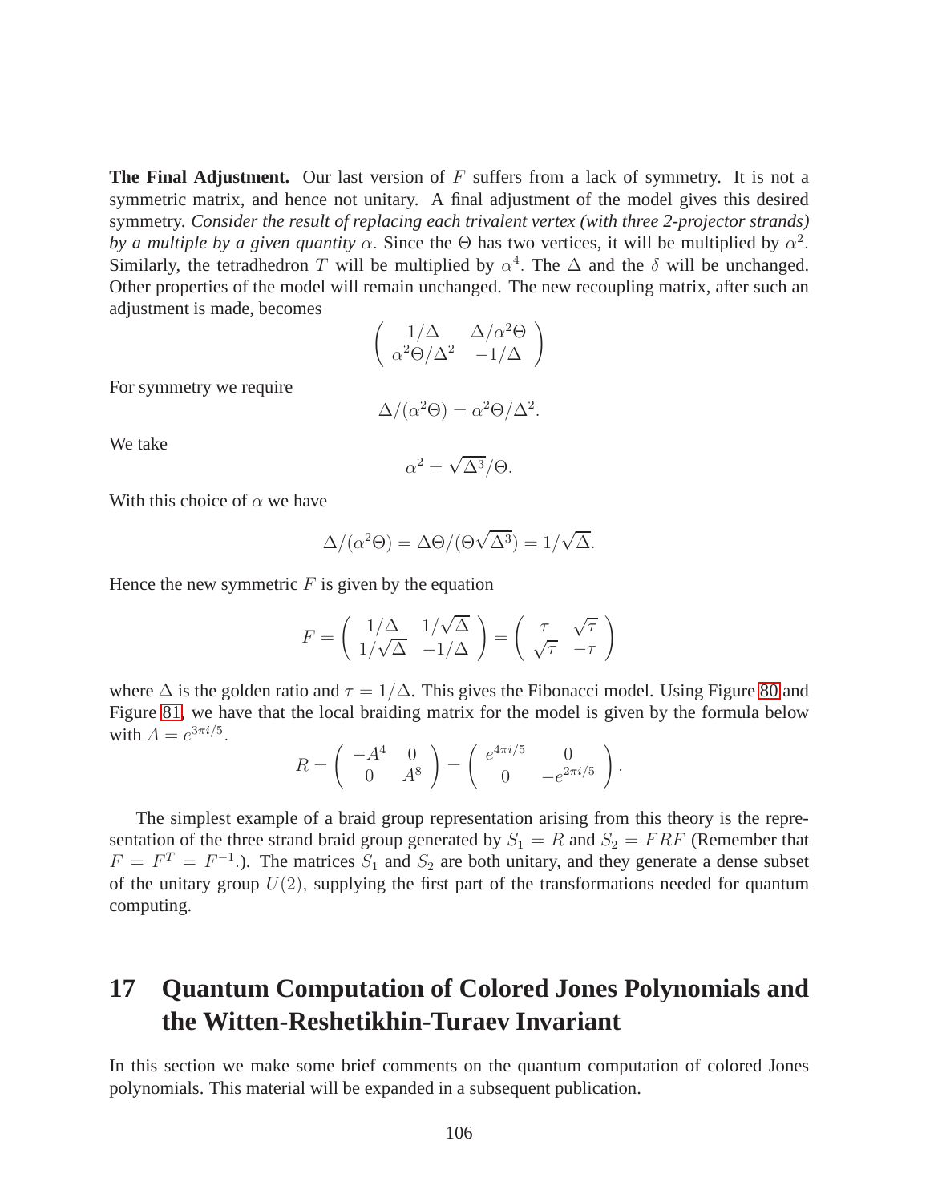**The Final Adjustment.** Our last version of $F$ suffers from a lack of symmetry. It is not a symmetric matrix, and hence not unitary. A final adjustment of the model gives this desired symmetry. *Consider the result of replacing each trivalent vertex (with three 2-projector strands) by a multiple by a given quantity* $\alpha$. Since the $\Theta$ has two vertices, it will be multiplied by $\alpha^2$. Similarly, the tetradhedron $T$ will be multiplied by $\alpha^4$. The $\Delta$ and the $\delta$ will be unchanged. Other properties of the model will remain unchanged. The new recoupling matrix, after such an adjustment is made, becomes

$$\begin{pmatrix} 1/\Delta & \Delta/\alpha^2\Theta \\ \alpha^2\Theta/\Delta^2 & -1/\Delta \end{pmatrix}$$

For symmetry we require

$$\Delta/(\alpha^2\Theta) = \alpha^2\Theta/\Delta^2.$$

We take

$$\alpha^2 = \sqrt{\Delta^3}/\Theta.$$

With this choice of $\alpha$ we have

$$\Delta/(\alpha^2\Theta) = \Delta\Theta/(\Theta\sqrt{\Delta^3}) = 1/\sqrt{\Delta}.$$

Hence the new symmetric $F$ is given by the equation

$$F = \begin{pmatrix} 1/\Delta & 1/\sqrt{\Delta} \\ 1/\sqrt{\Delta} & -1/\Delta \end{pmatrix} = \begin{pmatrix} \tau & \sqrt{\tau} \\ \sqrt{\tau} & -\tau \end{pmatrix}$$

where $\Delta$ is the golden ratio and $\tau = 1/\Delta$. This gives the Fibonacci model. Using Figure 80 and Figure 81, we have that the local braiding matrix for the model is given by the formula below with $A = e^{3\pi i/5}$.

$$R = \begin{pmatrix} -A^4 & 0 \\ 0 & A^8 \end{pmatrix} = \begin{pmatrix} e^{4\pi i/5} & 0 \\ 0 & -e^{2\pi i/5} \end{pmatrix}.$$

The simplest example of a braid group representation arising from this theory is the representation of the three strand braid group generated by $S_1 = R$ and $S_2 = FRF$ (Remember that $F = F^T = F^{-1}$.). The matrices $S_1$ and $S_2$ are both unitary, and they generate a dense subset of the unitary group $U(2)$, supplying the first part of the transformations needed for quantum computing.

# 17 Quantum Computation of Colored Jones Polynomials and the Witten-Reshetikhin-Turaev Invariant

In this section we make some brief comments on the quantum computation of colored Jones polynomials. This material will be expanded in a subsequent publication.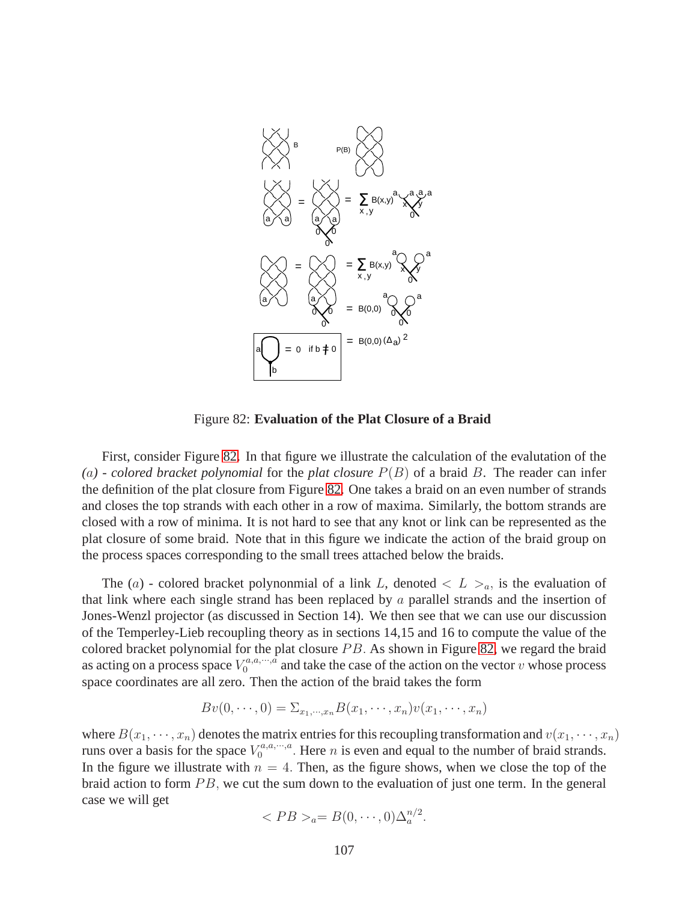Figure 82: **Evaluation of the Plat Closure of a Braid**

First, consider Figure 82. In that figure we illustrate the calculation of the evalutation of the *$(a)$ - colored bracket polynomial* for the *plat closure* $P(B)$ of a braid $B$. The reader can infer the definition of the plat closure from Figure 82. One takes a braid on an even number of strands and closes the top strands with each other in a row of maxima. Similarly, the bottom strands are closed with a row of minima. It is not hard to see that any knot or link can be represented as the plat closure of some braid. Note that in this figure we indicate the action of the braid group on the process spaces corresponding to the small trees attached below the braids.

The $(a)$ - colored bracket polynonmial of a link $L$, denoted $< L >_a$, is the evaluation of that link where each single strand has been replaced by $a$ parallel strands and the insertion of Jones-Wenzl projector (as discussed in Section 14). We then see that we can use our discussion of the Temperley-Lieb recoupling theory as in sections 14,15 and 16 to compute the value of the colored bracket polynomial for the plat closure $PB$. As shown in Figure 82, we regard the braid as acting on a process space $V_0^{a,a,\cdots,a}$ and take the case of the action on the vector $v$ whose process space coordinates are all zero. Then the action of the braid takes the form

$$Bv(0,\cdots,0) = \Sigma_{x_1,\cdots,x_n} B(x_1,\cdots,x_n)v(x_1,\cdots,x_n)$$

where $B(x_1,\cdots,x_n)$ denotes the matrix entries for this recoupling transformation and $v(x_1,\cdots,x_n)$ runs over a basis for the space $V_0^{a,a,\cdots,a}$. Here $n$ is even and equal to the number of braid strands. In the figure we illustrate with $n = 4$. Then, as the figure shows, when we close the top of the braid action to form $PB$, we cut the sum down to the evaluation of just one term. In the general case we will get

$$< PB >_a = B(0,\cdots,0)\Delta_a^{n/2}.$$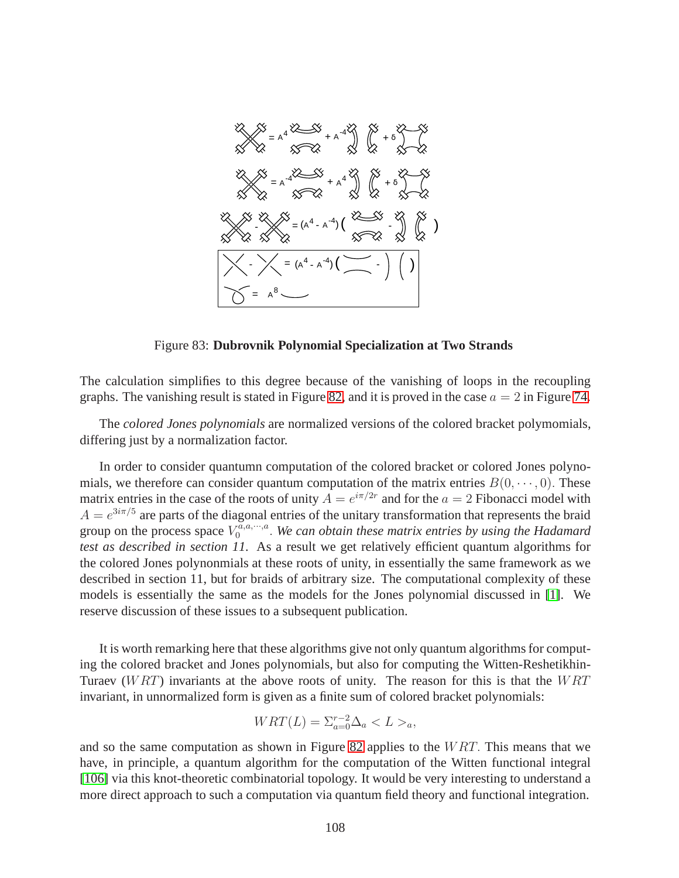Figure 83: **Dubrovnik Polynomial Specialization at Two Strands**

The calculation simplifies to this degree because of the vanishing of loops in the recoupling graphs. The vanishing result is stated in Figure 82, and it is proved in the case $a = 2$ in Figure 74.

The *colored Jones polynomials* are normalized versions of the colored bracket polymomials, differing just by a normalization factor.

In order to consider quantumn computation of the colored bracket or colored Jones polynomials, we therefore can consider quantum computation of the matrix entries $B(0, \cdots, 0)$. These matrix entries in the case of the roots of unity $A = e^{i\pi/2r}$ and for the $a = 2$ Fibonacci model with $A = e^{3i\pi/5}$ are parts of the diagonal entries of the unitary transformation that represents the braid group on the process space $V_0^{a,a,\cdots,a}$. *We can obtain these matrix entries by using the Hadamard test as described in section 11.* As a result we get relatively efficient quantum algorithms for the colored Jones polynonmials at these roots of unity, in essentially the same framework as we described in section 11, but for braids of arbitrary size. The computational complexity of these models is essentially the same as the models for the Jones polynomial discussed in [1]. We reserve discussion of these issues to a subsequent publication.

It is worth remarking here that these algorithms give not only quantum algorithms for computing the colored bracket and Jones polynomials, but also for computing the Witten-Reshetikhin-Turaev ($WRT$) invariants at the above roots of unity. The reason for this is that the $WRT$ invariant, in unnormalized form is given as a finite sum of colored bracket polynomials:

$$WRT(L) = \Sigma_{a=0}^{r-2} \Delta_a < L >_a,$$

and so the same computation as shown in Figure 82 applies to the $WRT$. This means that we have, in principle, a quantum algorithm for the computation of the Witten functional integral [106] via this knot-theoretic combinatorial topology. It would be very interesting to understand a more direct approach to such a computation via quantum field theory and functional integration.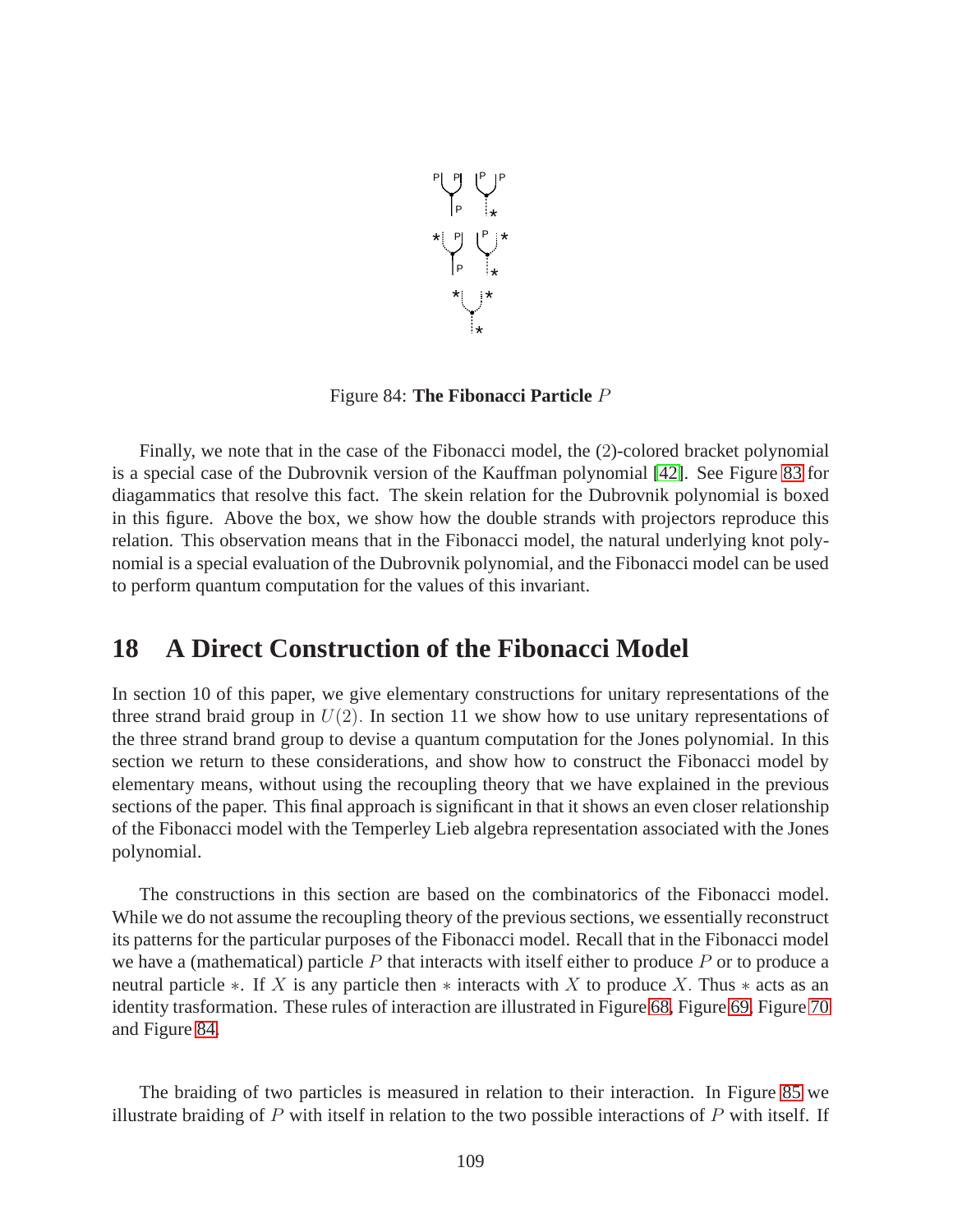Figure 84: **The Fibonacci Particle** $P$

Finally, we note that in the case of the Fibonacci model, the $(2)$-colored bracket polynomial is a special case of the Dubrovnik version of the Kauffman polynomial [42]. See Figure 83 for diagammatics that resolve this fact. The skein relation for the Dubrovnik polynomial is boxed in this figure. Above the box, we show how the double strands with projectors reproduce this relation. This observation means that in the Fibonacci model, the natural underlying knot polynomial is a special evaluation of the Dubrovnik polynomial, and the Fibonacci model can be used to perform quantum computation for the values of this invariant.

## 18 A Direct Construction of the Fibonacci Model

In section 10 of this paper, we give elementary constructions for unitary representations of the three strand braid group in $U(2)$. In section 11 we show how to use unitary representations of the three strand brand group to devise a quantum computation for the Jones polynomial. In this section we return to these considerations, and show how to construct the Fibonacci model by elementary means, without using the recoupling theory that we have explained in the previous sections of the paper. This final approach is significant in that it shows an even closer relationship of the Fibonacci model with the Temperley Lieb algebra representation associated with the Jones polynomial.

The constructions in this section are based on the combinatorics of the Fibonacci model. While we do not assume the recoupling theory of the previous sections, we essentially reconstruct its patterns for the particular purposes of the Fibonacci model. Recall that in the Fibonacci model we have a (mathematical) particle $P$ that interacts with itself either to produce $P$ or to produce a neutral particle $*$. If $X$ is any particle then $*$ interacts with $X$ to produce $X$. Thus $*$ acts as an identity trasformation. These rules of interaction are illustrated in Figure 68, Figure 69, Figure 70 and Figure 84.

The braiding of two particles is measured in relation to their interaction. In Figure 85 we illustrate braiding of $P$ with itself in relation to the two possible interactions of $P$ with itself. If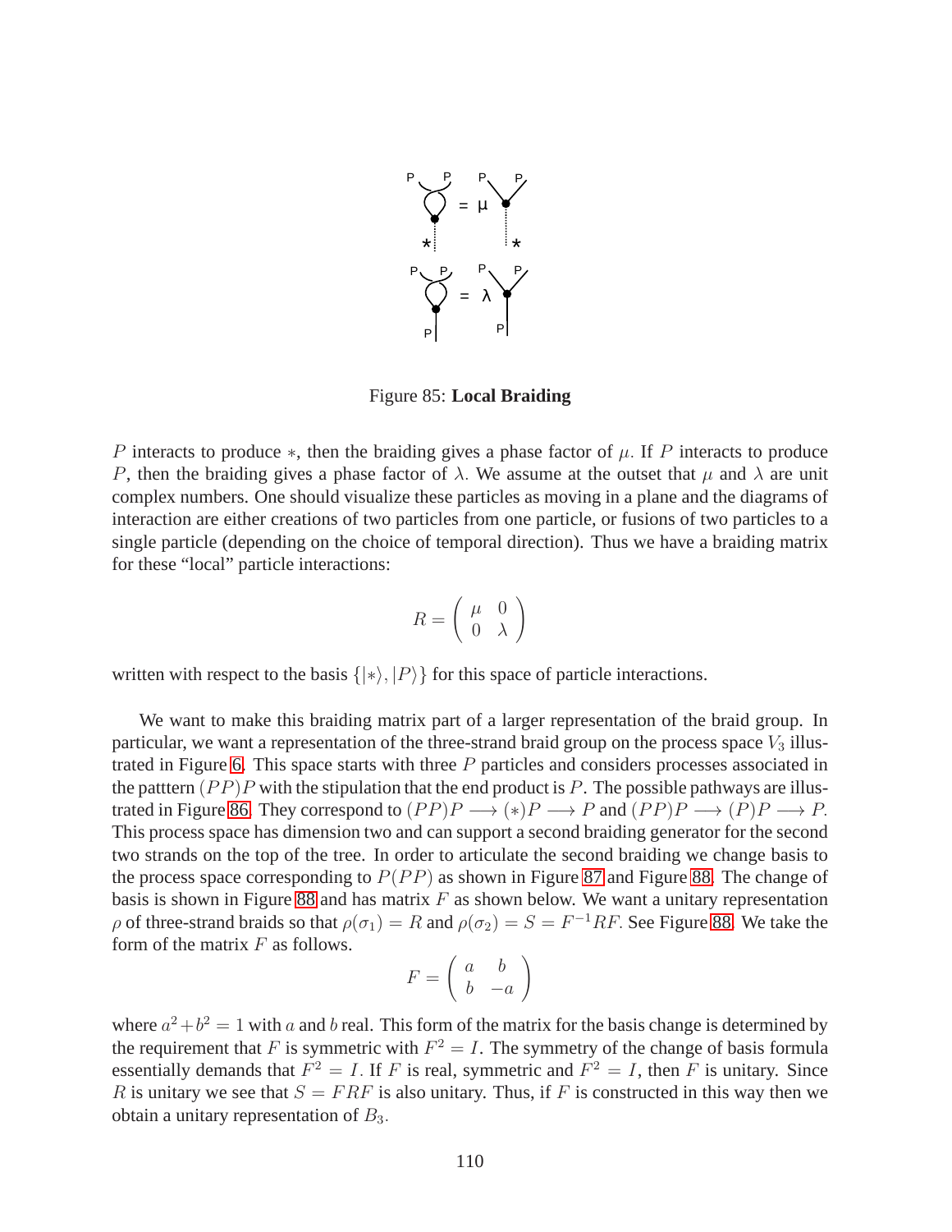Figure 85: **Local Braiding**

$P$ interacts to produce $*$, then the braiding gives a phase factor of $\mu$. If $P$ interacts to produce $P$, then the braiding gives a phase factor of $\lambda$. We assume at the outset that $\mu$ and $\lambda$ are unit complex numbers. One should visualize these particles as moving in a plane and the diagrams of interaction are either creations of two particles from one particle, or fusions of two particles to a single particle (depending on the choice of temporal direction). Thus we have a braiding matrix for these "local" particle interactions:

$$R = \left( \begin{array}{cc} \mu & 0 \\ 0 & \lambda \end{array} \right)$$

written with respect to the basis $\{|*\rangle, |P\rangle\}$ for this space of particle interactions.

We want to make this braiding matrix part of a larger representation of the braid group. In particular, we want a representation of the three-strand braid group on the process space $V_3$ illustrated in Figure 6. This space starts with three $P$ particles and considers processes associated in the patttern $(PP)P$ with the stipulation that the end product is $P$. The possible pathways are illustrated in Figure 86. They correspond to $(PP)P \longrightarrow (*)P \longrightarrow P$ and $(PP)P \longrightarrow (P)P \longrightarrow P$. This process space has dimension two and can support a second braiding generator for the second two strands on the top of the tree. In order to articulate the second braiding we change basis to the process space corresponding to $P(PP)$ as shown in Figure 87 and Figure 88. The change of basis is shown in Figure 88 and has matrix $F$ as shown below. We want a unitary representation $\rho$ of three-strand braids so that $\rho(\sigma_1) = R$ and $\rho(\sigma_2) = S = F^{-1}RF$. See Figure 88. We take the form of the matrix $F$ as follows.

$$F = \left( \begin{array}{cc} a & b \\ b & -a \end{array} \right)$$

where $a^2 + b^2 = 1$ with $a$ and $b$ real. This form of the matrix for the basis change is determined by the requirement that $F$ is symmetric with $F^2 = I$. The symmetry of the change of basis formula essentially demands that $F^2 = I$. If $F$ is real, symmetric and $F^2 = I$, then $F$ is unitary. Since $R$ is unitary we see that $S = FRF$ is also unitary. Thus, if $F$ is constructed in this way then we obtain a unitary representation of $B_3$.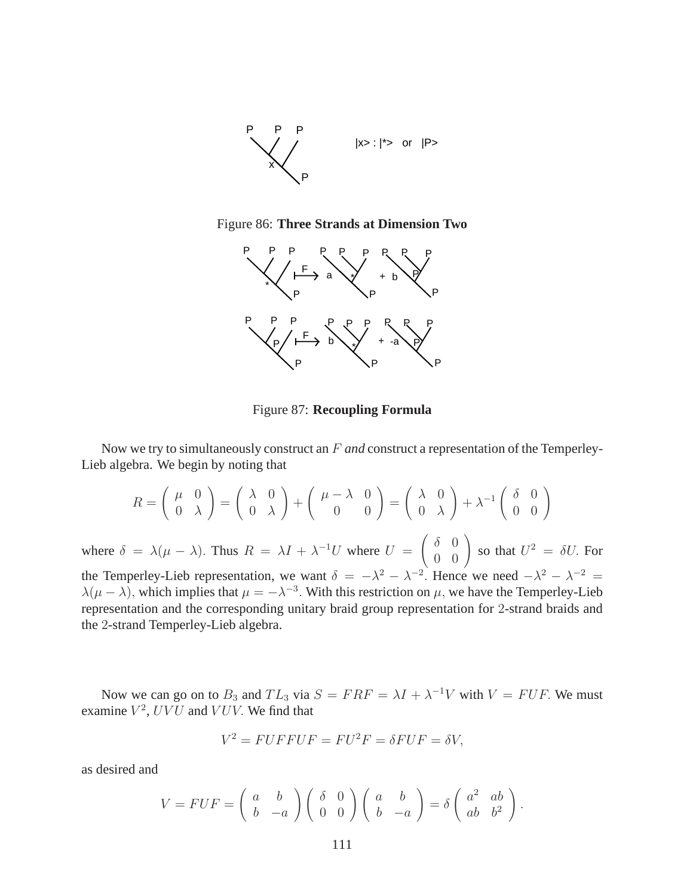Figure 86: **Three Strands at Dimension Two**

Figure 87: **Recoupling Formula**

Now we try to simultaneously construct an $F$ *and* construct a representation of the Temperley-Lieb algebra. We begin by noting that

$$R = \begin{pmatrix} \mu & 0 \\ 0 & \lambda \end{pmatrix} = \begin{pmatrix} \lambda & 0 \\ 0 & \lambda \end{pmatrix} + \begin{pmatrix} \mu - \lambda & 0 \\ 0 & 0 \end{pmatrix} = \begin{pmatrix} \lambda & 0 \\ 0 & \lambda \end{pmatrix} + \lambda^{-1} \begin{pmatrix} \delta & 0 \\ 0 & 0 \end{pmatrix}$$

where $\delta = \lambda(\mu - \lambda)$. Thus $R = \lambda I + \lambda^{-1} U$ where $U = \begin{pmatrix} \delta & 0 \\ 0 & 0 \end{pmatrix}$ so that $U^2 = \delta U$. For the Temperley-Lieb representation, we want $\delta = -\lambda^2 - \lambda^{-2}$. Hence we need $-\lambda^2 - \lambda^{-2} = \lambda(\mu - \lambda)$, which implies that $\mu = -\lambda^{-3}$. With this restriction on $\mu$, we have the Temperley-Lieb representation and the corresponding unitary braid group representation for 2-strand braids and the 2-strand Temperley-Lieb algebra.

Now we can go on to $B_3$ and $TL_3$ via $S = FRF = \lambda I + \lambda^{-1} V$ with $V = FUF$. We must examine $V^2$, $UVU$ and $VUV$. We find that

$$V^2 = FUFFUF = FU^2F = \delta FUF = \delta V,$$

as desired and

$$V = FUF = \begin{pmatrix} a & b \\ b & -a \end{pmatrix} \begin{pmatrix} \delta & 0 \\ 0 & 0 \end{pmatrix} \begin{pmatrix} a & b \\ b & -a \end{pmatrix} = \delta \begin{pmatrix} a^2 & ab \\ ab & b^2 \end{pmatrix}.$$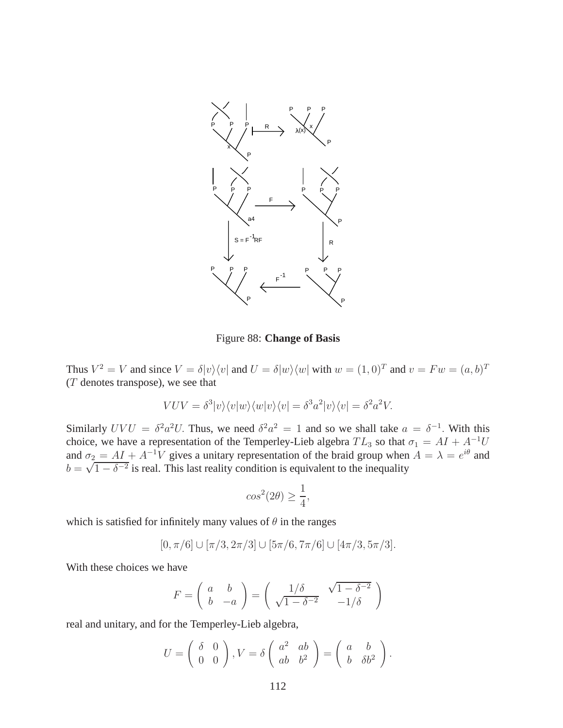Figure 88: **Change of Basis**

Thus $V^2 = V$ and since $V = \delta|v\rangle\langle v|$ and $U = \delta|w\rangle\langle w|$ with $w = (1,0)^T$ and $v = Fw = (a,b)^T$ ($T$ denotes transpose), we see that

$$VUV = \delta^3|v\rangle\langle v|w\rangle\langle w|v\rangle\langle v| = \delta^3 a^2|v\rangle\langle v| = \delta^2 a^2 V.$$

Similarly $UVU = \delta^2 a^2 U$. Thus, we need $\delta^2 a^2 = 1$ and so we shall take $a = \delta^{-1}$. With this choice, we have a representation of the Temperley-Lieb algebra $TL_3$ so that $\sigma_1 = AI + A^{-1}U$ and $\sigma_2 = AI + A^{-1}V$ gives a unitary representation of the braid group when $A = \lambda = e^{i\theta}$ and $b = \sqrt{1-\delta^{-2}}$ is real. This last reality condition is equivalent to the inequality

$$cos^2(2\theta) \geq \frac{1}{4},$$

which is satisfied for infinitely many values of $\theta$ in the ranges

$$[0, \pi/6] \cup [\pi/3, 2\pi/3] \cup [5\pi/6, 7\pi/6] \cup [4\pi/3, 5\pi/3].$$

With these choices we have

$$F = \begin{pmatrix} a & b \\ b & -a \end{pmatrix} = \begin{pmatrix} 1/\delta & \sqrt{1-\delta^{-2}} \\ \sqrt{1-\delta^{-2}} & -1/\delta \end{pmatrix}$$

real and unitary, and for the Temperley-Lieb algebra,

$$U = \begin{pmatrix} \delta & 0 \\ 0 & 0 \end{pmatrix}, V = \delta \begin{pmatrix} a^2 & ab \\ ab & b^2 \end{pmatrix} = \begin{pmatrix} a & b \\ b & \delta b^2 \end{pmatrix}.$$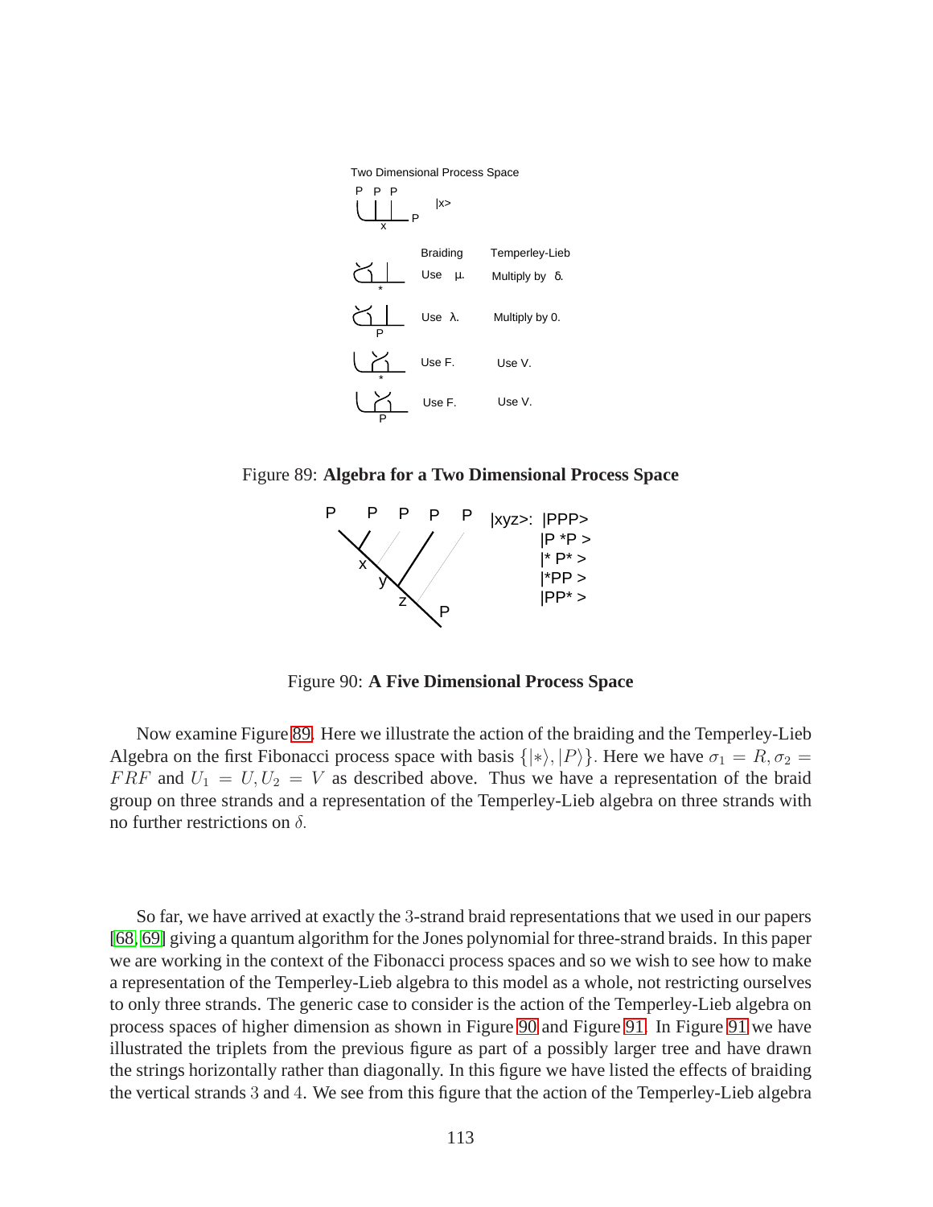Two Dimensional Process Space

| | Braiding | Temperley-Lieb |
|---|---|---|
| (*) | Use $\mu$. | Multiply by $\delta$. |
| (P) | Use $\lambda$. | Multiply by 0. |
| (*) | Use F. | Use V. |
| (P) | Use F. | Use V. |

Figure 89: **Algebra for a Two Dimensional Process Space**

|xyz>: |PPP>, |P *P >, |* P* >, |*PP >, |PP* >

Figure 90: **A Five Dimensional Process Space**

Now examine Figure 89. Here we illustrate the action of the braiding and the Temperley-Lieb Algebra on the first Fibonacci process space with basis $\{|*\rangle, |P\rangle\}$. Here we have $\sigma_1 = R, \sigma_2 = FRF$ and $U_1 = U, U_2 = V$ as described above. Thus we have a representation of the braid group on three strands and a representation of the Temperley-Lieb algebra on three strands with no further restrictions on $\delta$.

So far, we have arrived at exactly the 3-strand braid representations that we used in our papers [68, 69] giving a quantum algorithm for the Jones polynomial for three-strand braids. In this paper we are working in the context of the Fibonacci process spaces and so we wish to see how to make a representation of the Temperley-Lieb algebra to this model as a whole, not restricting ourselves to only three strands. The generic case to consider is the action of the Temperley-Lieb algebra on process spaces of higher dimension as shown in Figure 90 and Figure 91. In Figure 91 we have illustrated the triplets from the previous figure as part of a possibly larger tree and have drawn the strings horizontally rather than diagonally. In this figure we have listed the effects of braiding the vertical strands 3 and 4. We see from this figure that the action of the Temperley-Lieb algebra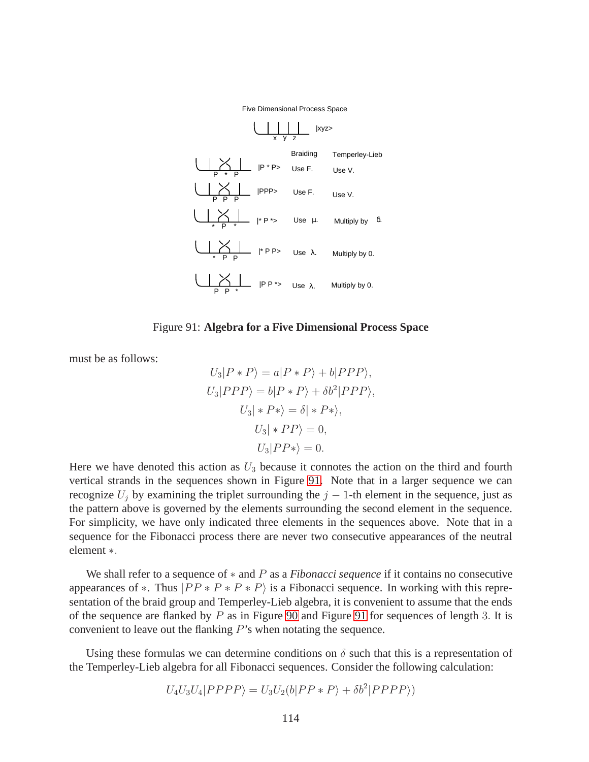Five Dimensional Process Space

| | Braiding | Temperley-Lieb |
|---|---|---|
| $\|xyz\rangle$ | | |
| $\|P * P\rangle$ | Use F. | Use V. |
| $\|PPP\rangle$ | Use F. | Use V. |
| $\|* P *\rangle$ | Use $\mu$. | Multiply by $\delta$. |
| $\|* P P\rangle$ | Use $\lambda$. | Multiply by 0. |
| $\|P P *\rangle$ | Use $\lambda$. | Multiply by 0. |

Figure 91: **Algebra for a Five Dimensional Process Space**

must be as follows:

$$
\begin{gathered}
U_3|P*P\rangle = a|P*P\rangle + b|PPP\rangle, \\
U_3|PPP\rangle = b|P*P\rangle + \delta b^2|PPP\rangle, \\
U_3|*P*\rangle = \delta|*P*\rangle, \\
U_3|*PP\rangle = 0, \\
U_3|PP*\rangle = 0.
\end{gathered}
$$

Here we have denoted this action as $U_3$ because it connotes the action on the third and fourth vertical strands in the sequences shown in Figure 91. Note that in a larger sequence we can recognize $U_j$ by examining the triplet surrounding the $j-1$-th element in the sequence, just as the pattern above is governed by the elements surrounding the second element in the sequence. For simplicity, we have only indicated three elements in the sequences above. Note that in a sequence for the Fibonacci process there are never two consecutive appearances of the neutral element $*$.

We shall refer to a sequence of $*$ and $P$ as a *Fibonacci sequence* if it contains no consecutive appearances of $*$. Thus $|PP*P*P*P\rangle$ is a Fibonacci sequence. In working with this representation of the braid group and Temperley-Lieb algebra, it is convenient to assume that the ends of the sequence are flanked by $P$ as in Figure 90 and Figure 91 for sequences of length 3. It is convenient to leave out the flanking $P$'s when notating the sequence.

Using these formulas we can determine conditions on $\delta$ such that this is a representation of the Temperley-Lieb algebra for all Fibonacci sequences. Consider the following calculation:

$$U_4U_3U_4|PPPP\rangle = U_3U_2(b|PP*P\rangle + \delta b^2|PPPP\rangle)$$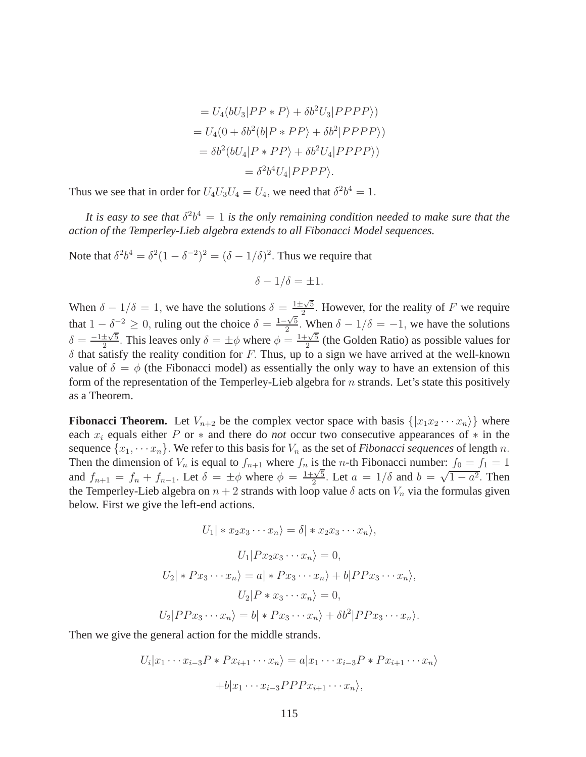$$
\begin{aligned}
&= U_4(bU_3|PP*P\rangle + \delta b^2 U_3|PPPP\rangle) \\
&= U_4(0 + \delta b^2(b|P*PP\rangle + \delta b^2|PPPP\rangle)) \\
&= \delta b^2(bU_4|P*PP\rangle + \delta b^2 U_4|PPPP\rangle) \\
&= \delta^2 b^4 U_4|PPPP\rangle.
\end{aligned}
$$

Thus we see that in order for $U_4U_3U_4 = U_4$, we need that $\delta^2 b^4 = 1$.

*It is easy to see that $\delta^2 b^4 = 1$ is the only remaining condition needed to make sure that the action of the Temperley-Lieb algebra extends to all Fibonacci Model sequences.*

Note that $\delta^2 b^4 = \delta^2(1-\delta^{-2})^2 = (\delta - 1/\delta)^2$. Thus we require that

$$\delta - 1/\delta = \pm 1.$$

When $\delta - 1/\delta = 1$, we have the solutions $\delta = \frac{1\pm\sqrt{5}}{2}$. However, for the reality of $F$ we require that $1 - \delta^{-2} \geq 0$, ruling out the choice $\delta = \frac{1-\sqrt{5}}{2}$. When $\delta - 1/\delta = -1$, we have the solutions $\delta = \frac{-1\pm\sqrt{5}}{2}$. This leaves only $\delta = \pm\phi$ where $\phi = \frac{1+\sqrt{5}}{2}$ (the Golden Ratio) as possible values for $\delta$ that satisfy the reality condition for $F$. Thus, up to a sign we have arrived at the well-known value of $\delta = \phi$ (the Fibonacci model) as essentially the only way to have an extension of this form of the representation of the Temperley-Lieb algebra for $n$ strands. Let's state this positively as a Theorem.

**Fibonacci Theorem.** Let $V_{n+2}$ be the complex vector space with basis $\{|x_1x_2\cdots x_n\rangle\}$ where each $x_i$ equals either $P$ or $*$ and there do *not* occur two consecutive appearances of $*$ in the sequence $\{x_1,\cdots x_n\}$. We refer to this basis for $V_n$ as the set of *Fibonacci sequences* of length $n$. Then the dimension of $V_n$ is equal to $f_{n+1}$ where $f_n$ is the $n$-th Fibonacci number: $f_0 = f_1 = 1$ and $f_{n+1} = f_n + f_{n-1}$. Let $\delta = \pm\phi$ where $\phi = \frac{1+\sqrt{5}}{2}$. Let $a = 1/\delta$ and $b = \sqrt{1-a^2}$. Then the Temperley-Lieb algebra on $n+2$ strands with loop value $\delta$ acts on $V_n$ via the formulas given below. First we give the left-end actions.

$$U_1|*x_2x_3\cdots x_n\rangle = \delta|*x_2x_3\cdots x_n\rangle,$$

$$U_1|Px_2x_3\cdots x_n\rangle = 0,$$

$$U_2|*Px_3\cdots x_n\rangle = a|*Px_3\cdots x_n\rangle + b|PPx_3\cdots x_n\rangle,$$

$$U_2|P*x_3\cdots x_n\rangle = 0,$$

$$U_2|PPx_3\cdots x_n\rangle = b|*Px_3\cdots x_n\rangle + \delta b^2|PPx_3\cdots x_n\rangle.$$

Then we give the general action for the middle strands.

$$U_i|x_1\cdots x_{i-3}P*Px_{i+1}\cdots x_n\rangle = a|x_1\cdots x_{i-3}P*Px_{i+1}\cdots x_n\rangle$$

$$+b|x_1\cdots x_{i-3}PPPx_{i+1}\cdots x_n\rangle,$$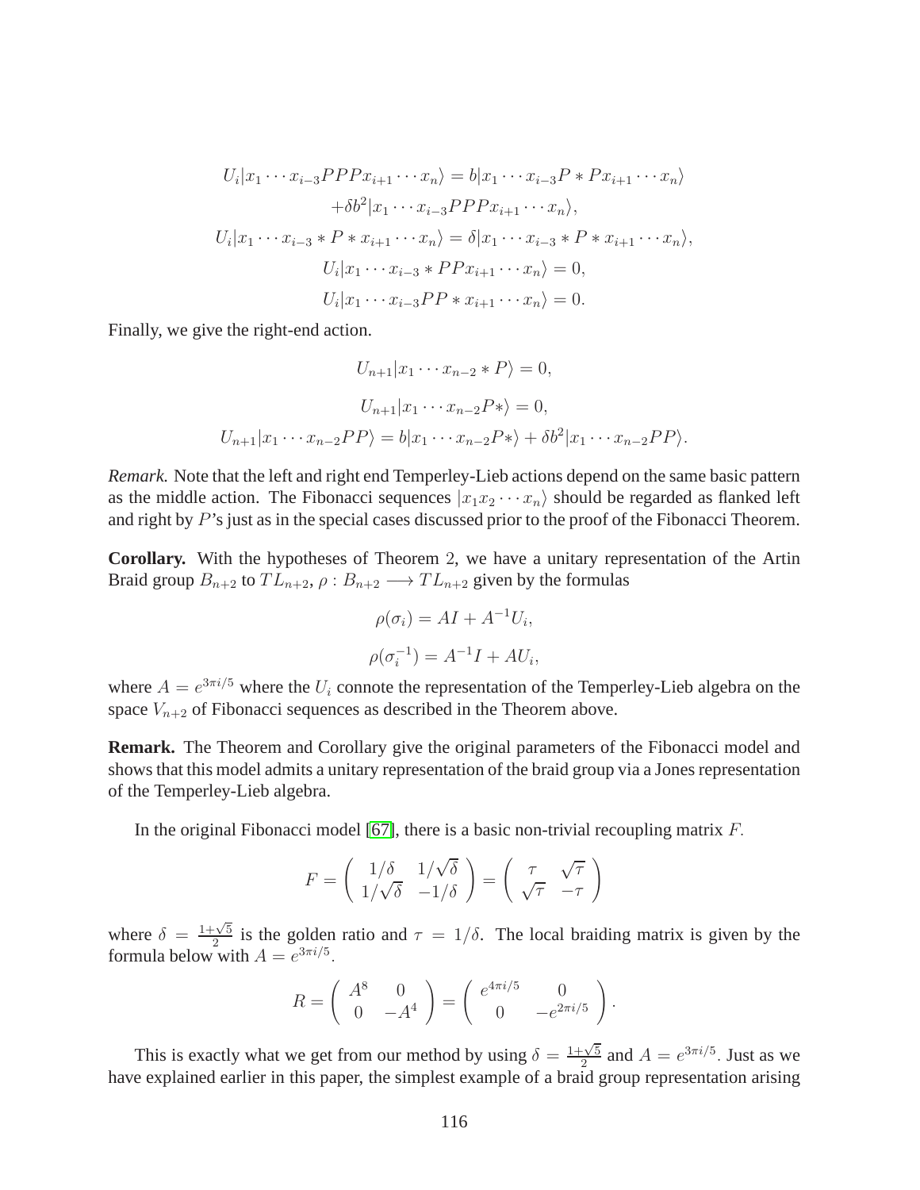$$
\begin{aligned}
U_i|x_1 \cdots x_{i-3} PPP x_{i+1} \cdots x_n\rangle &= b|x_1 \cdots x_{i-3} P * P x_{i+1} \cdots x_n\rangle \\
&+ \delta b^2 |x_1 \cdots x_{i-3} PPP x_{i+1} \cdots x_n\rangle, \\
U_i|x_1 \cdots x_{i-3} * P * x_{i+1} \cdots x_n\rangle &= \delta|x_1 \cdots x_{i-3} * P * x_{i+1} \cdots x_n\rangle, \\
U_i|x_1 \cdots x_{i-3} * PP x_{i+1} \cdots x_n\rangle &= 0, \\
U_i|x_1 \cdots x_{i-3} PP * x_{i+1} \cdots x_n\rangle &= 0.
\end{aligned}
$$

Finally, we give the right-end action.

$$
U_{n+1}|x_1 \cdots x_{n-2} * P\rangle = 0,
$$

$$
U_{n+1}|x_1 \cdots x_{n-2} P *\rangle = 0,
$$

$$
U_{n+1}|x_1 \cdots x_{n-2} PP\rangle = b|x_1 \cdots x_{n-2} P *\rangle + \delta b^2 |x_1 \cdots x_{n-2} PP\rangle.
$$

*Remark.* Note that the left and right end Temperley-Lieb actions depend on the same basic pattern as the middle action. The Fibonacci sequences $|x_1 x_2 \cdots x_n\rangle$ should be regarded as flanked left and right by $P$'s just as in the special cases discussed prior to the proof of the Fibonacci Theorem.

**Corollary.** With the hypotheses of Theorem 2, we have a unitary representation of the Artin Braid group $B_{n+2}$ to $TL_{n+2}$, $\rho : B_{n+2} \longrightarrow TL_{n+2}$ given by the formulas

$$
\rho(\sigma_i) = AI + A^{-1} U_i,
$$

$$
\rho(\sigma_i^{-1}) = A^{-1} I + A U_i,
$$

where $A = e^{3\pi i/5}$ where the $U_i$ connote the representation of the Temperley-Lieb algebra on the space $V_{n+2}$ of Fibonacci sequences as described in the Theorem above.

**Remark.** The Theorem and Corollary give the original parameters of the Fibonacci model and shows that this model admits a unitary representation of the braid group via a Jones representation of the Temperley-Lieb algebra.

In the original Fibonacci model [67], there is a basic non-trivial recoupling matrix $F$.

$$
F = \begin{pmatrix} 1/\delta & 1/\sqrt{\delta} \\ 1/\sqrt{\delta} & -1/\delta \end{pmatrix} = \begin{pmatrix} \tau & \sqrt{\tau} \\ \sqrt{\tau} & -\tau \end{pmatrix}
$$

where $\delta = \frac{1+\sqrt{5}}{2}$ is the golden ratio and $\tau = 1/\delta$. The local braiding matrix is given by the formula below with $A = e^{3\pi i/5}$.

$$
R = \begin{pmatrix} A^8 & 0 \\ 0 & -A^4 \end{pmatrix} = \begin{pmatrix} e^{4\pi i/5} & 0 \\ 0 & -e^{2\pi i/5} \end{pmatrix}.
$$

This is exactly what we get from our method by using $\delta = \frac{1+\sqrt{5}}{2}$ and $A = e^{3\pi i/5}$. Just as we have explained earlier in this paper, the simplest example of a braid group representation arising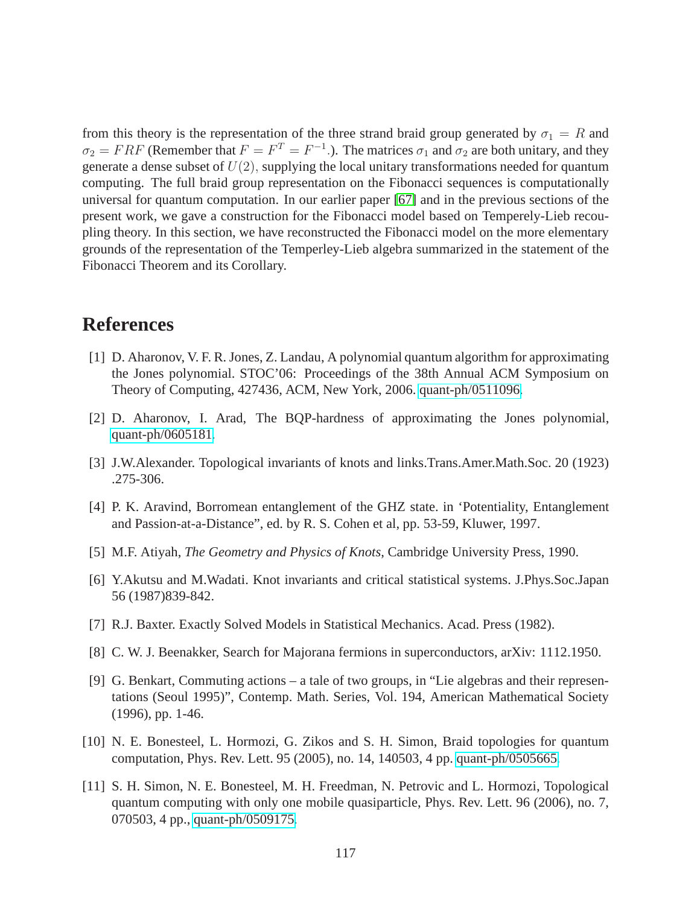from this theory is the representation of the three strand braid group generated by $\sigma_1 = R$ and $\sigma_2 = FRF$ (Remember that $F = F^T = F^{-1}$.). The matrices $\sigma_1$ and $\sigma_2$ are both unitary, and they generate a dense subset of $U(2)$, supplying the local unitary transformations needed for quantum computing. The full braid group representation on the Fibonacci sequences is computationally universal for quantum computation. In our earlier paper [67] and in the previous sections of the present work, we gave a construction for the Fibonacci model based on Temperely-Lieb recoupling theory. In this section, we have reconstructed the Fibonacci model on the more elementary grounds of the representation of the Temperley-Lieb algebra summarized in the statement of the Fibonacci Theorem and its Corollary.

# References

[1] D. Aharonov, V. F. R. Jones, Z. Landau, A polynomial quantum algorithm for approximating the Jones polynomial. STOC'06: Proceedings of the 38th Annual ACM Symposium on Theory of Computing, 427436, ACM, New York, 2006. quant-ph/0511096.

[2] D. Aharonov, I. Arad, The BQP-hardness of approximating the Jones polynomial, quant-ph/0605181.

[3] J.W.Alexander. Topological invariants of knots and links.Trans.Amer.Math.Soc. 20 (1923) .275-306.

[4] P. K. Aravind, Borromean entanglement of the GHZ state. in 'Potentiality, Entanglement and Passion-at-a-Distance", ed. by R. S. Cohen et al, pp. 53-59, Kluwer, 1997.

[5] M.F. Atiyah, *The Geometry and Physics of Knots*, Cambridge University Press, 1990.

[6] Y.Akutsu and M.Wadati. Knot invariants and critical statistical systems. J.Phys.Soc.Japan 56 (1987)839-842.

[7] R.J. Baxter. Exactly Solved Models in Statistical Mechanics. Acad. Press (1982).

[8] C. W. J. Beenakker, Search for Majorana fermions in superconductors, arXiv: 1112.1950.

[9] G. Benkart, Commuting actions – a tale of two groups, in "Lie algebras and their representations (Seoul 1995)", Contemp. Math. Series, Vol. 194, American Mathematical Society (1996), pp. 1-46.

[10] N. E. Bonesteel, L. Hormozi, G. Zikos and S. H. Simon, Braid topologies for quantum computation, Phys. Rev. Lett. 95 (2005), no. 14, 140503, 4 pp. quant-ph/0505665.

[11] S. H. Simon, N. E. Bonesteel, M. H. Freedman, N. Petrovic and L. Hormozi, Topological quantum computing with only one mobile quasiparticle, Phys. Rev. Lett. 96 (2006), no. 7, 070503, 4 pp., quant-ph/0509175.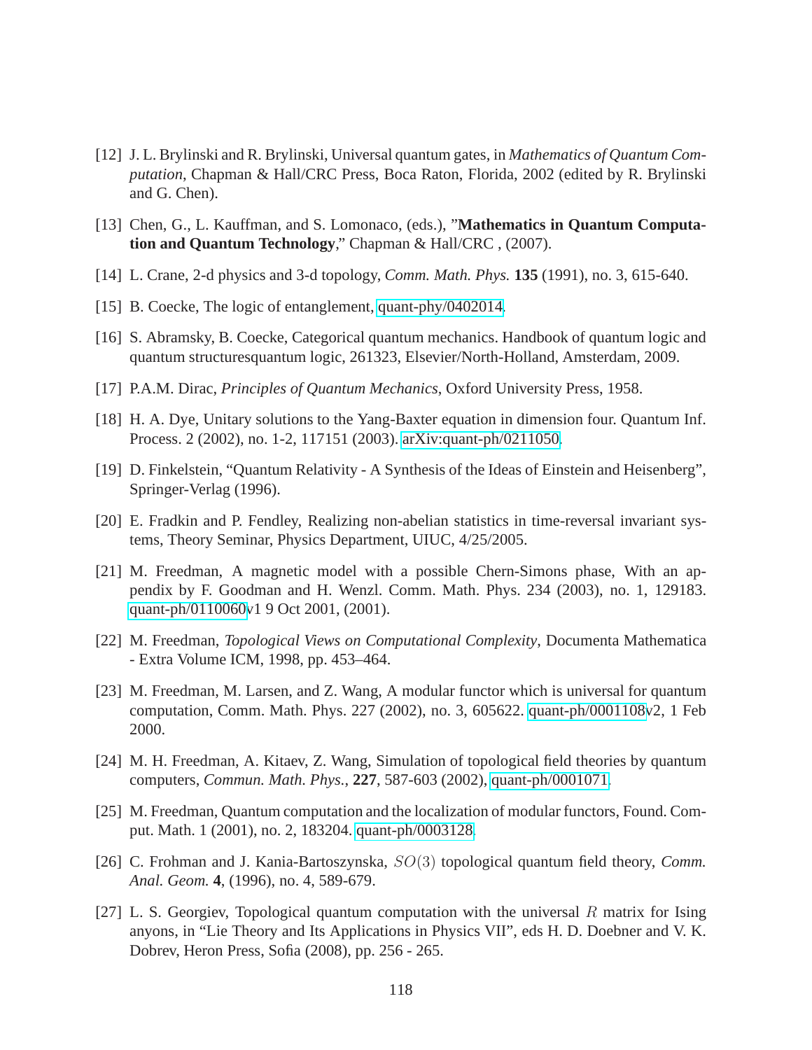[12] J. L. Brylinski and R. Brylinski, Universal quantum gates, in *Mathematics of Quantum Computation*, Chapman & Hall/CRC Press, Boca Raton, Florida, 2002 (edited by R. Brylinski and G. Chen).

[13] Chen, G., L. Kauffman, and S. Lomonaco, (eds.), "**Mathematics in Quantum Computation and Quantum Technology**," Chapman & Hall/CRC , (2007).

[14] L. Crane, 2-d physics and 3-d topology, *Comm. Math. Phys.* **135** (1991), no. 3, 615-640.

[15] B. Coecke, The logic of entanglement, quant-phy/0402014.

[16] S. Abramsky, B. Coecke, Categorical quantum mechanics. Handbook of quantum logic and quantum structuresquantum logic, 261323, Elsevier/North-Holland, Amsterdam, 2009.

[17] P.A.M. Dirac, *Principles of Quantum Mechanics*, Oxford University Press, 1958.

[18] H. A. Dye, Unitary solutions to the Yang-Baxter equation in dimension four. Quantum Inf. Process. 2 (2002), no. 1-2, 117151 (2003). arXiv:quant-ph/0211050.

[19] D. Finkelstein, "Quantum Relativity - A Synthesis of the Ideas of Einstein and Heisenberg", Springer-Verlag (1996).

[20] E. Fradkin and P. Fendley, Realizing non-abelian statistics in time-reversal invariant systems, Theory Seminar, Physics Department, UIUC, 4/25/2005.

[21] M. Freedman, A magnetic model with a possible Chern-Simons phase, With an appendix by F. Goodman and H. Wenzl. Comm. Math. Phys. 234 (2003), no. 1, 129183. quant-ph/0110060v1 9 Oct 2001, (2001).

[22] M. Freedman, *Topological Views on Computational Complexity*, Documenta Mathematica - Extra Volume ICM, 1998, pp. 453–464.

[23] M. Freedman, M. Larsen, and Z. Wang, A modular functor which is universal for quantum computation, Comm. Math. Phys. 227 (2002), no. 3, 605622. quant-ph/0001108v2, 1 Feb 2000.

[24] M. H. Freedman, A. Kitaev, Z. Wang, Simulation of topological field theories by quantum computers, *Commun. Math. Phys.*, **227**, 587-603 (2002), quant-ph/0001071.

[25] M. Freedman, Quantum computation and the localization of modular functors, Found. Comput. Math. 1 (2001), no. 2, 183204. quant-ph/0003128.

[26] C. Frohman and J. Kania-Bartoszynska, $SO(3)$ topological quantum field theory, *Comm. Anal. Geom.* **4**, (1996), no. 4, 589-679.

[27] L. S. Georgiev, Topological quantum computation with the universal $R$ matrix for Ising anyons, in "Lie Theory and Its Applications in Physics VII", eds H. D. Doebner and V. K. Dobrev, Heron Press, Sofia (2008), pp. 256 - 265.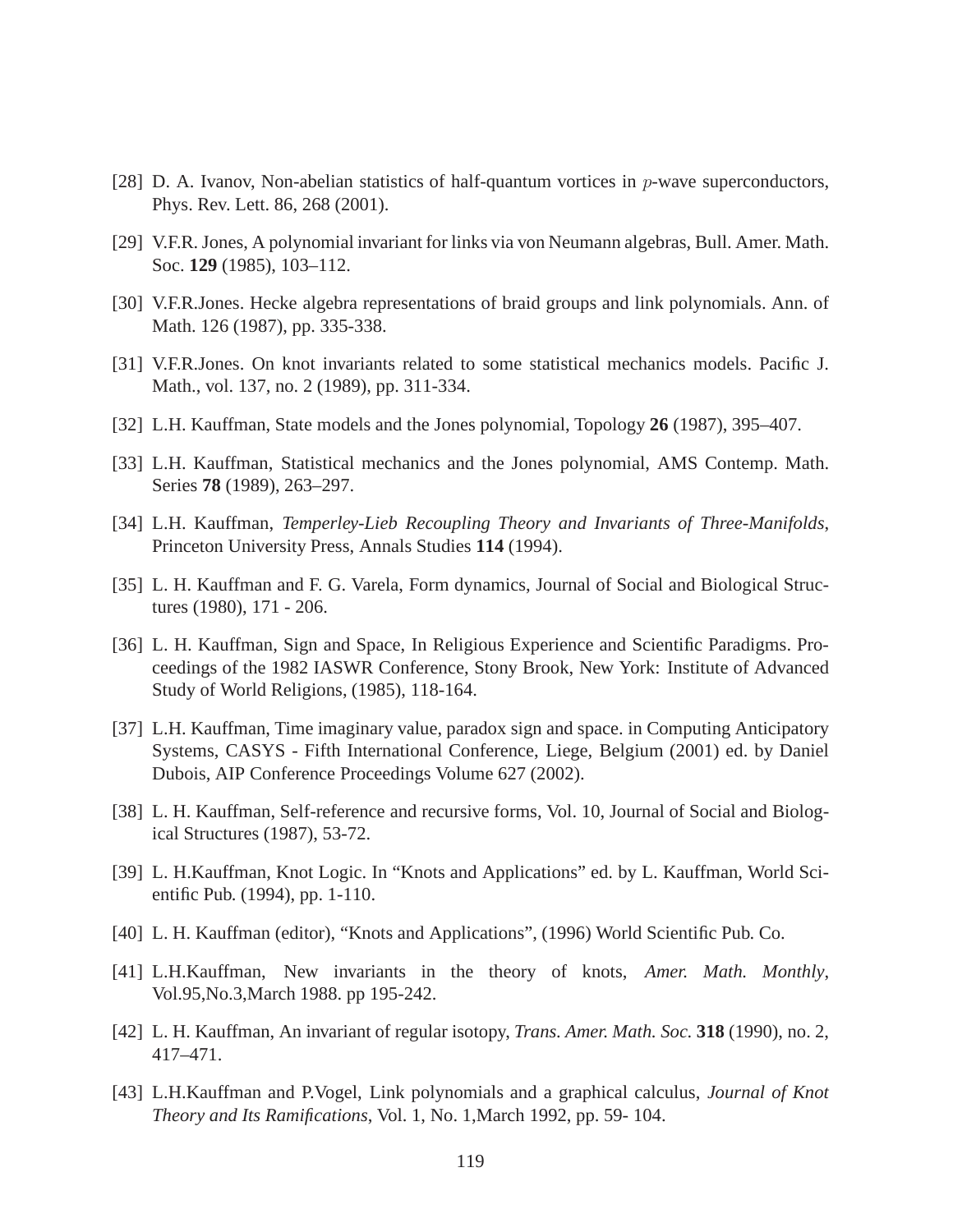[28] D. A. Ivanov, Non-abelian statistics of half-quantum vortices in $p$-wave superconductors, Phys. Rev. Lett. 86, 268 (2001).

[29] V.F.R. Jones, A polynomial invariant for links via von Neumann algebras, Bull. Amer. Math. Soc. **129** (1985), 103–112.

[30] V.F.R.Jones. Hecke algebra representations of braid groups and link polynomials. Ann. of Math. 126 (1987), pp. 335-338.

[31] V.F.R.Jones. On knot invariants related to some statistical mechanics models. Pacific J. Math., vol. 137, no. 2 (1989), pp. 311-334.

[32] L.H. Kauffman, State models and the Jones polynomial, Topology **26** (1987), 395–407.

[33] L.H. Kauffman, Statistical mechanics and the Jones polynomial, AMS Contemp. Math. Series **78** (1989), 263–297.

[34] L.H. Kauffman, *Temperley-Lieb Recoupling Theory and Invariants of Three-Manifolds*, Princeton University Press, Annals Studies **114** (1994).

[35] L. H. Kauffman and F. G. Varela, Form dynamics, Journal of Social and Biological Structures (1980), 171 - 206.

[36] L. H. Kauffman, Sign and Space, In Religious Experience and Scientific Paradigms. Proceedings of the 1982 IASWR Conference, Stony Brook, New York: Institute of Advanced Study of World Religions, (1985), 118-164.

[37] L.H. Kauffman, Time imaginary value, paradox sign and space. in Computing Anticipatory Systems, CASYS - Fifth International Conference, Liege, Belgium (2001) ed. by Daniel Dubois, AIP Conference Proceedings Volume 627 (2002).

[38] L. H. Kauffman, Self-reference and recursive forms, Vol. 10, Journal of Social and Biological Structures (1987), 53-72.

[39] L. H.Kauffman, Knot Logic. In "Knots and Applications" ed. by L. Kauffman, World Scientific Pub. (1994), pp. 1-110.

[40] L. H. Kauffman (editor), "Knots and Applications", (1996) World Scientific Pub. Co.

[41] L.H.Kauffman, New invariants in the theory of knots, *Amer. Math. Monthly*, Vol.95,No.3,March 1988. pp 195-242.

[42] L. H. Kauffman, An invariant of regular isotopy, *Trans. Amer. Math. Soc.* **318** (1990), no. 2, 417–471.

[43] L.H.Kauffman and P.Vogel, Link polynomials and a graphical calculus, *Journal of Knot Theory and Its Ramifications*, Vol. 1, No. 1,March 1992, pp. 59- 104.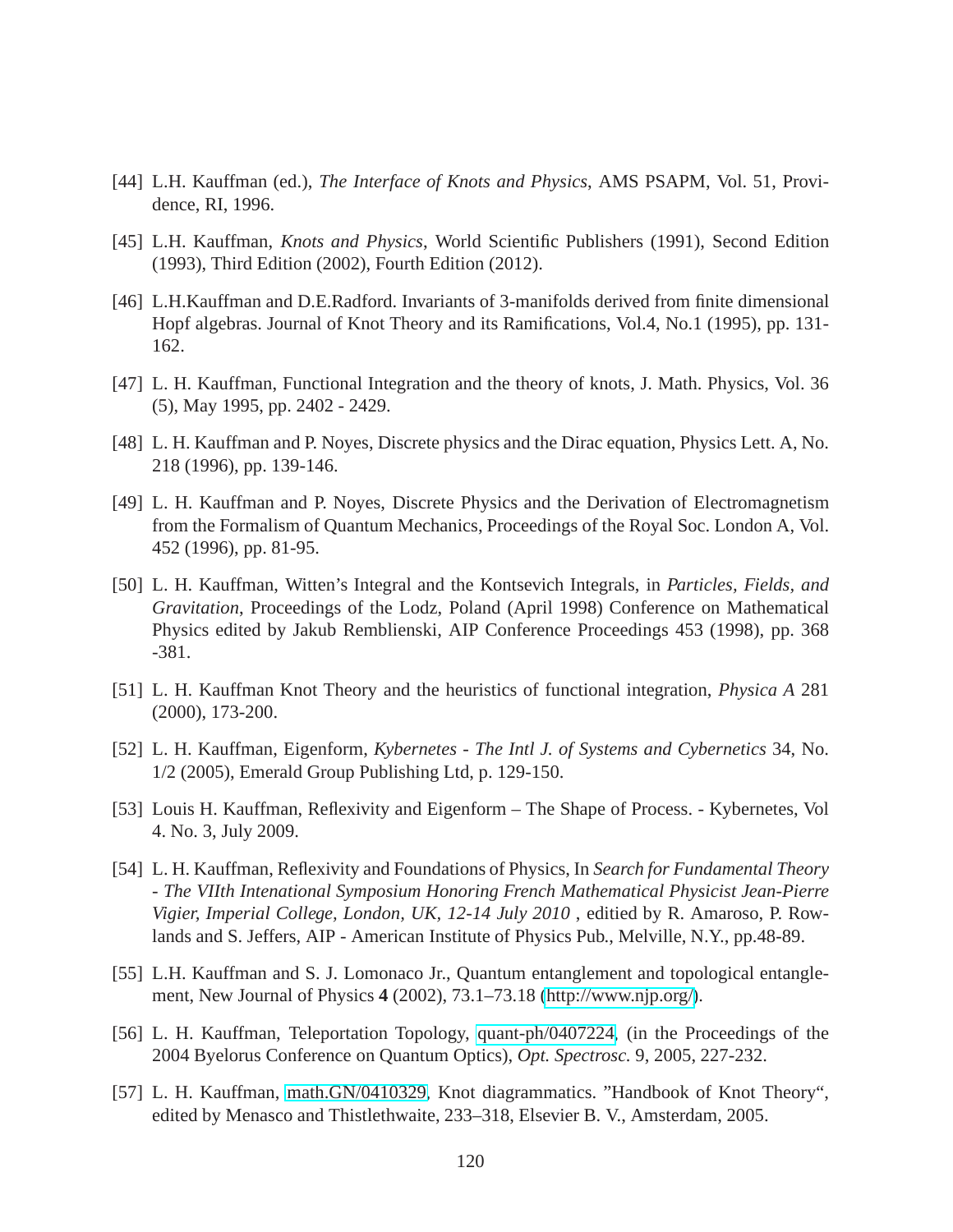[44] L.H. Kauffman (ed.), *The Interface of Knots and Physics*, AMS PSAPM, Vol. 51, Providence, RI, 1996.

[45] L.H. Kauffman, *Knots and Physics*, World Scientific Publishers (1991), Second Edition (1993), Third Edition (2002), Fourth Edition (2012).

[46] L.H.Kauffman and D.E.Radford. Invariants of 3-manifolds derived from finite dimensional Hopf algebras. Journal of Knot Theory and its Ramifications, Vol.4, No.1 (1995), pp. 131-162.

[47] L. H. Kauffman, Functional Integration and the theory of knots, J. Math. Physics, Vol. 36 (5), May 1995, pp. 2402 - 2429.

[48] L. H. Kauffman and P. Noyes, Discrete physics and the Dirac equation, Physics Lett. A, No. 218 (1996), pp. 139-146.

[49] L. H. Kauffman and P. Noyes, Discrete Physics and the Derivation of Electromagnetism from the Formalism of Quantum Mechanics, Proceedings of the Royal Soc. London A, Vol. 452 (1996), pp. 81-95.

[50] L. H. Kauffman, Witten's Integral and the Kontsevich Integrals, in *Particles, Fields, and Gravitation*, Proceedings of the Lodz, Poland (April 1998) Conference on Mathematical Physics edited by Jakub Remblienski, AIP Conference Proceedings 453 (1998), pp. 368 -381.

[51] L. H. Kauffman Knot Theory and the heuristics of functional integration, *Physica A* 281 (2000), 173-200.

[52] L. H. Kauffman, Eigenform, *Kybernetes - The Intl J. of Systems and Cybernetics* 34, No. 1/2 (2005), Emerald Group Publishing Ltd, p. 129-150.

[53] Louis H. Kauffman, Reflexivity and Eigenform – The Shape of Process. - Kybernetes, Vol 4. No. 3, July 2009.

[54] L. H. Kauffman, Reflexivity and Foundations of Physics, In *Search for Fundamental Theory - The VIIth Intenational Symposium Honoring French Mathematical Physicist Jean-Pierre Vigier, Imperial College, London, UK, 12-14 July 2010* , editied by R. Amaroso, P. Rowlands and S. Jeffers, AIP - American Institute of Physics Pub., Melville, N.Y., pp.48-89.

[55] L.H. Kauffman and S. J. Lomonaco Jr., Quantum entanglement and topological entanglement, New Journal of Physics **4** (2002), 73.1–73.18 (http://www.njp.org/).

[56] L. H. Kauffman, Teleportation Topology, quant-ph/0407224, (in the Proceedings of the 2004 Byelorus Conference on Quantum Optics), *Opt. Spectrosc.* 9, 2005, 227-232.

[57] L. H. Kauffman, math.GN/0410329, Knot diagrammatics. "Handbook of Knot Theory", edited by Menasco and Thistlethwaite, 233–318, Elsevier B. V., Amsterdam, 2005.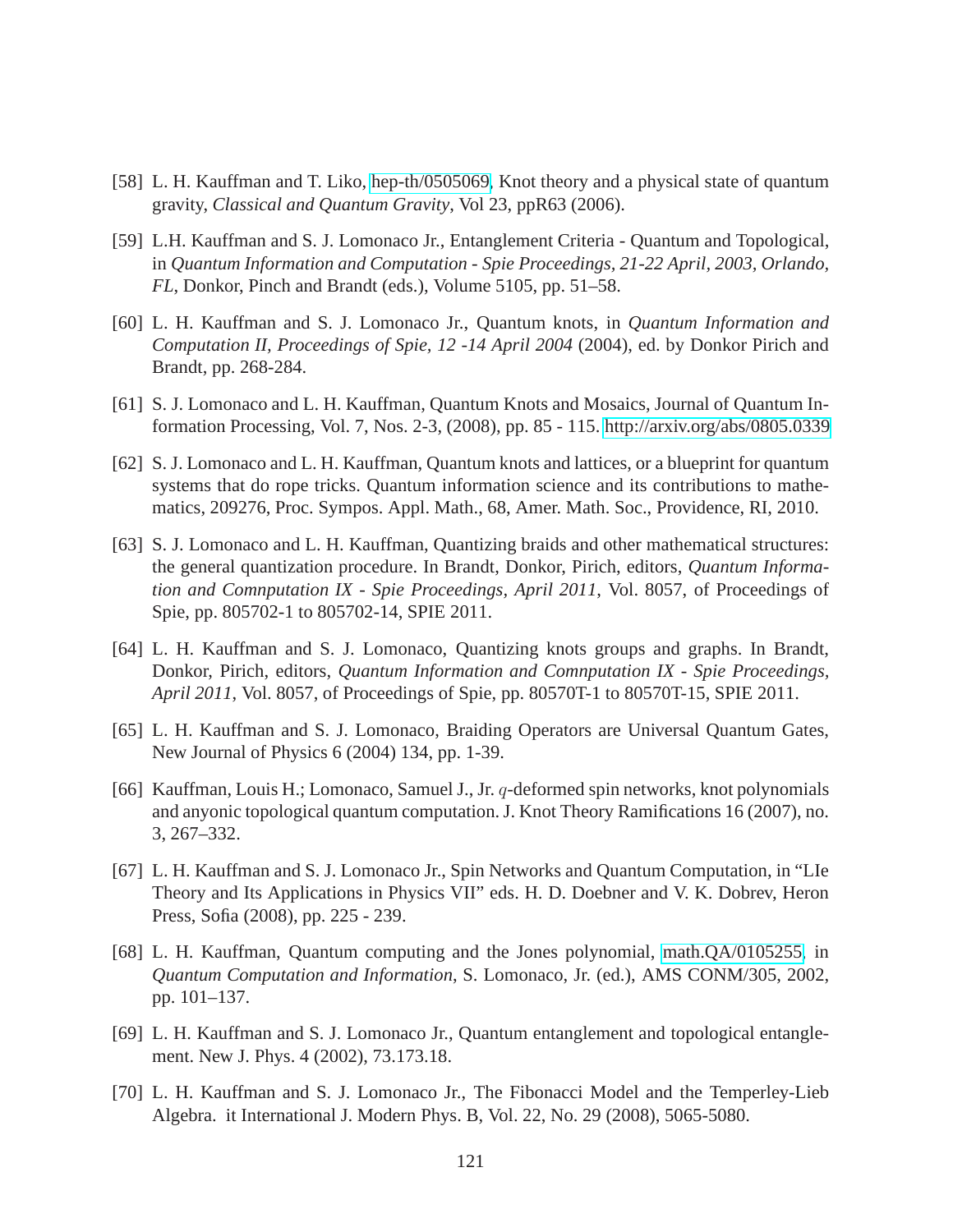[58] L. H. Kauffman and T. Liko, hep-th/0505069, Knot theory and a physical state of quantum gravity, *Classical and Quantum Gravity*, Vol 23, ppR63 (2006).

[59] L.H. Kauffman and S. J. Lomonaco Jr., Entanglement Criteria - Quantum and Topological, in *Quantum Information and Computation - Spie Proceedings, 21-22 April, 2003, Orlando, FL*, Donkor, Pinch and Brandt (eds.), Volume 5105, pp. 51–58.

[60] L. H. Kauffman and S. J. Lomonaco Jr., Quantum knots, in *Quantum Information and Computation II, Proceedings of Spie, 12 -14 April 2004* (2004), ed. by Donkor Pirich and Brandt, pp. 268-284.

[61] S. J. Lomonaco and L. H. Kauffman, Quantum Knots and Mosaics, Journal of Quantum Information Processing, Vol. 7, Nos. 2-3, (2008), pp. 85 - 115. http://arxiv.org/abs/0805.0339

[62] S. J. Lomonaco and L. H. Kauffman, Quantum knots and lattices, or a blueprint for quantum systems that do rope tricks. Quantum information science and its contributions to mathematics, 209276, Proc. Sympos. Appl. Math., 68, Amer. Math. Soc., Providence, RI, 2010.

[63] S. J. Lomonaco and L. H. Kauffman, Quantizing braids and other mathematical structures: the general quantization procedure. In Brandt, Donkor, Pirich, editors, *Quantum Information and Comnputation IX - Spie Proceedings, April 2011*, Vol. 8057, of Proceedings of Spie, pp. 805702-1 to 805702-14, SPIE 2011.

[64] L. H. Kauffman and S. J. Lomonaco, Quantizing knots groups and graphs. In Brandt, Donkor, Pirich, editors, *Quantum Information and Comnputation IX - Spie Proceedings, April 2011*, Vol. 8057, of Proceedings of Spie, pp. 80570T-1 to 80570T-15, SPIE 2011.

[65] L. H. Kauffman and S. J. Lomonaco, Braiding Operators are Universal Quantum Gates, New Journal of Physics 6 (2004) 134, pp. 1-39.

[66] Kauffman, Louis H.; Lomonaco, Samuel J., Jr. $q$-deformed spin networks, knot polynomials and anyonic topological quantum computation. J. Knot Theory Ramifications 16 (2007), no. 3, 267–332.

[67] L. H. Kauffman and S. J. Lomonaco Jr., Spin Networks and Quantum Computation, in "LIe Theory and Its Applications in Physics VII" eds. H. D. Doebner and V. K. Dobrev, Heron Press, Sofia (2008), pp. 225 - 239.

[68] L. H. Kauffman, Quantum computing and the Jones polynomial, math.QA/0105255, in *Quantum Computation and Information*, S. Lomonaco, Jr. (ed.), AMS CONM/305, 2002, pp. 101–137.

[69] L. H. Kauffman and S. J. Lomonaco Jr., Quantum entanglement and topological entanglement. New J. Phys. 4 (2002), 73.173.18.

[70] L. H. Kauffman and S. J. Lomonaco Jr., The Fibonacci Model and the Temperley-Lieb Algebra. it International J. Modern Phys. B, Vol. 22, No. 29 (2008), 5065-5080.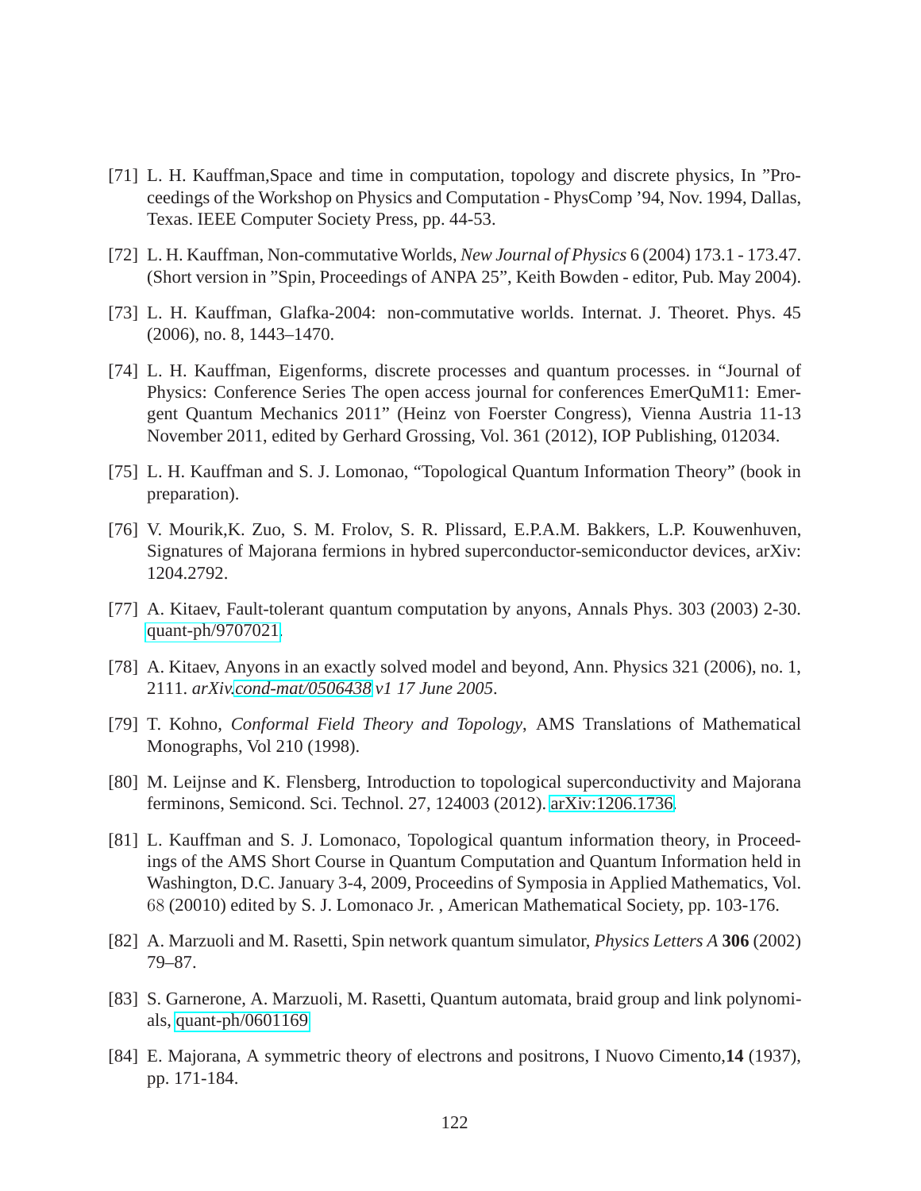[71] L. H. Kauffman,Space and time in computation, topology and discrete physics, In "Proceedings of the Workshop on Physics and Computation - PhysComp '94, Nov. 1994, Dallas, Texas. IEEE Computer Society Press, pp. 44-53.

[72] L. H. Kauffman, Non-commutative Worlds, *New Journal of Physics* 6 (2004) 173.1 - 173.47. (Short version in "Spin, Proceedings of ANPA 25", Keith Bowden - editor, Pub. May 2004).

[73] L. H. Kauffman, Glafka-2004: non-commutative worlds. Internat. J. Theoret. Phys. 45 (2006), no. 8, 1443–1470.

[74] L. H. Kauffman, Eigenforms, discrete processes and quantum processes. in "Journal of Physics: Conference Series The open access journal for conferences EmerQuM11: Emergent Quantum Mechanics 2011" (Heinz von Foerster Congress), Vienna Austria 11-13 November 2011, edited by Gerhard Grossing, Vol. 361 (2012), IOP Publishing, 012034.

[75] L. H. Kauffman and S. J. Lomonao, "Topological Quantum Information Theory" (book in preparation).

[76] V. Mourik,K. Zuo, S. M. Frolov, S. R. Plissard, E.P.A.M. Bakkers, L.P. Kouwenhuven, Signatures of Majorana fermions in hybred superconductor-semiconductor devices, arXiv: 1204.2792.

[77] A. Kitaev, Fault-tolerant quantum computation by anyons, Annals Phys. 303 (2003) 2-30. quant-ph/9707021.

[78] A. Kitaev, Anyons in an exactly solved model and beyond, Ann. Physics 321 (2006), no. 1, 2111. *arXiv.cond-mat/0506438 v1 17 June 2005*.

[79] T. Kohno, *Conformal Field Theory and Topology*, AMS Translations of Mathematical Monographs, Vol 210 (1998).

[80] M. Leijnse and K. Flensberg, Introduction to topological superconductivity and Majorana ferminons, Semicond. Sci. Technol. 27, 124003 (2012). arXiv:1206.1736.

[81] L. Kauffman and S. J. Lomonaco, Topological quantum information theory, in Proceedings of the AMS Short Course in Quantum Computation and Quantum Information held in Washington, D.C. January 3-4, 2009, Proceedins of Symposia in Applied Mathematics, Vol. 68 (20010) edited by S. J. Lomonaco Jr. , American Mathematical Society, pp. 103-176.

[82] A. Marzuoli and M. Rasetti, Spin network quantum simulator, *Physics Letters A* **306** (2002) 79–87.

[83] S. Garnerone, A. Marzuoli, M. Rasetti, Quantum automata, braid group and link polynomials, quant-ph/0601169

[84] E. Majorana, A symmetric theory of electrons and positrons, I Nuovo Cimento,**14** (1937), pp. 171-184.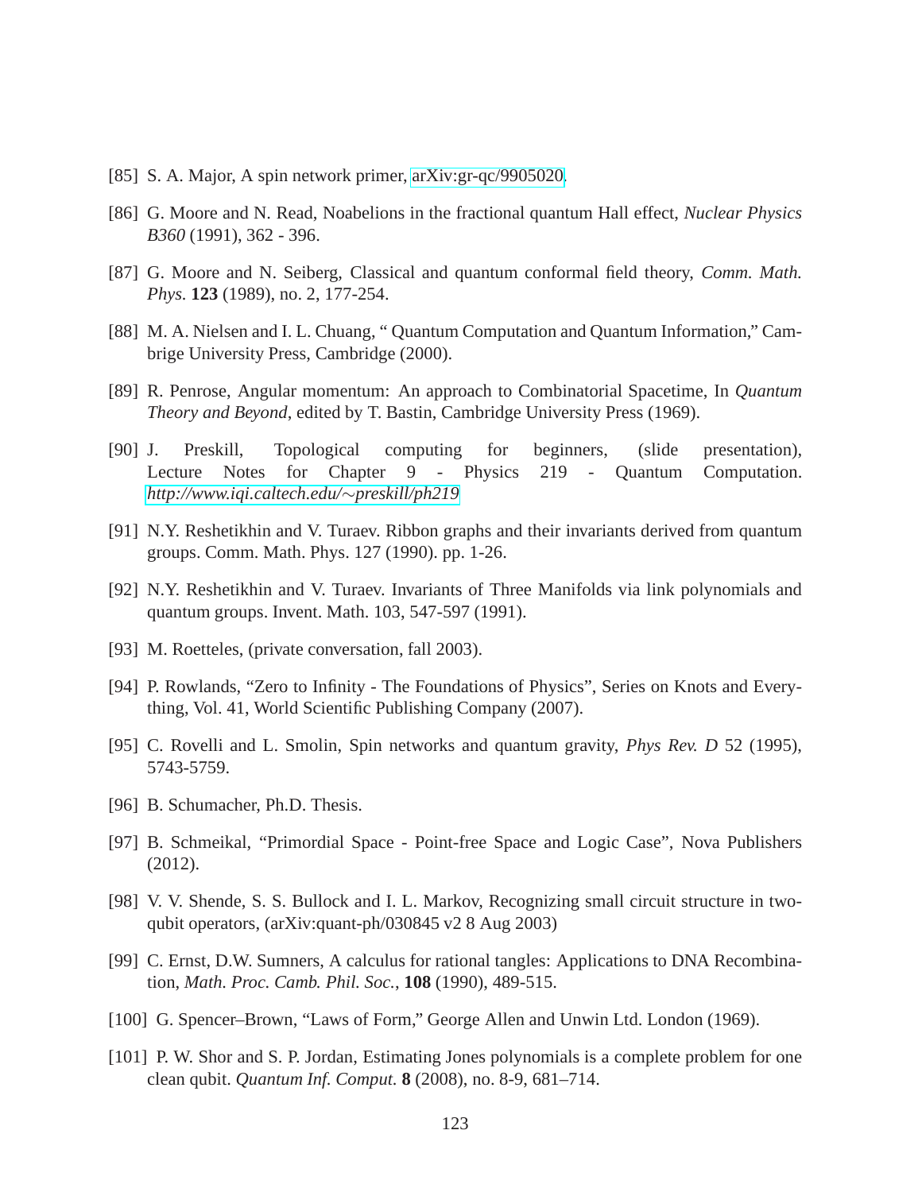[85] S. A. Major, A spin network primer, arXiv:gr-qc/9905020.

[86] G. Moore and N. Read, Noabelions in the fractional quantum Hall effect, *Nuclear Physics B360* (1991), 362 - 396.

[87] G. Moore and N. Seiberg, Classical and quantum conformal field theory, *Comm. Math. Phys.* **123** (1989), no. 2, 177-254.

[88] M. A. Nielsen and I. L. Chuang, " Quantum Computation and Quantum Information," Cambrige University Press, Cambridge (2000).

[89] R. Penrose, Angular momentum: An approach to Combinatorial Spacetime, In *Quantum Theory and Beyond*, edited by T. Bastin, Cambridge University Press (1969).

[90] J. Preskill, Topological computing for beginners, (slide presentation), Lecture Notes for Chapter 9 - Physics 219 - Quantum Computation. *http://www.iqi.caltech.edu/∼preskill/ph219*

[91] N.Y. Reshetikhin and V. Turaev. Ribbon graphs and their invariants derived from quantum groups. Comm. Math. Phys. 127 (1990). pp. 1-26.

[92] N.Y. Reshetikhin and V. Turaev. Invariants of Three Manifolds via link polynomials and quantum groups. Invent. Math. 103, 547-597 (1991).

[93] M. Roetteles, (private conversation, fall 2003).

[94] P. Rowlands, "Zero to Infinity - The Foundations of Physics", Series on Knots and Everything, Vol. 41, World Scientific Publishing Company (2007).

[95] C. Rovelli and L. Smolin, Spin networks and quantum gravity, *Phys Rev. D* 52 (1995), 5743-5759.

[96] B. Schumacher, Ph.D. Thesis.

[97] B. Schmeikal, "Primordial Space - Point-free Space and Logic Case", Nova Publishers (2012).

[98] V. V. Shende, S. S. Bullock and I. L. Markov, Recognizing small circuit structure in two-qubit operators, (arXiv:quant-ph/030845 v2 8 Aug 2003)

[99] C. Ernst, D.W. Sumners, A calculus for rational tangles: Applications to DNA Recombination, *Math. Proc. Camb. Phil. Soc.*, **108** (1990), 489-515.

[100] G. Spencer–Brown, "Laws of Form," George Allen and Unwin Ltd. London (1969).

[101] P. W. Shor and S. P. Jordan, Estimating Jones polynomials is a complete problem for one clean qubit. *Quantum Inf. Comput.* **8** (2008), no. 8-9, 681–714.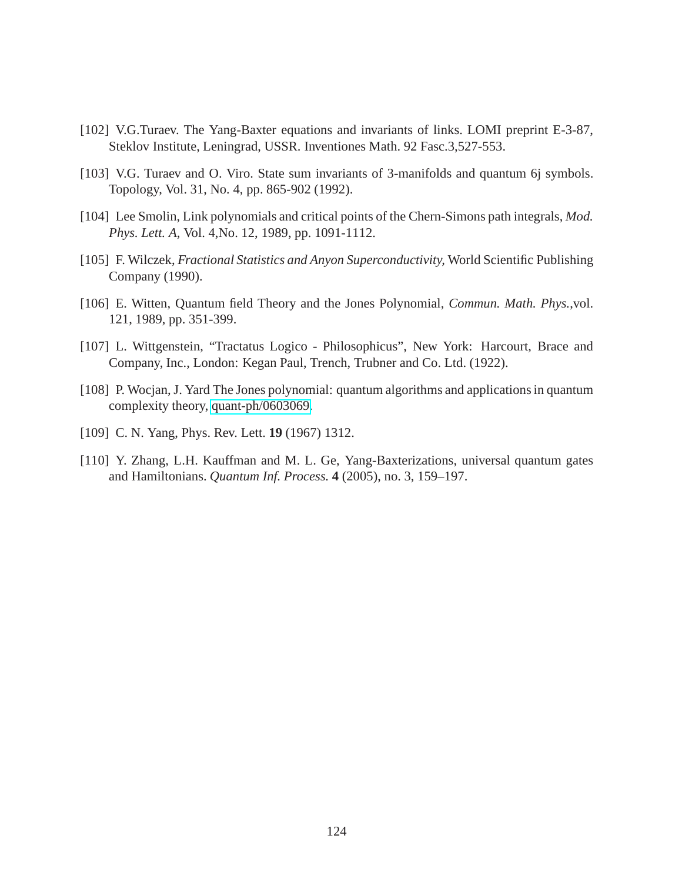[102] V.G.Turaev. The Yang-Baxter equations and invariants of links. LOMI preprint E-3-87, Steklov Institute, Leningrad, USSR. Inventiones Math. 92 Fasc.3,527-553.

[103] V.G. Turaev and O. Viro. State sum invariants of 3-manifolds and quantum 6j symbols. Topology, Vol. 31, No. 4, pp. 865-902 (1992).

[104] Lee Smolin, Link polynomials and critical points of the Chern-Simons path integrals, *Mod. Phys. Lett. A*, Vol. 4,No. 12, 1989, pp. 1091-1112.

[105] F. Wilczek, *Fractional Statistics and Anyon Superconductivity*, World Scientific Publishing Company (1990).

[106] E. Witten, Quantum field Theory and the Jones Polynomial, *Commun. Math. Phys.*,vol. 121, 1989, pp. 351-399.

[107] L. Wittgenstein, "Tractatus Logico - Philosophicus", New York: Harcourt, Brace and Company, Inc., London: Kegan Paul, Trench, Trubner and Co. Ltd. (1922).

[108] P. Wocjan, J. Yard The Jones polynomial: quantum algorithms and applications in quantum complexity theory, quant-ph/0603069.

[109] C. N. Yang, Phys. Rev. Lett. **19** (1967) 1312.

[110] Y. Zhang, L.H. Kauffman and M. L. Ge, Yang-Baxterizations, universal quantum gates and Hamiltonians. *Quantum Inf. Process.* **4** (2005), no. 3, 159–197.